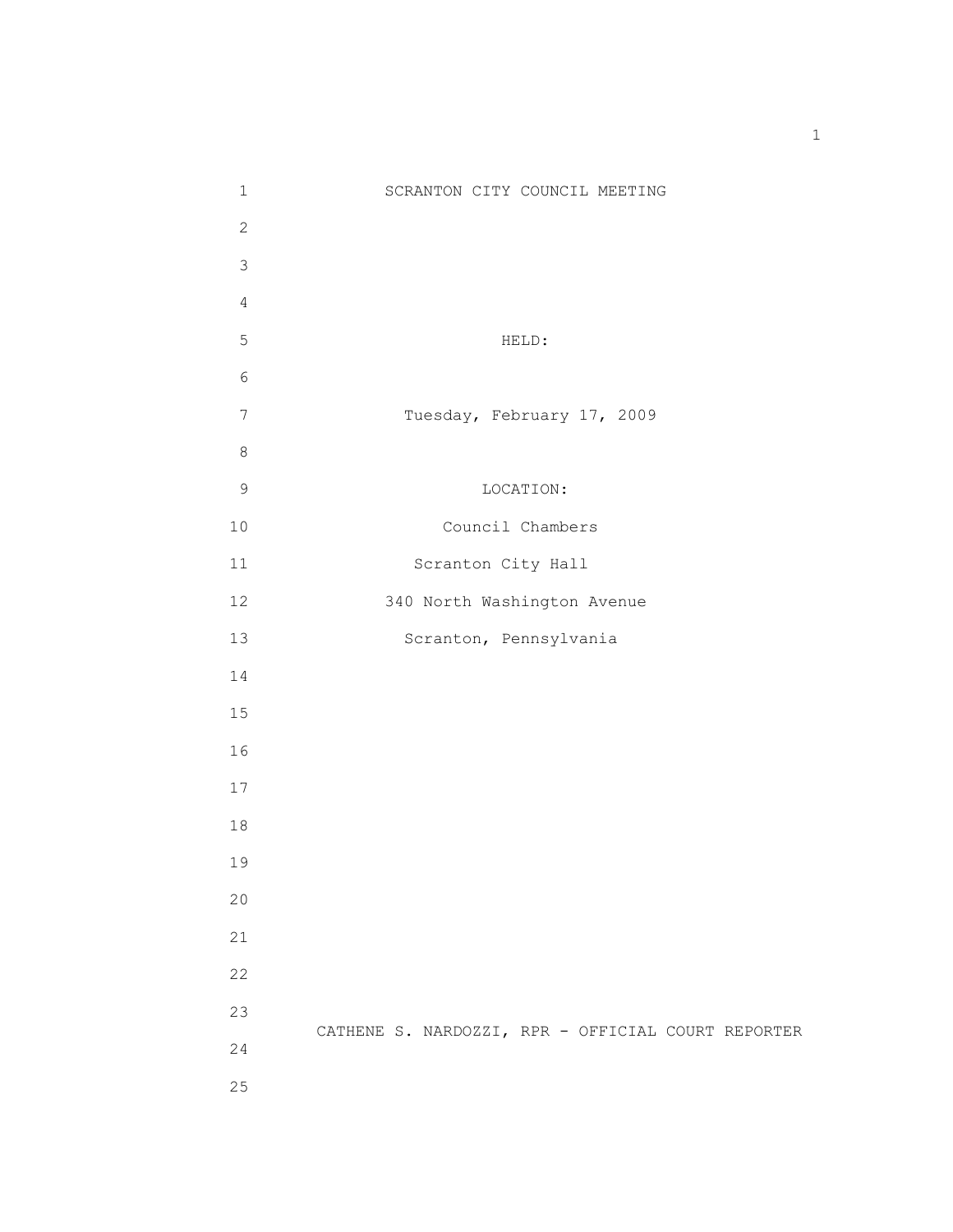# SCRANTON CITY COUNCIL MEETING

HELD:

Tuesday, February 17, 2009

LOCATION:

Council Chambers

Scranton City Hall

340 North Washington Avenue

Scranton, Pennsylvania

CATHENE S. NARDOZZI, RPR - OFFICIAL COURT REPORTER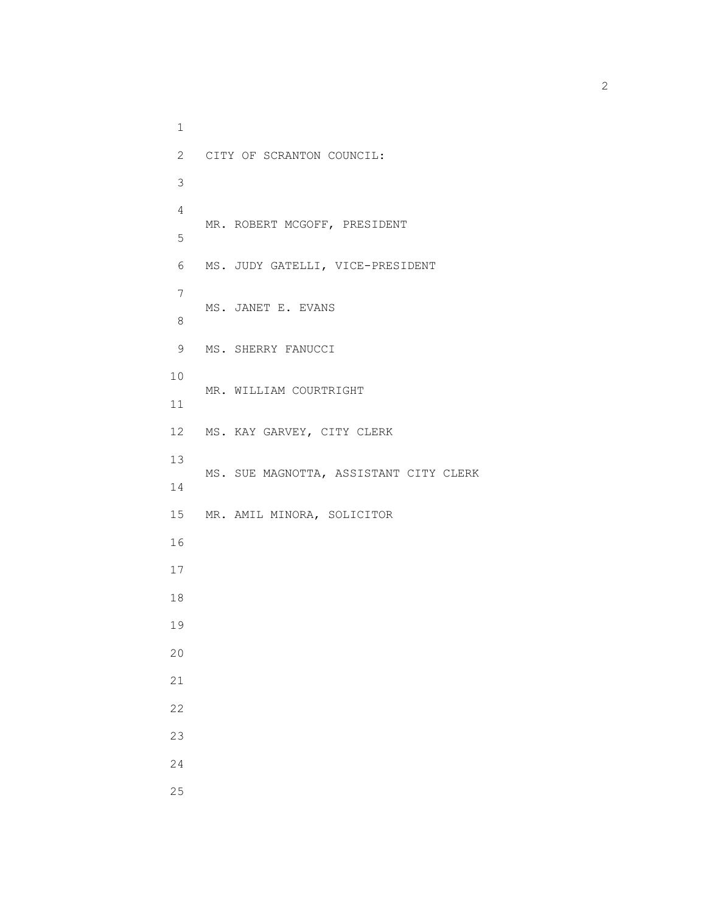CITY OF SCRANTON COUNCIL:

MR. ROBERT MCGOFF, PRESIDENT

MS. JUDY GATELLI, VICE-PRESIDENT

MS. JANET E. EVANS

MS. SHERRY FANUCCI

MR. WILLIAM COURTRIGHT

MS. KAY GARVEY, CITY CLERK

MS. SUE MAGNOTTA, ASSISTANT CITY CLERK

MR. AMIL MINORA, SOLICITOR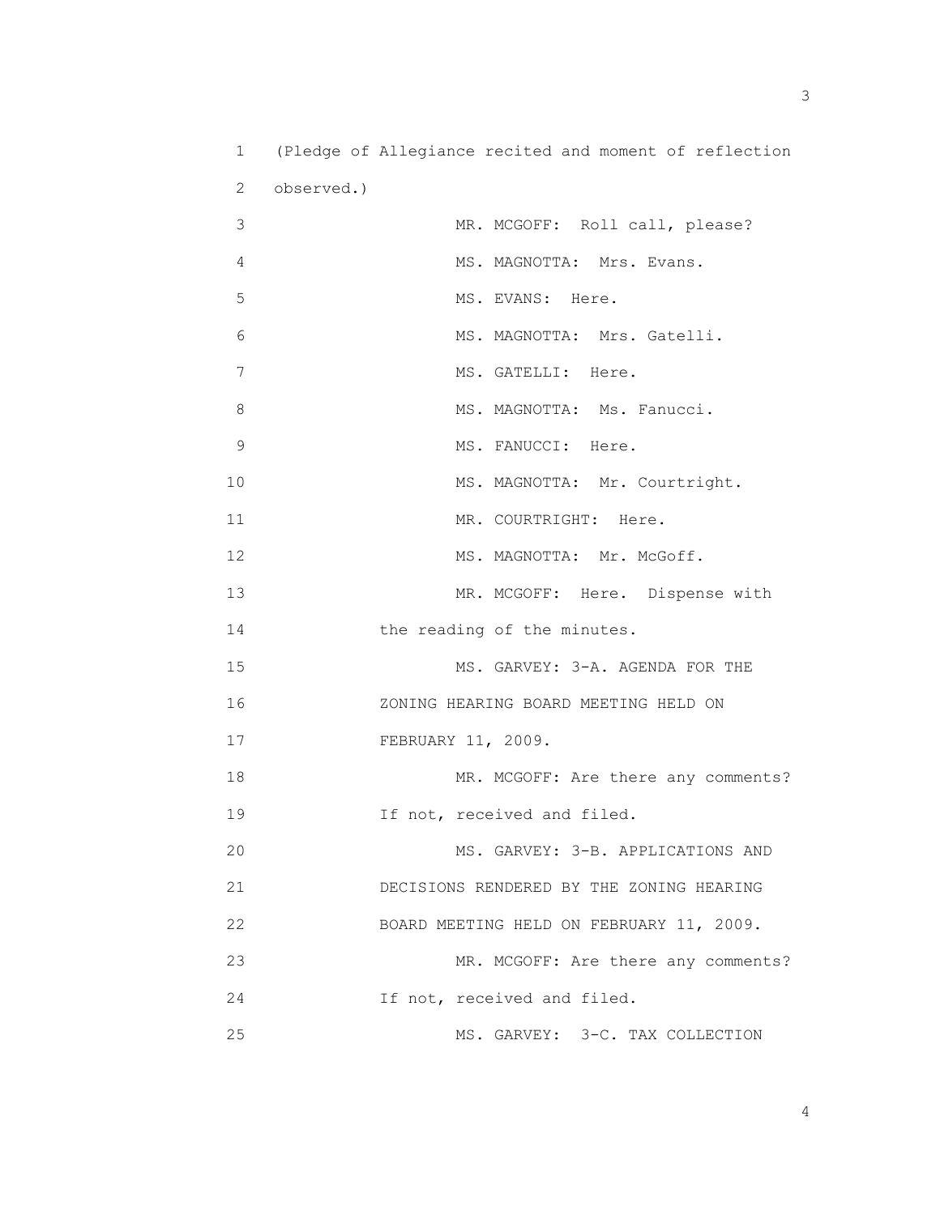(Pledge of Allegiance recited and moment of reflection observed.)

MR. MCGOFF: Roll call, please?

MS. MAGNOTTA: Mrs. Evans.

MS. EVANS: Here.

MS. MAGNOTTA: Mrs. Gatelli.

MS. GATELLI: Here.

MS. MAGNOTTA: Ms. Fanucci.

MS. FANUCCI: Here.

MS. MAGNOTTA: Mr. Courtright.

MR. COURTRIGHT: Here.

MS. MAGNOTTA: Mr. McGoff.

MR. MCGOFF: Here. Dispense with the reading of the minutes.

MS. GARVEY: 3-A. AGENDA FOR THE ZONING HEARING BOARD MEETING HELD ON FEBRUARY 11, 2009.

MR. MCGOFF: Are there any comments? If not, received and filed.

MS. GARVEY: 3-B. APPLICATIONS AND DECISIONS RENDERED BY THE ZONING HEARING BOARD MEETING HELD ON FEBRUARY 11, 2009.

MR. MCGOFF: Are there any comments? If not, received and filed.

MS. GARVEY: 3-C. TAX COLLECTION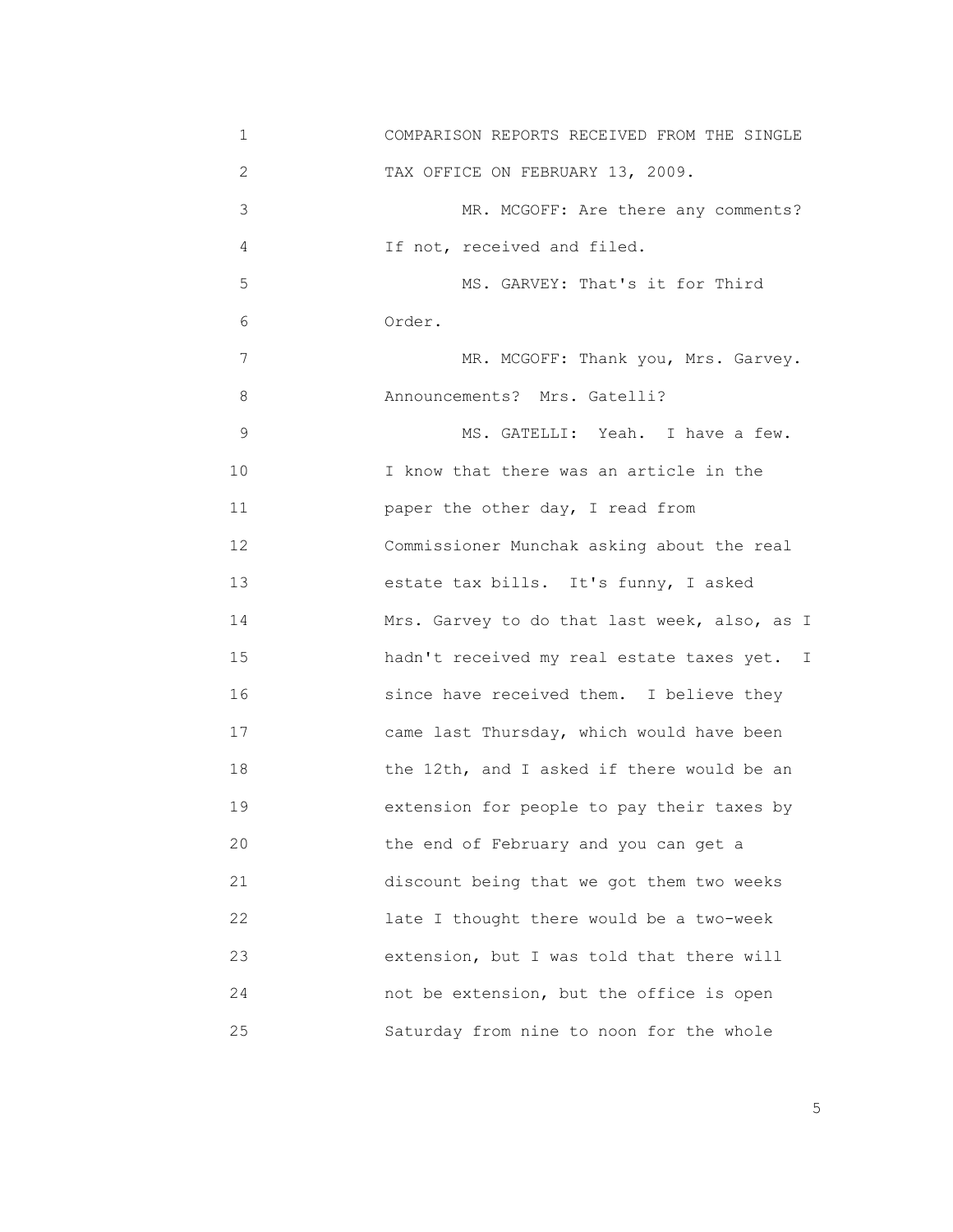COMPARISON REPORTS RECEIVED FROM THE SINGLE TAX OFFICE ON FEBRUARY 13, 2009.

MR. MCGOFF: Are there any comments? If not, received and filed.

MS. GARVEY: That's it for Third Order.

MR. MCGOFF: Thank you, Mrs. Garvey. Announcements? Mrs. Gatelli?

MS. GATELLI: Yeah. I have a few. I know that there was an article in the paper the other day, I read from Commissioner Munchak asking about the real estate tax bills. It's funny, I asked Mrs. Garvey to do that last week, also, as I hadn't received my real estate taxes yet. I since have received them. I believe they came last Thursday, which would have been the 12th, and I asked if there would be an extension for people to pay their taxes by the end of February and you can get a discount being that we got them two weeks late I thought there would be a two-week extension, but I was told that there will not be extension, but the office is open Saturday from nine to noon for the whole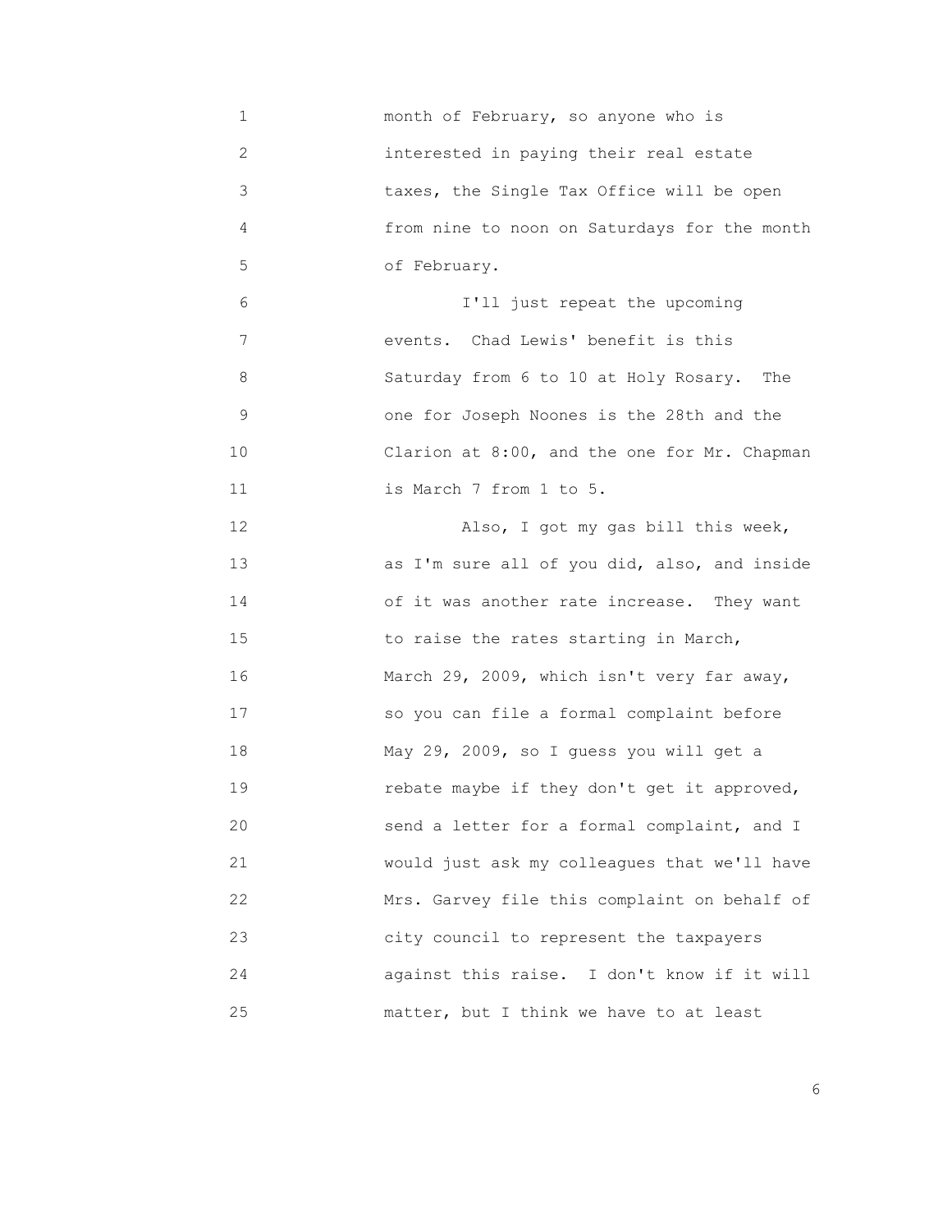month of February, so anyone who is interested in paying their real estate taxes, the Single Tax Office will be open from nine to noon on Saturdays for the month of February.

I'll just repeat the upcoming events. Chad Lewis' benefit is this Saturday from 6 to 10 at Holy Rosary. The one for Joseph Noones is the 28th and the Clarion at 8:00, and the one for Mr. Chapman is March 7 from 1 to 5.

Also, I got my gas bill this week, as I'm sure all of you did, also, and inside of it was another rate increase. They want to raise the rates starting in March, March 29, 2009, which isn't very far away, so you can file a formal complaint before May 29, 2009, so I guess you will get a rebate maybe if they don't get it approved, send a letter for a formal complaint, and I would just ask my colleagues that we'll have Mrs. Garvey file this complaint on behalf of city council to represent the taxpayers against this raise. I don't know if it will matter, but I think we have to at least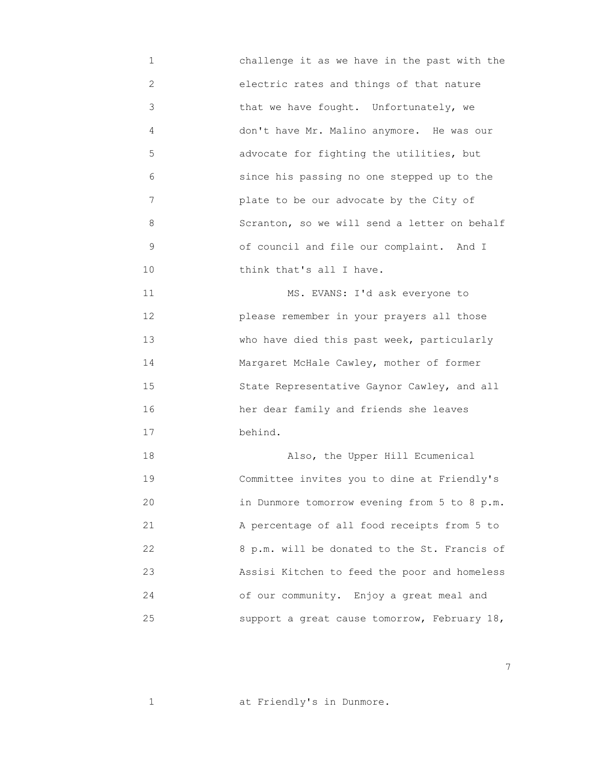challenge it as we have in the past with the electric rates and things of that nature that we have fought. Unfortunately, we don't have Mr. Malino anymore. He was our advocate for fighting the utilities, but since his passing no one stepped up to the plate to be our advocate by the City of Scranton, so we will send a letter on behalf of council and file our complaint. And I think that's all I have.

MS. EVANS: I'd ask everyone to please remember in your prayers all those who have died this past week, particularly Margaret McHale Cawley, mother of former State Representative Gaynor Cawley, and all her dear family and friends she leaves behind.

Also, the Upper Hill Ecumenical Committee invites you to dine at Friendly's in Dunmore tomorrow evening from 5 to 8 p.m. A percentage of all food receipts from 5 to 8 p.m. will be donated to the St. Francis of Assisi Kitchen to feed the poor and homeless of our community. Enjoy a great meal and support a great cause tomorrow, February 18, at Friendly's in Dunmore.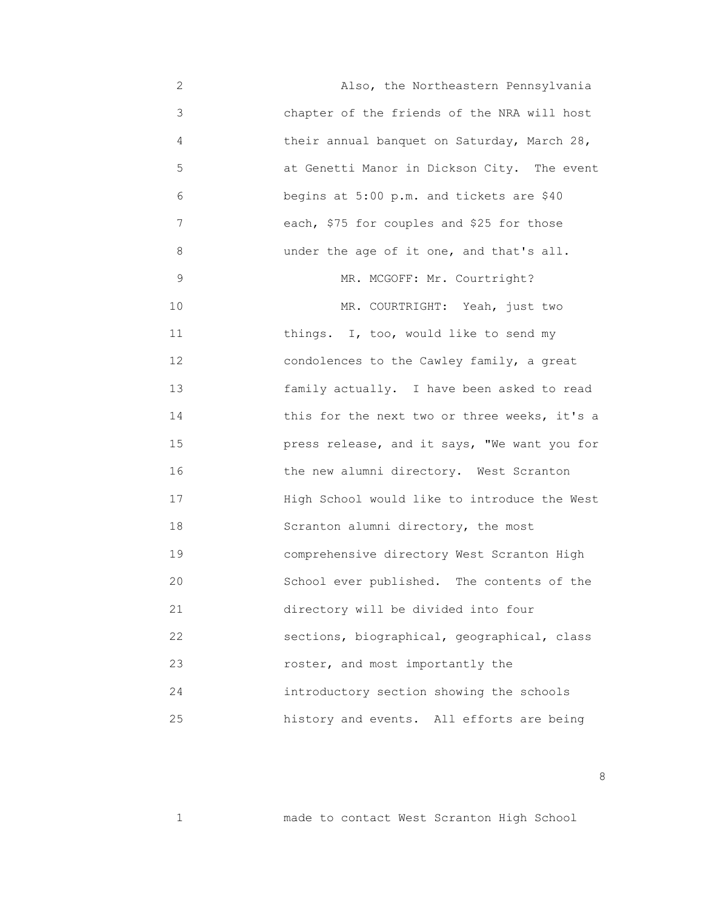Also, the Northeastern Pennsylvania chapter of the friends of the NRA will host their annual banquet on Saturday, March 28, at Genetti Manor in Dickson City. The event begins at 5:00 p.m. and tickets are $40 each, $75 for couples and $25 for those under the age of it one, and that's all.

MR. MCGOFF: Mr. Courtright?

MR. COURTRIGHT: Yeah, just two things. I, too, would like to send my condolences to the Cawley family, a great family actually. I have been asked to read this for the next two or three weeks, it's a press release, and it says, "We want you for the new alumni directory. West Scranton High School would like to introduce the West Scranton alumni directory, the most comprehensive directory West Scranton High School ever published. The contents of the directory will be divided into four sections, biographical, geographical, class roster, and most importantly the introductory section showing the schools history and events. All efforts are being

made to contact West Scranton High School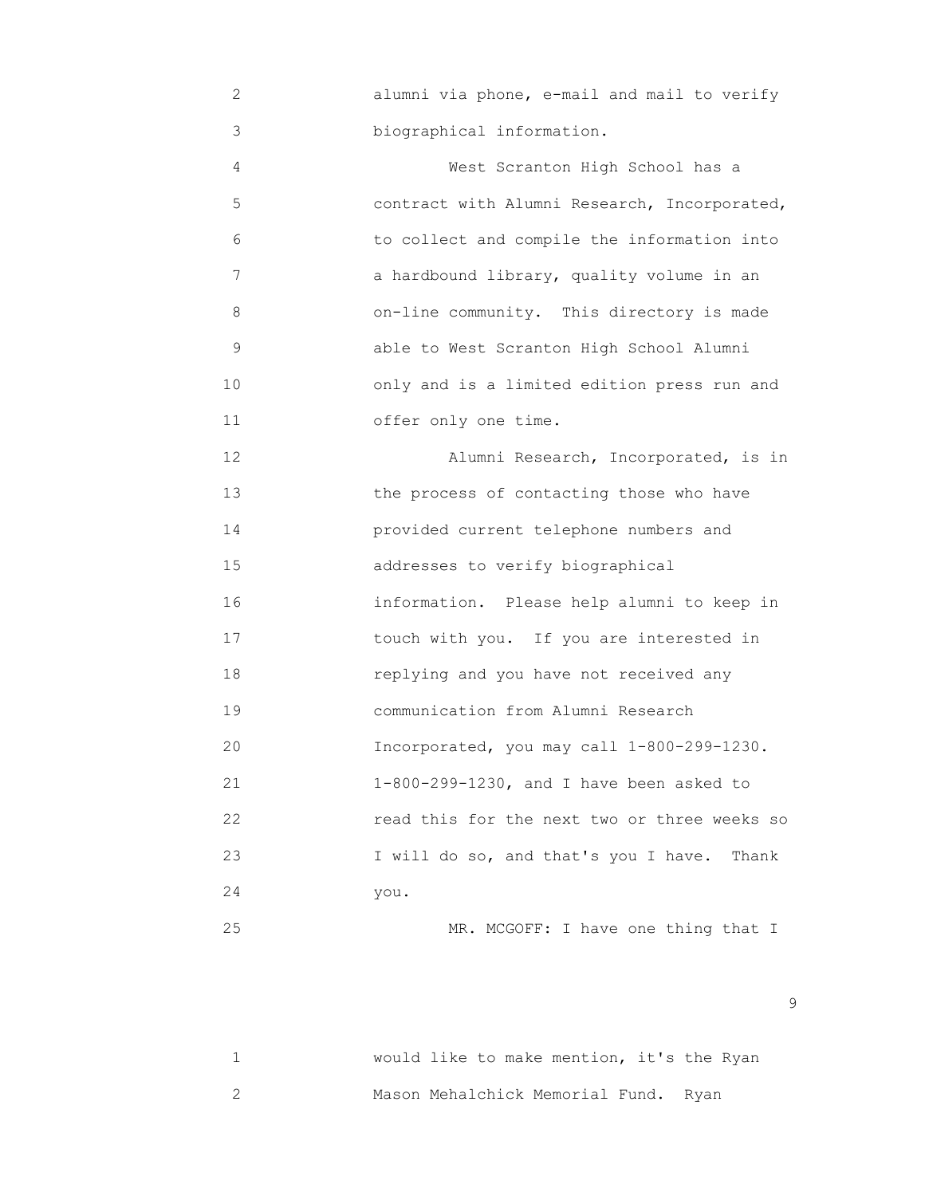alumni via phone, e-mail and mail to verify biographical information.

West Scranton High School has a contract with Alumni Research, Incorporated, to collect and compile the information into a hardbound library, quality volume in an on-line community. This directory is made able to West Scranton High School Alumni only and is a limited edition press run and offer only one time.

Alumni Research, Incorporated, is in the process of contacting those who have provided current telephone numbers and addresses to verify biographical information. Please help alumni to keep in touch with you. If you are interested in replying and you have not received any communication from Alumni Research Incorporated, you may call 1-800-299-1230. 1-800-299-1230, and I have been asked to read this for the next two or three weeks so I will do so, and that's you I have. Thank you.

MR. MCGOFF: I have one thing that I would like to make mention, it's the Ryan Mason Mehalchick Memorial Fund. Ryan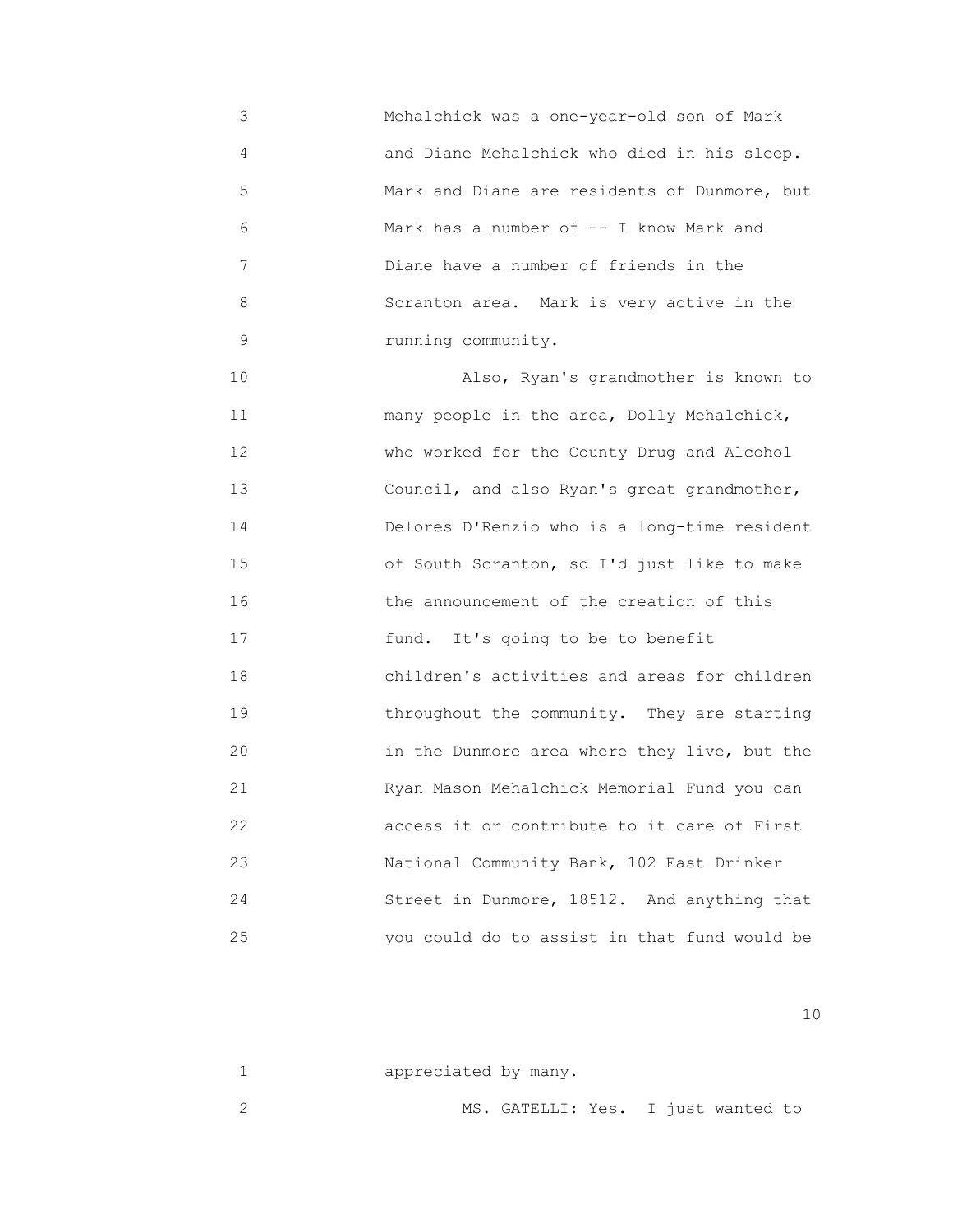Mehalchick was a one-year-old son of Mark and Diane Mehalchick who died in his sleep. Mark and Diane are residents of Dunmore, but Mark has a number of -- I know Mark and Diane have a number of friends in the Scranton area. Mark is very active in the running community.

Also, Ryan's grandmother is known to many people in the area, Dolly Mehalchick, who worked for the County Drug and Alcohol Council, and also Ryan's great grandmother, Delores D'Renzio who is a long-time resident of South Scranton, so I'd just like to make the announcement of the creation of this fund. It's going to be to benefit children's activities and areas for children throughout the community. They are starting in the Dunmore area where they live, but the Ryan Mason Mehalchick Memorial Fund you can access it or contribute to it care of First National Community Bank, 102 East Drinker Street in Dunmore, 18512. And anything that you could do to assist in that fund would be appreciated by many.

MS. GATELLI: Yes. I just wanted to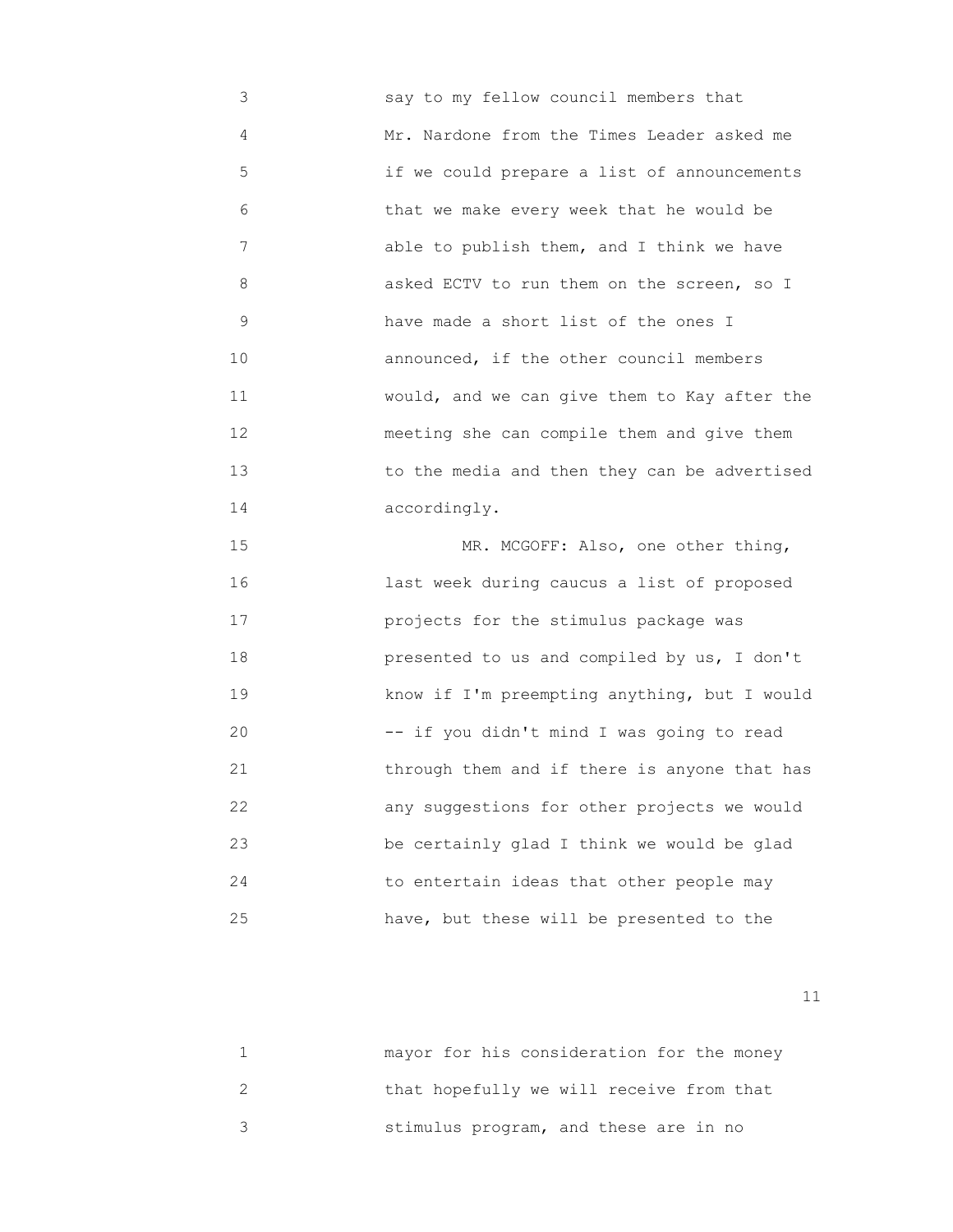say to my fellow council members that Mr. Nardone from the Times Leader asked me if we could prepare a list of announcements that we make every week that he would be able to publish them, and I think we have asked ECTV to run them on the screen, so I have made a short list of the ones I announced, if the other council members would, and we can give them to Kay after the meeting she can compile them and give them to the media and then they can be advertised accordingly.

MR. MCGOFF: Also, one other thing, last week during caucus a list of proposed projects for the stimulus package was presented to us and compiled by us, I don't know if I'm preempting anything, but I would -- if you didn't mind I was going to read through them and if there is anyone that has any suggestions for other projects we would be certainly glad I think we would be glad to entertain ideas that other people may have, but these will be presented to the mayor for his consideration for the money that hopefully we will receive from that stimulus program, and these are in no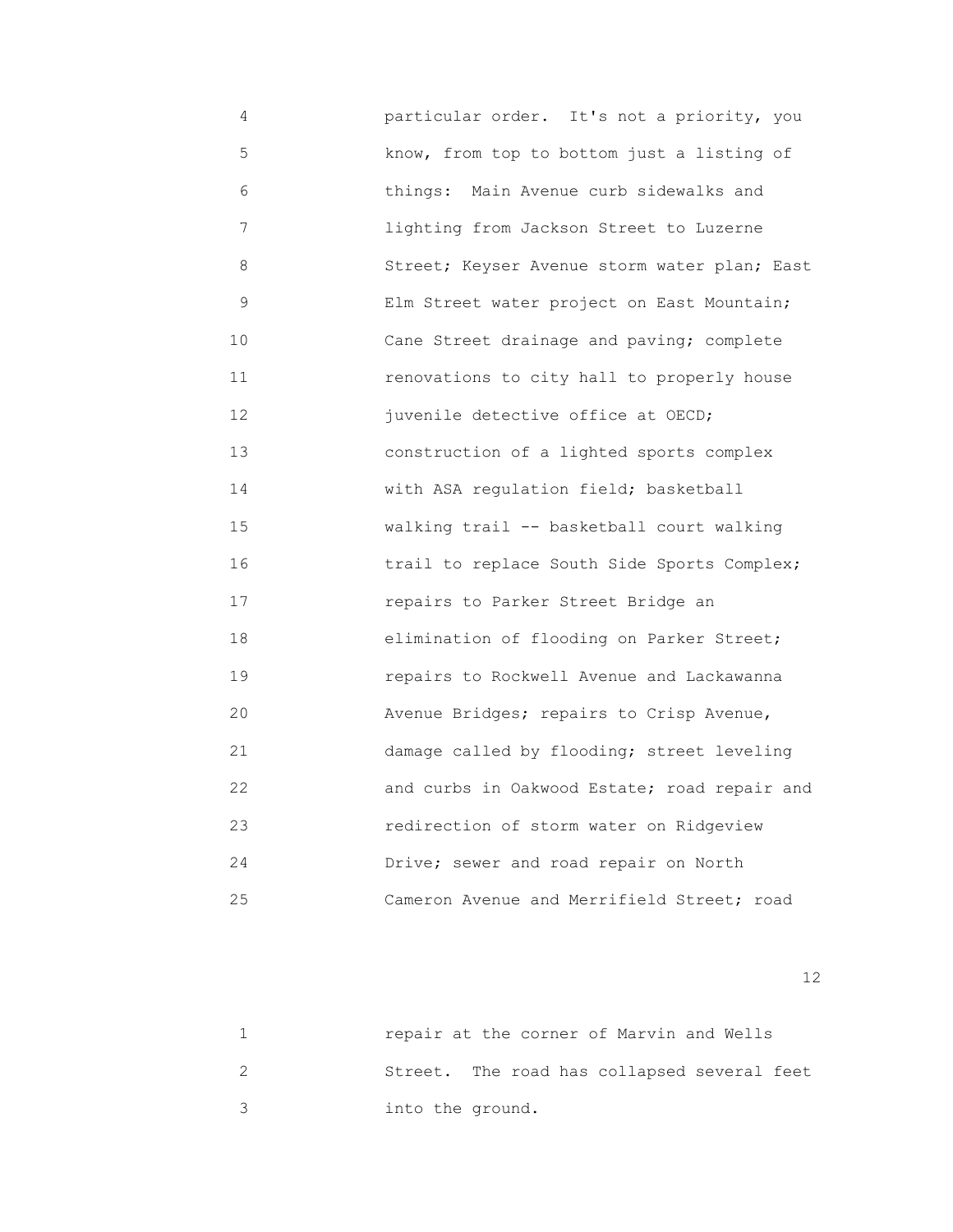4 particular order. It's not a priority, you
5 know, from top to bottom just a listing of
6 things: Main Avenue curb sidewalks and
7 lighting from Jackson Street to Luzerne
8 Street; Keyser Avenue storm water plan; East
9 Elm Street water project on East Mountain;
10 Cane Street drainage and paving; complete
11 renovations to city hall to properly house
12 juvenile detective office at OECD;
13 construction of a lighted sports complex
14 with ASA regulation field; basketball
15 walking trail -- basketball court walking
16 trail to replace South Side Sports Complex;
17 repairs to Parker Street Bridge an
18 elimination of flooding on Parker Street;
19 repairs to Rockwell Avenue and Lackawanna
20 Avenue Bridges; repairs to Crisp Avenue,
21 damage called by flooding; street leveling
22 and curbs in Oakwood Estate; road repair and
23 redirection of storm water on Ridgeview
24 Drive; sewer and road repair on North
25 Cameron Avenue and Merrifield Street; road

1 repair at the corner of Marvin and Wells
2 Street. The road has collapsed several feet
3 into the ground.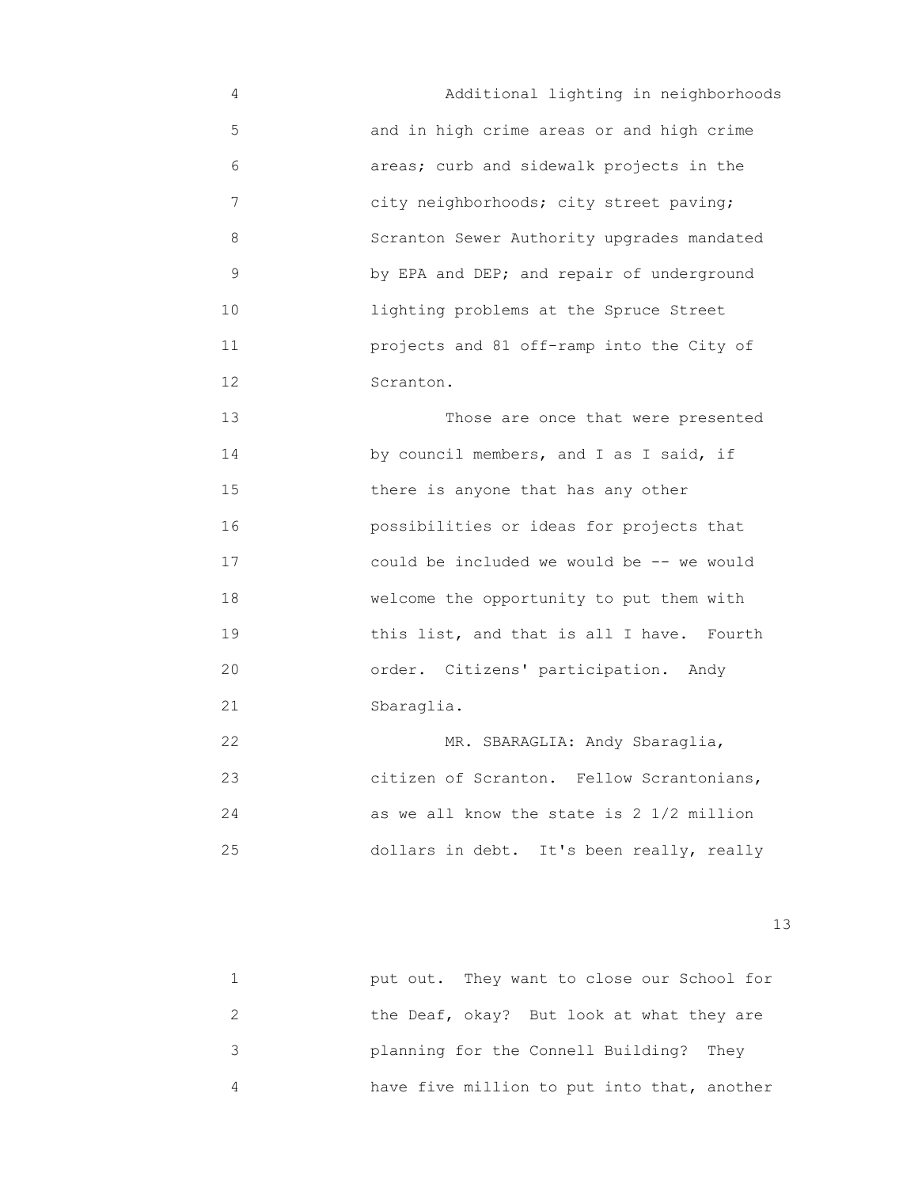4 Additional lighting in neighborhoods
5 and in high crime areas or and high crime
6 areas; curb and sidewalk projects in the
7 city neighborhoods; city street paving;
8 Scranton Sewer Authority upgrades mandated
9 by EPA and DEP; and repair of underground
10 lighting problems at the Spruce Street
11 projects and 81 off-ramp into the City of
12 Scranton.

13 Those are once that were presented
14 by council members, and I as I said, if
15 there is anyone that has any other
16 possibilities or ideas for projects that
17 could be included we would be -- we would
18 welcome the opportunity to put them with
19 this list, and that is all I have. Fourth
20 order. Citizens' participation. Andy
21 Sbaraglia.

22 MR. SBARAGLIA: Andy Sbaraglia,
23 citizen of Scranton. Fellow Scrantonians,
24 as we all know the state is 2 1/2 million
25 dollars in debt. It's been really, really

1 put out. They want to close our School for
2 the Deaf, okay? But look at what they are
3 planning for the Connell Building? They
4 have five million to put into that, another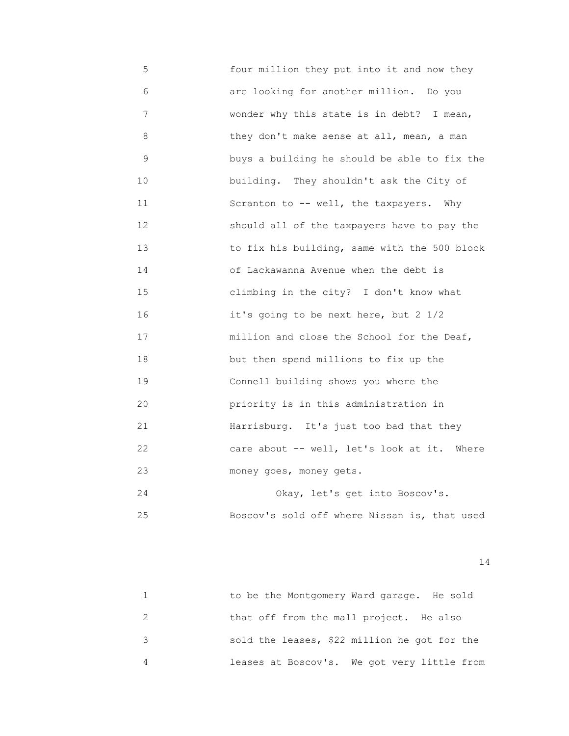four million they put into it and now they are looking for another million. Do you wonder why this state is in debt? I mean, they don't make sense at all, mean, a man buys a building he should be able to fix the building. They shouldn't ask the City of Scranton to -- well, the taxpayers. Why should all of the taxpayers have to pay the to fix his building, same with the 500 block of Lackawanna Avenue when the debt is climbing in the city? I don't know what it's going to be next here, but 2 1/2 million and close the School for the Deaf, but then spend millions to fix up the Connell building shows you where the priority is in this administration in Harrisburg. It's just too bad that they care about -- well, let's look at it. Where money goes, money gets.

Okay, let's get into Boscov's. Boscov's sold off where Nissan is, that used to be the Montgomery Ward garage. He sold that off from the mall project. He also sold the leases, $22 million he got for the leases at Boscov's. We got very little from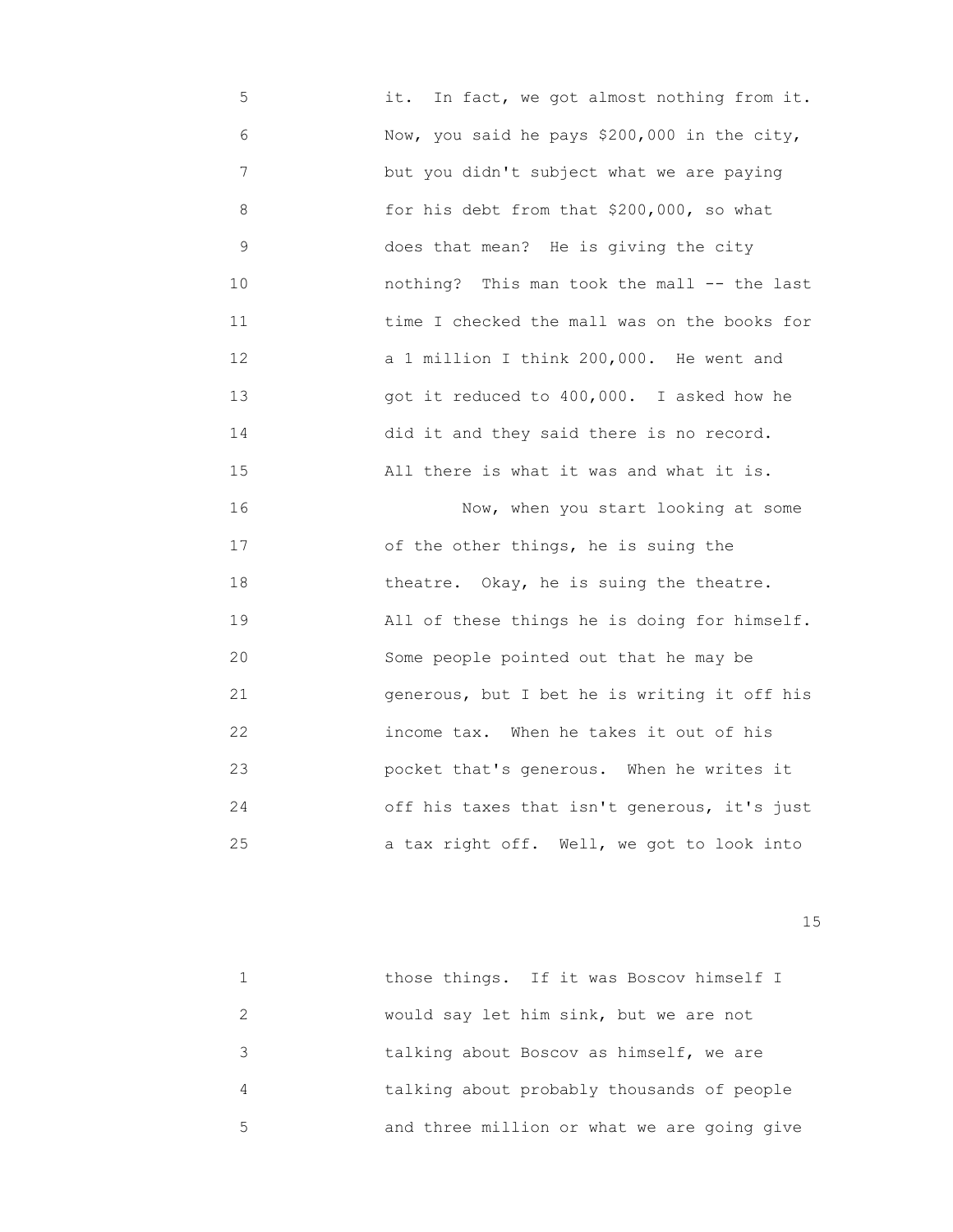it. In fact, we got almost nothing from it. Now, you said he pays $200,000 in the city, but you didn't subject what we are paying for his debt from that $200,000, so what does that mean? He is giving the city nothing? This man took the mall -- the last time I checked the mall was on the books for a 1 million I think 200,000. He went and got it reduced to 400,000. I asked how he did it and they said there is no record. All there is what it was and what it is.

Now, when you start looking at some of the other things, he is suing the theatre. Okay, he is suing the theatre. All of these things he is doing for himself. Some people pointed out that he may be generous, but I bet he is writing it off his income tax. When he takes it out of his pocket that's generous. When he writes it off his taxes that isn't generous, it's just a tax right off. Well, we got to look into

those things. If it was Boscov himself I would say let him sink, but we are not talking about Boscov as himself, we are talking about probably thousands of people and three million or what we are going give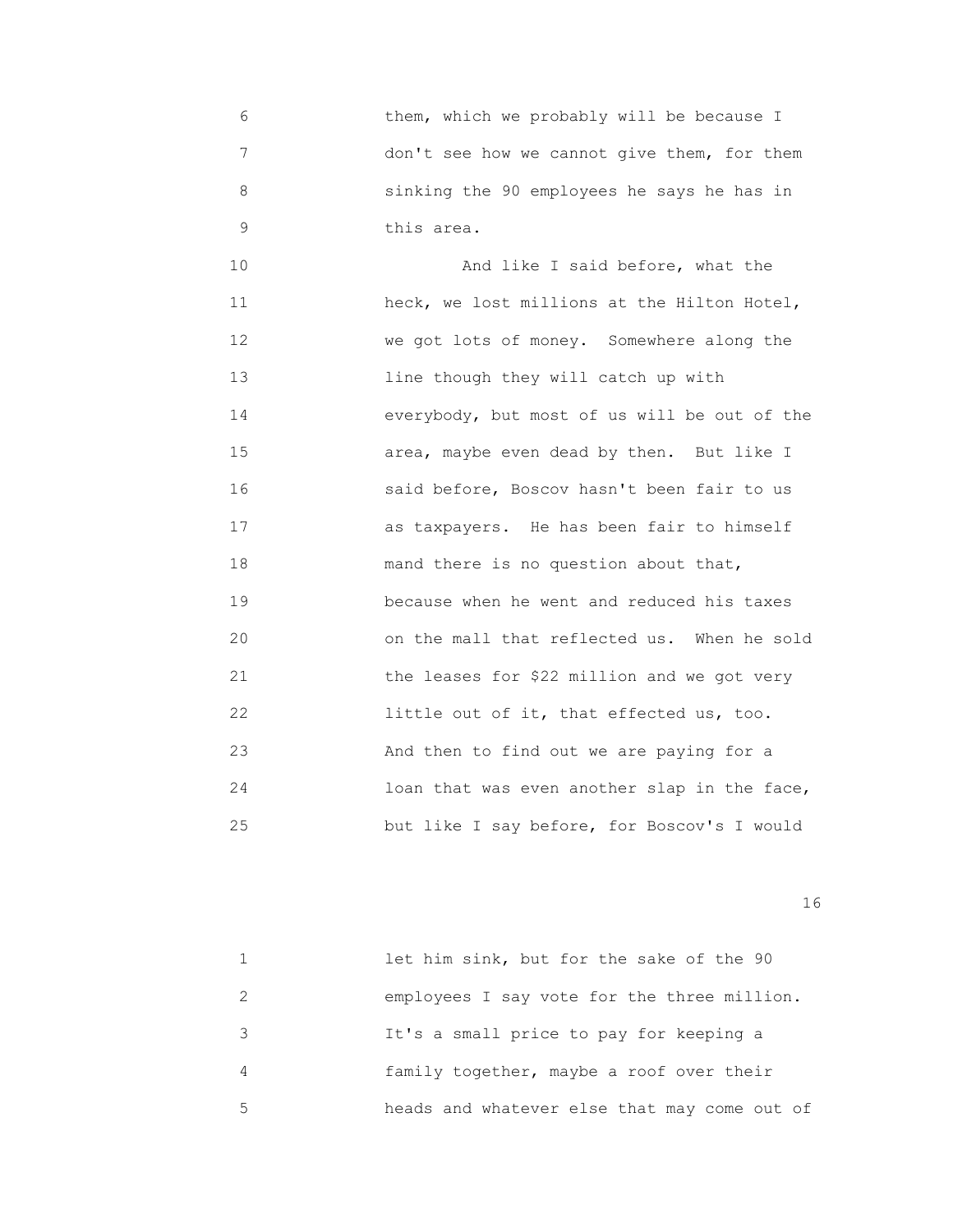6 them, which we probably will be because I
7 don't see how we cannot give them, for them
8 sinking the 90 employees he says he has in
9 this area.

10 And like I said before, what the
11 heck, we lost millions at the Hilton Hotel,
12 we got lots of money. Somewhere along the
13 line though they will catch up with
14 everybody, but most of us will be out of the
15 area, maybe even dead by then. But like I
16 said before, Boscov hasn't been fair to us
17 as taxpayers. He has been fair to himself
18 mand there is no question about that,
19 because when he went and reduced his taxes
20 on the mall that reflected us. When he sold
21 the leases for $22 million and we got very
22 little out of it, that effected us, too.
23 And then to find out we are paying for a
24 loan that was even another slap in the face,
25 but like I say before, for Boscov's I would

1 let him sink, but for the sake of the 90
2 employees I say vote for the three million.
3 It's a small price to pay for keeping a
4 family together, maybe a roof over their
5 heads and whatever else that may come out of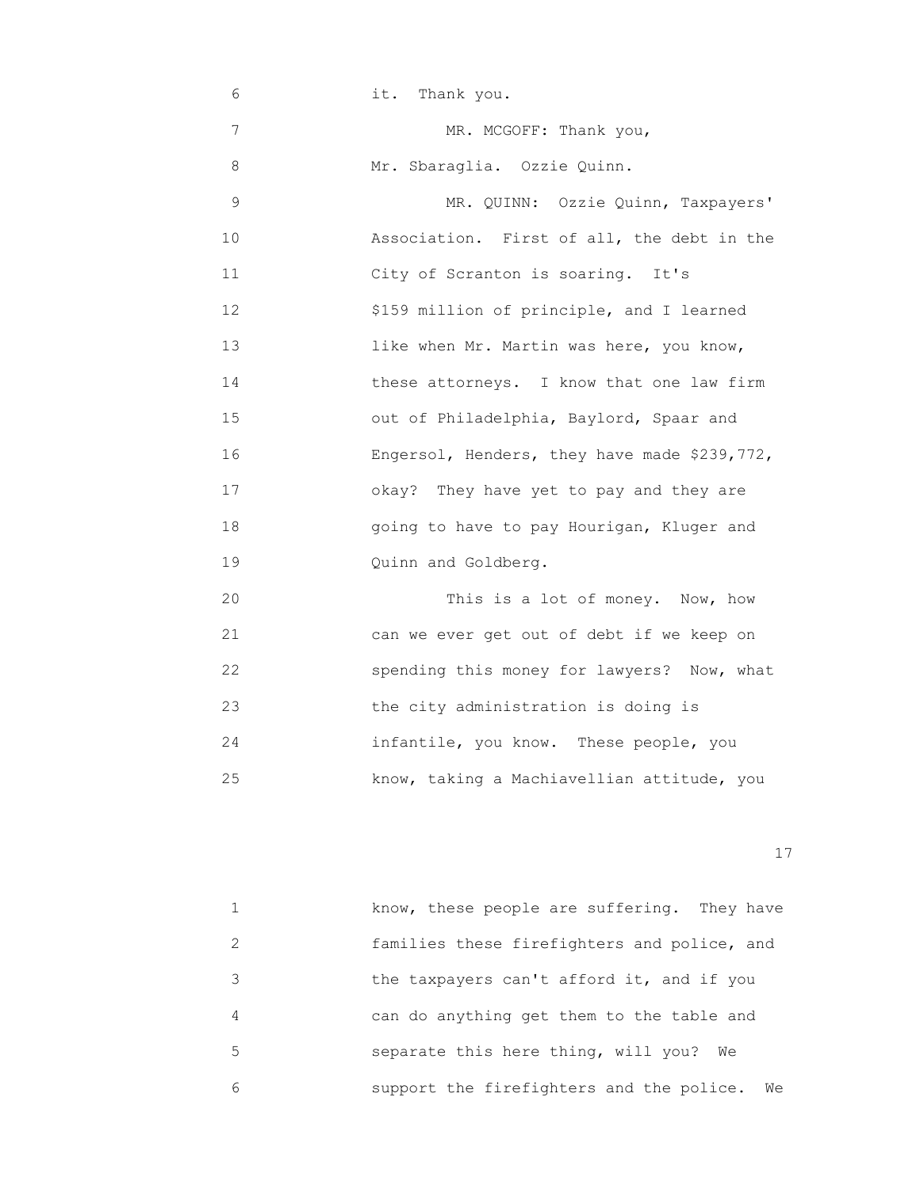6 it. Thank you.

7 MR. MCGOFF: Thank you,

8 Mr. Sbaraglia. Ozzie Quinn.

9 MR. QUINN: Ozzie Quinn, Taxpayers'

10 Association. First of all, the debt in the

11 City of Scranton is soaring. It's

12 $159 million of principle, and I learned

13 like when Mr. Martin was here, you know,

14 these attorneys. I know that one law firm

15 out of Philadelphia, Baylord, Spaar and

16 Engersol, Henders, they have made $239,772,

17 okay? They have yet to pay and they are

18 going to have to pay Hourigan, Kluger and

19 Quinn and Goldberg.

20 This is a lot of money. Now, how

21 can we ever get out of debt if we keep on

22 spending this money for lawyers? Now, what

23 the city administration is doing is

24 infantile, you know. These people, you

25 know, taking a Machiavellian attitude, you

1 know, these people are suffering. They have

2 families these firefighters and police, and

3 the taxpayers can't afford it, and if you

4 can do anything get them to the table and

5 separate this here thing, will you? We

6 support the firefighters and the police. We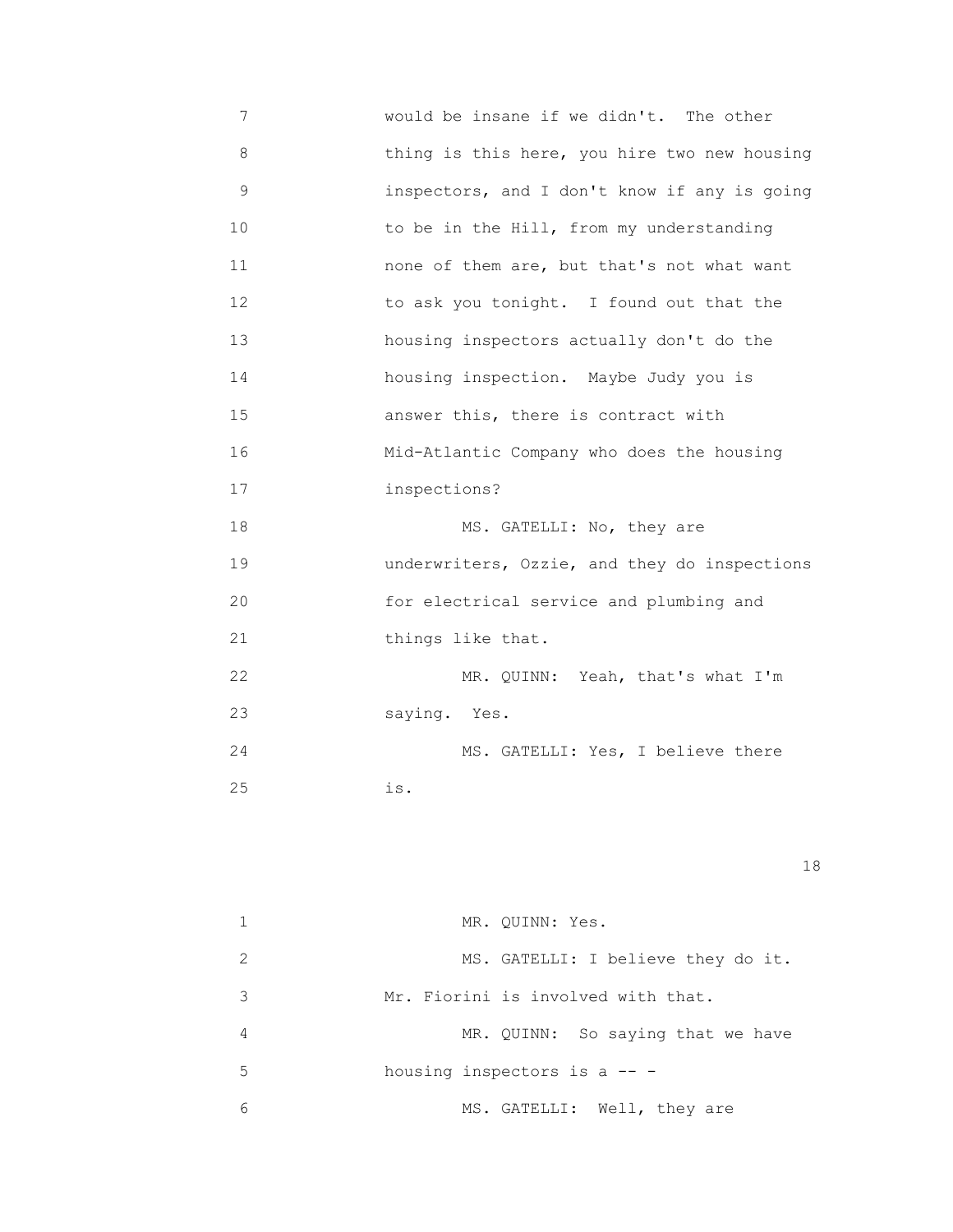7 would be insane if we didn't. The other
8 thing is this here, you hire two new housing
9 inspectors, and I don't know if any is going
10 to be in the Hill, from my understanding
11 none of them are, but that's not what want
12 to ask you tonight. I found out that the
13 housing inspectors actually don't do the
14 housing inspection. Maybe Judy you is
15 answer this, there is contract with
16 Mid-Atlantic Company who does the housing
17 inspections?
18 MS. GATELLI: No, they are
19 underwriters, Ozzie, and they do inspections
20 for electrical service and plumbing and
21 things like that.
22 MR. QUINN: Yeah, that's what I'm
23 saying. Yes.
24 MS. GATELLI: Yes, I believe there
25 is.

1 MR. QUINN: Yes.
2 MS. GATELLI: I believe they do it.
3 Mr. Fiorini is involved with that.
4 MR. QUINN: So saying that we have
5 housing inspectors is a -- -
6 MS. GATELLI: Well, they are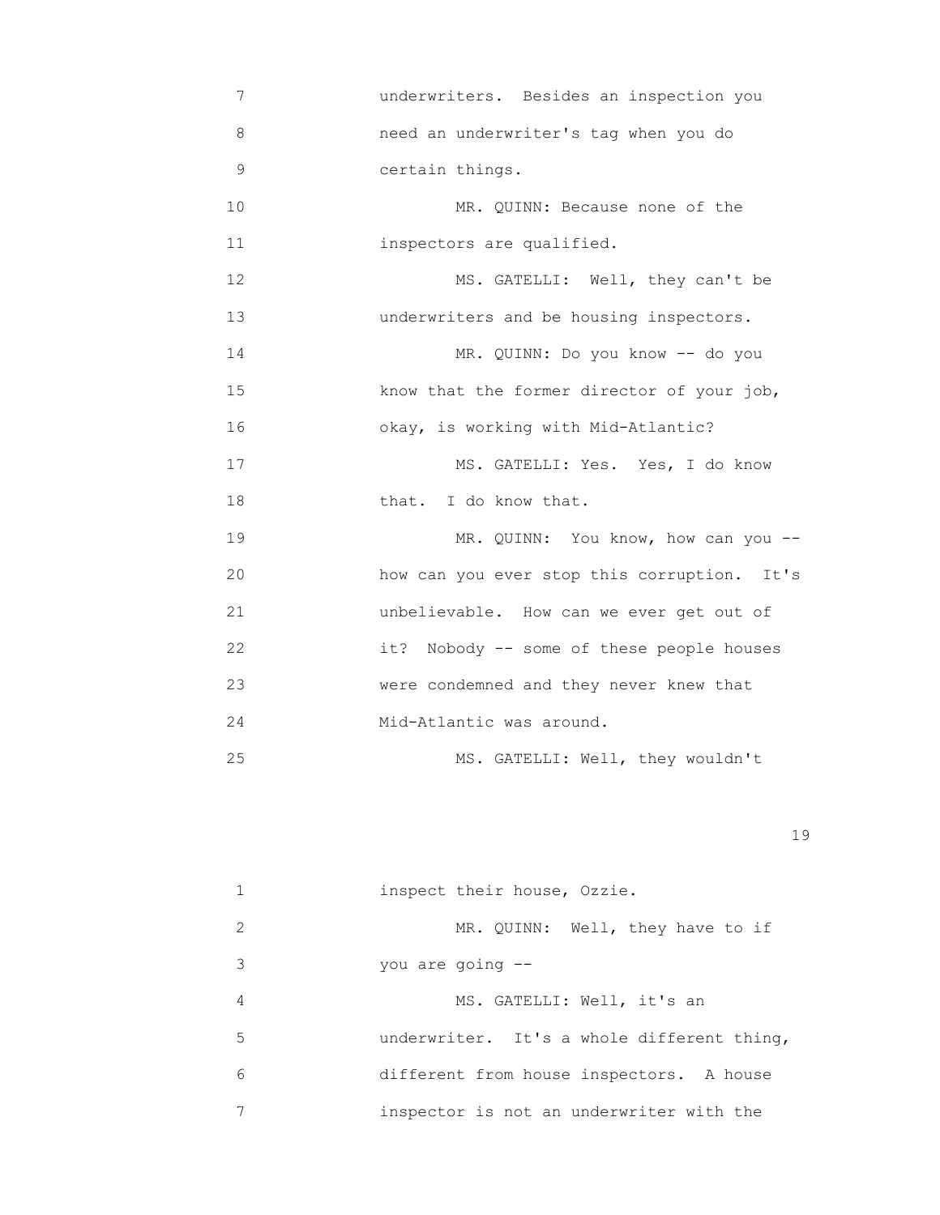7 underwriters. Besides an inspection you
8 need an underwriter's tag when you do
9 certain things.
10 MR. QUINN: Because none of the
11 inspectors are qualified.
12 MS. GATELLI: Well, they can't be
13 underwriters and be housing inspectors.
14 MR. QUINN: Do you know -- do you
15 know that the former director of your job,
16 okay, is working with Mid-Atlantic?
17 MS. GATELLI: Yes. Yes, I do know
18 that. I do know that.
19 MR. QUINN: You know, how can you --
20 how can you ever stop this corruption. It's
21 unbelievable. How can we ever get out of
22 it? Nobody -- some of these people houses
23 were condemned and they never knew that
24 Mid-Atlantic was around.
25 MS. GATELLI: Well, they wouldn't

1 inspect their house, Ozzie.
2 MR. QUINN: Well, they have to if
3 you are going --
4 MS. GATELLI: Well, it's an
5 underwriter. It's a whole different thing,
6 different from house inspectors. A house
7 inspector is not an underwriter with the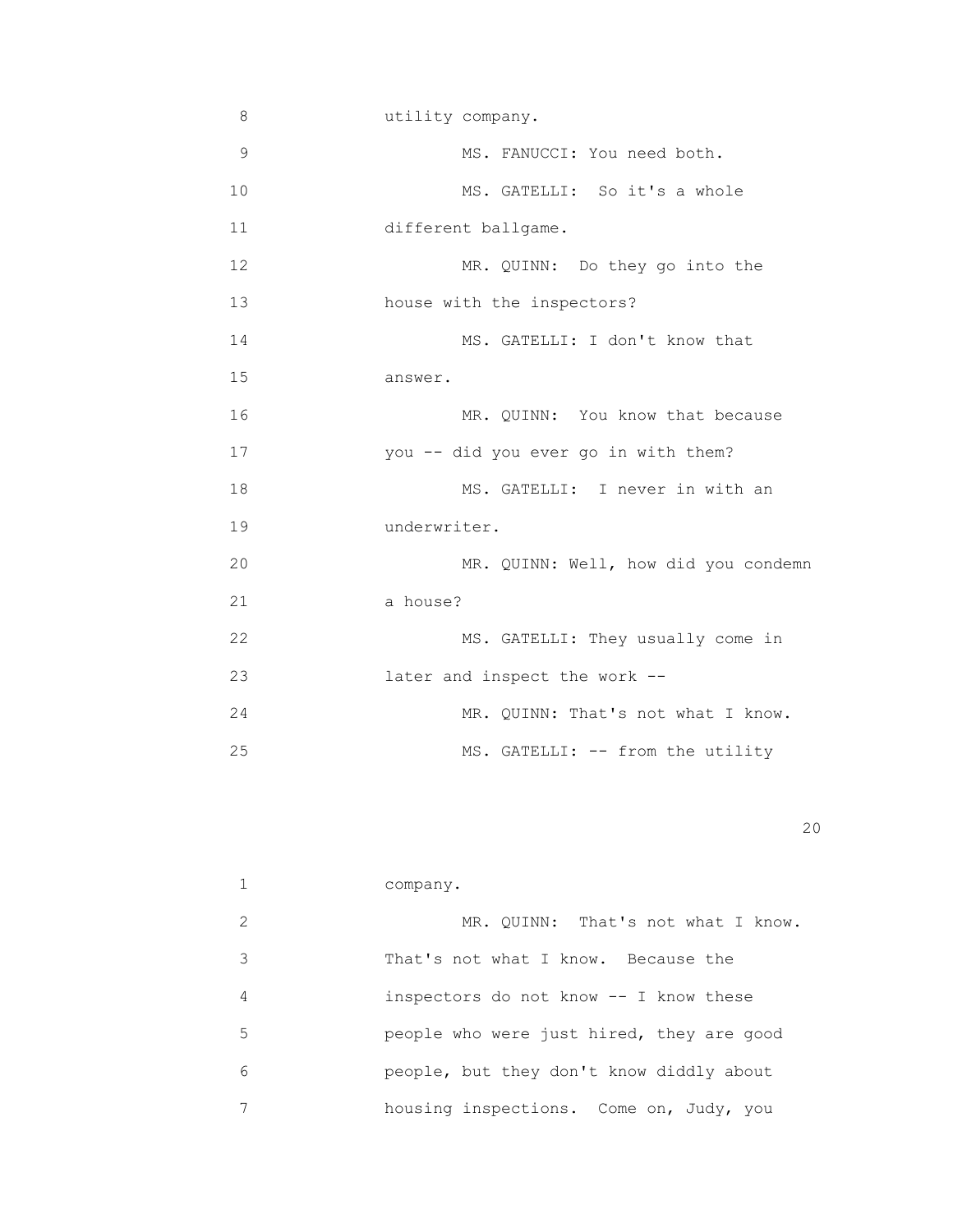8 utility company.

9 MS. FANUCCI: You need both.

10 MS. GATELLI: So it's a whole

11 different ballgame.

12 MR. QUINN: Do they go into the

13 house with the inspectors?

14 MS. GATELLI: I don't know that

15 answer.

16 MR. QUINN: You know that because

17 you -- did you ever go in with them?

18 MS. GATELLI: I never in with an

19 underwriter.

20 MR. QUINN: Well, how did you condemn

21 a house?

22 MS. GATELLI: They usually come in

23 later and inspect the work --

24 MR. QUINN: That's not what I know.

25 MS. GATELLI: -- from the utility

1 company.

2 MR. QUINN: That's not what I know.

3 That's not what I know. Because the

4 inspectors do not know -- I know these

5 people who were just hired, they are good

6 people, but they don't know diddly about

7 housing inspections. Come on, Judy, you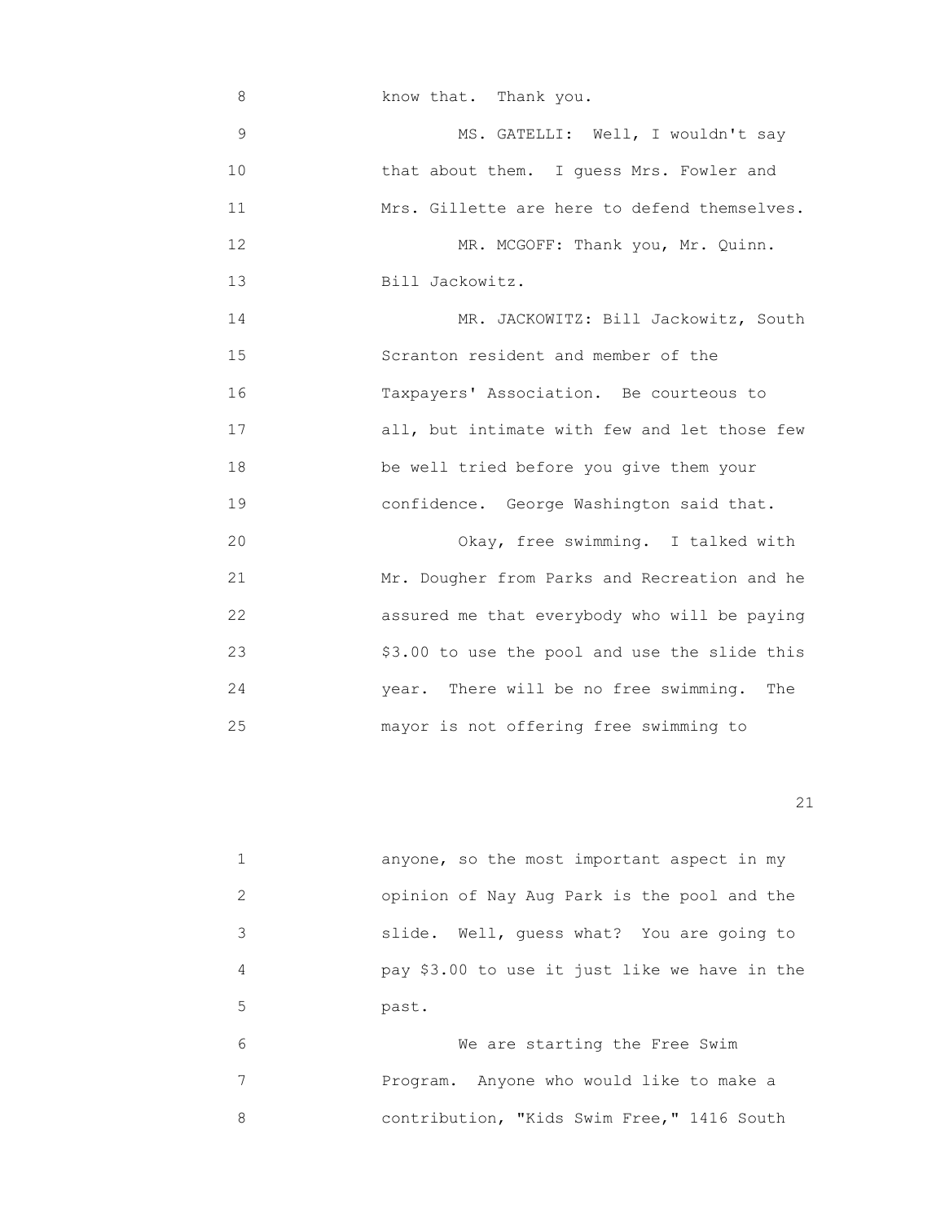know that. Thank you.

MS. GATELLI: Well, I wouldn't say that about them. I guess Mrs. Fowler and Mrs. Gillette are here to defend themselves.

MR. MCGOFF: Thank you, Mr. Quinn. Bill Jackowitz.

MR. JACKOWITZ: Bill Jackowitz, South Scranton resident and member of the Taxpayers' Association. Be courteous to all, but intimate with few and let those few be well tried before you give them your confidence. George Washington said that.

Okay, free swimming. I talked with Mr. Dougher from Parks and Recreation and he assured me that everybody who will be paying $3.00 to use the pool and use the slide this year. There will be no free swimming. The mayor is not offering free swimming to anyone, so the most important aspect in my opinion of Nay Aug Park is the pool and the slide. Well, guess what? You are going to pay $3.00 to use it just like we have in the past.

We are starting the Free Swim Program. Anyone who would like to make a contribution, "Kids Swim Free," 1416 South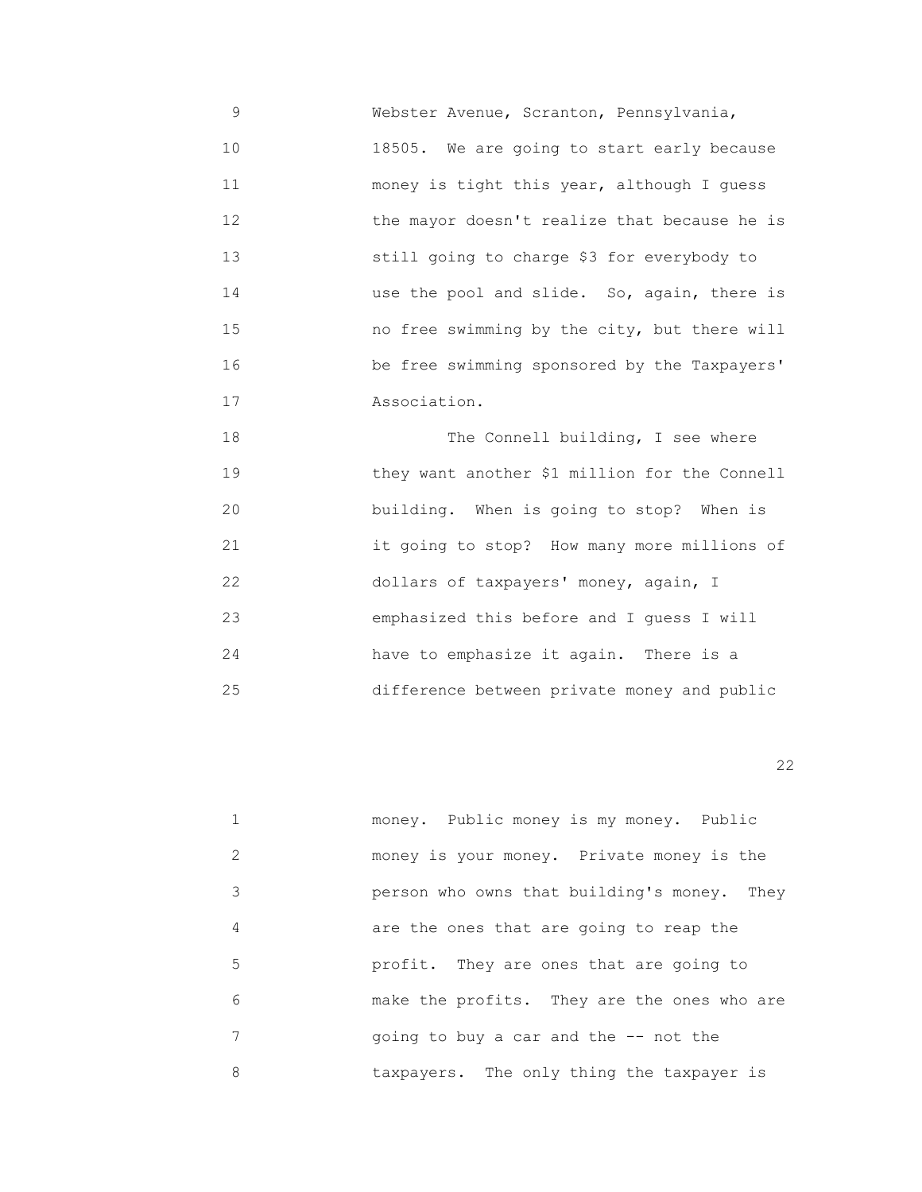Webster Avenue, Scranton, Pennsylvania, 18505. We are going to start early because money is tight this year, although I guess the mayor doesn't realize that because he is still going to charge $3 for everybody to use the pool and slide. So, again, there is no free swimming by the city, but there will be free swimming sponsored by the Taxpayers' Association.

The Connell building, I see where they want another $1 million for the Connell building. When is going to stop? When is it going to stop? How many more millions of dollars of taxpayers' money, again, I emphasized this before and I guess I will have to emphasize it again. There is a difference between private money and public money. Public money is my money. Public money is your money. Private money is the person who owns that building's money. They are the ones that are going to reap the profit. They are ones that are going to make the profits. They are the ones who are going to buy a car and the -- not the taxpayers. The only thing the taxpayer is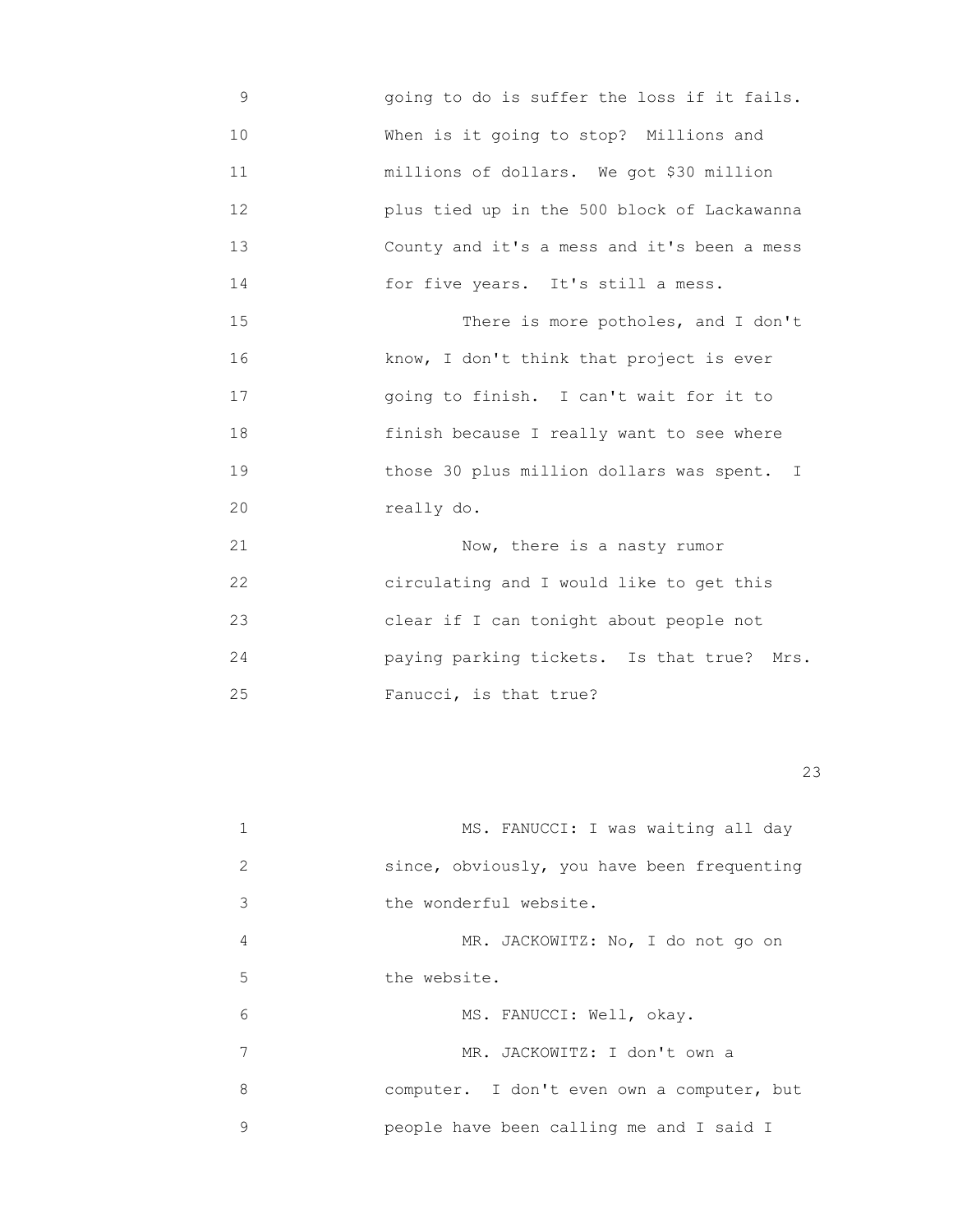going to do is suffer the loss if it fails. When is it going to stop? Millions and millions of dollars. We got $30 million plus tied up in the 500 block of Lackawanna County and it's a mess and it's been a mess for five years. It's still a mess.

There is more potholes, and I don't know, I don't think that project is ever going to finish. I can't wait for it to finish because I really want to see where those 30 plus million dollars was spent. I really do.

Now, there is a nasty rumor circulating and I would like to get this clear if I can tonight about people not paying parking tickets. Is that true? Mrs. Fanucci, is that true?

MS. FANUCCI: I was waiting all day since, obviously, you have been frequenting the wonderful website.

MR. JACKOWITZ: No, I do not go on the website.

MS. FANUCCI: Well, okay.

MR. JACKOWITZ: I don't own a computer. I don't even own a computer, but people have been calling me and I said I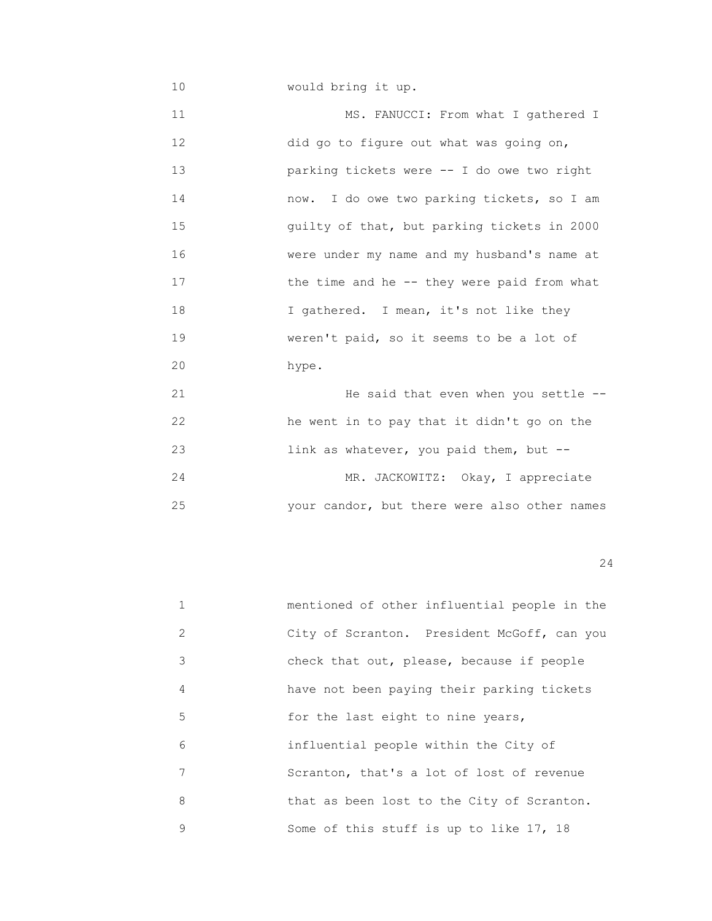10 would bring it up.

11 MS. FANUCCI: From what I gathered I
12 did go to figure out what was going on,
13 parking tickets were -- I do owe two right
14 now. I do owe two parking tickets, so I am
15 guilty of that, but parking tickets in 2000
16 were under my name and my husband's name at
17 the time and he -- they were paid from what
18 I gathered. I mean, it's not like they
19 weren't paid, so it seems to be a lot of
20 hype.

21 He said that even when you settle --
22 he went in to pay that it didn't go on the
23 link as whatever, you paid them, but --

24 MR. JACKOWITZ: Okay, I appreciate
25 your candor, but there were also other names

1 mentioned of other influential people in the
2 City of Scranton. President McGoff, can you
3 check that out, please, because if people
4 have not been paying their parking tickets
5 for the last eight to nine years,
6 influential people within the City of
7 Scranton, that's a lot of lost of revenue
8 that as been lost to the City of Scranton.
9 Some of this stuff is up to like 17, 18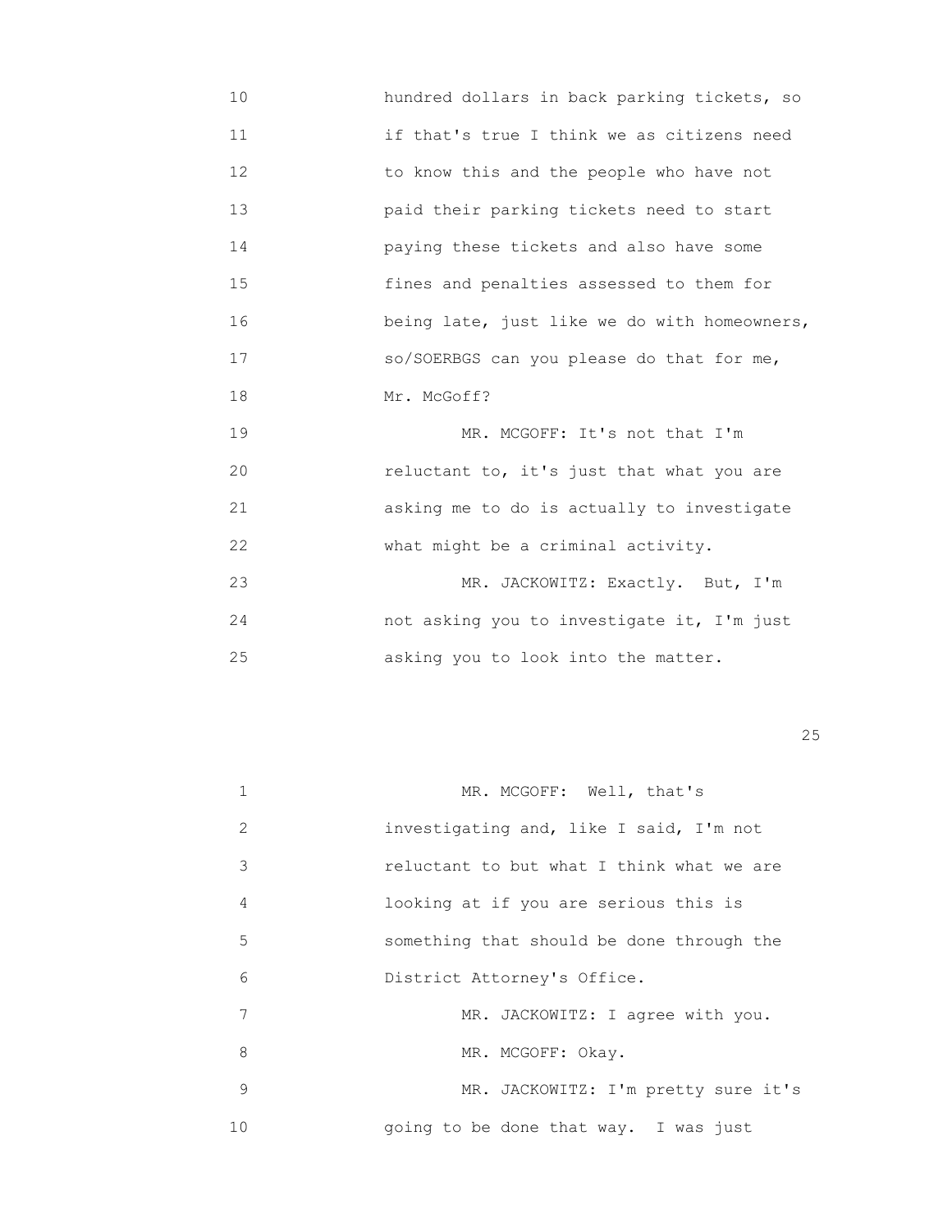10 hundred dollars in back parking tickets, so
11 if that's true I think we as citizens need
12 to know this and the people who have not
13 paid their parking tickets need to start
14 paying these tickets and also have some
15 fines and penalties assessed to them for
16 being late, just like we do with homeowners,
17 so/SOERBGS can you please do that for me,
18 Mr. McGoff?
19 MR. MCGOFF: It's not that I'm
20 reluctant to, it's just that what you are
21 asking me to do is actually to investigate
22 what might be a criminal activity.
23 MR. JACKOWITZ: Exactly. But, I'm
24 not asking you to investigate it, I'm just
25 asking you to look into the matter.

1 MR. MCGOFF: Well, that's
2 investigating and, like I said, I'm not
3 reluctant to but what I think what we are
4 looking at if you are serious this is
5 something that should be done through the
6 District Attorney's Office.
7 MR. JACKOWITZ: I agree with you.
8 MR. MCGOFF: Okay.
9 MR. JACKOWITZ: I'm pretty sure it's
10 going to be done that way. I was just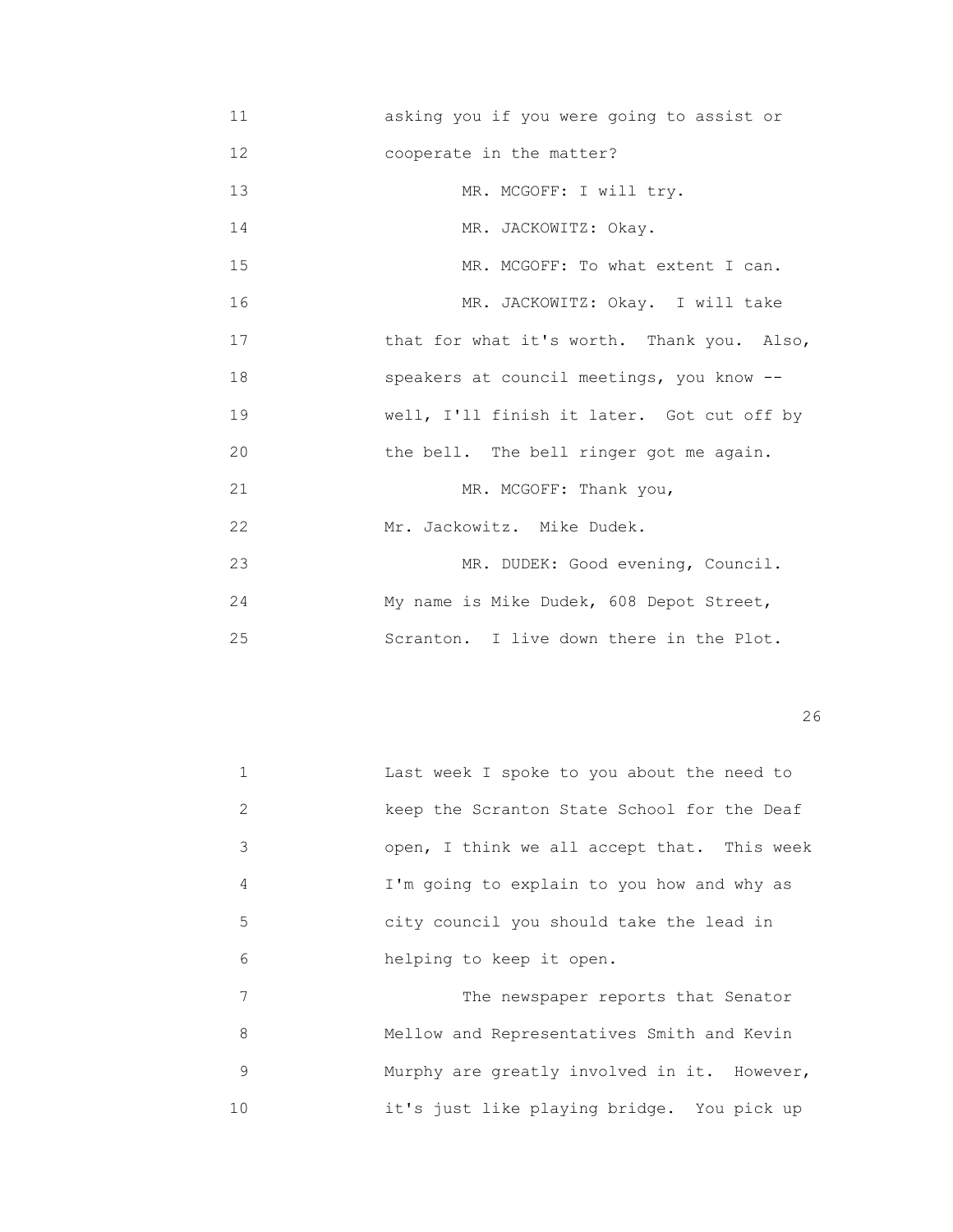asking you if you were going to assist or cooperate in the matter?

MR. MCGOFF: I will try.

MR. JACKOWITZ: Okay.

MR. MCGOFF: To what extent I can.

MR. JACKOWITZ: Okay. I will take that for what it's worth. Thank you. Also, speakers at council meetings, you know -- well, I'll finish it later. Got cut off by the bell. The bell ringer got me again.

MR. MCGOFF: Thank you, Mr. Jackowitz. Mike Dudek.

MR. DUDEK: Good evening, Council. My name is Mike Dudek, 608 Depot Street, Scranton. I live down there in the Plot. Last week I spoke to you about the need to keep the Scranton State School for the Deaf open, I think we all accept that. This week I'm going to explain to you how and why as city council you should take the lead in helping to keep it open.

The newspaper reports that Senator Mellow and Representatives Smith and Kevin Murphy are greatly involved in it. However, it's just like playing bridge. You pick up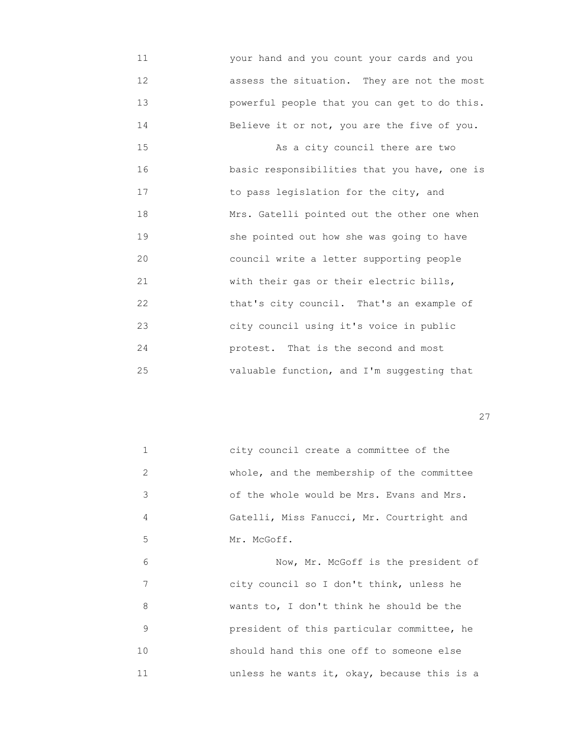11 your hand and you count your cards and you
12 assess the situation. They are not the most
13 powerful people that you can get to do this.
14 Believe it or not, you are the five of you.
15 As a city council there are two
16 basic responsibilities that you have, one is
17 to pass legislation for the city, and
18 Mrs. Gatelli pointed out the other one when
19 she pointed out how she was going to have
20 council write a letter supporting people
21 with their gas or their electric bills,
22 that's city council. That's an example of
23 city council using it's voice in public
24 protest. That is the second and most
25 valuable function, and I'm suggesting that

1 city council create a committee of the
2 whole, and the membership of the committee
3 of the whole would be Mrs. Evans and Mrs.
4 Gatelli, Miss Fanucci, Mr. Courtright and
5 Mr. McGoff.
6 Now, Mr. McGoff is the president of
7 city council so I don't think, unless he
8 wants to, I don't think he should be the
9 president of this particular committee, he
10 should hand this one off to someone else
11 unless he wants it, okay, because this is a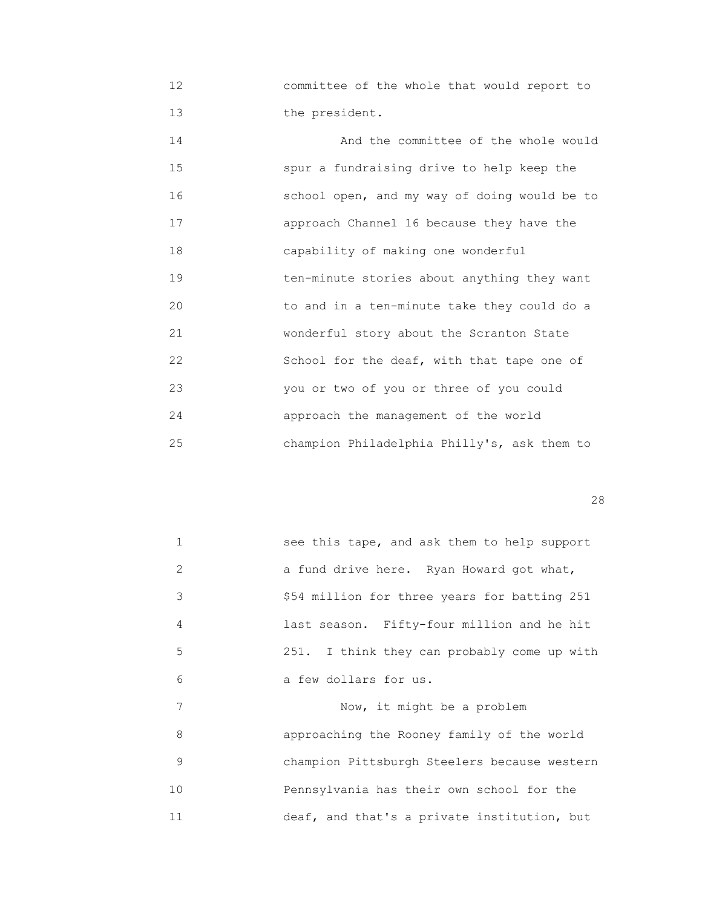committee of the whole that would report to the president.

And the committee of the whole would spur a fundraising drive to help keep the school open, and my way of doing would be to approach Channel 16 because they have the capability of making one wonderful ten-minute stories about anything they want to and in a ten-minute take they could do a wonderful story about the Scranton State School for the deaf, with that tape one of you or two of you or three of you could approach the management of the world champion Philadelphia Philly's, ask them to see this tape, and ask them to help support a fund drive here. Ryan Howard got what, $54 million for three years for batting 251 last season. Fifty-four million and he hit 251. I think they can probably come up with a few dollars for us.

Now, it might be a problem approaching the Rooney family of the world champion Pittsburgh Steelers because western Pennsylvania has their own school for the deaf, and that's a private institution, but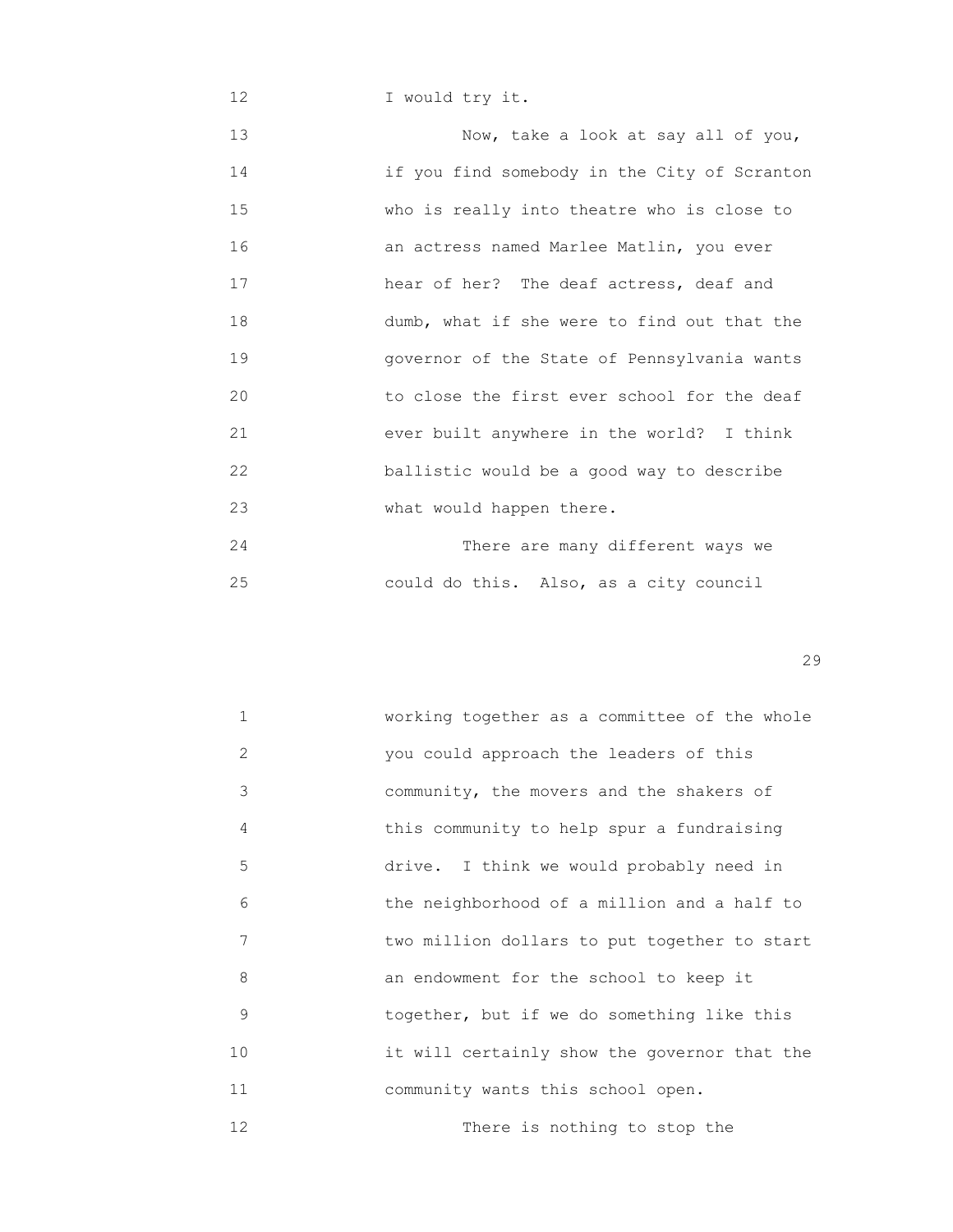12 I would try it.

13 Now, take a look at say all of you,
14 if you find somebody in the City of Scranton
15 who is really into theatre who is close to
16 an actress named Marlee Matlin, you ever
17 hear of her? The deaf actress, deaf and
18 dumb, what if she were to find out that the
19 governor of the State of Pennsylvania wants
20 to close the first ever school for the deaf
21 ever built anywhere in the world? I think
22 ballistic would be a good way to describe
23 what would happen there.

24 There are many different ways we
25 could do this. Also, as a city council

1 working together as a committee of the whole
2 you could approach the leaders of this
3 community, the movers and the shakers of
4 this community to help spur a fundraising
5 drive. I think we would probably need in
6 the neighborhood of a million and a half to
7 two million dollars to put together to start
8 an endowment for the school to keep it
9 together, but if we do something like this
10 it will certainly show the governor that the
11 community wants this school open.

12 There is nothing to stop the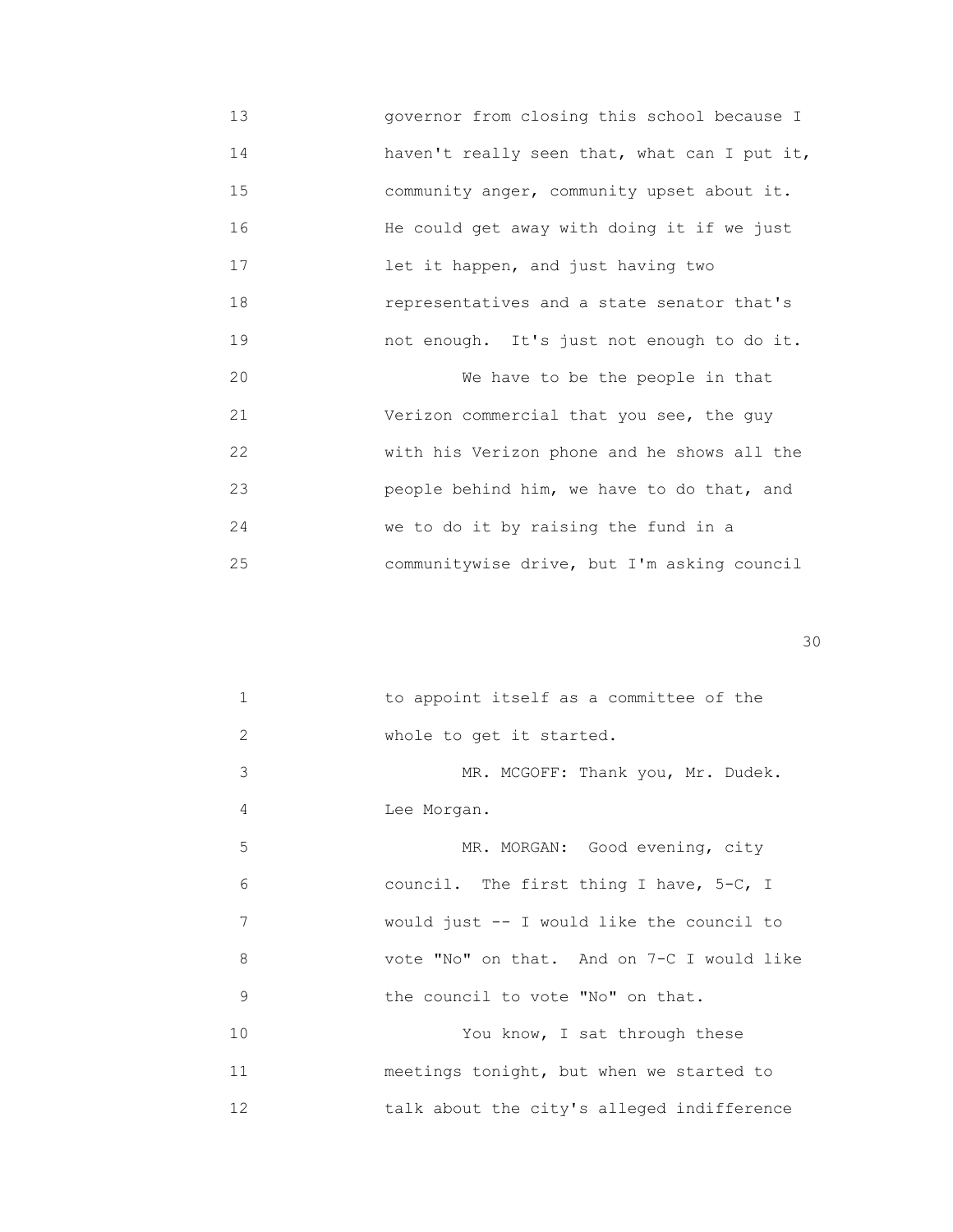13 governor from closing this school because I
14 haven't really seen that, what can I put it,
15 community anger, community upset about it.
16 He could get away with doing it if we just
17 let it happen, and just having two
18 representatives and a state senator that's
19 not enough. It's just not enough to do it.
20 We have to be the people in that
21 Verizon commercial that you see, the guy
22 with his Verizon phone and he shows all the
23 people behind him, we have to do that, and
24 we to do it by raising the fund in a
25 communitywise drive, but I'm asking council

1 to appoint itself as a committee of the
2 whole to get it started.
3 MR. MCGOFF: Thank you, Mr. Dudek.
4 Lee Morgan.
5 MR. MORGAN: Good evening, city
6 council. The first thing I have, 5-C, I
7 would just -- I would like the council to
8 vote "No" on that. And on 7-C I would like
9 the council to vote "No" on that.
10 You know, I sat through these
11 meetings tonight, but when we started to
12 talk about the city's alleged indifference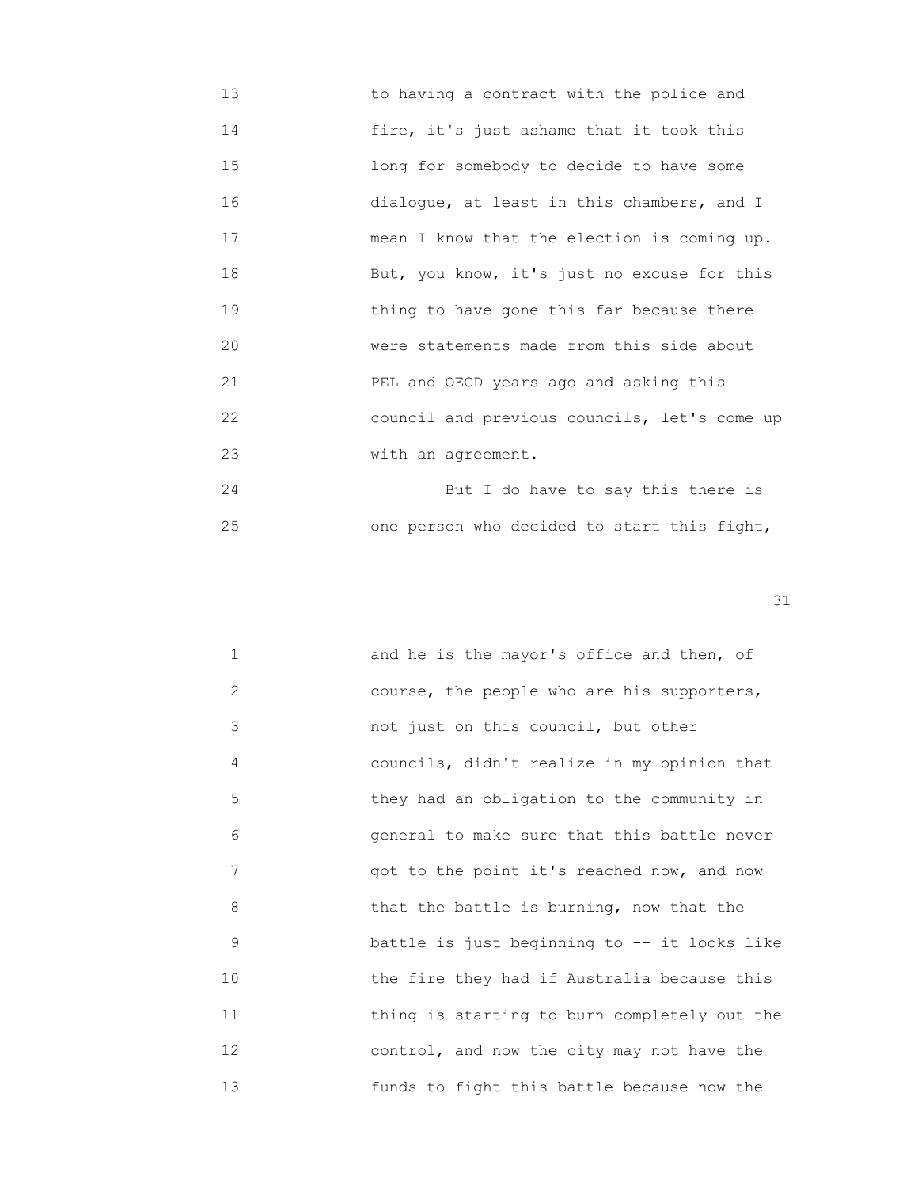13 to having a contract with the police and
14 fire, it's just ashame that it took this
15 long for somebody to decide to have some
16 dialogue, at least in this chambers, and I
17 mean I know that the election is coming up.
18 But, you know, it's just no excuse for this
19 thing to have gone this far because there
20 were statements made from this side about
21 PEL and OECD years ago and asking this
22 council and previous councils, let's come up
23 with an agreement.
24 But I do have to say this there is
25 one person who decided to start this fight,

31

1 and he is the mayor's office and then, of
2 course, the people who are his supporters,
3 not just on this council, but other
4 councils, didn't realize in my opinion that
5 they had an obligation to the community in
6 general to make sure that this battle never
7 got to the point it's reached now, and now
8 that the battle is burning, now that the
9 battle is just beginning to -- it looks like
10 the fire they had if Australia because this
11 thing is starting to burn completely out the
12 control, and now the city may not have the
13 funds to fight this battle because now the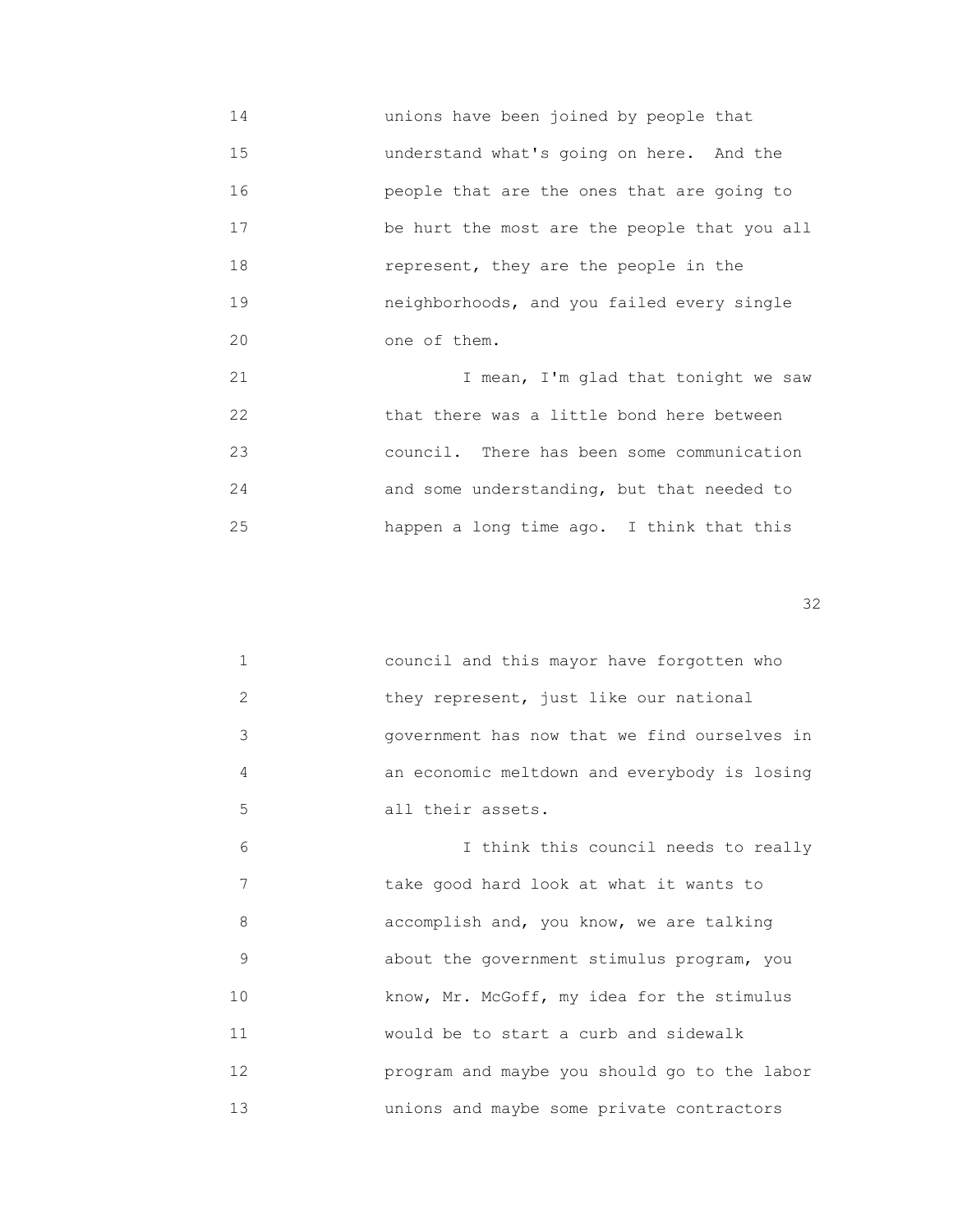unions have been joined by people that understand what's going on here. And the people that are the ones that are going to be hurt the most are the people that you all represent, they are the people in the neighborhoods, and you failed every single one of them.

I mean, I'm glad that tonight we saw that there was a little bond here between council. There has been some communication and some understanding, but that needed to happen a long time ago. I think that this council and this mayor have forgotten who they represent, just like our national government has now that we find ourselves in an economic meltdown and everybody is losing all their assets.

I think this council needs to really take good hard look at what it wants to accomplish and, you know, we are talking about the government stimulus program, you know, Mr. McGoff, my idea for the stimulus would be to start a curb and sidewalk program and maybe you should go to the labor unions and maybe some private contractors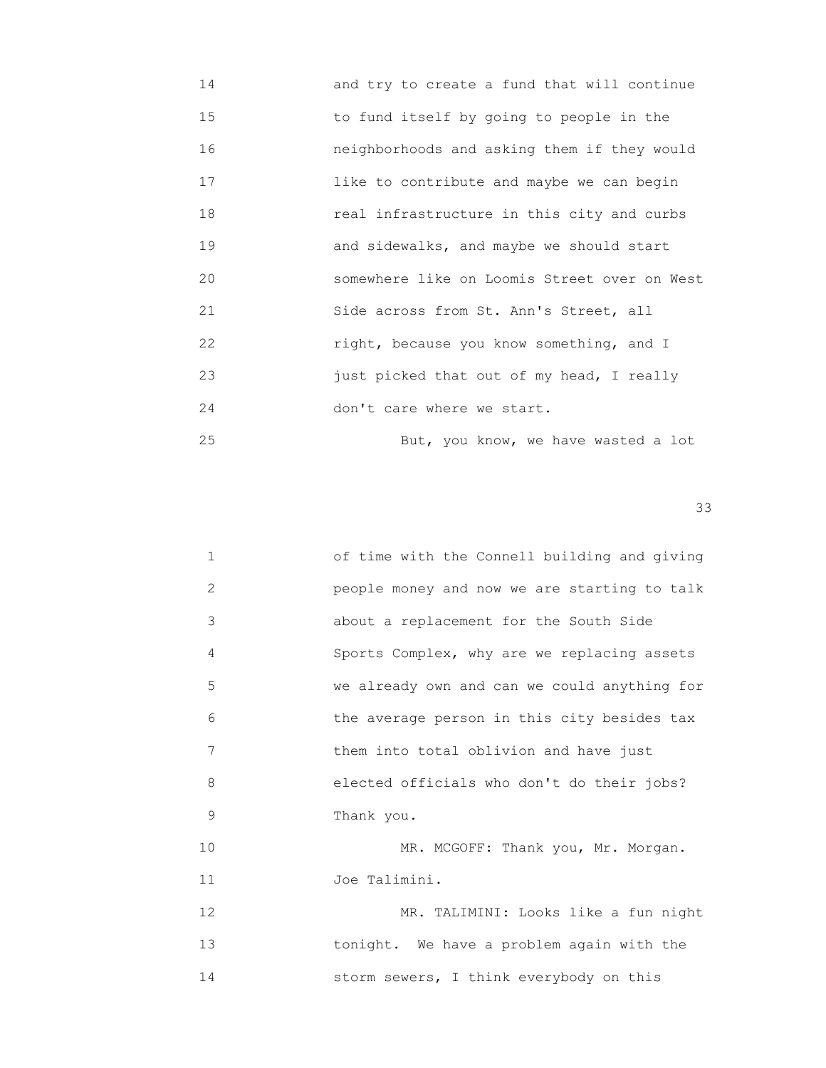14 and try to create a fund that will continue
15 to fund itself by going to people in the
16 neighborhoods and asking them if they would
17 like to contribute and maybe we can begin
18 real infrastructure in this city and curbs
19 and sidewalks, and maybe we should start
20 somewhere like on Loomis Street over on West
21 Side across from St. Ann's Street, all
22 right, because you know something, and I
23 just picked that out of my head, I really
24 don't care where we start.
25 But, you know, we have wasted a lot

1 of time with the Connell building and giving
2 people money and now we are starting to talk
3 about a replacement for the South Side
4 Sports Complex, why are we replacing assets
5 we already own and can we could anything for
6 the average person in this city besides tax
7 them into total oblivion and have just
8 elected officials who don't do their jobs?
9 Thank you.
10 MR. MCGOFF: Thank you, Mr. Morgan.
11 Joe Talimini.
12 MR. TALIMINI: Looks like a fun night
13 tonight. We have a problem again with the
14 storm sewers, I think everybody on this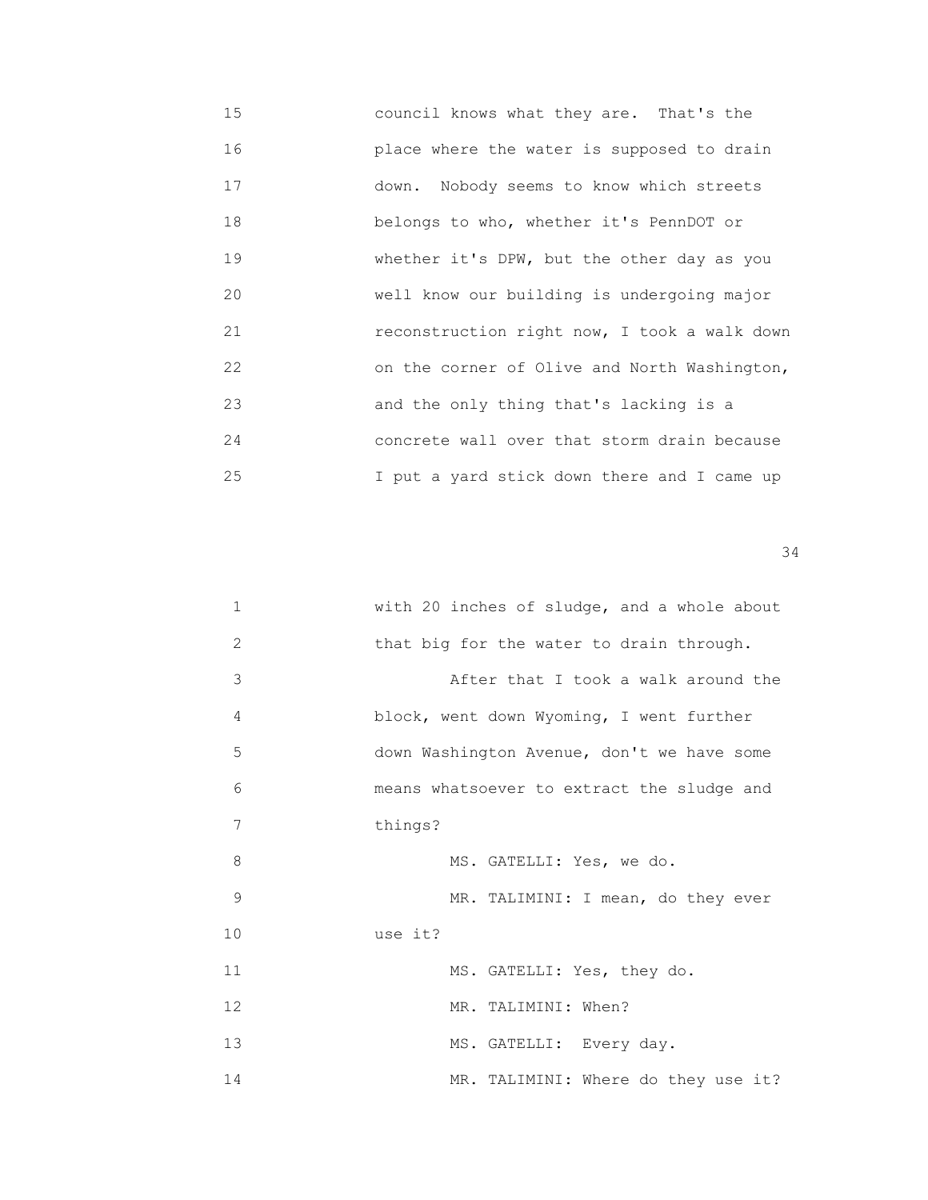15 council knows what they are. That's the
16 place where the water is supposed to drain
17 down. Nobody seems to know which streets
18 belongs to who, whether it's PennDOT or
19 whether it's DPW, but the other day as you
20 well know our building is undergoing major
21 reconstruction right now, I took a walk down
22 on the corner of Olive and North Washington,
23 and the only thing that's lacking is a
24 concrete wall over that storm drain because
25 I put a yard stick down there and I came up

1 with 20 inches of sludge, and a whole about
2 that big for the water to drain through.
3 After that I took a walk around the
4 block, went down Wyoming, I went further
5 down Washington Avenue, don't we have some
6 means whatsoever to extract the sludge and
7 things?
8 MS. GATELLI: Yes, we do.
9 MR. TALIMINI: I mean, do they ever
10 use it?
11 MS. GATELLI: Yes, they do.
12 MR. TALIMINI: When?
13 MS. GATELLI: Every day.
14 MR. TALIMINI: Where do they use it?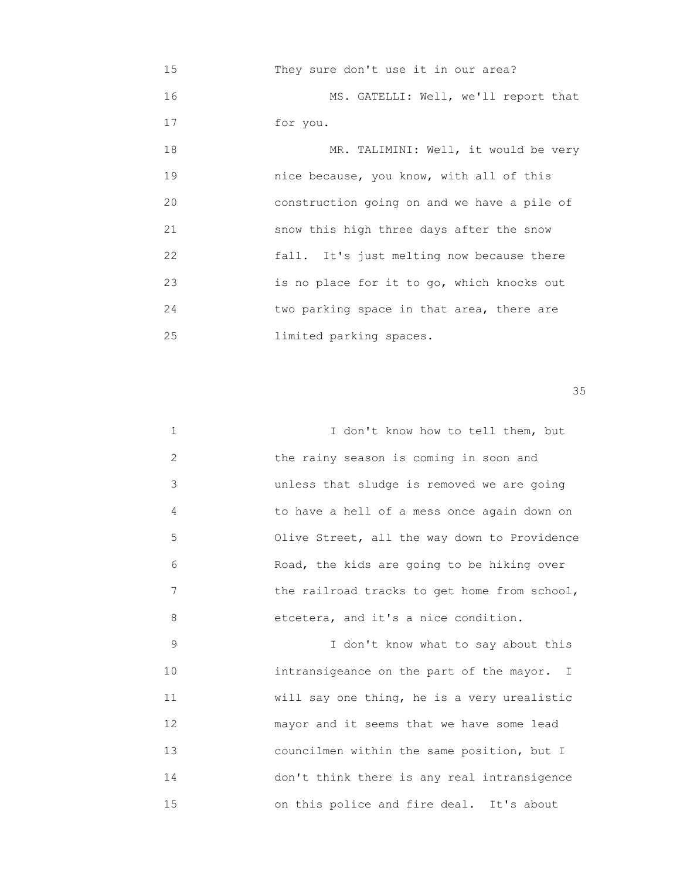15 They sure don't use it in our area?

16 MS. GATELLI: Well, we'll report that

17 for you.

18 MR. TALIMINI: Well, it would be very

19 nice because, you know, with all of this

20 construction going on and we have a pile of

21 snow this high three days after the snow

22 fall. It's just melting now because there

23 is no place for it to go, which knocks out

24 two parking space in that area, there are

25 limited parking spaces.

1 I don't know how to tell them, but

2 the rainy season is coming in soon and

3 unless that sludge is removed we are going

4 to have a hell of a mess once again down on

5 Olive Street, all the way down to Providence

6 Road, the kids are going to be hiking over

7 the railroad tracks to get home from school,

8 etcetera, and it's a nice condition.

9 I don't know what to say about this

10 intransigeance on the part of the mayor. I

11 will say one thing, he is a very urealistic

12 mayor and it seems that we have some lead

13 councilmen within the same position, but I

14 don't think there is any real intransigence

15 on this police and fire deal. It's about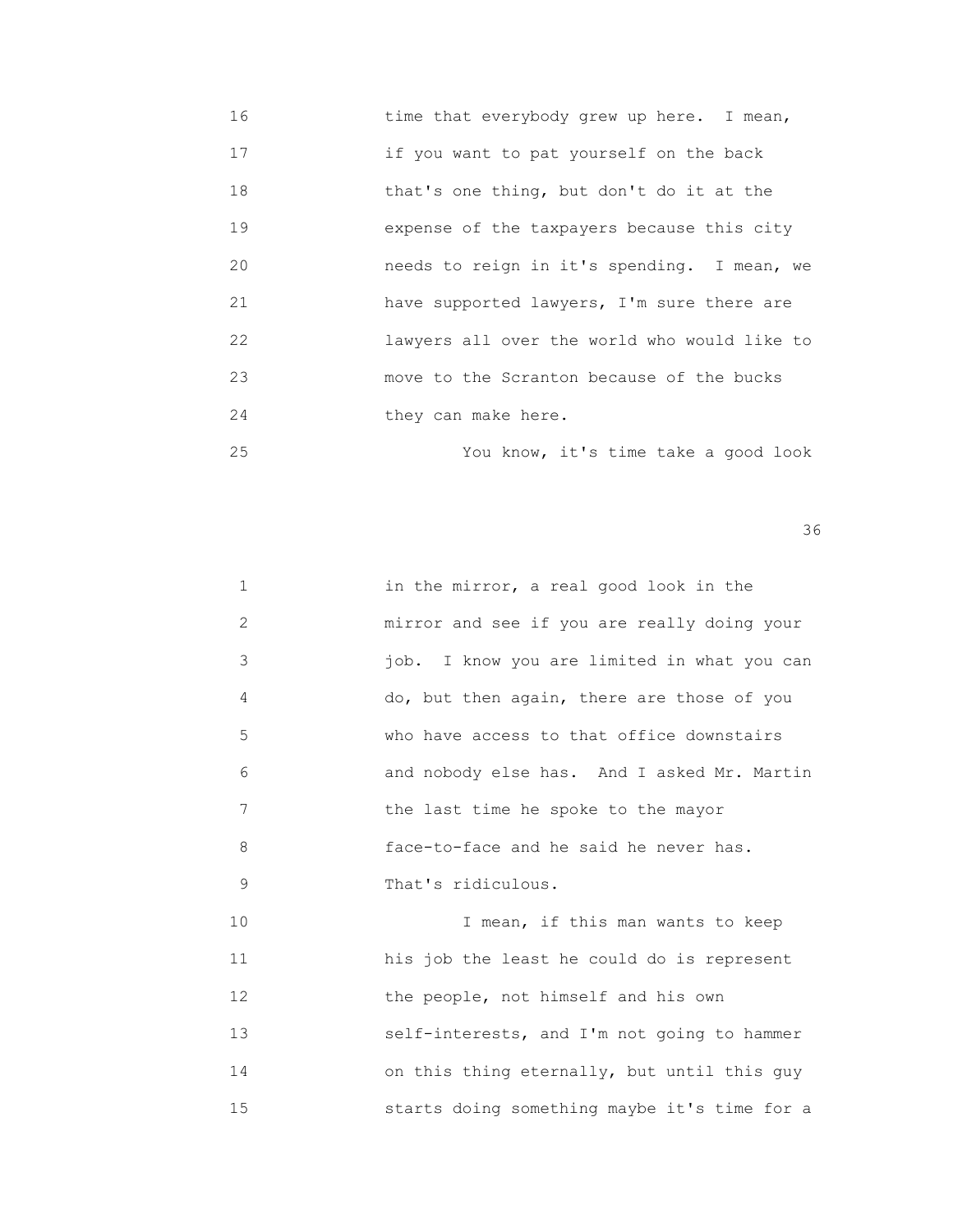16 time that everybody grew up here. I mean,
17 if you want to pat yourself on the back
18 that's one thing, but don't do it at the
19 expense of the taxpayers because this city
20 needs to reign in it's spending. I mean, we
21 have supported lawyers, I'm sure there are
22 lawyers all over the world who would like to
23 move to the Scranton because of the bucks
24 they can make here.
25 You know, it's time take a good look

1 in the mirror, a real good look in the
2 mirror and see if you are really doing your
3 job. I know you are limited in what you can
4 do, but then again, there are those of you
5 who have access to that office downstairs
6 and nobody else has. And I asked Mr. Martin
7 the last time he spoke to the mayor
8 face-to-face and he said he never has.
9 That's ridiculous.
10 I mean, if this man wants to keep
11 his job the least he could do is represent
12 the people, not himself and his own
13 self-interests, and I'm not going to hammer
14 on this thing eternally, but until this guy
15 starts doing something maybe it's time for a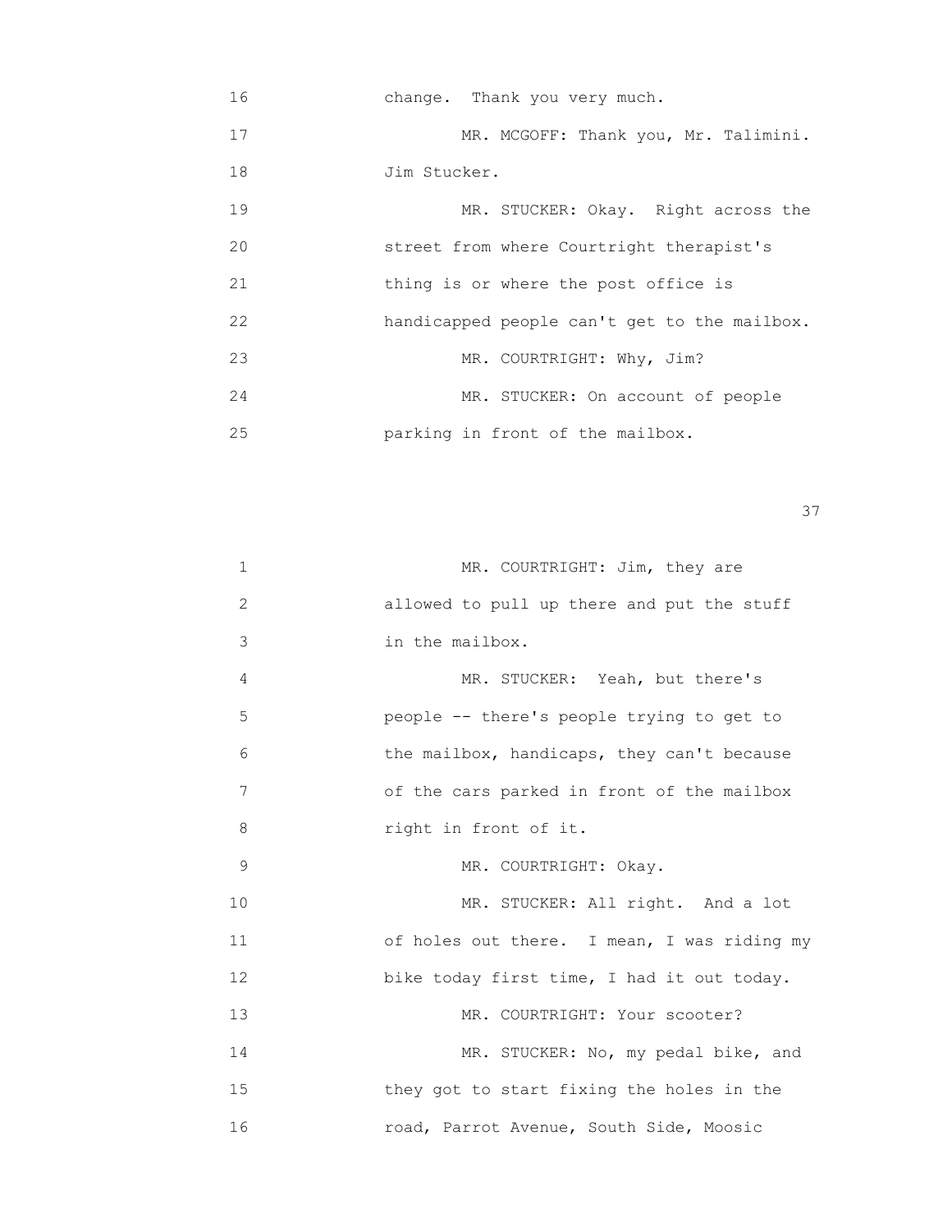16 change. Thank you very much.

17 MR. MCGOFF: Thank you, Mr. Talimini.

18 Jim Stucker.

19 MR. STUCKER: Okay. Right across the

20 street from where Courtright therapist's

21 thing is or where the post office is

22 handicapped people can't get to the mailbox.

23 MR. COURTRIGHT: Why, Jim?

24 MR. STUCKER: On account of people

25 parking in front of the mailbox.

1 MR. COURTRIGHT: Jim, they are

2 allowed to pull up there and put the stuff

3 in the mailbox.

4 MR. STUCKER: Yeah, but there's

5 people -- there's people trying to get to

6 the mailbox, handicaps, they can't because

7 of the cars parked in front of the mailbox

8 right in front of it.

9 MR. COURTRIGHT: Okay.

10 MR. STUCKER: All right. And a lot

11 of holes out there. I mean, I was riding my

12 bike today first time, I had it out today.

13 MR. COURTRIGHT: Your scooter?

14 MR. STUCKER: No, my pedal bike, and

15 they got to start fixing the holes in the

16 road, Parrot Avenue, South Side, Moosic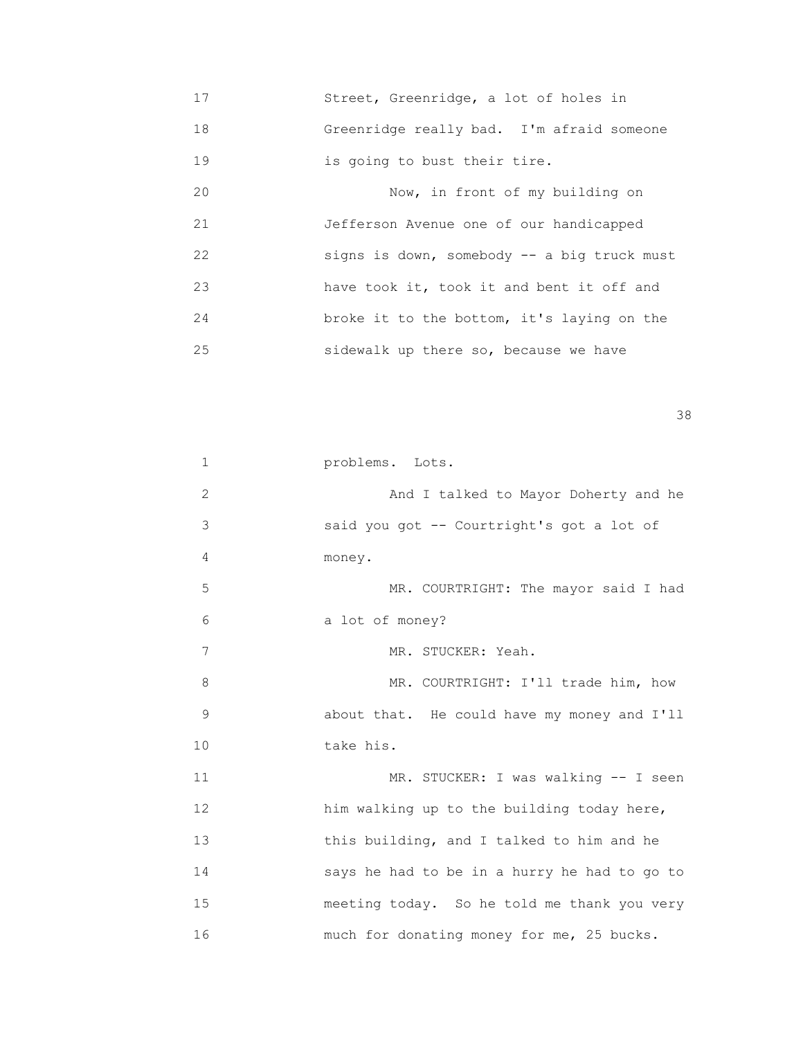Street, Greenridge, a lot of holes in Greenridge really bad. I'm afraid someone is going to bust their tire.

Now, in front of my building on Jefferson Avenue one of our handicapped signs is down, somebody -- a big truck must have took it, took it and bent it off and broke it to the bottom, it's laying on the sidewalk up there so, because we have problems. Lots.

And I talked to Mayor Doherty and he said you got -- Courtright's got a lot of money.

MR. COURTRIGHT: The mayor said I had a lot of money?

MR. STUCKER: Yeah.

MR. COURTRIGHT: I'll trade him, how about that. He could have my money and I'll take his.

MR. STUCKER: I was walking -- I seen him walking up to the building today here, this building, and I talked to him and he says he had to be in a hurry he had to go to meeting today. So he told me thank you very much for donating money for me, 25 bucks.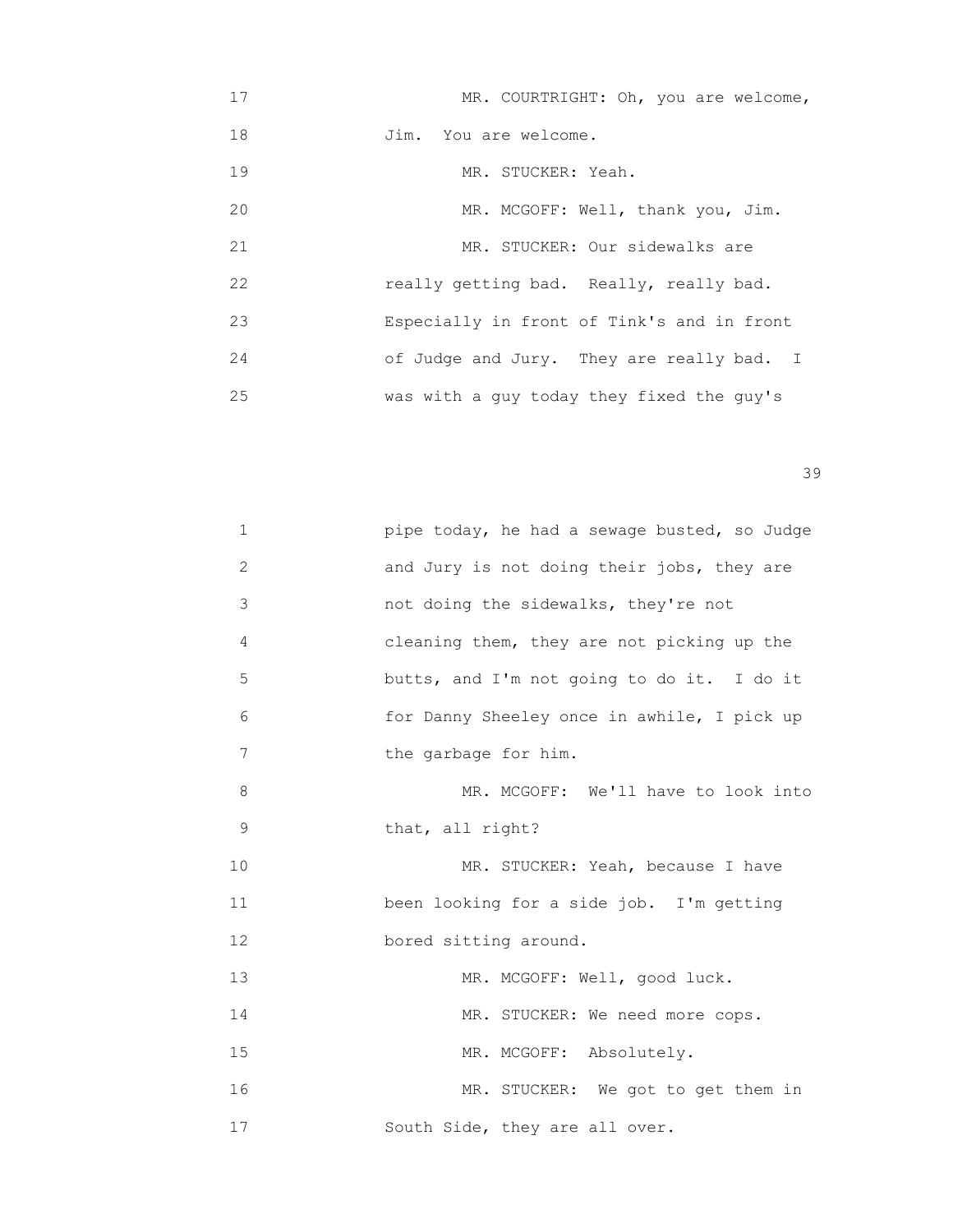17 MR. COURTRIGHT: Oh, you are welcome,
18 Jim. You are welcome.
19 MR. STUCKER: Yeah.
20 MR. MCGOFF: Well, thank you, Jim.
21 MR. STUCKER: Our sidewalks are
22 really getting bad. Really, really bad.
23 Especially in front of Tink's and in front
24 of Judge and Jury. They are really bad. I
25 was with a guy today they fixed the guy's

1 pipe today, he had a sewage busted, so Judge
2 and Jury is not doing their jobs, they are
3 not doing the sidewalks, they're not
4 cleaning them, they are not picking up the
5 butts, and I'm not going to do it. I do it
6 for Danny Sheeley once in awhile, I pick up
7 the garbage for him.
8 MR. MCGOFF: We'll have to look into
9 that, all right?
10 MR. STUCKER: Yeah, because I have
11 been looking for a side job. I'm getting
12 bored sitting around.
13 MR. MCGOFF: Well, good luck.
14 MR. STUCKER: We need more cops.
15 MR. MCGOFF: Absolutely.
16 MR. STUCKER: We got to get them in
17 South Side, they are all over.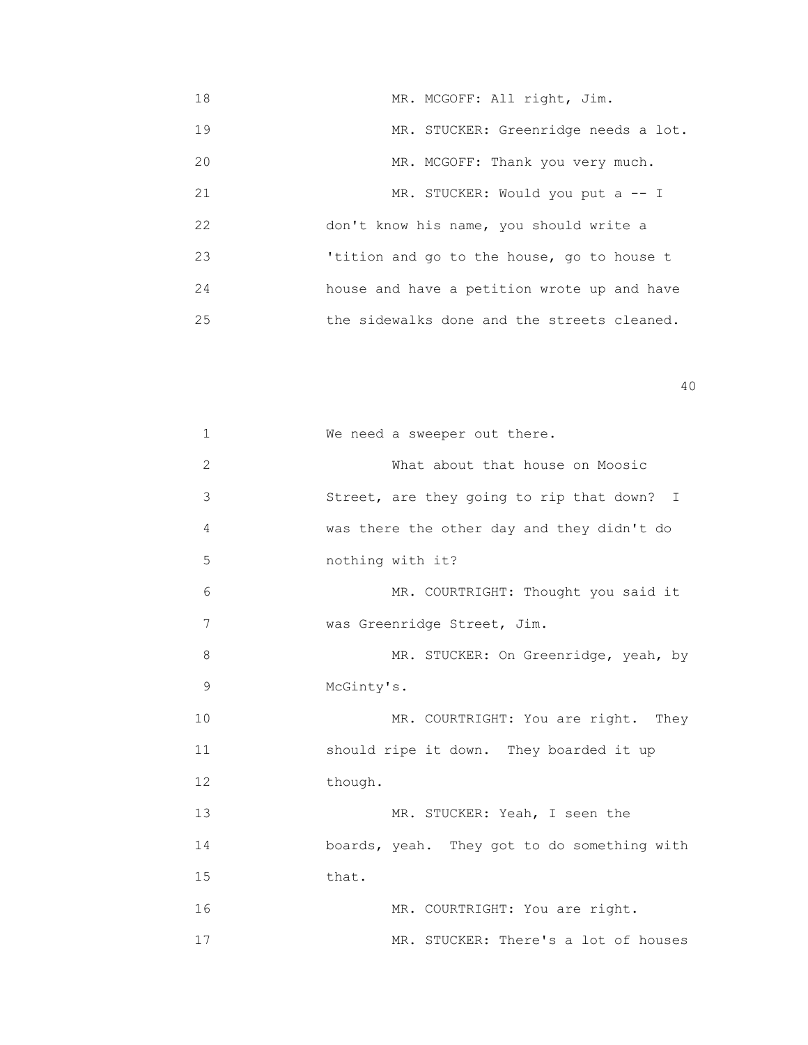18 MR. MCGOFF: All right, Jim.

19 MR. STUCKER: Greenridge needs a lot.

20 MR. MCGOFF: Thank you very much.

21 MR. STUCKER: Would you put a -- I

22 don't know his name, you should write a

23 'tition and go to the house, go to house t

24 house and have a petition wrote up and have

25 the sidewalks done and the streets cleaned.

1 We need a sweeper out there.

2 What about that house on Moosic

3 Street, are they going to rip that down? I

4 was there the other day and they didn't do

5 nothing with it?

6 MR. COURTRIGHT: Thought you said it

7 was Greenridge Street, Jim.

8 MR. STUCKER: On Greenridge, yeah, by

9 McGinty's.

10 MR. COURTRIGHT: You are right. They

11 should ripe it down. They boarded it up

12 though.

13 MR. STUCKER: Yeah, I seen the

14 boards, yeah. They got to do something with

15 that.

16 MR. COURTRIGHT: You are right.

17 MR. STUCKER: There's a lot of houses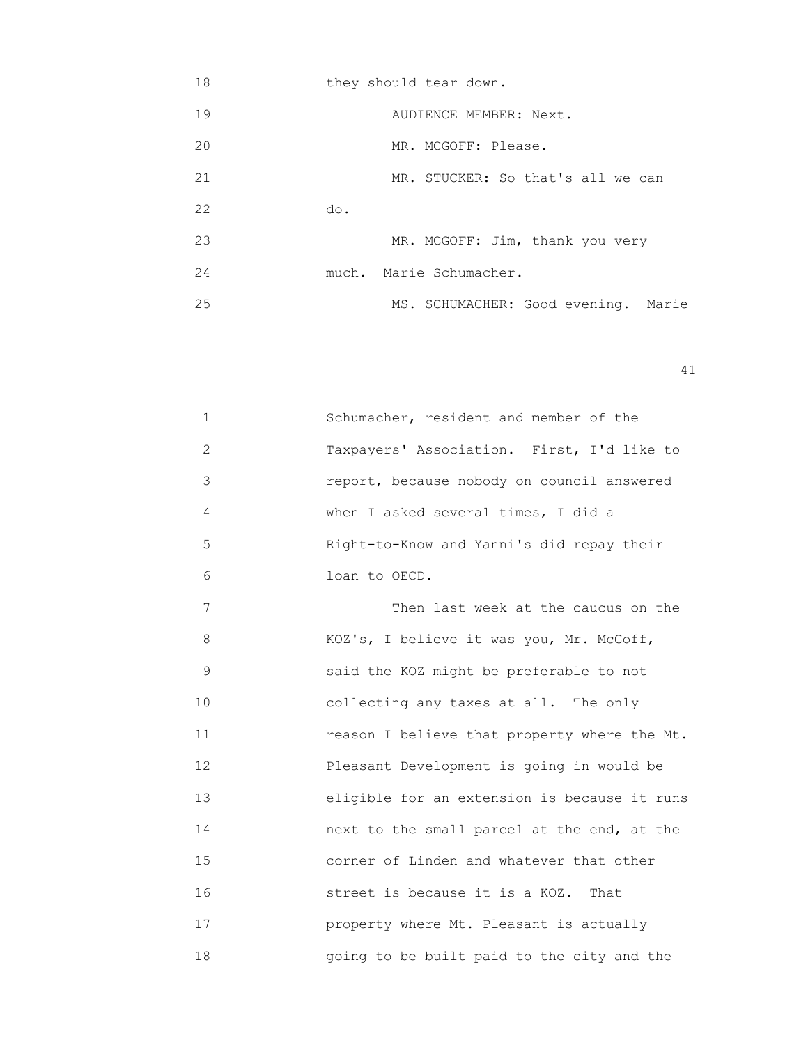18 they should tear down.

19 AUDIENCE MEMBER: Next.

20 MR. MCGOFF: Please.

21 MR. STUCKER: So that's all we can

22 do.

23 MR. MCGOFF: Jim, thank you very

24 much. Marie Schumacher.

25 MS. SCHUMACHER: Good evening. Marie

1 Schumacher, resident and member of the

2 Taxpayers' Association. First, I'd like to

3 report, because nobody on council answered

4 when I asked several times, I did a

5 Right-to-Know and Yanni's did repay their

6 loan to OECD.

7 Then last week at the caucus on the

8 KOZ's, I believe it was you, Mr. McGoff,

9 said the KOZ might be preferable to not

10 collecting any taxes at all. The only

11 reason I believe that property where the Mt.

12 Pleasant Development is going in would be

13 eligible for an extension is because it runs

14 next to the small parcel at the end, at the

15 corner of Linden and whatever that other

16 street is because it is a KOZ. That

17 property where Mt. Pleasant is actually

18 going to be built paid to the city and the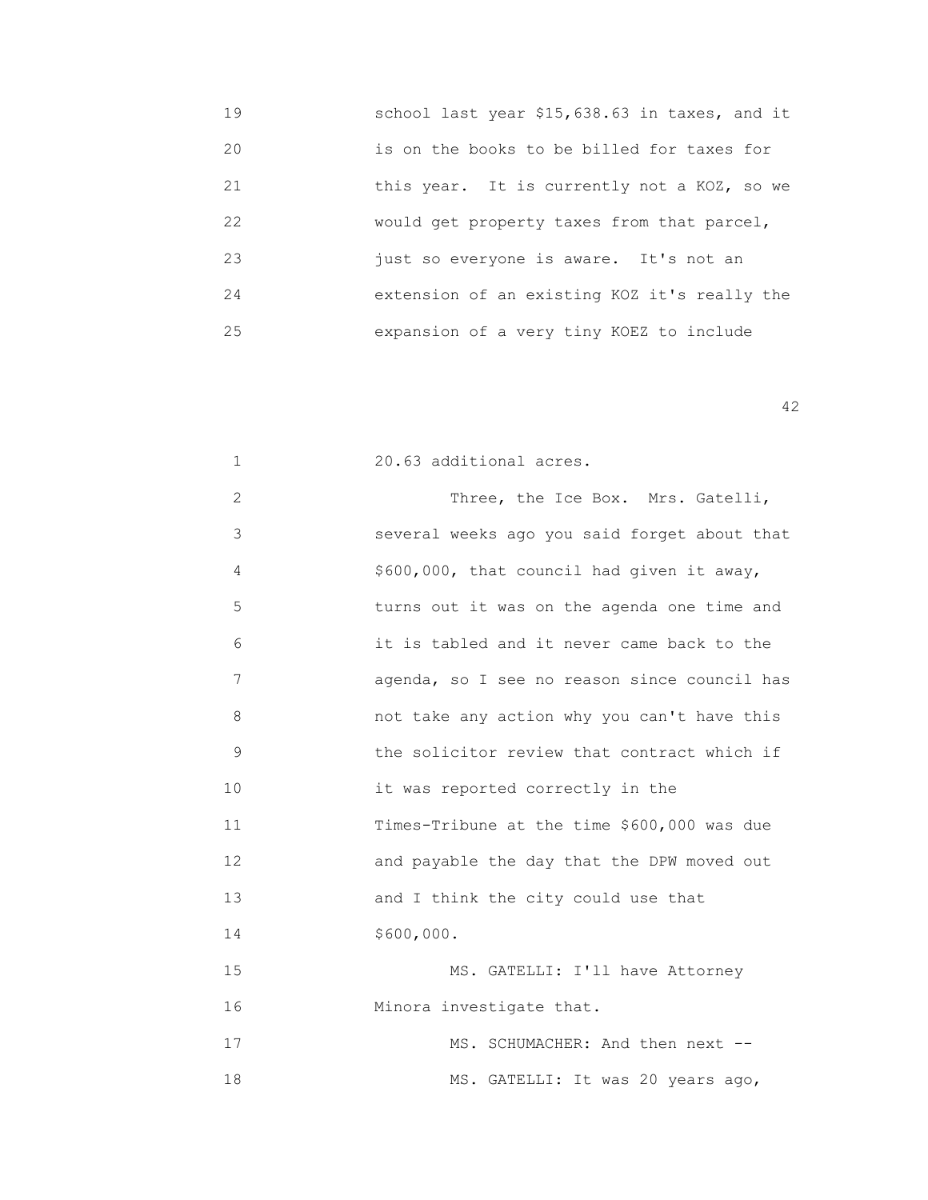19 school last year $15,638.63 in taxes, and it
20 is on the books to be billed for taxes for
21 this year. It is currently not a KOZ, so we
22 would get property taxes from that parcel,
23 just so everyone is aware. It's not an
24 extension of an existing KOZ it's really the
25 expansion of a very tiny KOEZ to include

1 20.63 additional acres.
2 Three, the Ice Box. Mrs. Gatelli,
3 several weeks ago you said forget about that
4 $600,000, that council had given it away,
5 turns out it was on the agenda one time and
6 it is tabled and it never came back to the
7 agenda, so I see no reason since council has
8 not take any action why you can't have this
9 the solicitor review that contract which if
10 it was reported correctly in the
11 Times-Tribune at the time $600,000 was due
12 and payable the day that the DPW moved out
13 and I think the city could use that
14 $600,000.
15 MS. GATELLI: I'll have Attorney
16 Minora investigate that.
17 MS. SCHUMACHER: And then next --
18 MS. GATELLI: It was 20 years ago,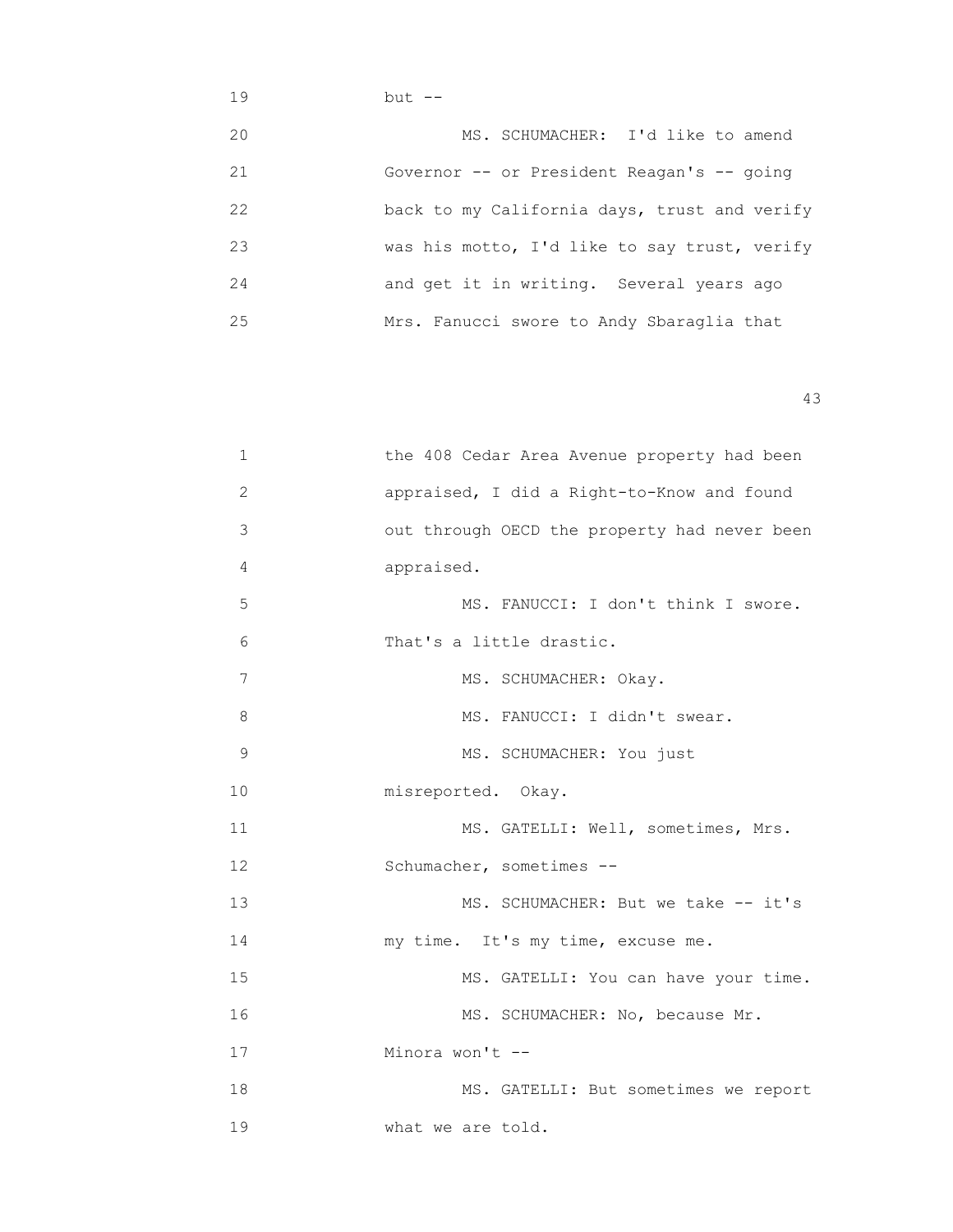19 but --

20 MS. SCHUMACHER: I'd like to amend

21 Governor -- or President Reagan's -- going

22 back to my California days, trust and verify

23 was his motto, I'd like to say trust, verify

24 and get it in writing. Several years ago

25 Mrs. Fanucci swore to Andy Sbaraglia that

1 the 408 Cedar Area Avenue property had been

2 appraised, I did a Right-to-Know and found

3 out through OECD the property had never been

4 appraised.

5 MS. FANUCCI: I don't think I swore.

6 That's a little drastic.

7 MS. SCHUMACHER: Okay.

8 MS. FANUCCI: I didn't swear.

9 MS. SCHUMACHER: You just

10 misreported. Okay.

11 MS. GATELLI: Well, sometimes, Mrs.

12 Schumacher, sometimes --

13 MS. SCHUMACHER: But we take -- it's

14 my time. It's my time, excuse me.

15 MS. GATELLI: You can have your time.

16 MS. SCHUMACHER: No, because Mr.

17 Minora won't --

18 MS. GATELLI: But sometimes we report

19 what we are told.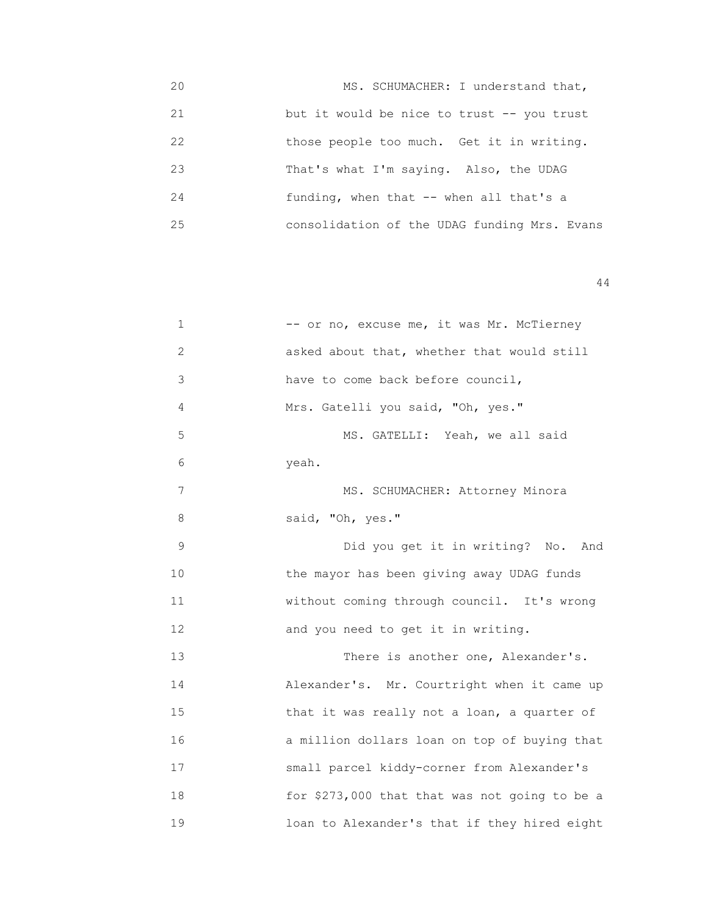20 MS. SCHUMACHER: I understand that,
21 but it would be nice to trust -- you trust
22 those people too much. Get it in writing.
23 That's what I'm saying. Also, the UDAG
24 funding, when that -- when all that's a
25 consolidation of the UDAG funding Mrs. Evans

1 -- or no, excuse me, it was Mr. McTierney
2 asked about that, whether that would still
3 have to come back before council,
4 Mrs. Gatelli you said, "Oh, yes."
5 MS. GATELLI: Yeah, we all said
6 yeah.
7 MS. SCHUMACHER: Attorney Minora
8 said, "Oh, yes."
9 Did you get it in writing? No. And
10 the mayor has been giving away UDAG funds
11 without coming through council. It's wrong
12 and you need to get it in writing.
13 There is another one, Alexander's.
14 Alexander's. Mr. Courtright when it came up
15 that it was really not a loan, a quarter of
16 a million dollars loan on top of buying that
17 small parcel kiddy-corner from Alexander's
18 for $273,000 that that was not going to be a
19 loan to Alexander's that if they hired eight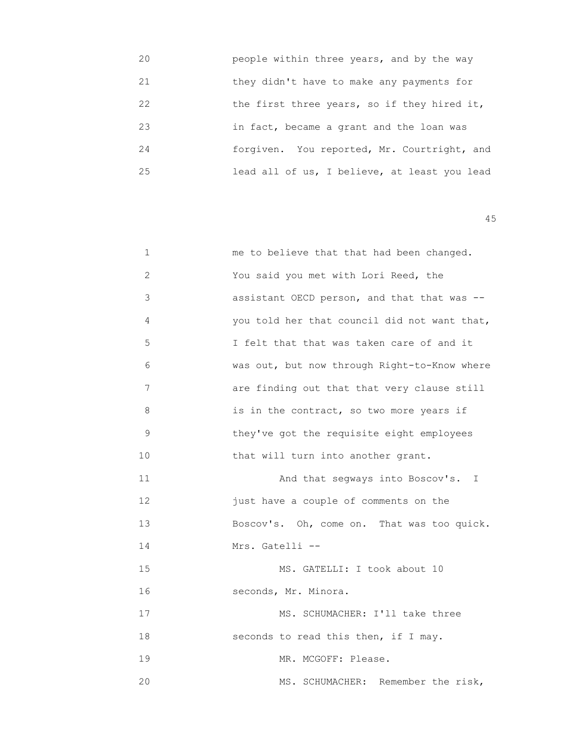20 people within three years, and by the way
21 they didn't have to make any payments for
22 the first three years, so if they hired it,
23 in fact, became a grant and the loan was
24 forgiven. You reported, Mr. Courtright, and
25 lead all of us, I believe, at least you lead

1 me to believe that that had been changed.
2 You said you met with Lori Reed, the
3 assistant OECD person, and that that was --
4 you told her that council did not want that,
5 I felt that that was taken care of and it
6 was out, but now through Right-to-Know where
7 are finding out that that very clause still
8 is in the contract, so two more years if
9 they've got the requisite eight employees
10 that will turn into another grant.
11 And that segways into Boscov's. I
12 just have a couple of comments on the
13 Boscov's. Oh, come on. That was too quick.
14 Mrs. Gatelli --
15 MS. GATELLI: I took about 10
16 seconds, Mr. Minora.
17 MS. SCHUMACHER: I'll take three
18 seconds to read this then, if I may.
19 MR. MCGOFF: Please.
20 MS. SCHUMACHER: Remember the risk,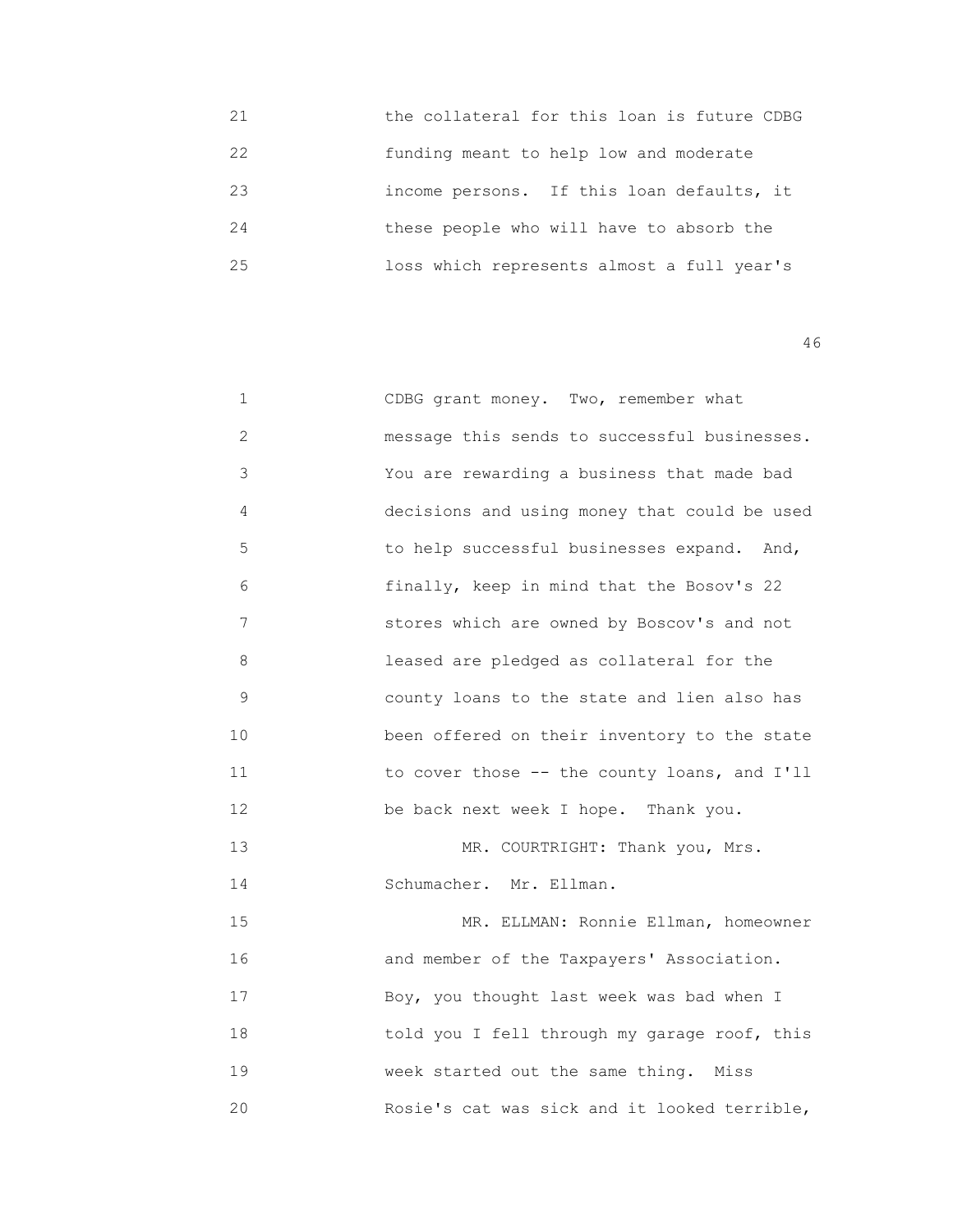21 the collateral for this loan is future CDBG
22 funding meant to help low and moderate
23 income persons. If this loan defaults, it
24 these people who will have to absorb the
25 loss which represents almost a full year's

1 CDBG grant money. Two, remember what
2 message this sends to successful businesses.
3 You are rewarding a business that made bad
4 decisions and using money that could be used
5 to help successful businesses expand. And,
6 finally, keep in mind that the Bosov's 22
7 stores which are owned by Boscov's and not
8 leased are pledged as collateral for the
9 county loans to the state and lien also has
10 been offered on their inventory to the state
11 to cover those -- the county loans, and I'll
12 be back next week I hope. Thank you.
13 MR. COURTRIGHT: Thank you, Mrs.
14 Schumacher. Mr. Ellman.
15 MR. ELLMAN: Ronnie Ellman, homeowner
16 and member of the Taxpayers' Association.
17 Boy, you thought last week was bad when I
18 told you I fell through my garage roof, this
19 week started out the same thing. Miss
20 Rosie's cat was sick and it looked terrible,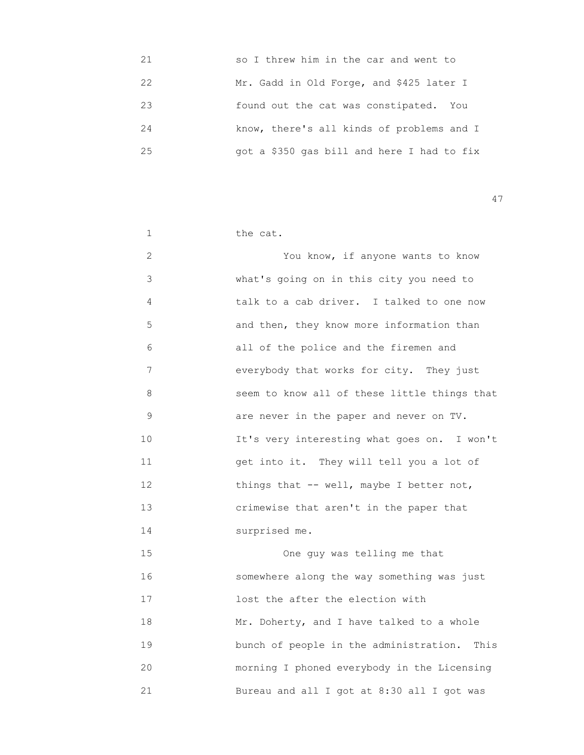21 so I threw him in the car and went to
22 Mr. Gadd in Old Forge, and $425 later I
23 found out the cat was constipated. You
24 know, there's all kinds of problems and I
25 got a $350 gas bill and here I had to fix

1 the cat.
2 You know, if anyone wants to know
3 what's going on in this city you need to
4 talk to a cab driver. I talked to one now
5 and then, they know more information than
6 all of the police and the firemen and
7 everybody that works for city. They just
8 seem to know all of these little things that
9 are never in the paper and never on TV.
10 It's very interesting what goes on. I won't
11 get into it. They will tell you a lot of
12 things that -- well, maybe I better not,
13 crimewise that aren't in the paper that
14 surprised me.
15 One guy was telling me that
16 somewhere along the way something was just
17 lost the after the election with
18 Mr. Doherty, and I have talked to a whole
19 bunch of people in the administration. This
20 morning I phoned everybody in the Licensing
21 Bureau and all I got at 8:30 all I got was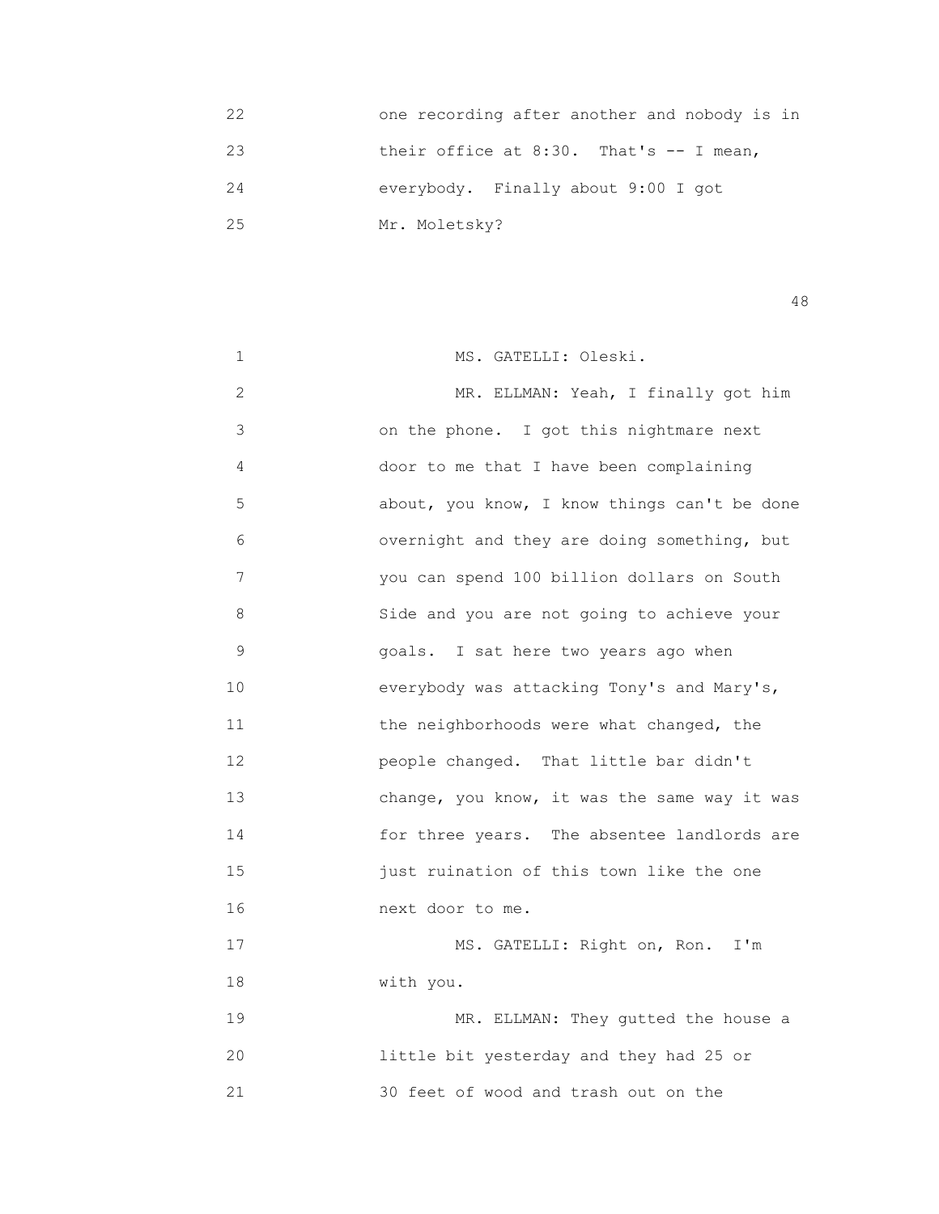22 one recording after another and nobody is in
23 their office at 8:30. That's -- I mean,
24 everybody. Finally about 9:00 I got
25 Mr. Moletsky?

1 MS. GATELLI: Oleski.
2 MR. ELLMAN: Yeah, I finally got him
3 on the phone. I got this nightmare next
4 door to me that I have been complaining
5 about, you know, I know things can't be done
6 overnight and they are doing something, but
7 you can spend 100 billion dollars on South
8 Side and you are not going to achieve your
9 goals. I sat here two years ago when
10 everybody was attacking Tony's and Mary's,
11 the neighborhoods were what changed, the
12 people changed. That little bar didn't
13 change, you know, it was the same way it was
14 for three years. The absentee landlords are
15 just ruination of this town like the one
16 next door to me.
17 MS. GATELLI: Right on, Ron. I'm
18 with you.
19 MR. ELLMAN: They gutted the house a
20 little bit yesterday and they had 25 or
21 30 feet of wood and trash out on the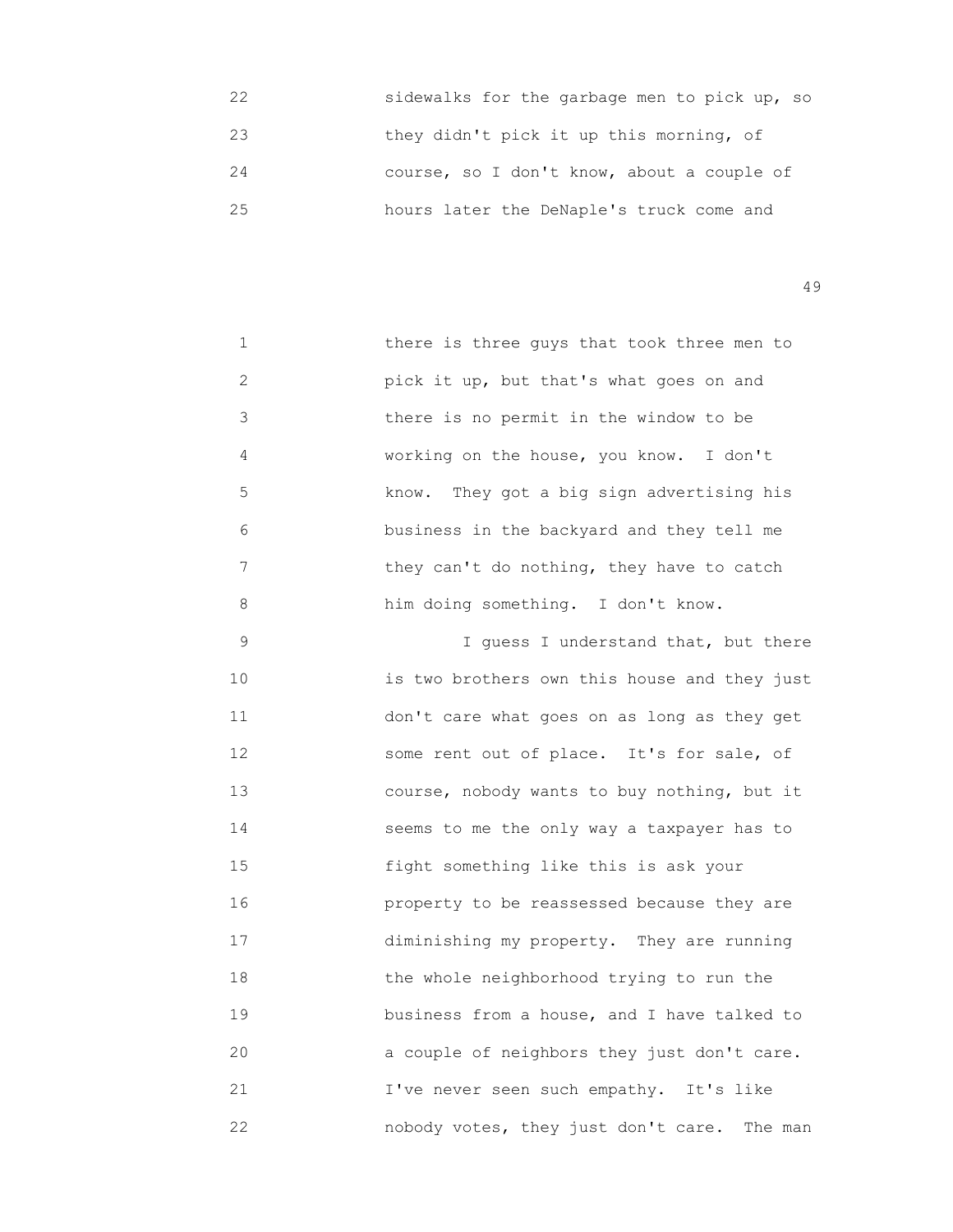22 sidewalks for the garbage men to pick up, so
23 they didn't pick it up this morning, of
24 course, so I don't know, about a couple of
25 hours later the DeNaple's truck come and

1 there is three guys that took three men to
2 pick it up, but that's what goes on and
3 there is no permit in the window to be
4 working on the house, you know. I don't
5 know. They got a big sign advertising his
6 business in the backyard and they tell me
7 they can't do nothing, they have to catch
8 him doing something. I don't know.
9 I guess I understand that, but there
10 is two brothers own this house and they just
11 don't care what goes on as long as they get
12 some rent out of place. It's for sale, of
13 course, nobody wants to buy nothing, but it
14 seems to me the only way a taxpayer has to
15 fight something like this is ask your
16 property to be reassessed because they are
17 diminishing my property. They are running
18 the whole neighborhood trying to run the
19 business from a house, and I have talked to
20 a couple of neighbors they just don't care.
21 I've never seen such empathy. It's like
22 nobody votes, they just don't care. The man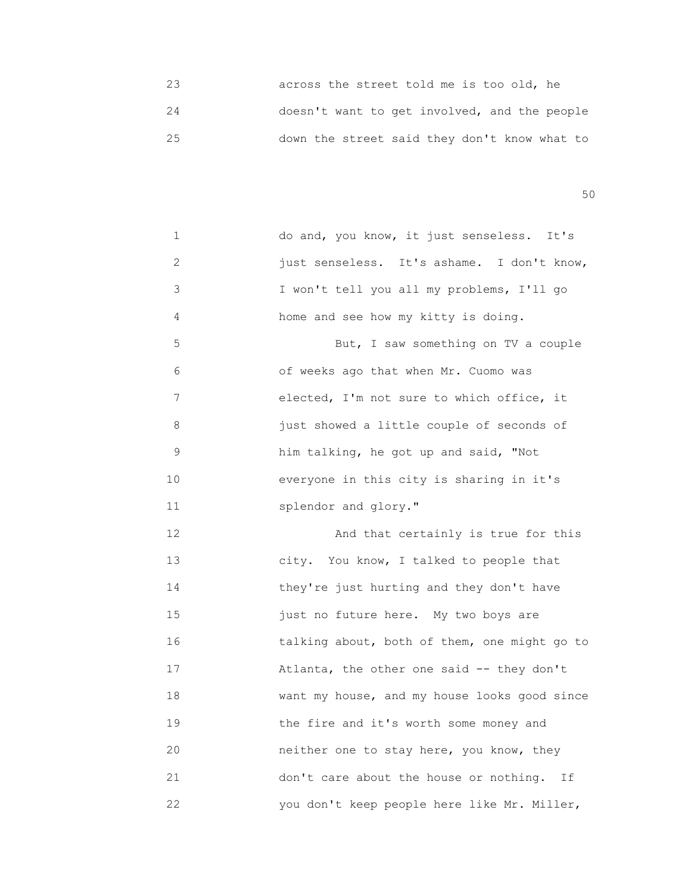23 across the street told me is too old, he
24 doesn't want to get involved, and the people
25 down the street said they don't know what to

1 do and, you know, it just senseless. It's
2 just senseless. It's ashame. I don't know,
3 I won't tell you all my problems, I'll go
4 home and see how my kitty is doing.
5 But, I saw something on TV a couple
6 of weeks ago that when Mr. Cuomo was
7 elected, I'm not sure to which office, it
8 just showed a little couple of seconds of
9 him talking, he got up and said, "Not
10 everyone in this city is sharing in it's
11 splendor and glory."
12 And that certainly is true for this
13 city. You know, I talked to people that
14 they're just hurting and they don't have
15 just no future here. My two boys are
16 talking about, both of them, one might go to
17 Atlanta, the other one said -- they don't
18 want my house, and my house looks good since
19 the fire and it's worth some money and
20 neither one to stay here, you know, they
21 don't care about the house or nothing. If
22 you don't keep people here like Mr. Miller,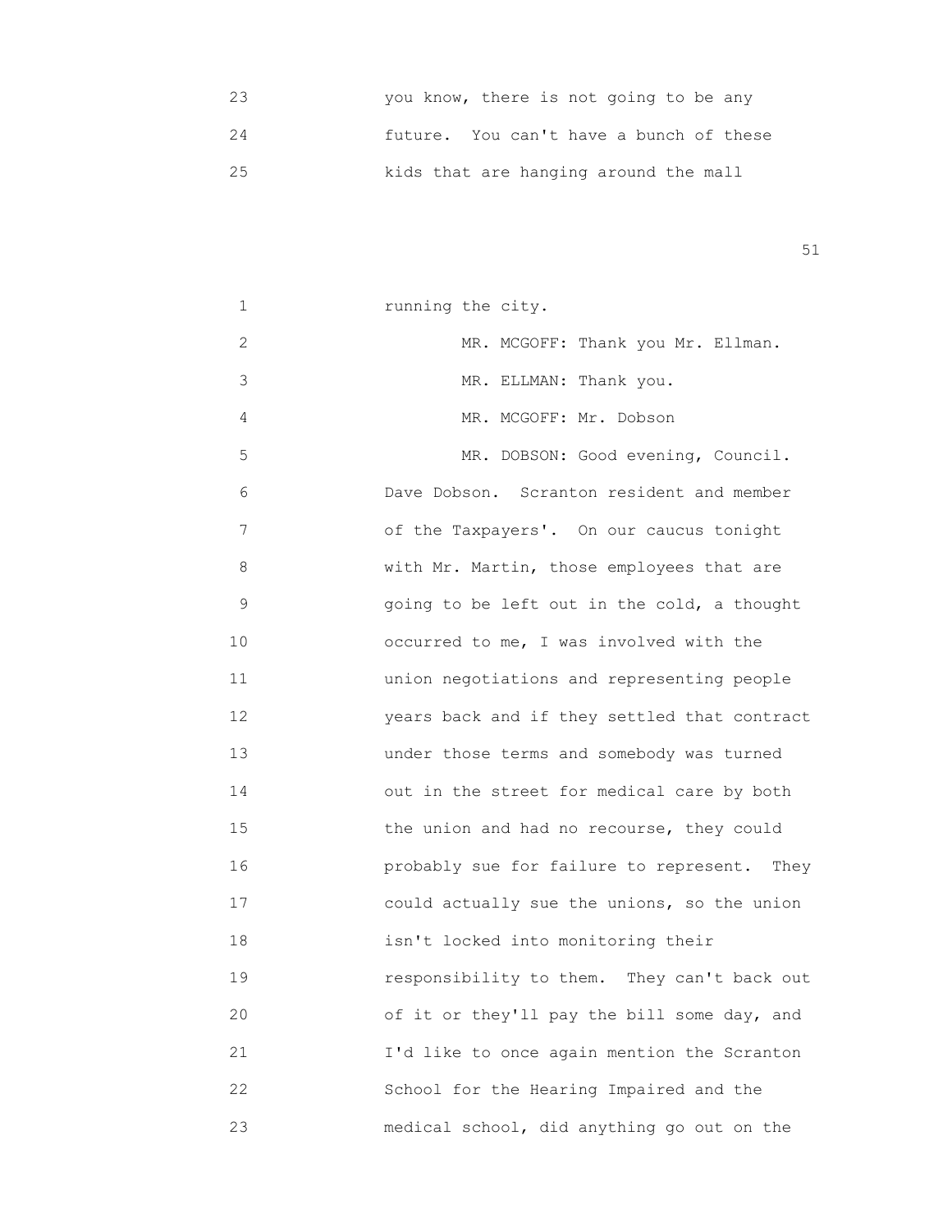you know, there is not going to be any future. You can't have a bunch of these kids that are hanging around the mall running the city.

MR. MCGOFF: Thank you Mr. Ellman.

MR. ELLMAN: Thank you.

MR. MCGOFF: Mr. Dobson

MR. DOBSON: Good evening, Council. Dave Dobson. Scranton resident and member of the Taxpayers'. On our caucus tonight with Mr. Martin, those employees that are going to be left out in the cold, a thought occurred to me, I was involved with the union negotiations and representing people years back and if they settled that contract under those terms and somebody was turned out in the street for medical care by both the union and had no recourse, they could probably sue for failure to represent. They could actually sue the unions, so the union isn't locked into monitoring their responsibility to them. They can't back out of it or they'll pay the bill some day, and I'd like to once again mention the Scranton School for the Hearing Impaired and the medical school, did anything go out on the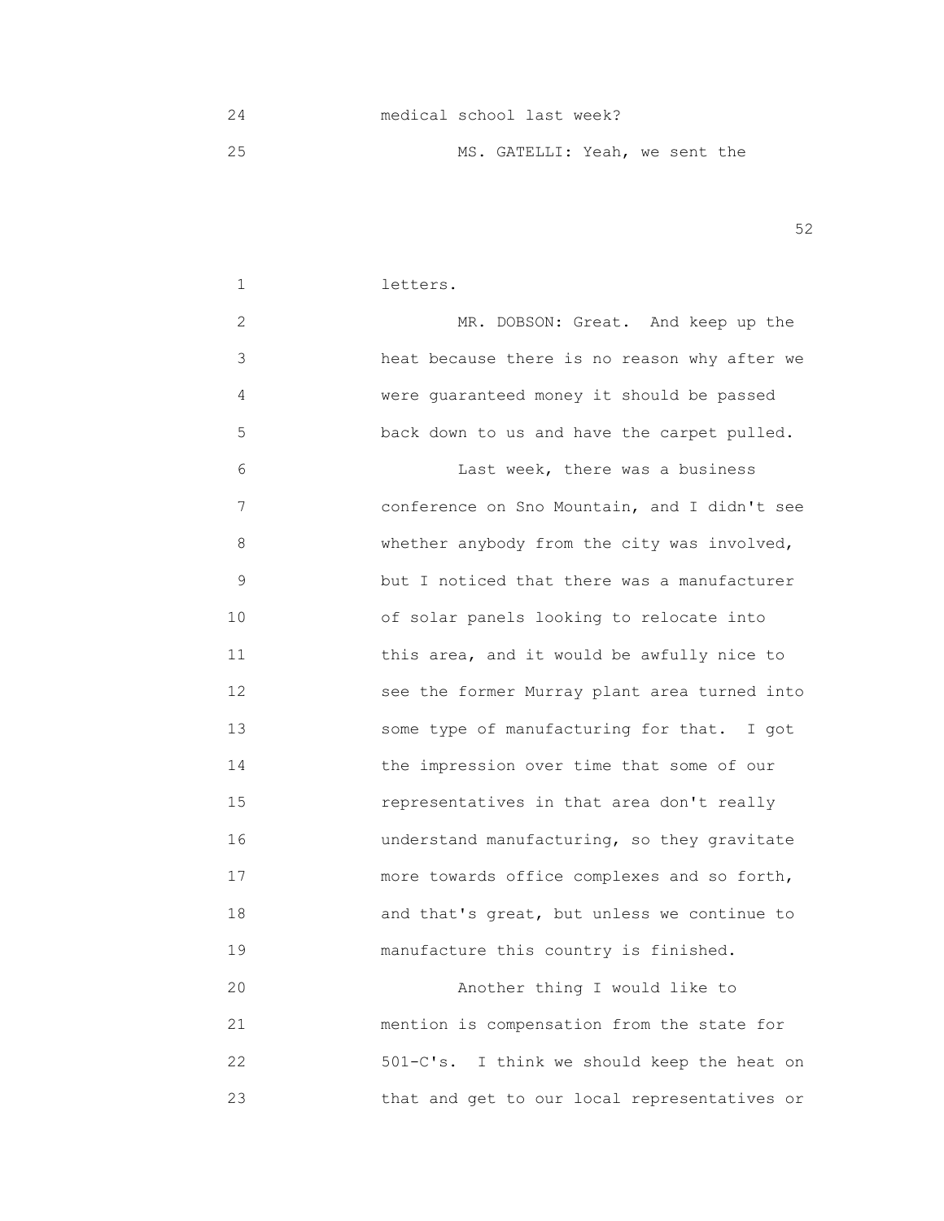24 medical school last week?

25 MS. GATELLI: Yeah, we sent the

1 letters.

2 MR. DOBSON: Great. And keep up the
3 heat because there is no reason why after we
4 were guaranteed money it should be passed
5 back down to us and have the carpet pulled.

6 Last week, there was a business
7 conference on Sno Mountain, and I didn't see
8 whether anybody from the city was involved,
9 but I noticed that there was a manufacturer
10 of solar panels looking to relocate into
11 this area, and it would be awfully nice to
12 see the former Murray plant area turned into
13 some type of manufacturing for that. I got
14 the impression over time that some of our
15 representatives in that area don't really
16 understand manufacturing, so they gravitate
17 more towards office complexes and so forth,
18 and that's great, but unless we continue to
19 manufacture this country is finished.

20 Another thing I would like to
21 mention is compensation from the state for
22 501-C's. I think we should keep the heat on
23 that and get to our local representatives or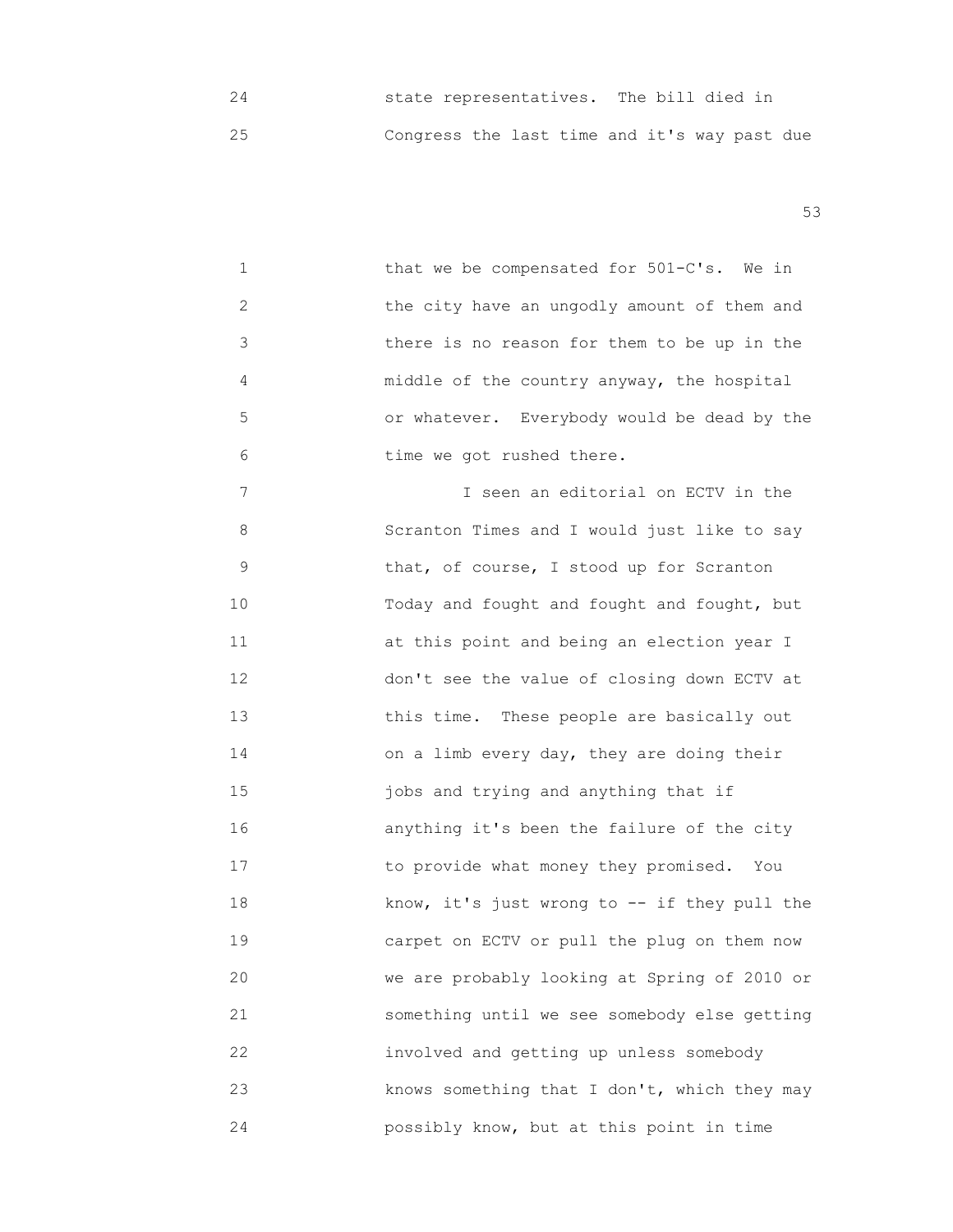24 state representatives. The bill died in
25 Congress the last time and it's way past due

1 that we be compensated for 501-C's. We in
2 the city have an ungodly amount of them and
3 there is no reason for them to be up in the
4 middle of the country anyway, the hospital
5 or whatever. Everybody would be dead by the
6 time we got rushed there.
7 I seen an editorial on ECTV in the
8 Scranton Times and I would just like to say
9 that, of course, I stood up for Scranton
10 Today and fought and fought and fought, but
11 at this point and being an election year I
12 don't see the value of closing down ECTV at
13 this time. These people are basically out
14 on a limb every day, they are doing their
15 jobs and trying and anything that if
16 anything it's been the failure of the city
17 to provide what money they promised. You
18 know, it's just wrong to -- if they pull the
19 carpet on ECTV or pull the plug on them now
20 we are probably looking at Spring of 2010 or
21 something until we see somebody else getting
22 involved and getting up unless somebody
23 knows something that I don't, which they may
24 possibly know, but at this point in time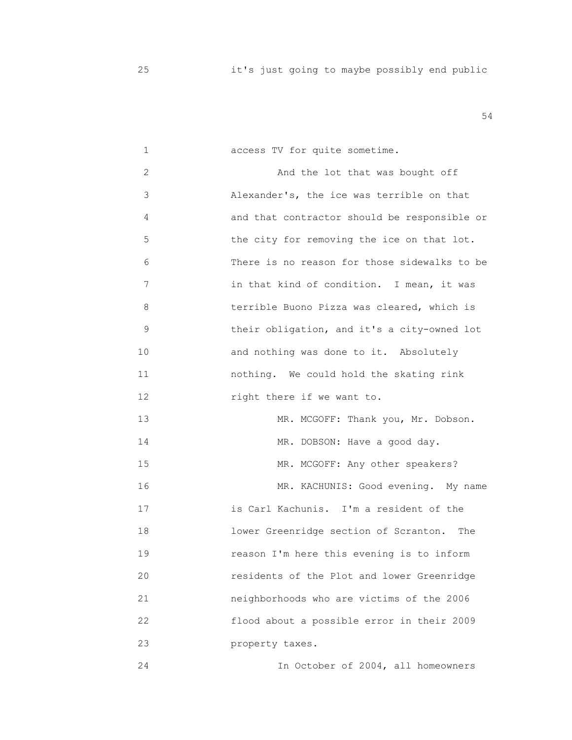it's just going to maybe possibly end public

access TV for quite sometime.

And the lot that was bought off Alexander's, the ice was terrible on that and that contractor should be responsible or the city for removing the ice on that lot. There is no reason for those sidewalks to be in that kind of condition. I mean, it was terrible Buono Pizza was cleared, which is their obligation, and it's a city-owned lot and nothing was done to it. Absolutely nothing. We could hold the skating rink right there if we want to.

MR. MCGOFF: Thank you, Mr. Dobson.

MR. DOBSON: Have a good day.

MR. MCGOFF: Any other speakers?

MR. KACHUNIS: Good evening. My name is Carl Kachunis. I'm a resident of the lower Greenridge section of Scranton. The reason I'm here this evening is to inform residents of the Plot and lower Greenridge neighborhoods who are victims of the 2006 flood about a possible error in their 2009 property taxes.

In October of 2004, all homeowners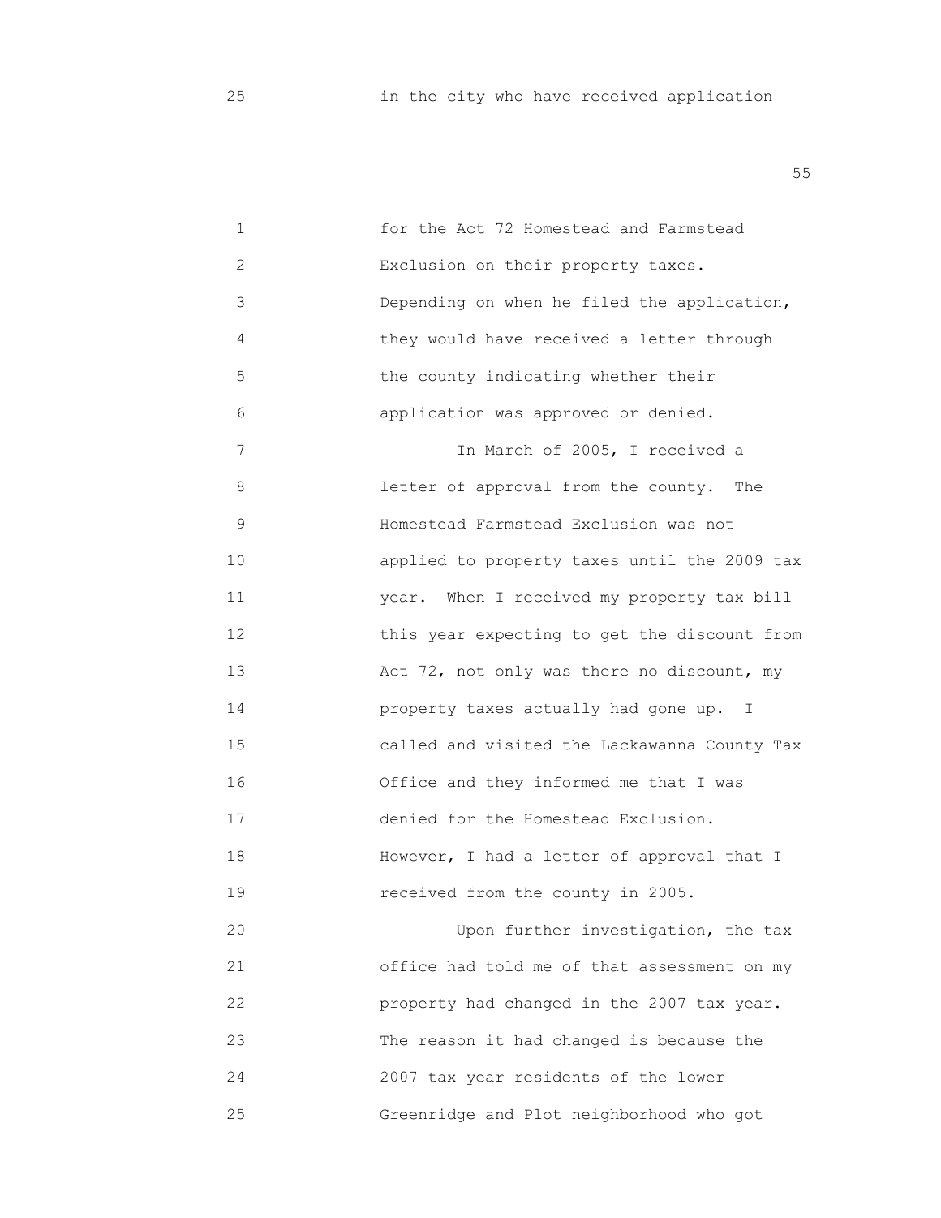in the city who have received application

for the Act 72 Homestead and Farmstead Exclusion on their property taxes. Depending on when he filed the application, they would have received a letter through the county indicating whether their application was approved or denied.

In March of 2005, I received a letter of approval from the county. The Homestead Farmstead Exclusion was not applied to property taxes until the 2009 tax year. When I received my property tax bill this year expecting to get the discount from Act 72, not only was there no discount, my property taxes actually had gone up. I called and visited the Lackawanna County Tax Office and they informed me that I was denied for the Homestead Exclusion. However, I had a letter of approval that I received from the county in 2005.

Upon further investigation, the tax office had told me of that assessment on my property had changed in the 2007 tax year. The reason it had changed is because the 2007 tax year residents of the lower Greenridge and Plot neighborhood who got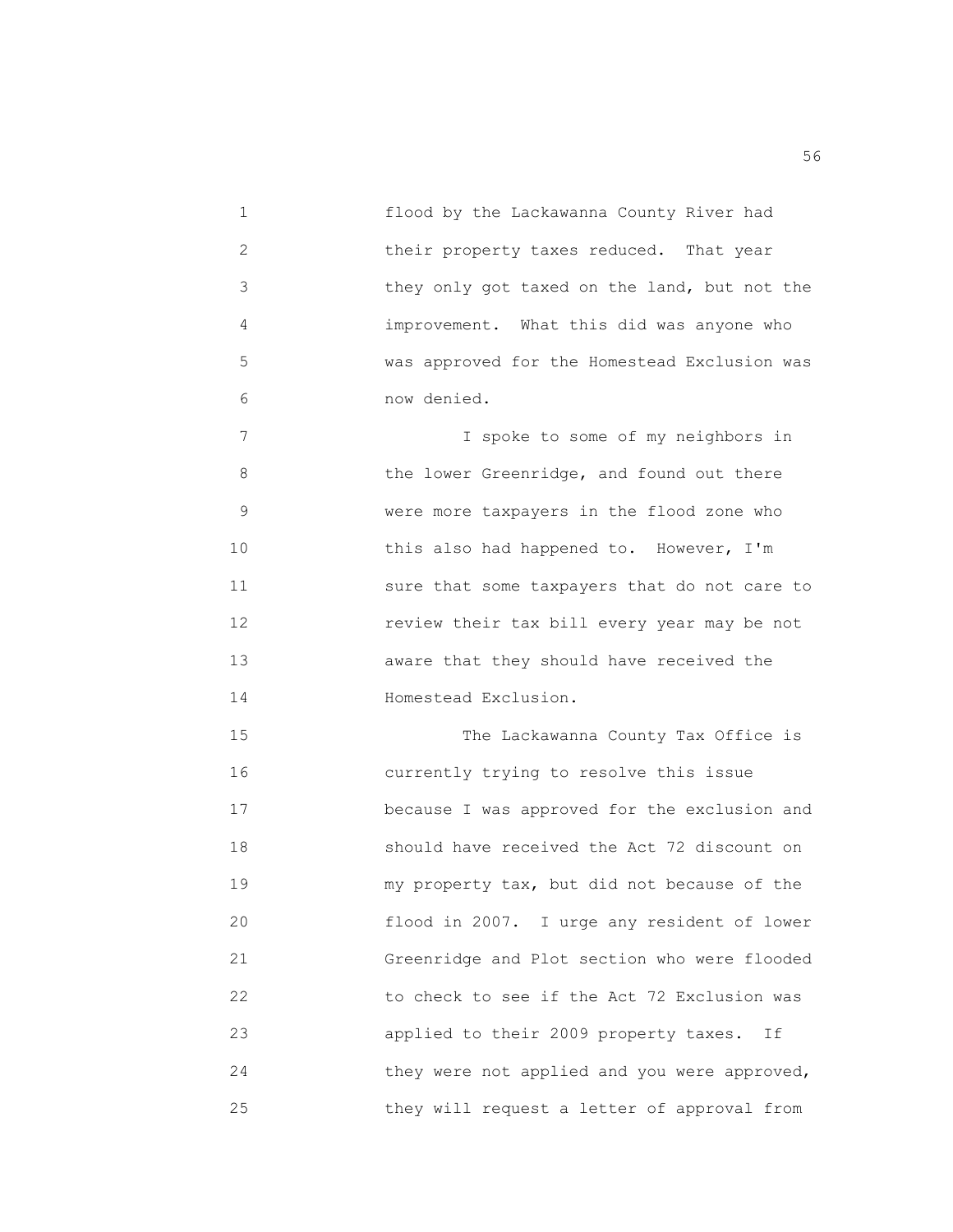flood by the Lackawanna County River had their property taxes reduced. That year they only got taxed on the land, but not the improvement. What this did was anyone who was approved for the Homestead Exclusion was now denied.

I spoke to some of my neighbors in the lower Greenridge, and found out there were more taxpayers in the flood zone who this also had happened to. However, I'm sure that some taxpayers that do not care to review their tax bill every year may be not aware that they should have received the Homestead Exclusion.

The Lackawanna County Tax Office is currently trying to resolve this issue because I was approved for the exclusion and should have received the Act 72 discount on my property tax, but did not because of the flood in 2007. I urge any resident of lower Greenridge and Plot section who were flooded to check to see if the Act 72 Exclusion was applied to their 2009 property taxes. If they were not applied and you were approved, they will request a letter of approval from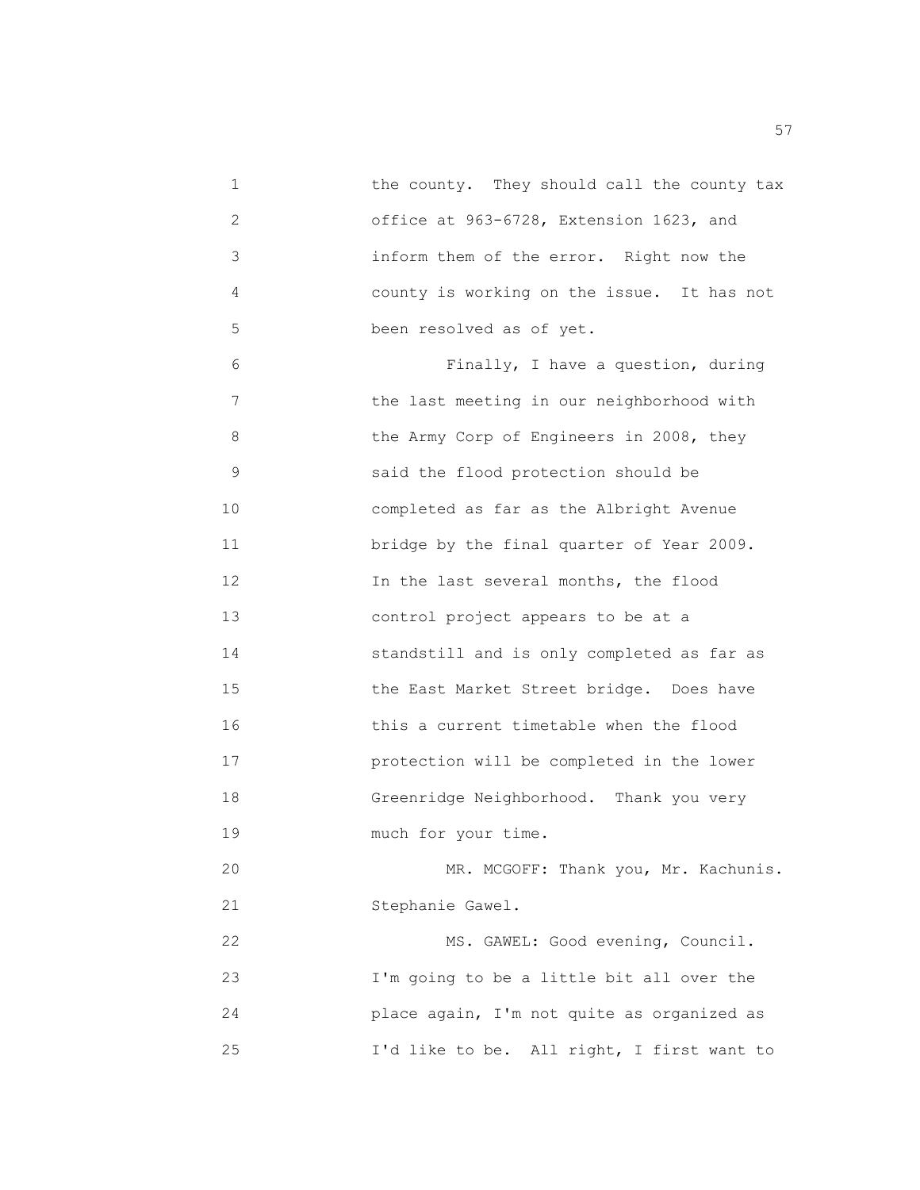the county. They should call the county tax office at 963-6728, Extension 1623, and inform them of the error. Right now the county is working on the issue. It has not been resolved as of yet.

Finally, I have a question, during the last meeting in our neighborhood with the Army Corp of Engineers in 2008, they said the flood protection should be completed as far as the Albright Avenue bridge by the final quarter of Year 2009. In the last several months, the flood control project appears to be at a standstill and is only completed as far as the East Market Street bridge. Does have this a current timetable when the flood protection will be completed in the lower Greenridge Neighborhood. Thank you very much for your time.

MR. MCGOFF: Thank you, Mr. Kachunis. Stephanie Gawel.

MS. GAWEL: Good evening, Council. I'm going to be a little bit all over the place again, I'm not quite as organized as I'd like to be. All right, I first want to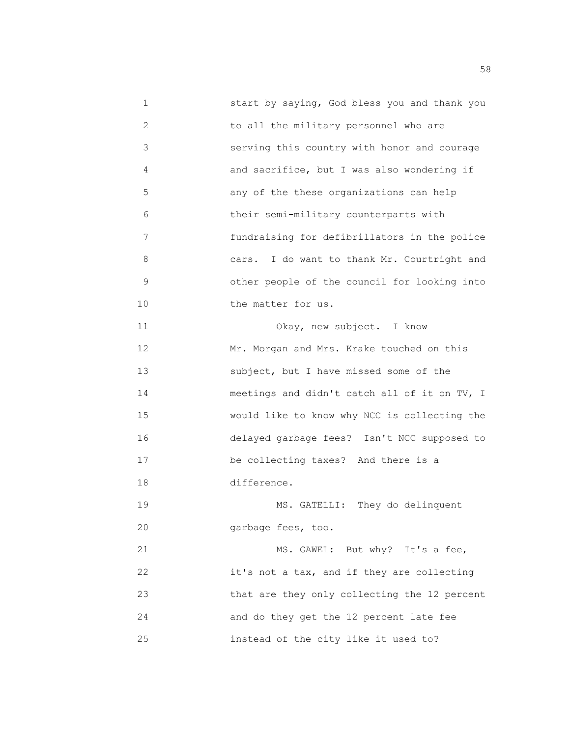start by saying, God bless you and thank you to all the military personnel who are serving this country with honor and courage and sacrifice, but I was also wondering if any of the these organizations can help their semi-military counterparts with fundraising for defibrillators in the police cars. I do want to thank Mr. Courtright and other people of the council for looking into the matter for us.

Okay, new subject. I know Mr. Morgan and Mrs. Krake touched on this subject, but I have missed some of the meetings and didn't catch all of it on TV, I would like to know why NCC is collecting the delayed garbage fees? Isn't NCC supposed to be collecting taxes? And there is a difference.

MS. GATELLI: They do delinquent garbage fees, too.

MS. GAWEL: But why? It's a fee, it's not a tax, and if they are collecting that are they only collecting the 12 percent and do they get the 12 percent late fee instead of the city like it used to?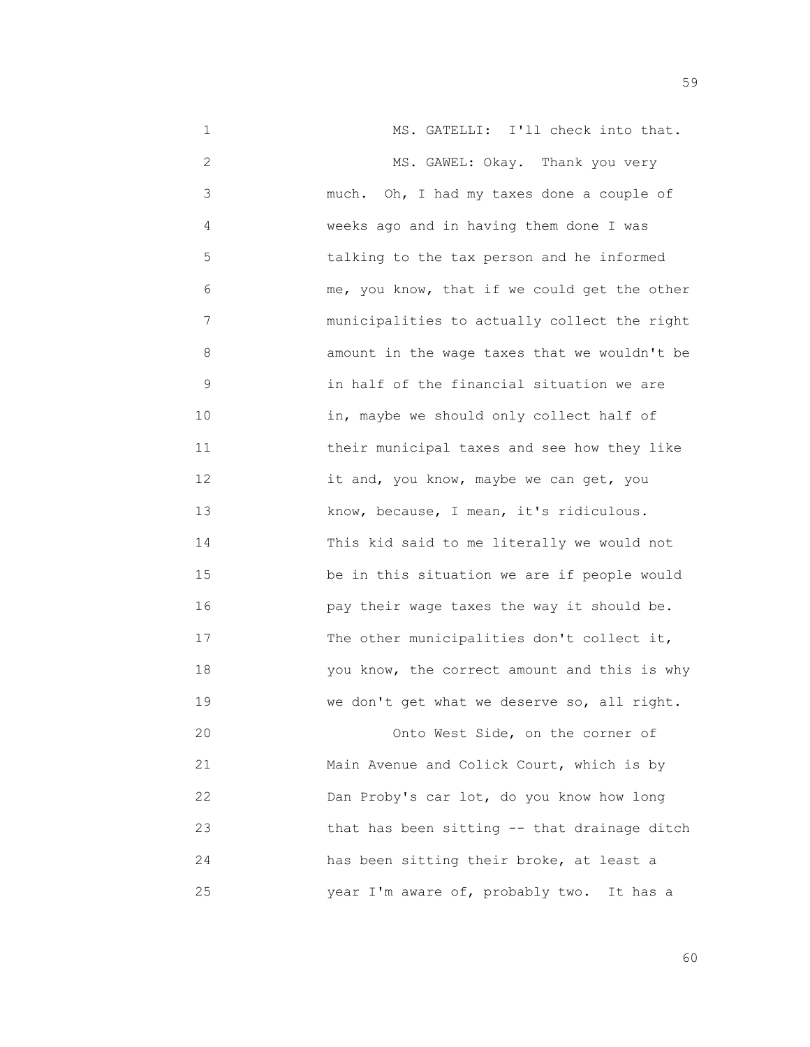MS. GATELLI: I'll check into that.

MS. GAWEL: Okay. Thank you very much. Oh, I had my taxes done a couple of weeks ago and in having them done I was talking to the tax person and he informed me, you know, that if we could get the other municipalities to actually collect the right amount in the wage taxes that we wouldn't be in half of the financial situation we are in, maybe we should only collect half of their municipal taxes and see how they like it and, you know, maybe we can get, you know, because, I mean, it's ridiculous. This kid said to me literally we would not be in this situation we are if people would pay their wage taxes the way it should be. The other municipalities don't collect it, you know, the correct amount and this is why we don't get what we deserve so, all right.

Onto West Side, on the corner of Main Avenue and Colick Court, which is by Dan Proby's car lot, do you know how long that has been sitting -- that drainage ditch has been sitting their broke, at least a year I'm aware of, probably two. It has a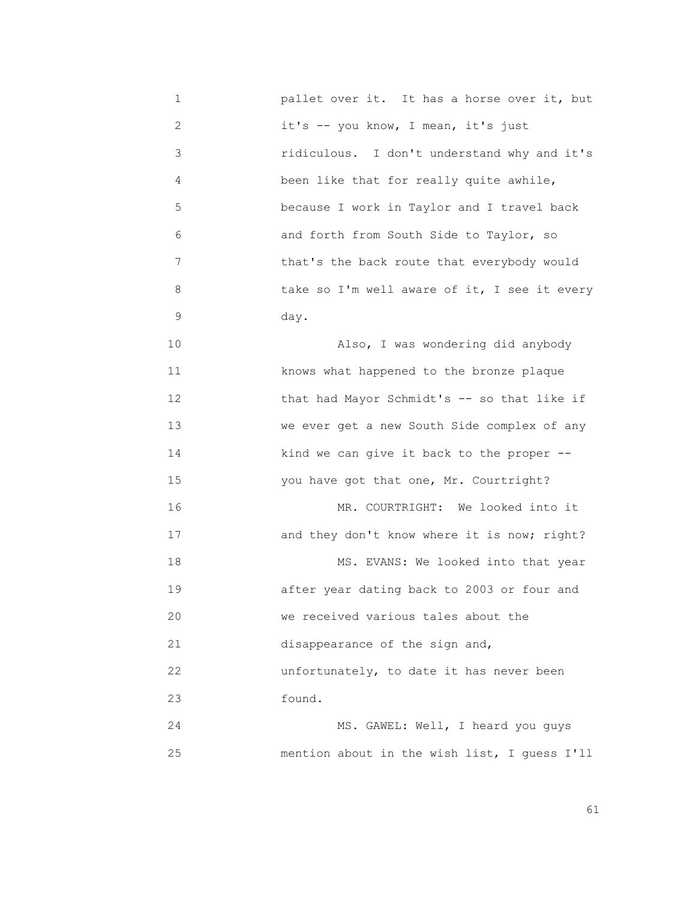pallet over it. It has a horse over it, but it's -- you know, I mean, it's just ridiculous. I don't understand why and it's been like that for really quite awhile, because I work in Taylor and I travel back and forth from South Side to Taylor, so that's the back route that everybody would take so I'm well aware of it, I see it every day.

Also, I was wondering did anybody knows what happened to the bronze plaque that had Mayor Schmidt's -- so that like if we ever get a new South Side complex of any kind we can give it back to the proper -- you have got that one, Mr. Courtright?

MR. COURTRIGHT: We looked into it and they don't know where it is now; right?

MS. EVANS: We looked into that year after year dating back to 2003 or four and we received various tales about the disappearance of the sign and, unfortunately, to date it has never been found.

MS. GAWEL: Well, I heard you guys mention about in the wish list, I guess I'll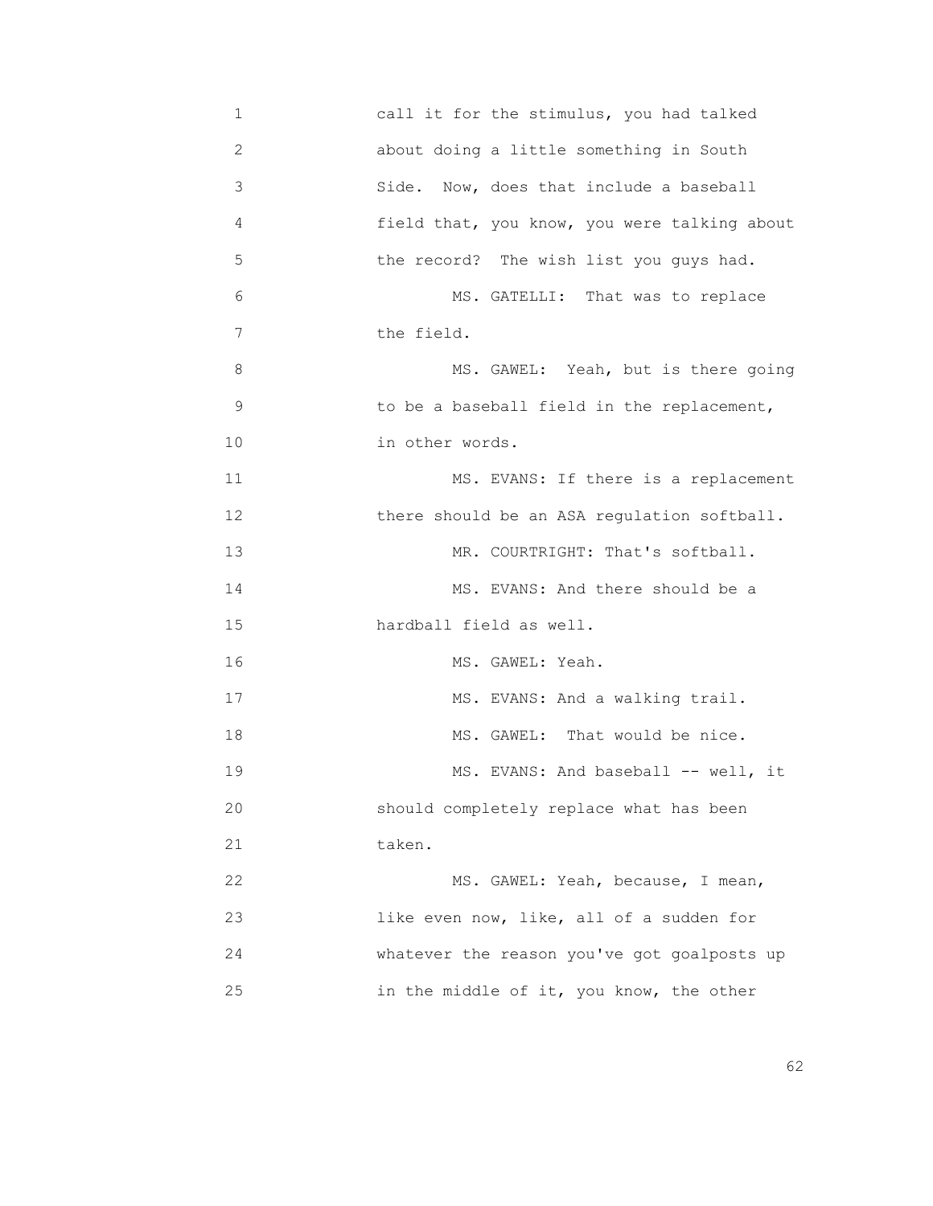call it for the stimulus, you had talked about doing a little something in South Side. Now, does that include a baseball field that, you know, you were talking about the record? The wish list you guys had.

MS. GATELLI: That was to replace the field.

MS. GAWEL: Yeah, but is there going to be a baseball field in the replacement, in other words.

MS. EVANS: If there is a replacement there should be an ASA regulation softball.

MR. COURTRIGHT: That's softball.

MS. EVANS: And there should be a hardball field as well.

MS. GAWEL: Yeah.

MS. EVANS: And a walking trail.

MS. GAWEL: That would be nice.

MS. EVANS: And baseball -- well, it should completely replace what has been taken.

MS. GAWEL: Yeah, because, I mean, like even now, like, all of a sudden for whatever the reason you've got goalposts up in the middle of it, you know, the other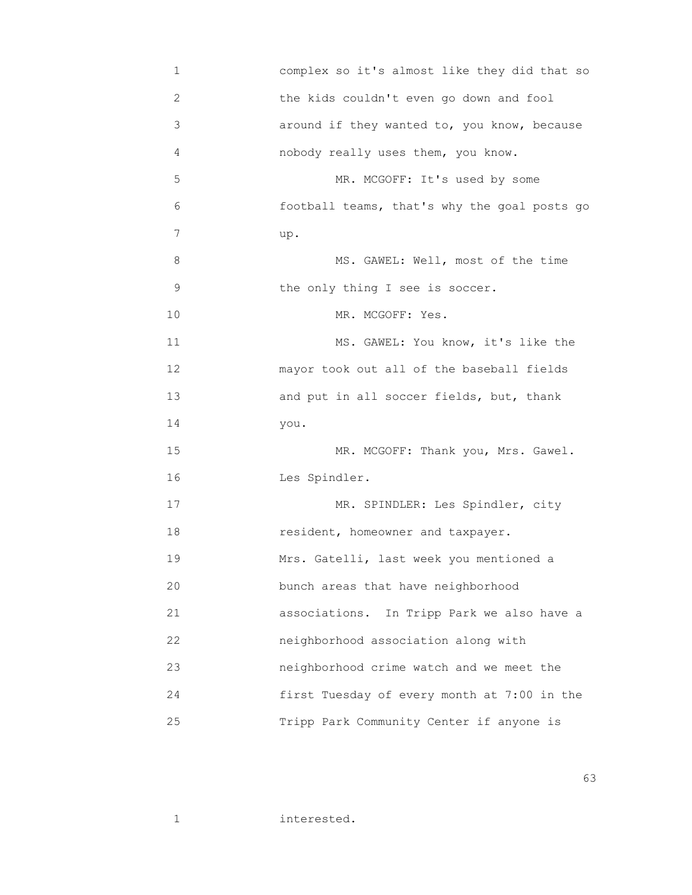complex so it's almost like they did that so the kids couldn't even go down and fool around if they wanted to, you know, because nobody really uses them, you know.

MR. MCGOFF: It's used by some football teams, that's why the goal posts go up.

MS. GAWEL: Well, most of the time the only thing I see is soccer.

MR. MCGOFF: Yes.

MS. GAWEL: You know, it's like the mayor took out all of the baseball fields and put in all soccer fields, but, thank you.

MR. MCGOFF: Thank you, Mrs. Gawel. Les Spindler.

MR. SPINDLER: Les Spindler, city resident, homeowner and taxpayer. Mrs. Gatelli, last week you mentioned a bunch areas that have neighborhood associations. In Tripp Park we also have a neighborhood association along with neighborhood crime watch and we meet the first Tuesday of every month at 7:00 in the Tripp Park Community Center if anyone is

interested.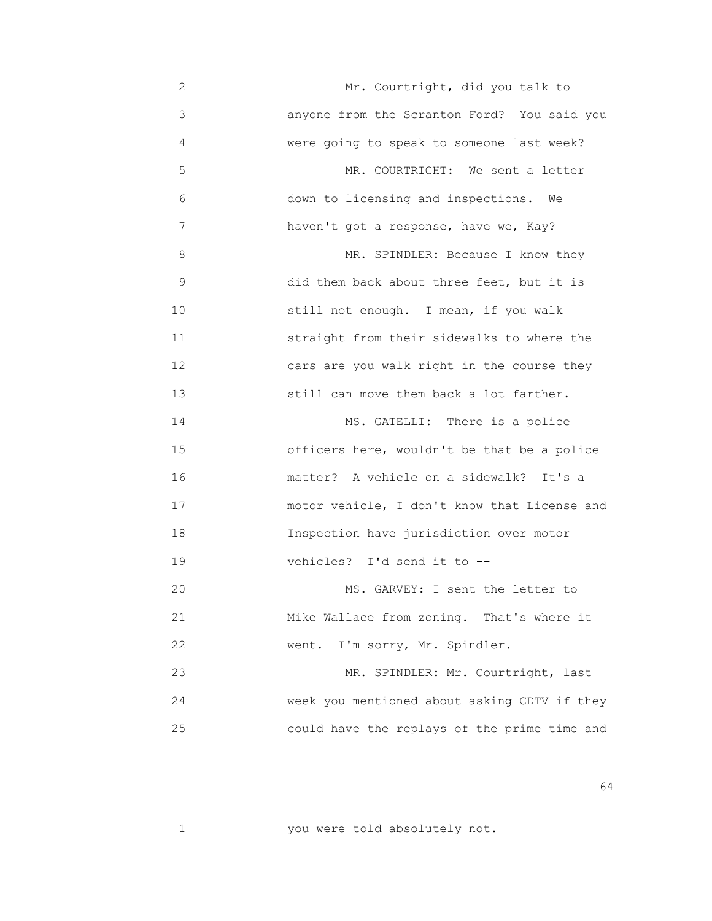Mr. Courtright, did you talk to anyone from the Scranton Ford? You said you were going to speak to someone last week?

MR. COURTRIGHT: We sent a letter down to licensing and inspections. We haven't got a response, have we, Kay?

MR. SPINDLER: Because I know they did them back about three feet, but it is still not enough. I mean, if you walk straight from their sidewalks to where the cars are you walk right in the course they still can move them back a lot farther.

MS. GATELLI: There is a police officers here, wouldn't be that be a police matter? A vehicle on a sidewalk? It's a motor vehicle, I don't know that License and Inspection have jurisdiction over motor vehicles? I'd send it to --

MS. GARVEY: I sent the letter to Mike Wallace from zoning. That's where it went. I'm sorry, Mr. Spindler.

MR. SPINDLER: Mr. Courtright, last week you mentioned about asking CDTV if they could have the replays of the prime time and you were told absolutely not.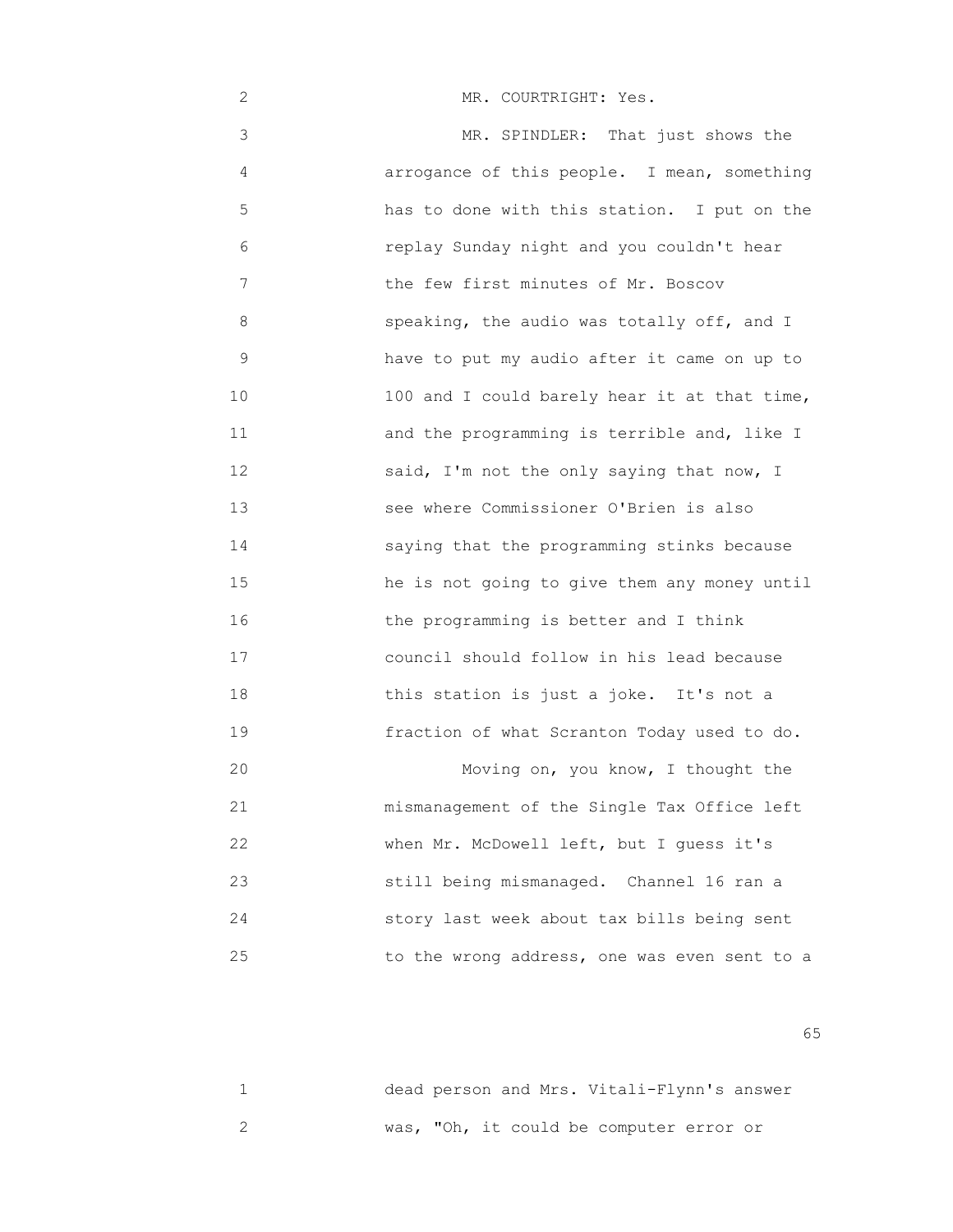MR. COURTRIGHT: Yes.

MR. SPINDLER: That just shows the arrogance of this people. I mean, something has to done with this station. I put on the replay Sunday night and you couldn't hear the few first minutes of Mr. Boscov speaking, the audio was totally off, and I have to put my audio after it came on up to 100 and I could barely hear it at that time, and the programming is terrible and, like I said, I'm not the only saying that now, I see where Commissioner O'Brien is also saying that the programming stinks because he is not going to give them any money until the programming is better and I think council should follow in his lead because this station is just a joke. It's not a fraction of what Scranton Today used to do.

Moving on, you know, I thought the mismanagement of the Single Tax Office left when Mr. McDowell left, but I guess it's still being mismanaged. Channel 16 ran a story last week about tax bills being sent to the wrong address, one was even sent to a dead person and Mrs. Vitali-Flynn's answer was, "Oh, it could be computer error or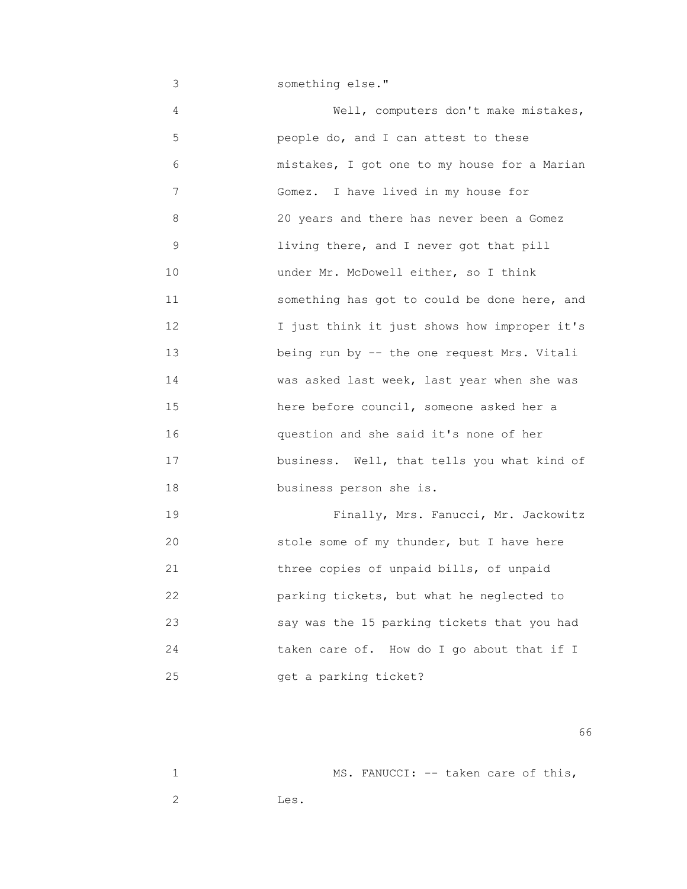3 something else."

4 Well, computers don't make mistakes,
5 people do, and I can attest to these
6 mistakes, I got one to my house for a Marian
7 Gomez. I have lived in my house for
8 20 years and there has never been a Gomez
9 living there, and I never got that pill
10 under Mr. McDowell either, so I think
11 something has got to could be done here, and
12 I just think it just shows how improper it's
13 being run by -- the one request Mrs. Vitali
14 was asked last week, last year when she was
15 here before council, someone asked her a
16 question and she said it's none of her
17 business. Well, that tells you what kind of
18 business person she is.

19 Finally, Mrs. Fanucci, Mr. Jackowitz
20 stole some of my thunder, but I have here
21 three copies of unpaid bills, of unpaid
22 parking tickets, but what he neglected to
23 say was the 15 parking tickets that you had
24 taken care of. How do I go about that if I
25 get a parking ticket?

1 MS. FANUCCI: -- taken care of this,
2 Les.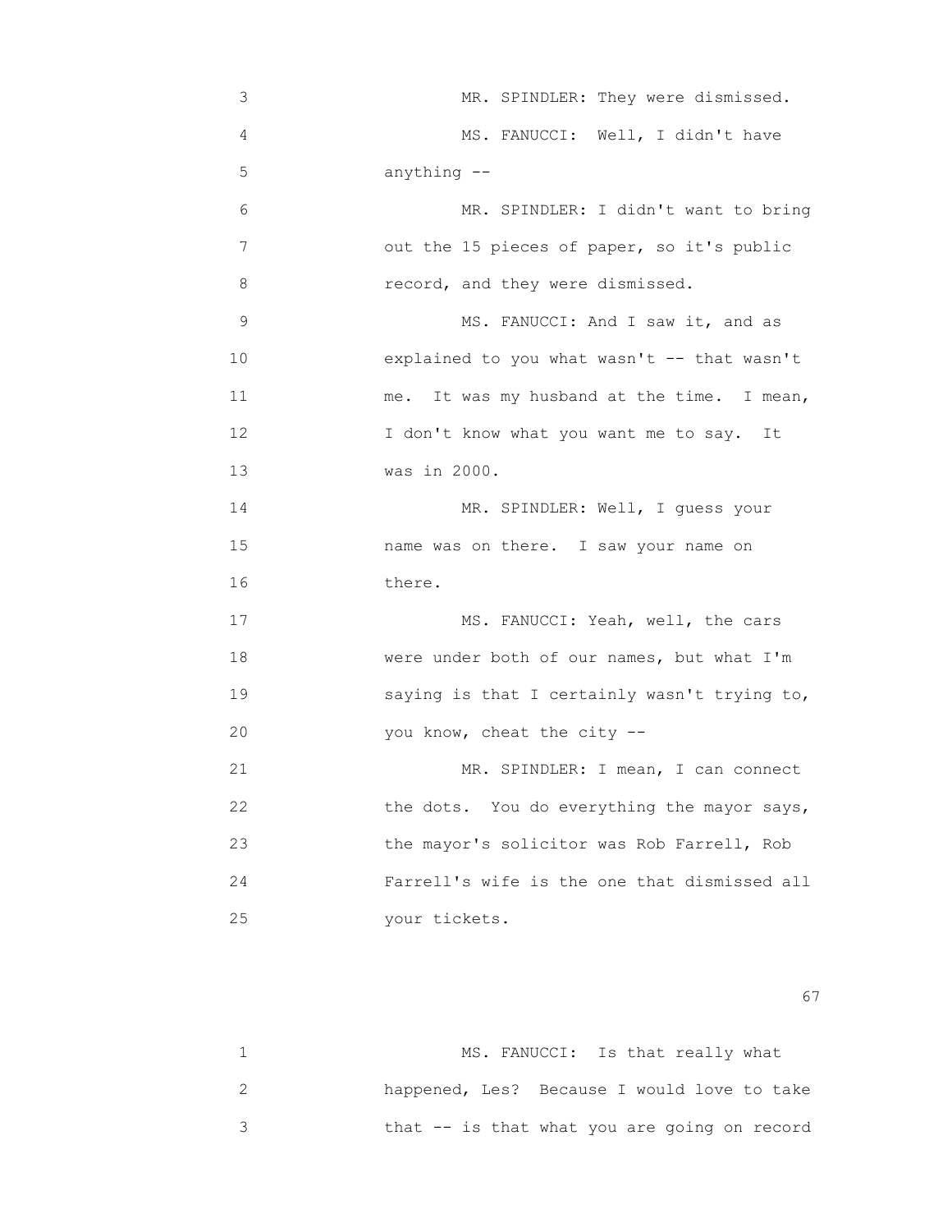3 MR. SPINDLER: They were dismissed.

4 MS. FANUCCI: Well, I didn't have

5 anything --

6 MR. SPINDLER: I didn't want to bring

7 out the 15 pieces of paper, so it's public

8 record, and they were dismissed.

9 MS. FANUCCI: And I saw it, and as

10 explained to you what wasn't -- that wasn't

11 me. It was my husband at the time. I mean,

12 I don't know what you want me to say. It

13 was in 2000.

14 MR. SPINDLER: Well, I guess your

15 name was on there. I saw your name on

16 there.

17 MS. FANUCCI: Yeah, well, the cars

18 were under both of our names, but what I'm

19 saying is that I certainly wasn't trying to,

20 you know, cheat the city --

21 MR. SPINDLER: I mean, I can connect

22 the dots. You do everything the mayor says,

23 the mayor's solicitor was Rob Farrell, Rob

24 Farrell's wife is the one that dismissed all

25 your tickets.

1 MS. FANUCCI: Is that really what

2 happened, Les? Because I would love to take

3 that -- is that what you are going on record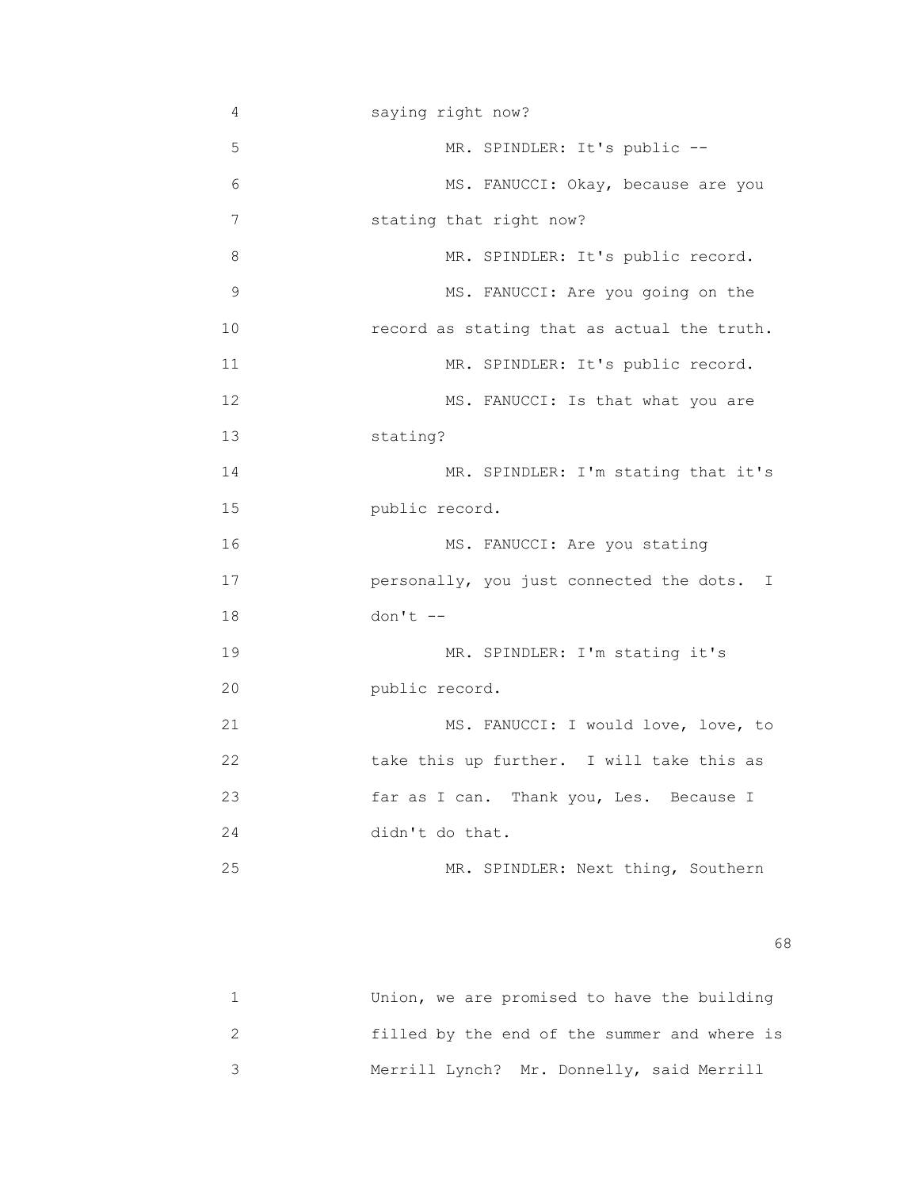saying right now?

MR. SPINDLER: It's public --

MS. FANUCCI: Okay, because are you stating that right now?

MR. SPINDLER: It's public record.

MS. FANUCCI: Are you going on the record as stating that as actual the truth.

MR. SPINDLER: It's public record.

MS. FANUCCI: Is that what you are stating?

MR. SPINDLER: I'm stating that it's public record.

MS. FANUCCI: Are you stating personally, you just connected the dots. I don't --

MR. SPINDLER: I'm stating it's public record.

MS. FANUCCI: I would love, love, to take this up further. I will take this as far as I can. Thank you, Les. Because I didn't do that.

MR. SPINDLER: Next thing, Southern Union, we are promised to have the building filled by the end of the summer and where is Merrill Lynch? Mr. Donnelly, said Merrill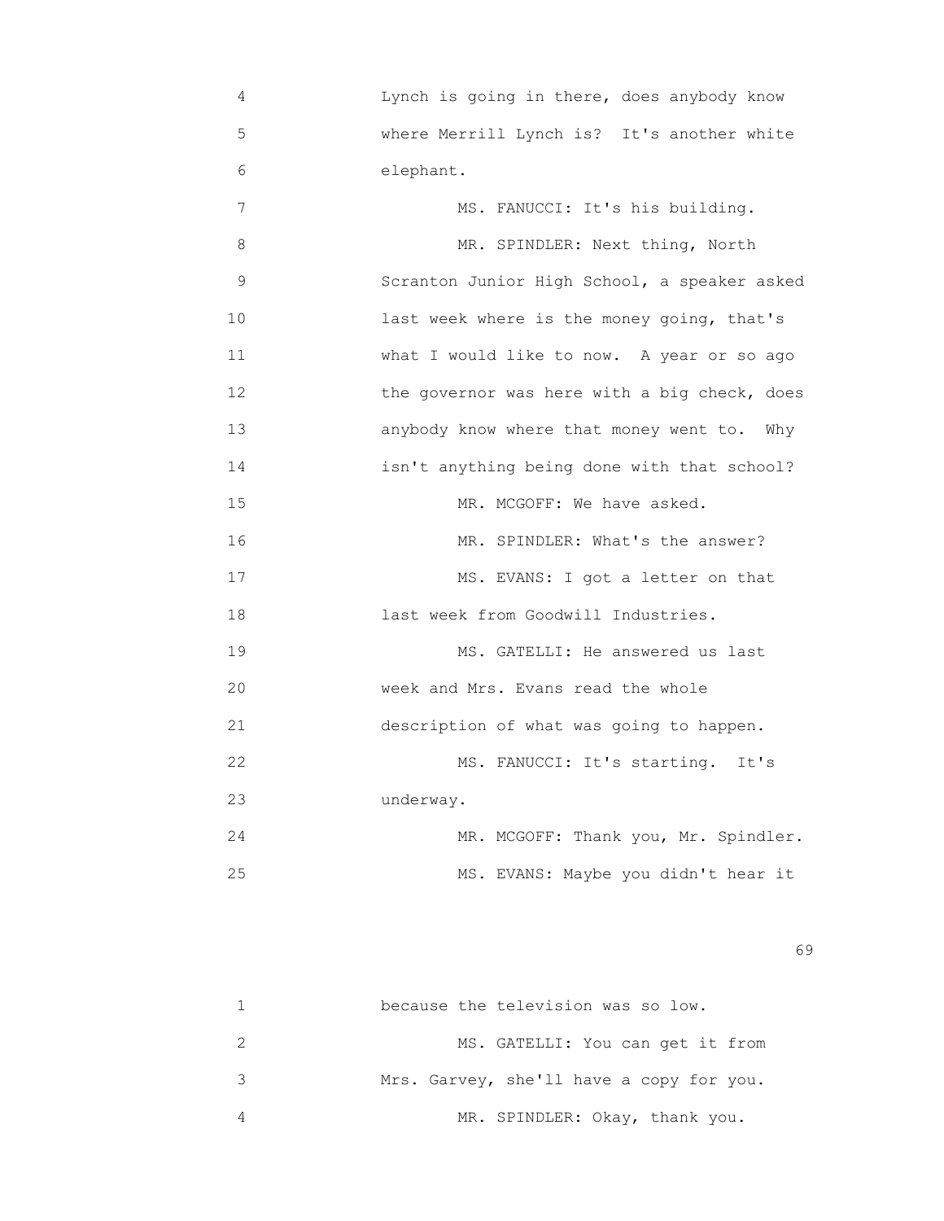4 Lynch is going in there, does anybody know
5 where Merrill Lynch is? It's another white
6 elephant.
7 MS. FANUCCI: It's his building.
8 MR. SPINDLER: Next thing, North
9 Scranton Junior High School, a speaker asked
10 last week where is the money going, that's
11 what I would like to now. A year or so ago
12 the governor was here with a big check, does
13 anybody know where that money went to. Why
14 isn't anything being done with that school?
15 MR. MCGOFF: We have asked.
16 MR. SPINDLER: What's the answer?
17 MS. EVANS: I got a letter on that
18 last week from Goodwill Industries.
19 MS. GATELLI: He answered us last
20 week and Mrs. Evans read the whole
21 description of what was going to happen.
22 MS. FANUCCI: It's starting. It's
23 underway.
24 MR. MCGOFF: Thank you, Mr. Spindler.
25 MS. EVANS: Maybe you didn't hear it

1 because the television was so low.
2 MS. GATELLI: You can get it from
3 Mrs. Garvey, she'll have a copy for you.
4 MR. SPINDLER: Okay, thank you.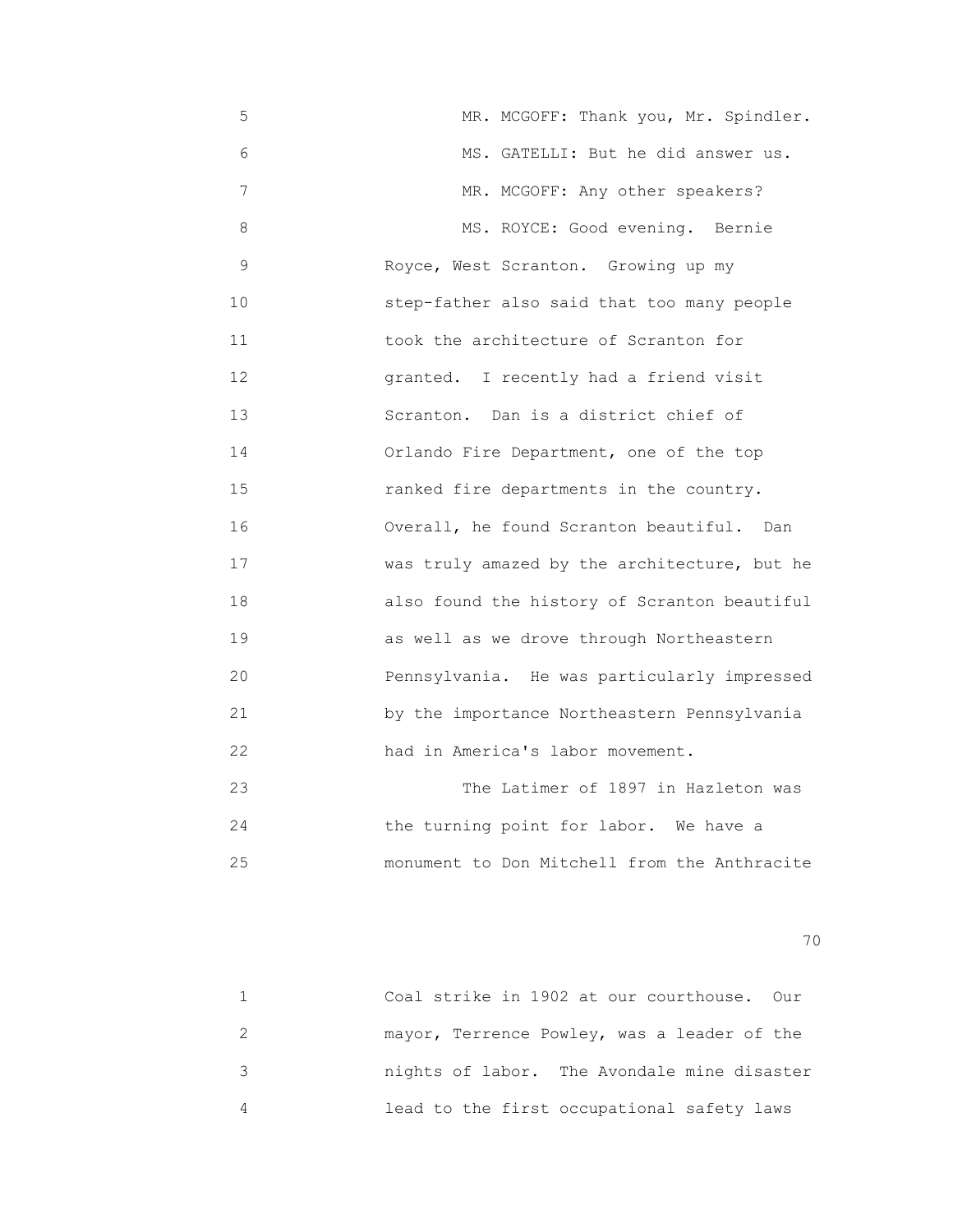5 MR. MCGOFF: Thank you, Mr. Spindler.

6 MS. GATELLI: But he did answer us.

7 MR. MCGOFF: Any other speakers?

8 MS. ROYCE: Good evening. Bernie
9 Royce, West Scranton. Growing up my
10 step-father also said that too many people
11 took the architecture of Scranton for
12 granted. I recently had a friend visit
13 Scranton. Dan is a district chief of
14 Orlando Fire Department, one of the top
15 ranked fire departments in the country.
16 Overall, he found Scranton beautiful. Dan
17 was truly amazed by the architecture, but he
18 also found the history of Scranton beautiful
19 as well as we drove through Northeastern
20 Pennsylvania. He was particularly impressed
21 by the importance Northeastern Pennsylvania
22 had in America's labor movement.

23 The Latimer of 1897 in Hazleton was
24 the turning point for labor. We have a
25 monument to Don Mitchell from the Anthracite

1 Coal strike in 1902 at our courthouse. Our
2 mayor, Terrence Powley, was a leader of the
3 nights of labor. The Avondale mine disaster
4 lead to the first occupational safety laws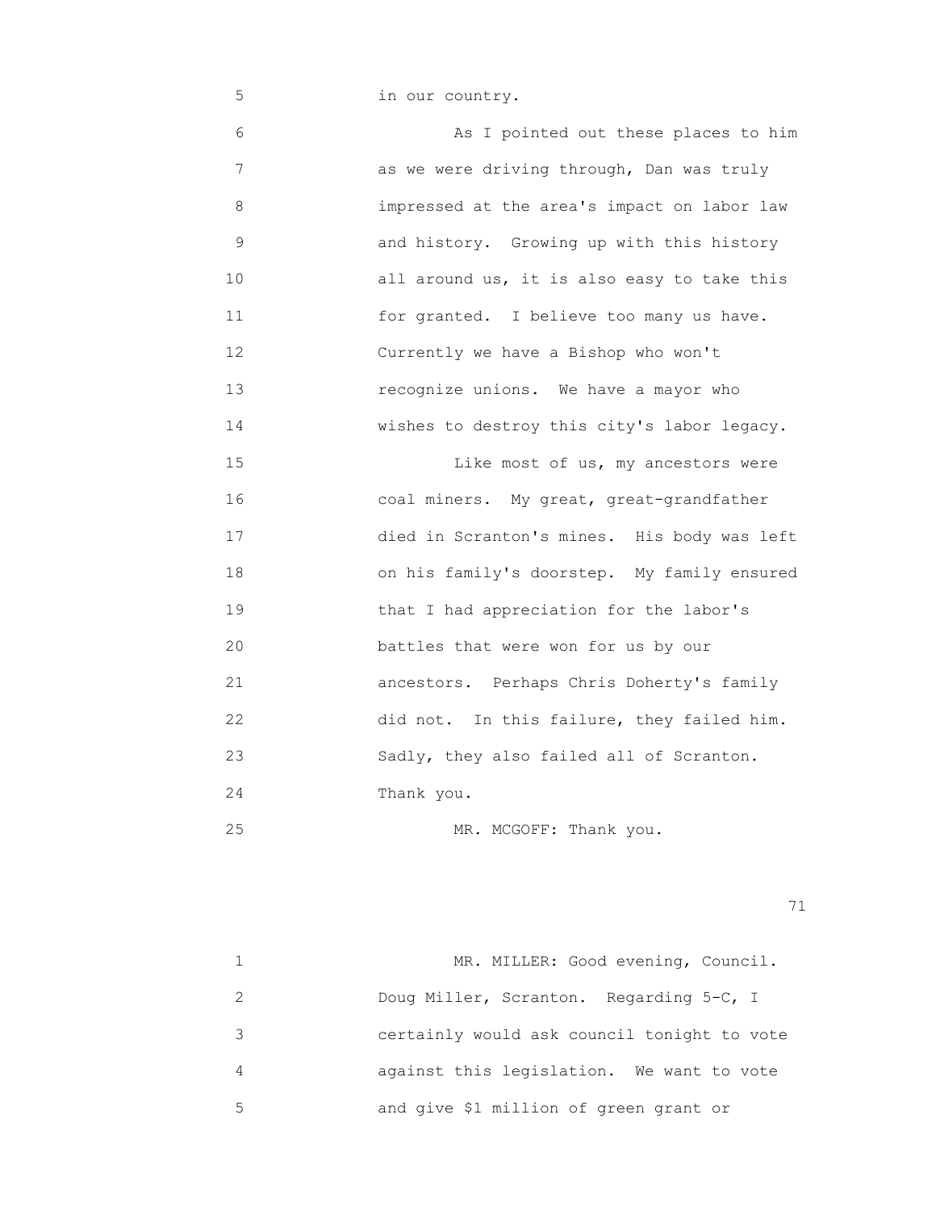in our country.

As I pointed out these places to him as we were driving through, Dan was truly impressed at the area's impact on labor law and history. Growing up with this history all around us, it is also easy to take this for granted. I believe too many us have. Currently we have a Bishop who won't recognize unions. We have a mayor who wishes to destroy this city's labor legacy.

Like most of us, my ancestors were coal miners. My great, great-grandfather died in Scranton's mines. His body was left on his family's doorstep. My family ensured that I had appreciation for the labor's battles that were won for us by our ancestors. Perhaps Chris Doherty's family did not. In this failure, they failed him. Sadly, they also failed all of Scranton. Thank you.

MR. MCGOFF: Thank you.

MR. MILLER: Good evening, Council. Doug Miller, Scranton. Regarding 5-C, I certainly would ask council tonight to vote against this legislation. We want to vote and give $1 million of green grant or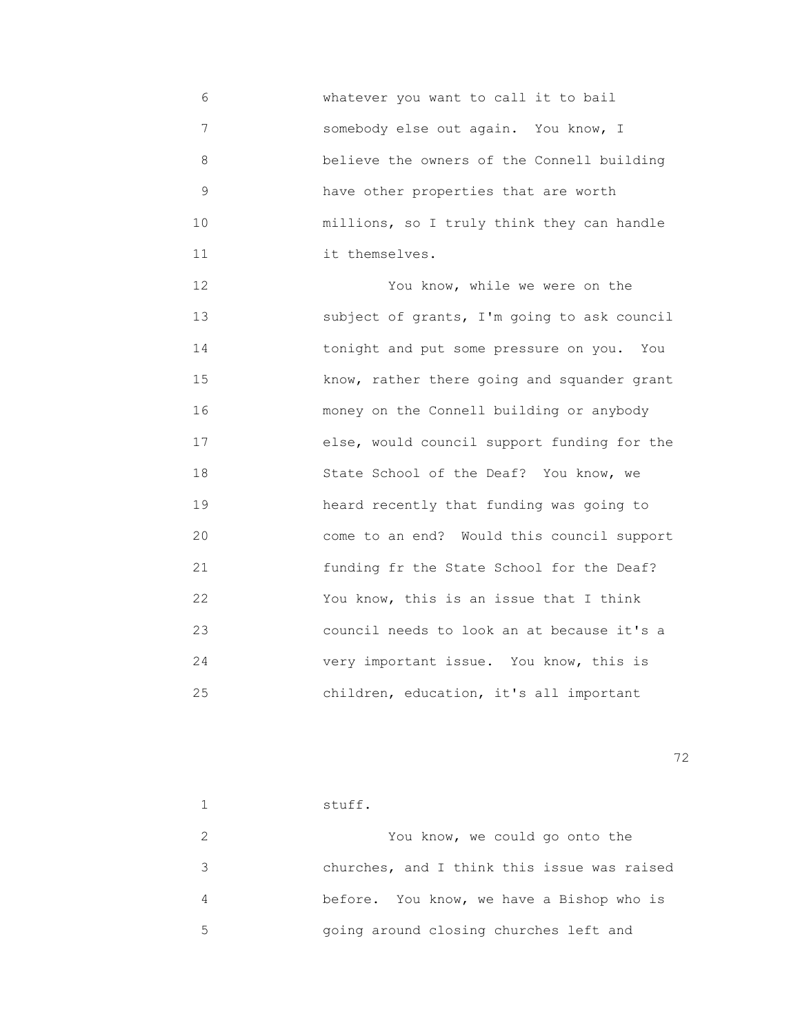whatever you want to call it to bail somebody else out again. You know, I believe the owners of the Connell building have other properties that are worth millions, so I truly think they can handle it themselves.

You know, while we were on the subject of grants, I'm going to ask council tonight and put some pressure on you. You know, rather there going and squander grant money on the Connell building or anybody else, would council support funding for the State School of the Deaf? You know, we heard recently that funding was going to come to an end? Would this council support funding fr the State School for the Deaf? You know, this is an issue that I think council needs to look an at because it's a very important issue. You know, this is children, education, it's all important stuff.

You know, we could go onto the churches, and I think this issue was raised before. You know, we have a Bishop who is going around closing churches left and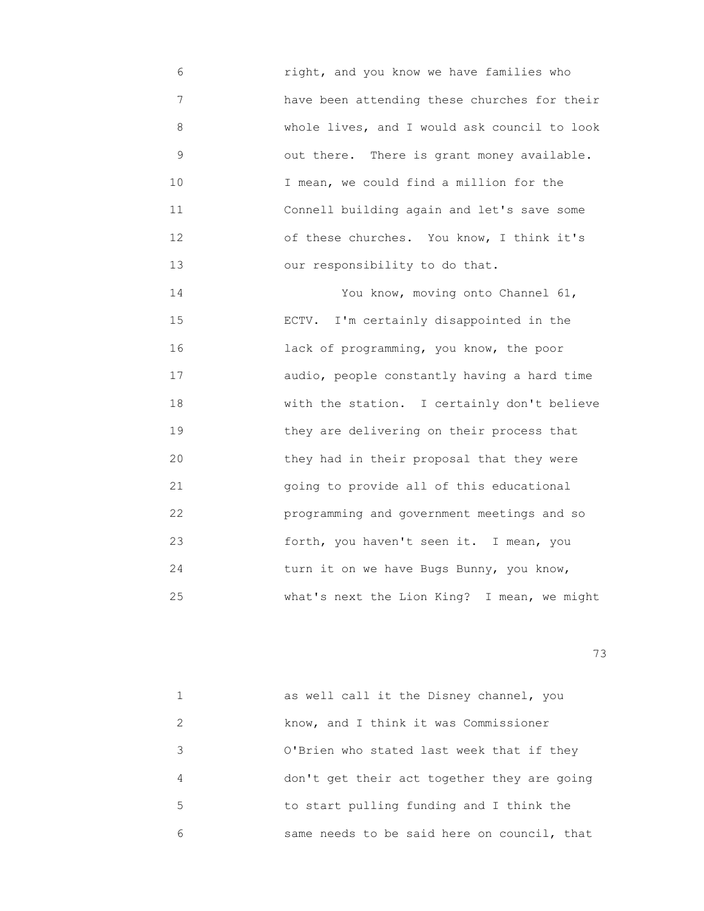right, and you know we have families who have been attending these churches for their whole lives, and I would ask council to look out there. There is grant money available. I mean, we could find a million for the Connell building again and let's save some of these churches. You know, I think it's our responsibility to do that.

You know, moving onto Channel 61, ECTV. I'm certainly disappointed in the lack of programming, you know, the poor audio, people constantly having a hard time with the station. I certainly don't believe they are delivering on their process that they had in their proposal that they were going to provide all of this educational programming and government meetings and so forth, you haven't seen it. I mean, you turn it on we have Bugs Bunny, you know, what's next the Lion King? I mean, we might

as well call it the Disney channel, you know, and I think it was Commissioner O'Brien who stated last week that if they don't get their act together they are going to start pulling funding and I think the same needs to be said here on council, that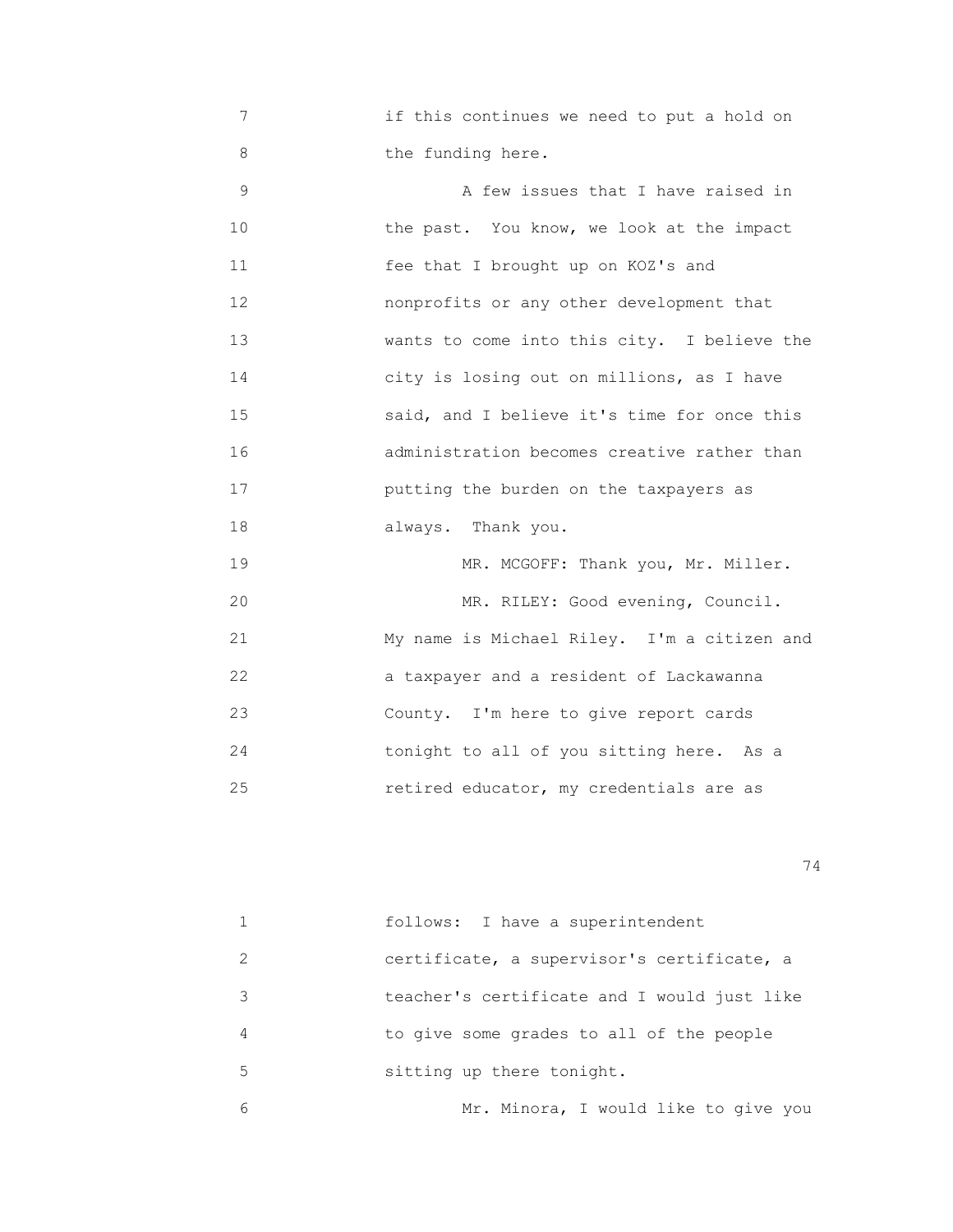if this continues we need to put a hold on the funding here.

A few issues that I have raised in the past. You know, we look at the impact fee that I brought up on KOZ's and nonprofits or any other development that wants to come into this city. I believe the city is losing out on millions, as I have said, and I believe it's time for once this administration becomes creative rather than putting the burden on the taxpayers as always. Thank you.

MR. MCGOFF: Thank you, Mr. Miller.

MR. RILEY: Good evening, Council. My name is Michael Riley. I'm a citizen and a taxpayer and a resident of Lackawanna County. I'm here to give report cards tonight to all of you sitting here. As a retired educator, my credentials are as follows: I have a superintendent certificate, a supervisor's certificate, a teacher's certificate and I would just like to give some grades to all of the people sitting up there tonight.

Mr. Minora, I would like to give you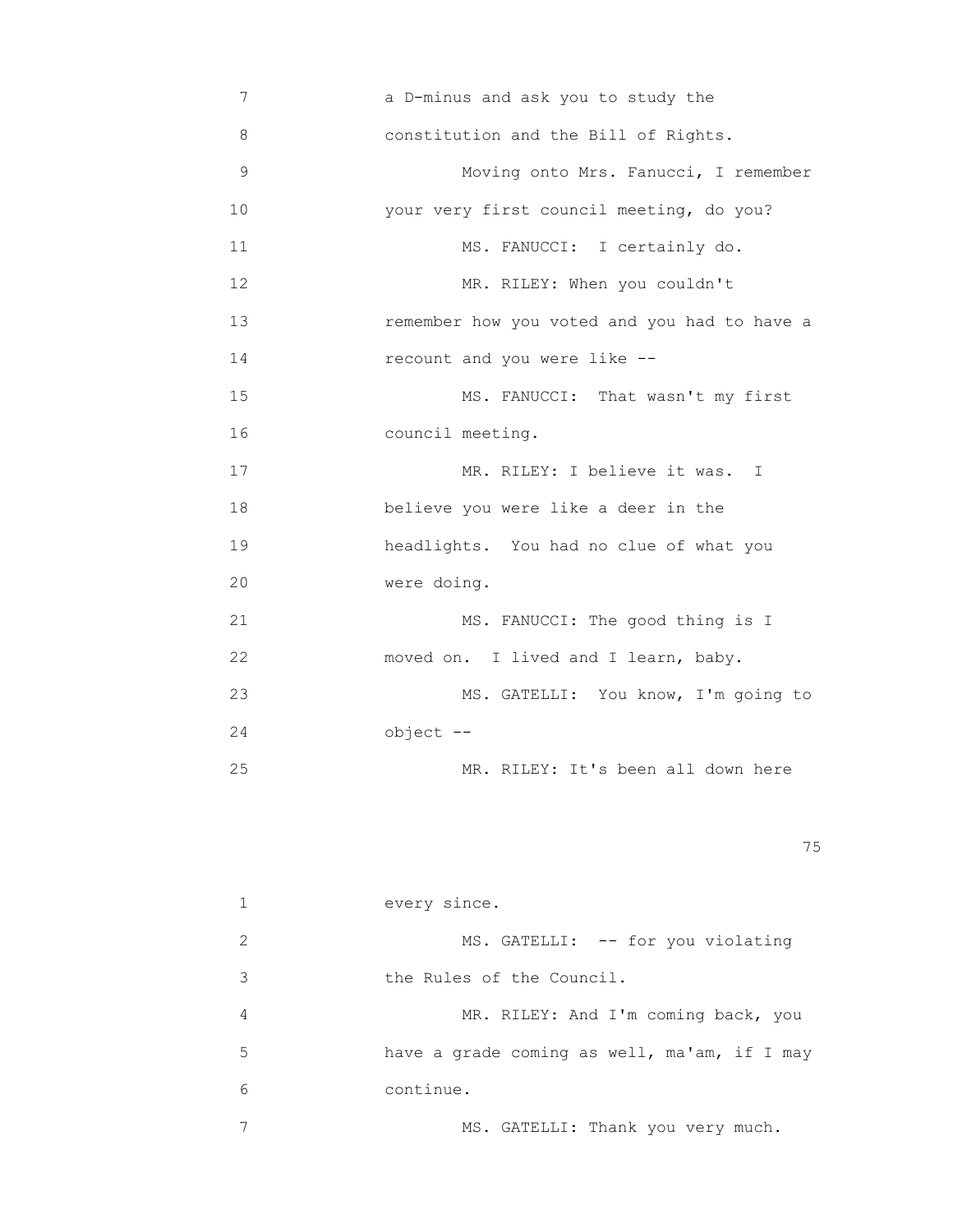a D-minus and ask you to study the constitution and the Bill of Rights.

Moving onto Mrs. Fanucci, I remember your very first council meeting, do you?

MS. FANUCCI: I certainly do.

MR. RILEY: When you couldn't remember how you voted and you had to have a recount and you were like --

MS. FANUCCI: That wasn't my first council meeting.

MR. RILEY: I believe it was. I believe you were like a deer in the headlights. You had no clue of what you were doing.

MS. FANUCCI: The good thing is I moved on. I lived and I learn, baby.

MS. GATELLI: You know, I'm going to object --

MR. RILEY: It's been all down here every since.

MS. GATELLI: -- for you violating the Rules of the Council.

MR. RILEY: And I'm coming back, you have a grade coming as well, ma'am, if I may continue.

MS. GATELLI: Thank you very much.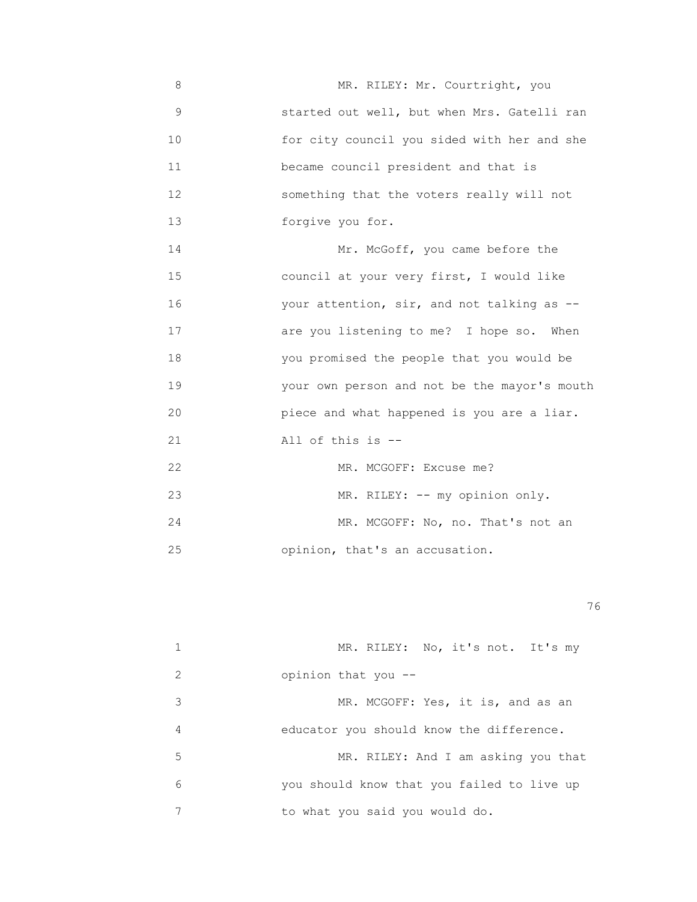MR. RILEY: Mr. Courtright, you started out well, but when Mrs. Gatelli ran for city council you sided with her and she became council president and that is something that the voters really will not forgive you for.

Mr. McGoff, you came before the council at your very first, I would like your attention, sir, and not talking as -- are you listening to me? I hope so. When you promised the people that you would be your own person and not be the mayor's mouth piece and what happened is you are a liar. All of this is --

MR. MCGOFF: Excuse me?

MR. RILEY: -- my opinion only.

MR. MCGOFF: No, no. That's not an opinion, that's an accusation.

MR. RILEY: No, it's not. It's my opinion that you --

MR. MCGOFF: Yes, it is, and as an educator you should know the difference.

MR. RILEY: And I am asking you that you should know that you failed to live up to what you said you would do.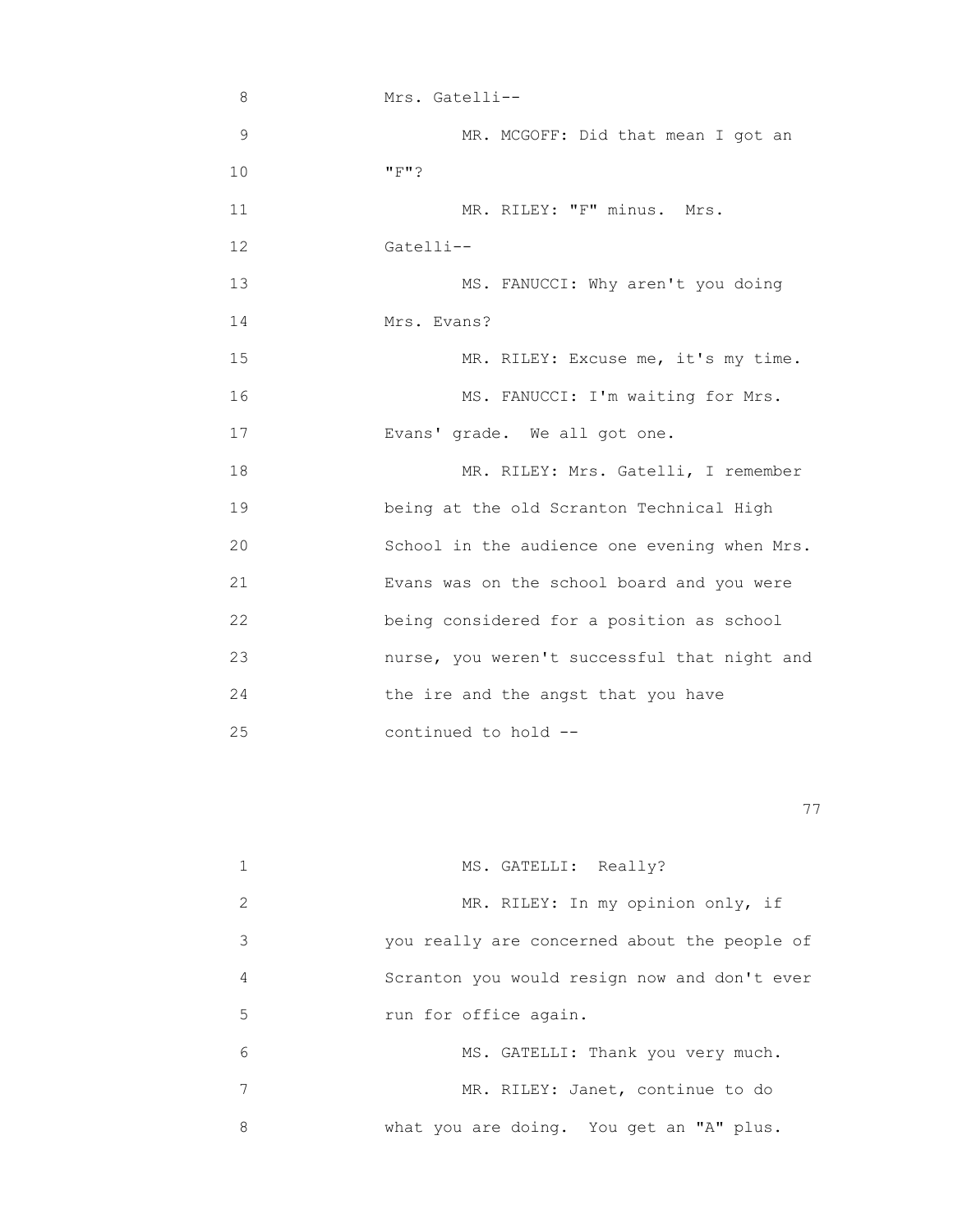8 Mrs. Gatelli--

9 MR. MCGOFF: Did that mean I got an

10 "F"?

11 MR. RILEY: "F" minus. Mrs.

12 Gatelli--

13 MS. FANUCCI: Why aren't you doing

14 Mrs. Evans?

15 MR. RILEY: Excuse me, it's my time.

16 MS. FANUCCI: I'm waiting for Mrs.

17 Evans' grade. We all got one.

18 MR. RILEY: Mrs. Gatelli, I remember

19 being at the old Scranton Technical High

20 School in the audience one evening when Mrs.

21 Evans was on the school board and you were

22 being considered for a position as school

23 nurse, you weren't successful that night and

24 the ire and the angst that you have

25 continued to hold --

1 MS. GATELLI: Really?

2 MR. RILEY: In my opinion only, if

3 you really are concerned about the people of

4 Scranton you would resign now and don't ever

5 run for office again.

6 MS. GATELLI: Thank you very much.

7 MR. RILEY: Janet, continue to do

8 what you are doing. You get an "A" plus.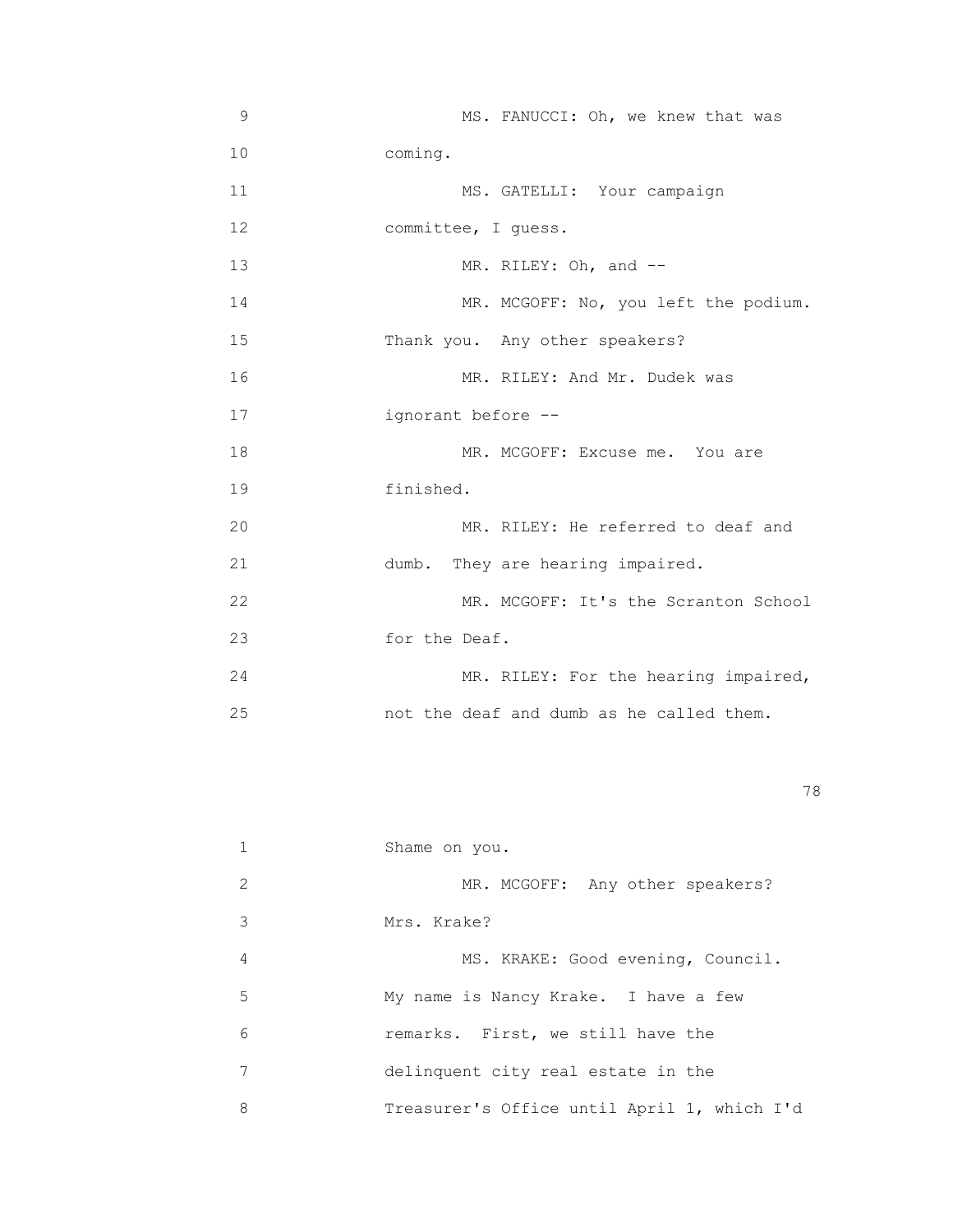MS. FANUCCI: Oh, we knew that was coming.

MS. GATELLI: Your campaign committee, I guess.

MR. RILEY: Oh, and --

MR. MCGOFF: No, you left the podium. Thank you. Any other speakers?

MR. RILEY: And Mr. Dudek was ignorant before --

MR. MCGOFF: Excuse me. You are finished.

MR. RILEY: He referred to deaf and dumb. They are hearing impaired.

MR. MCGOFF: It's the Scranton School for the Deaf.

MR. RILEY: For the hearing impaired, not the deaf and dumb as he called them. Shame on you.

MR. MCGOFF: Any other speakers? Mrs. Krake?

MS. KRAKE: Good evening, Council. My name is Nancy Krake. I have a few remarks. First, we still have the delinquent city real estate in the Treasurer's Office until April 1, which I'd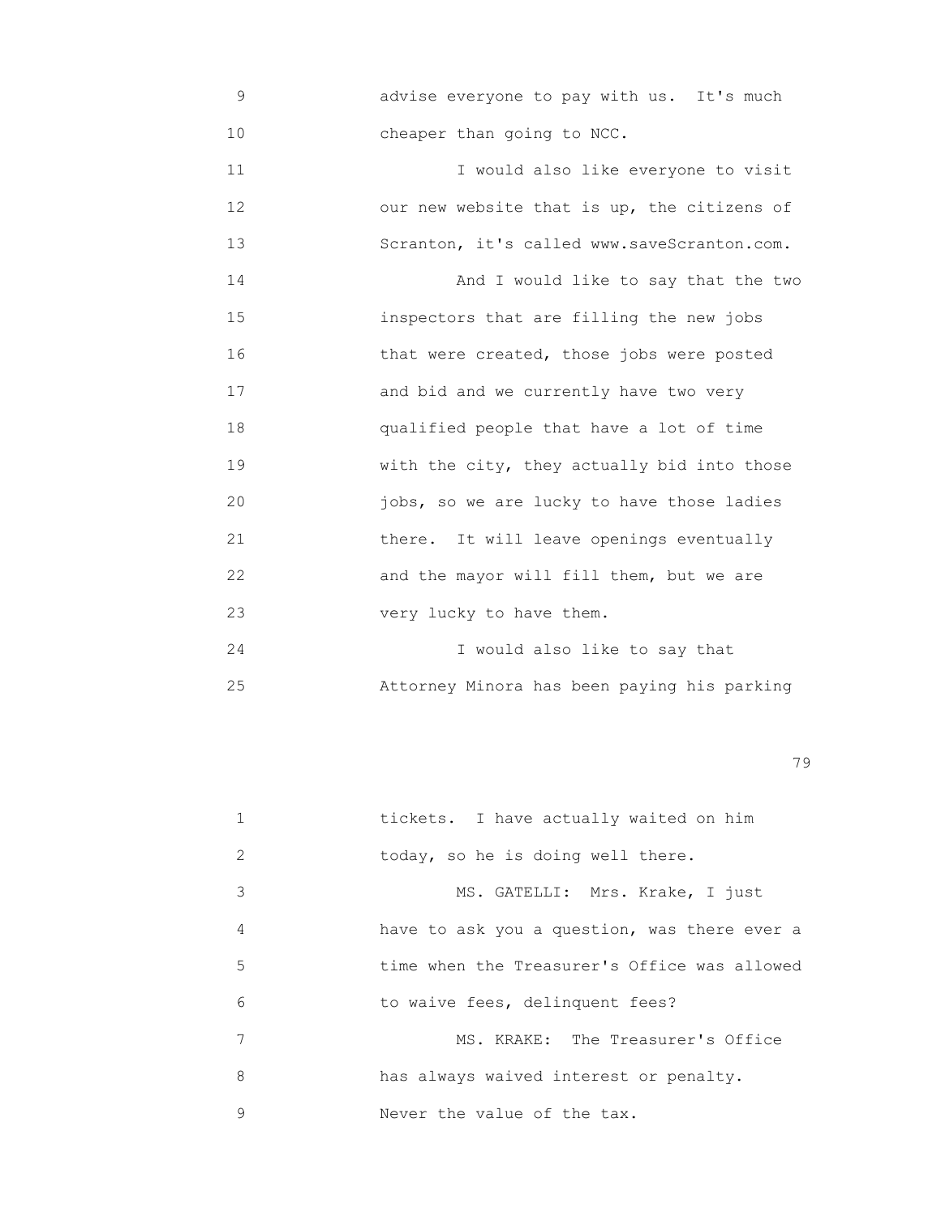advise everyone to pay with us. It's much cheaper than going to NCC.

I would also like everyone to visit our new website that is up, the citizens of Scranton, it's called www.saveScranton.com.

And I would like to say that the two inspectors that are filling the new jobs that were created, those jobs were posted and bid and we currently have two very qualified people that have a lot of time with the city, they actually bid into those jobs, so we are lucky to have those ladies there. It will leave openings eventually and the mayor will fill them, but we are very lucky to have them.

I would also like to say that Attorney Minora has been paying his parking tickets. I have actually waited on him today, so he is doing well there.

MS. GATELLI: Mrs. Krake, I just have to ask you a question, was there ever a time when the Treasurer's Office was allowed to waive fees, delinquent fees?

MS. KRAKE: The Treasurer's Office has always waived interest or penalty. Never the value of the tax.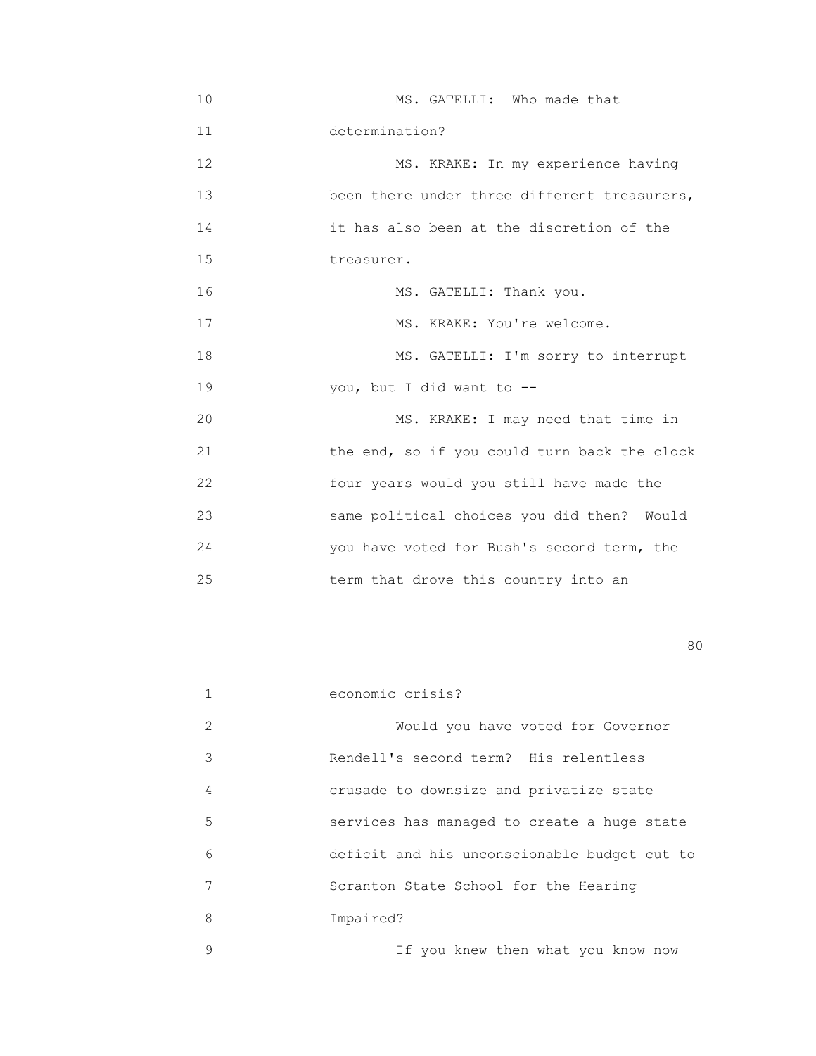MS. GATELLI: Who made that determination?

MS. KRAKE: In my experience having been there under three different treasurers, it has also been at the discretion of the treasurer.

MS. GATELLI: Thank you.

MS. KRAKE: You're welcome.

MS. GATELLI: I'm sorry to interrupt you, but I did want to --

MS. KRAKE: I may need that time in the end, so if you could turn back the clock four years would you still have made the same political choices you did then? Would you have voted for Bush's second term, the term that drove this country into an economic crisis?

Would you have voted for Governor Rendell's second term? His relentless crusade to downsize and privatize state services has managed to create a huge state deficit and his unconscionable budget cut to Scranton State School for the Hearing Impaired?

If you knew then what you know now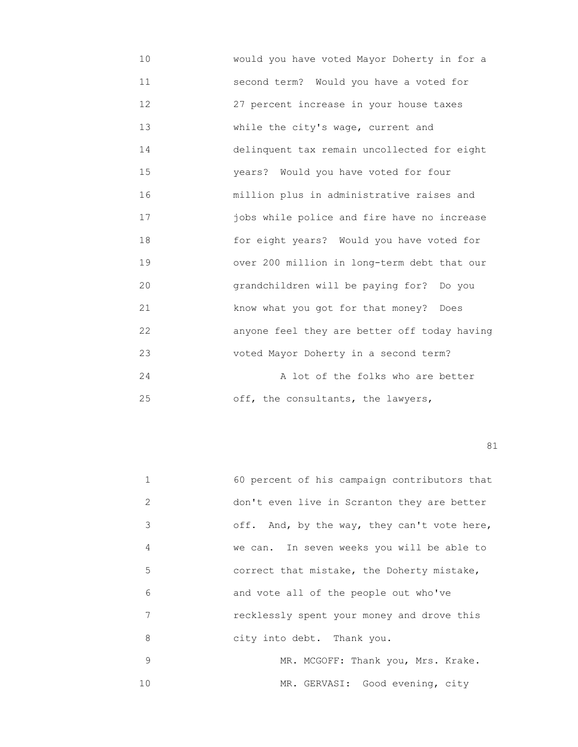10 would you have voted Mayor Doherty in for a
11 second term? Would you have a voted for
12 27 percent increase in your house taxes
13 while the city's wage, current and
14 delinquent tax remain uncollected for eight
15 years? Would you have voted for four
16 million plus in administrative raises and
17 jobs while police and fire have no increase
18 for eight years? Would you have voted for
19 over 200 million in long-term debt that our
20 grandchildren will be paying for? Do you
21 know what you got for that money? Does
22 anyone feel they are better off today having
23 voted Mayor Doherty in a second term?
24 A lot of the folks who are better
25 off, the consultants, the lawyers,

1 60 percent of his campaign contributors that
2 don't even live in Scranton they are better
3 off. And, by the way, they can't vote here,
4 we can. In seven weeks you will be able to
5 correct that mistake, the Doherty mistake,
6 and vote all of the people out who've
7 recklessly spent your money and drove this
8 city into debt. Thank you.
9 MR. MCGOFF: Thank you, Mrs. Krake.
10 MR. GERVASI: Good evening, city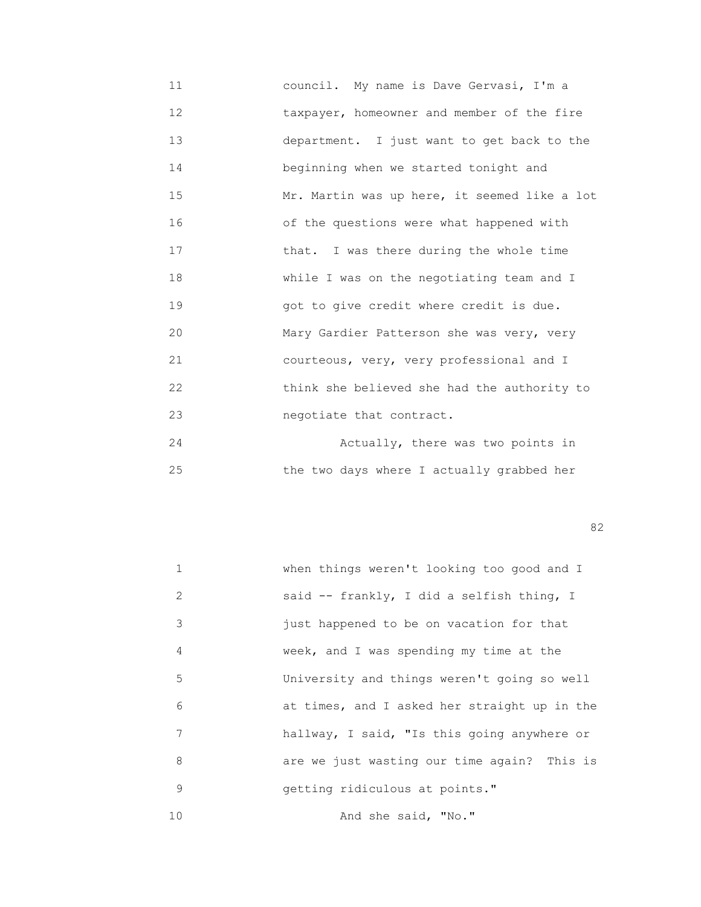council. My name is Dave Gervasi, I'm a taxpayer, homeowner and member of the fire department. I just want to get back to the beginning when we started tonight and Mr. Martin was up here, it seemed like a lot of the questions were what happened with that. I was there during the whole time while I was on the negotiating team and I got to give credit where credit is due. Mary Gardier Patterson she was very, very courteous, very, very professional and I think she believed she had the authority to negotiate that contract.

Actually, there was two points in the two days where I actually grabbed her when things weren't looking too good and I said -- frankly, I did a selfish thing, I just happened to be on vacation for that week, and I was spending my time at the University and things weren't going so well at times, and I asked her straight up in the hallway, I said, "Is this going anywhere or are we just wasting our time again? This is getting ridiculous at points."

And she said, "No."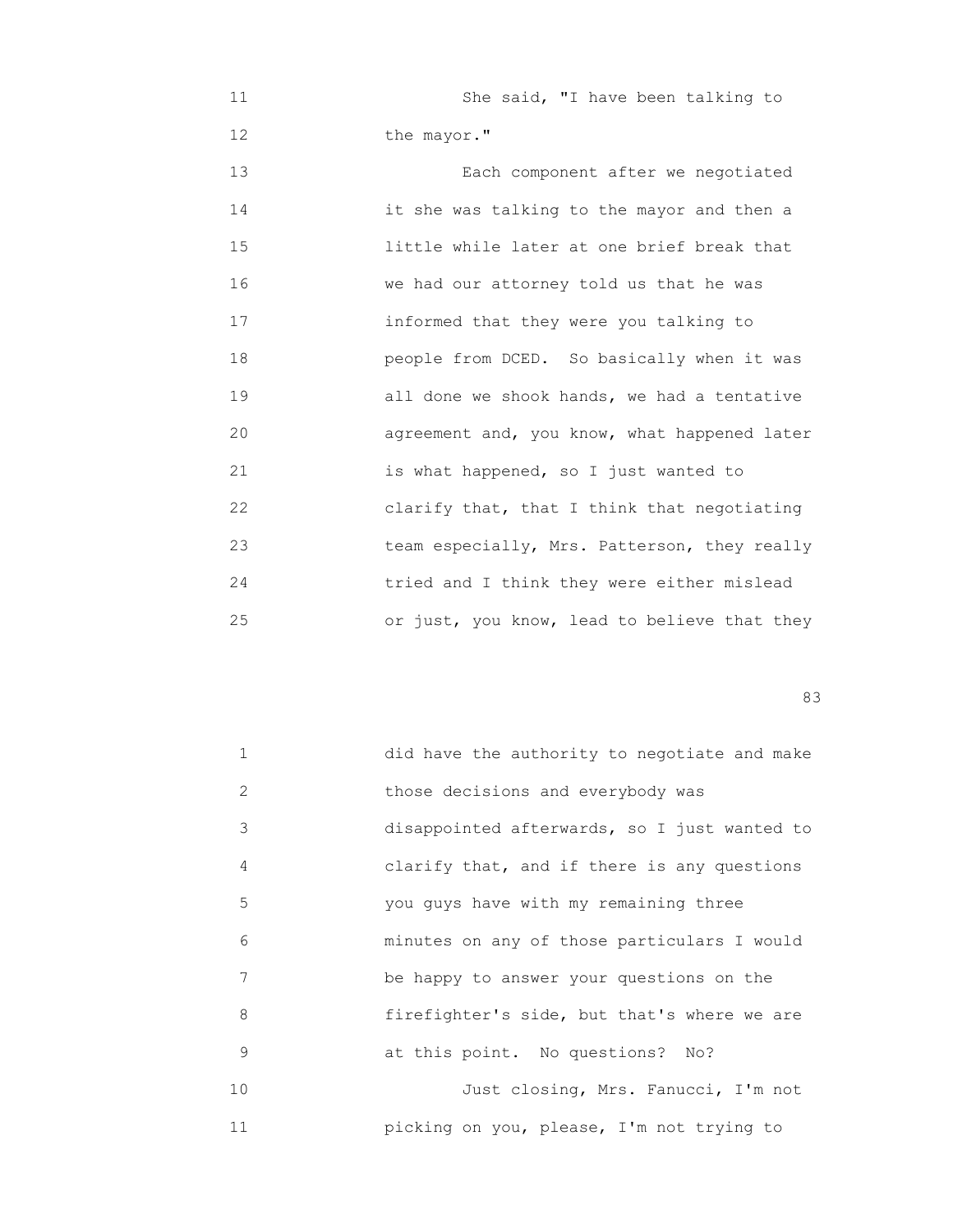11 She said, "I have been talking to
12 the mayor."
13 Each component after we negotiated
14 it she was talking to the mayor and then a
15 little while later at one brief break that
16 we had our attorney told us that he was
17 informed that they were you talking to
18 people from DCED. So basically when it was
19 all done we shook hands, we had a tentative
20 agreement and, you know, what happened later
21 is what happened, so I just wanted to
22 clarify that, that I think that negotiating
23 team especially, Mrs. Patterson, they really
24 tried and I think they were either mislead
25 or just, you know, lead to believe that they

1 did have the authority to negotiate and make
2 those decisions and everybody was
3 disappointed afterwards, so I just wanted to
4 clarify that, and if there is any questions
5 you guys have with my remaining three
6 minutes on any of those particulars I would
7 be happy to answer your questions on the
8 firefighter's side, but that's where we are
9 at this point. No questions? No?
10 Just closing, Mrs. Fanucci, I'm not
11 picking on you, please, I'm not trying to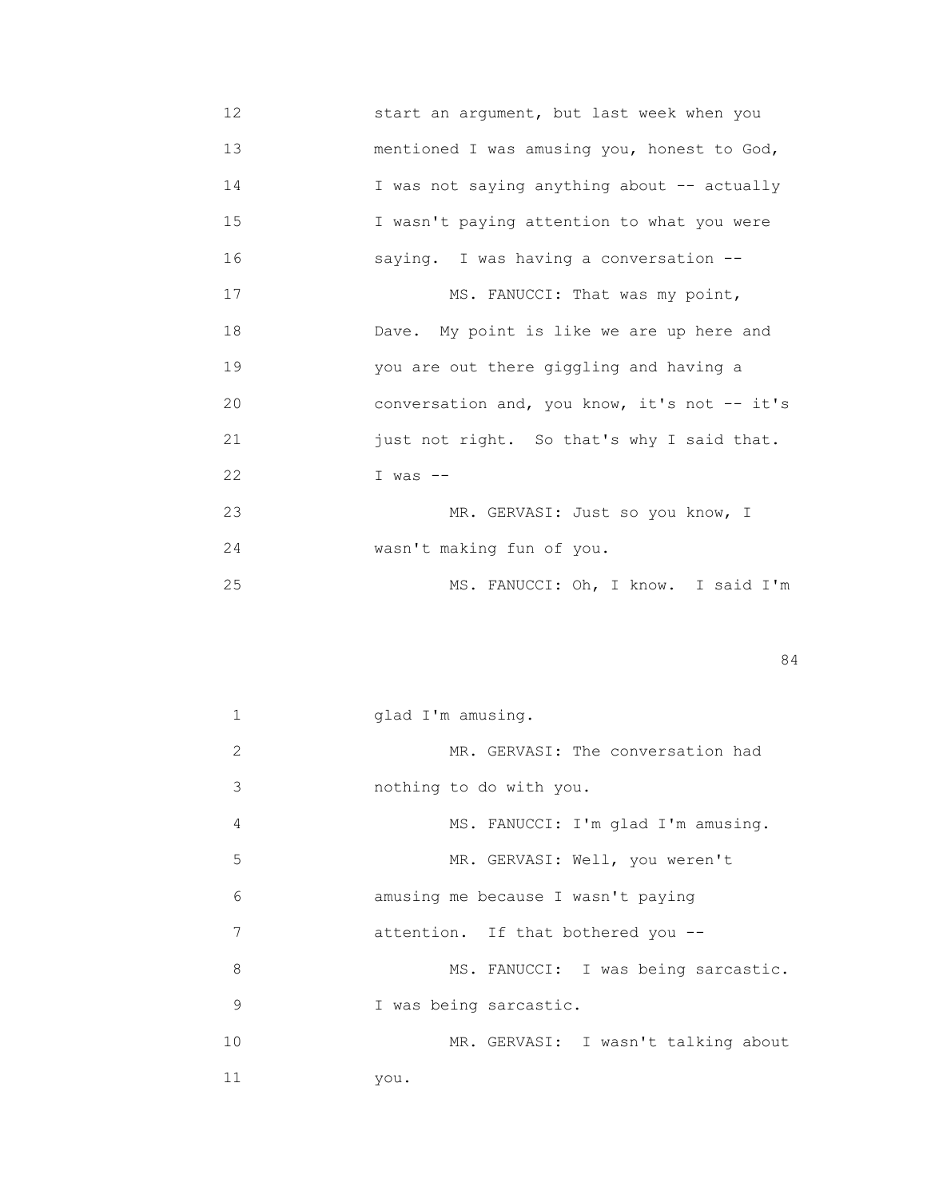12 start an argument, but last week when you
13 mentioned I was amusing you, honest to God,
14 I was not saying anything about -- actually
15 I wasn't paying attention to what you were
16 saying. I was having a conversation --
17 MS. FANUCCI: That was my point,
18 Dave. My point is like we are up here and
19 you are out there giggling and having a
20 conversation and, you know, it's not -- it's
21 just not right. So that's why I said that.
22 I was --
23 MR. GERVASI: Just so you know, I
24 wasn't making fun of you.
25 MS. FANUCCI: Oh, I know. I said I'm

1 glad I'm amusing.
2 MR. GERVASI: The conversation had
3 nothing to do with you.
4 MS. FANUCCI: I'm glad I'm amusing.
5 MR. GERVASI: Well, you weren't
6 amusing me because I wasn't paying
7 attention. If that bothered you --
8 MS. FANUCCI: I was being sarcastic.
9 I was being sarcastic.
10 MR. GERVASI: I wasn't talking about
11 you.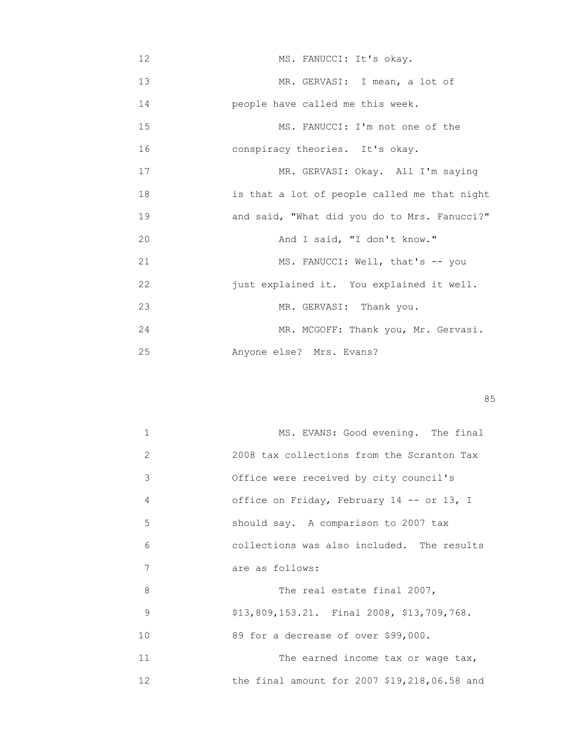MS. FANUCCI: It's okay.

MR. GERVASI: I mean, a lot of people have called me this week.

MS. FANUCCI: I'm not one of the conspiracy theories. It's okay.

MR. GERVASI: Okay. All I'm saying is that a lot of people called me that night and said, "What did you do to Mrs. Fanucci?" And I said, "I don't know."

MS. FANUCCI: Well, that's -- you just explained it. You explained it well.

MR. GERVASI: Thank you.

MR. MCGOFF: Thank you, Mr. Gervasi. Anyone else? Mrs. Evans?

MS. EVANS: Good evening. The final 2008 tax collections from the Scranton Tax Office were received by city council's office on Friday, February 14 -- or 13, I should say. A comparison to 2007 tax collections was also included. The results are as follows:

The real estate final 2007, $13,809,153.21. Final 2008, $13,709,768. 89 for a decrease of over $99,000.

The earned income tax or wage tax, the final amount for 2007 $19,218,06.58 and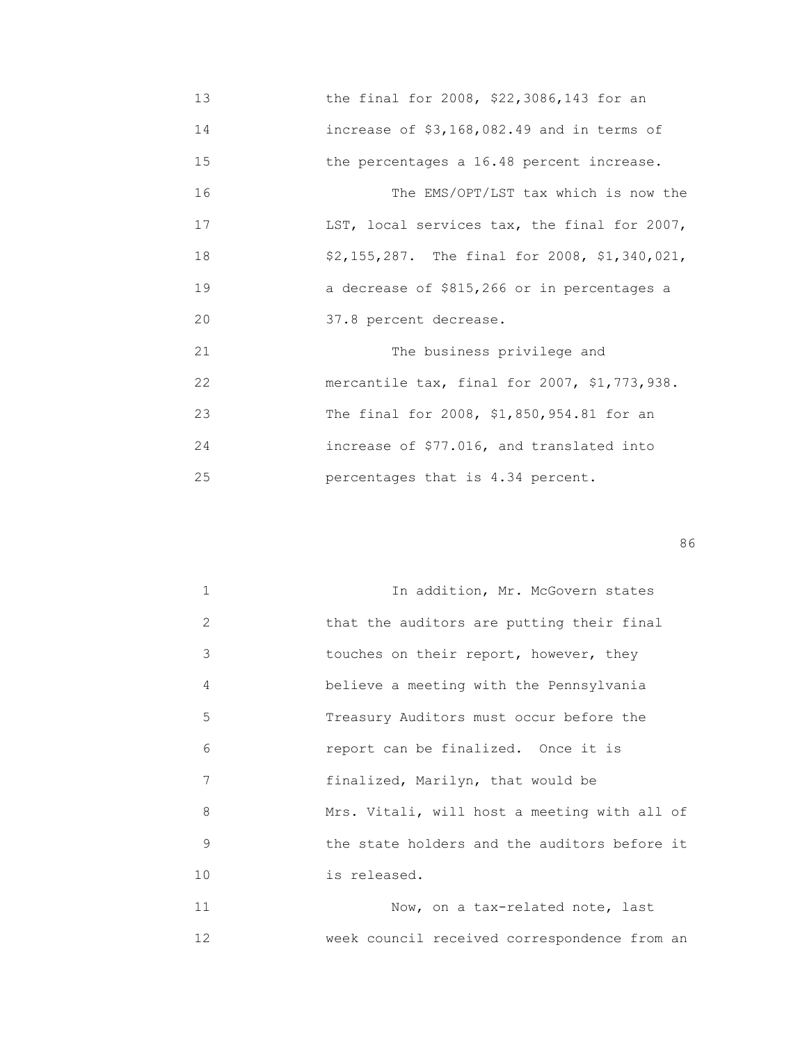13 the final for 2008, $22,3086,143 for an
14 increase of $3,168,082.49 and in terms of
15 the percentages a 16.48 percent increase.
16 The EMS/OPT/LST tax which is now the
17 LST, local services tax, the final for 2007,
18 $2,155,287. The final for 2008, $1,340,021,
19 a decrease of $815,266 or in percentages a
20 37.8 percent decrease.
21 The business privilege and
22 mercantile tax, final for 2007, $1,773,938.
23 The final for 2008, $1,850,954.81 for an
24 increase of $77.016, and translated into
25 percentages that is 4.34 percent.

1 In addition, Mr. McGovern states
2 that the auditors are putting their final
3 touches on their report, however, they
4 believe a meeting with the Pennsylvania
5 Treasury Auditors must occur before the
6 report can be finalized. Once it is
7 finalized, Marilyn, that would be
8 Mrs. Vitali, will host a meeting with all of
9 the state holders and the auditors before it
10 is released.
11 Now, on a tax-related note, last
12 week council received correspondence from an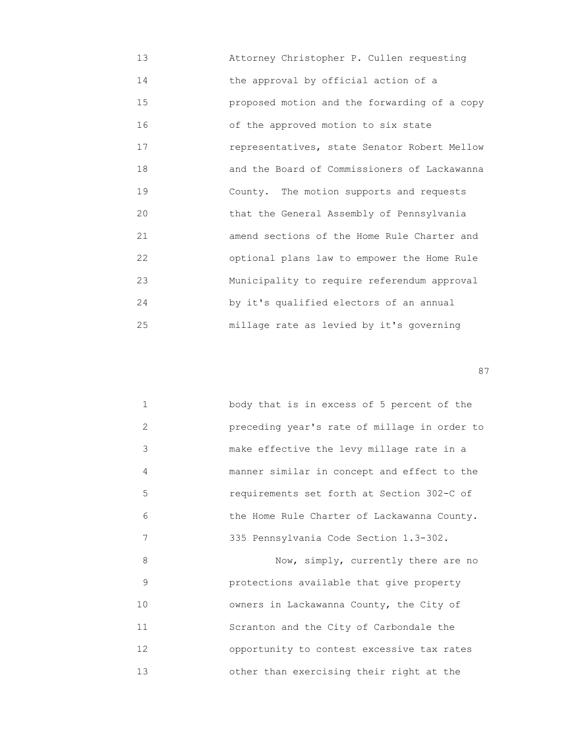13 Attorney Christopher P. Cullen requesting
14 the approval by official action of a
15 proposed motion and the forwarding of a copy
16 of the approved motion to six state
17 representatives, state Senator Robert Mellow
18 and the Board of Commissioners of Lackawanna
19 County. The motion supports and requests
20 that the General Assembly of Pennsylvania
21 amend sections of the Home Rule Charter and
22 optional plans law to empower the Home Rule
23 Municipality to require referendum approval
24 by it's qualified electors of an annual
25 millage rate as levied by it's governing

1 body that is in excess of 5 percent of the
2 preceding year's rate of millage in order to
3 make effective the levy millage rate in a
4 manner similar in concept and effect to the
5 requirements set forth at Section 302-C of
6 the Home Rule Charter of Lackawanna County.
7 335 Pennsylvania Code Section 1.3-302.
8 Now, simply, currently there are no
9 protections available that give property
10 owners in Lackawanna County, the City of
11 Scranton and the City of Carbondale the
12 opportunity to contest excessive tax rates
13 other than exercising their right at the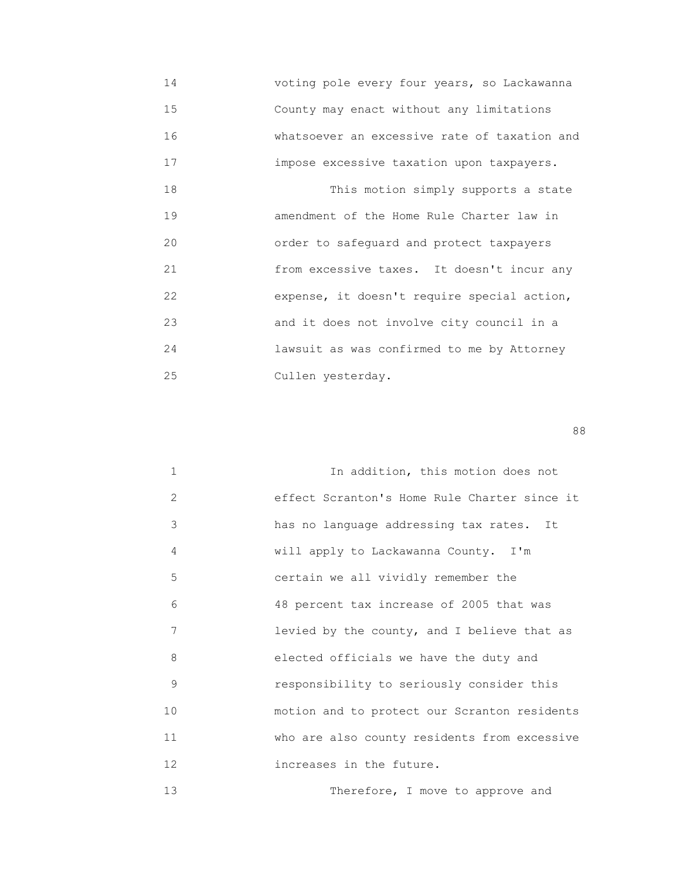voting pole every four years, so Lackawanna County may enact without any limitations whatsoever an excessive rate of taxation and impose excessive taxation upon taxpayers.

This motion simply supports a state amendment of the Home Rule Charter law in order to safeguard and protect taxpayers from excessive taxes. It doesn't incur any expense, it doesn't require special action, and it does not involve city council in a lawsuit as was confirmed to me by Attorney Cullen yesterday.

In addition, this motion does not effect Scranton's Home Rule Charter since it has no language addressing tax rates. It will apply to Lackawanna County. I'm certain we all vividly remember the 48 percent tax increase of 2005 that was levied by the county, and I believe that as elected officials we have the duty and responsibility to seriously consider this motion and to protect our Scranton residents who are also county residents from excessive increases in the future.

Therefore, I move to approve and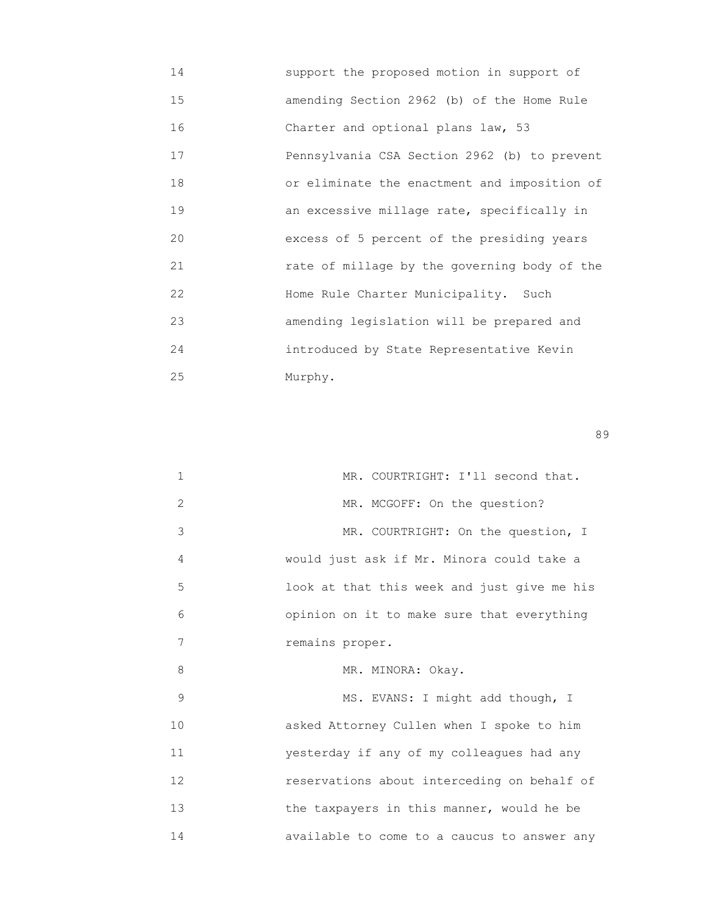14 support the proposed motion in support of
15 amending Section 2962 (b) of the Home Rule
16 Charter and optional plans law, 53
17 Pennsylvania CSA Section 2962 (b) to prevent
18 or eliminate the enactment and imposition of
19 an excessive millage rate, specifically in
20 excess of 5 percent of the presiding years
21 rate of millage by the governing body of the
22 Home Rule Charter Municipality. Such
23 amending legislation will be prepared and
24 introduced by State Representative Kevin
25 Murphy.

1 MR. COURTRIGHT: I'll second that.
2 MR. MCGOFF: On the question?
3 MR. COURTRIGHT: On the question, I
4 would just ask if Mr. Minora could take a
5 look at that this week and just give me his
6 opinion on it to make sure that everything
7 remains proper.
8 MR. MINORA: Okay.
9 MS. EVANS: I might add though, I
10 asked Attorney Cullen when I spoke to him
11 yesterday if any of my colleagues had any
12 reservations about interceding on behalf of
13 the taxpayers in this manner, would he be
14 available to come to a caucus to answer any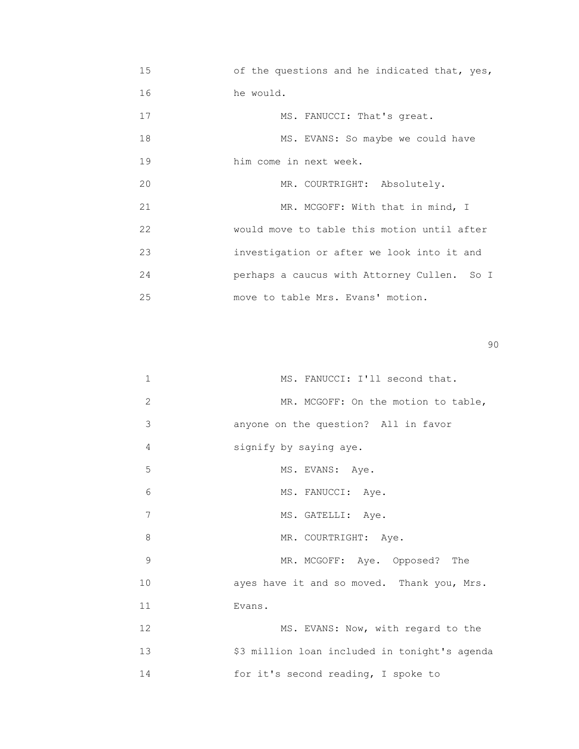of the questions and he indicated that, yes, he would.

MS. FANUCCI: That's great.

MS. EVANS: So maybe we could have him come in next week.

MR. COURTRIGHT: Absolutely.

MR. MCGOFF: With that in mind, I would move to table this motion until after investigation or after we look into it and perhaps a caucus with Attorney Cullen. So I move to table Mrs. Evans' motion.

MS. FANUCCI: I'll second that.

MR. MCGOFF: On the motion to table, anyone on the question? All in favor signify by saying aye.

MS. EVANS: Aye.

MS. FANUCCI: Aye.

MS. GATELLI: Aye.

MR. COURTRIGHT: Aye.

MR. MCGOFF: Aye. Opposed? The ayes have it and so moved. Thank you, Mrs. Evans.

MS. EVANS: Now, with regard to the $3 million loan included in tonight's agenda for it's second reading, I spoke to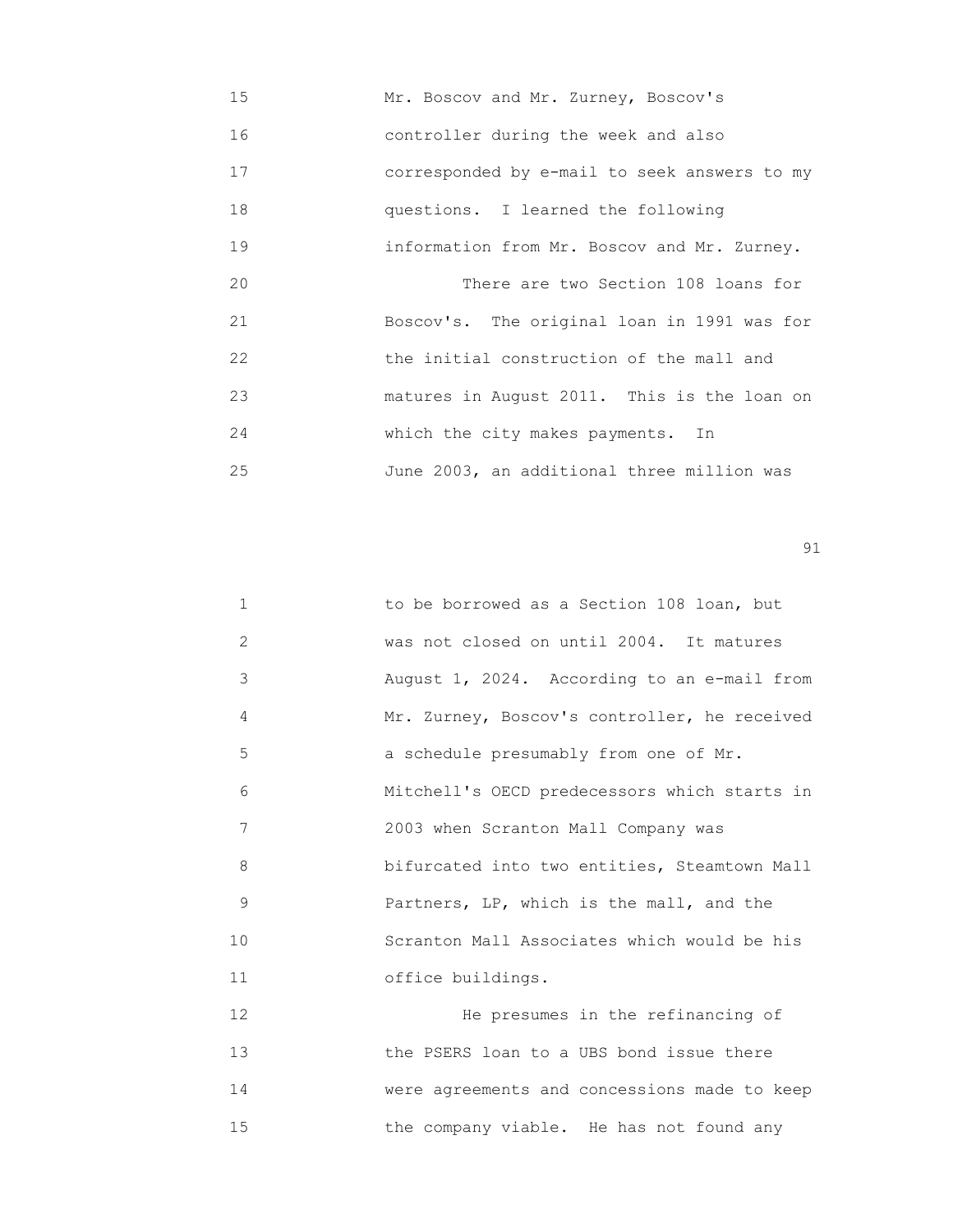15 Mr. Boscov and Mr. Zurney, Boscov's
16 controller during the week and also
17 corresponded by e-mail to seek answers to my
18 questions. I learned the following
19 information from Mr. Boscov and Mr. Zurney.
20 There are two Section 108 loans for
21 Boscov's. The original loan in 1991 was for
22 the initial construction of the mall and
23 matures in August 2011. This is the loan on
24 which the city makes payments. In
25 June 2003, an additional three million was

1 to be borrowed as a Section 108 loan, but
2 was not closed on until 2004. It matures
3 August 1, 2024. According to an e-mail from
4 Mr. Zurney, Boscov's controller, he received
5 a schedule presumably from one of Mr.
6 Mitchell's OECD predecessors which starts in
7 2003 when Scranton Mall Company was
8 bifurcated into two entities, Steamtown Mall
9 Partners, LP, which is the mall, and the
10 Scranton Mall Associates which would be his
11 office buildings.
12 He presumes in the refinancing of
13 the PSERS loan to a UBS bond issue there
14 were agreements and concessions made to keep
15 the company viable. He has not found any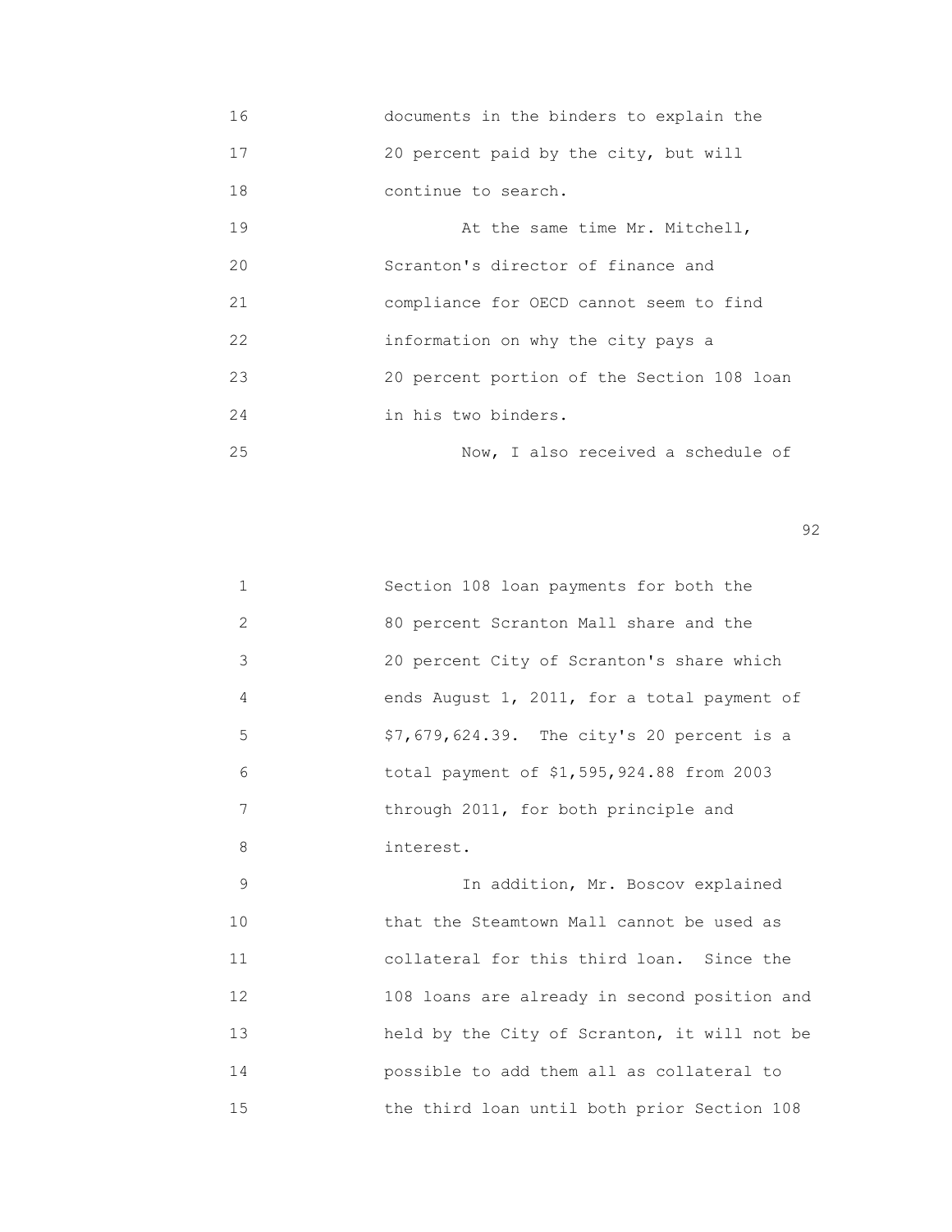documents in the binders to explain the 20 percent paid by the city, but will continue to search.

At the same time Mr. Mitchell, Scranton's director of finance and compliance for OECD cannot seem to find information on why the city pays a 20 percent portion of the Section 108 loan in his two binders.

Now, I also received a schedule of Section 108 loan payments for both the 80 percent Scranton Mall share and the 20 percent City of Scranton's share which ends August 1, 2011, for a total payment of $7,679,624.39. The city's 20 percent is a total payment of $1,595,924.88 from 2003 through 2011, for both principle and interest.

In addition, Mr. Boscov explained that the Steamtown Mall cannot be used as collateral for this third loan. Since the 108 loans are already in second position and held by the City of Scranton, it will not be possible to add them all as collateral to the third loan until both prior Section 108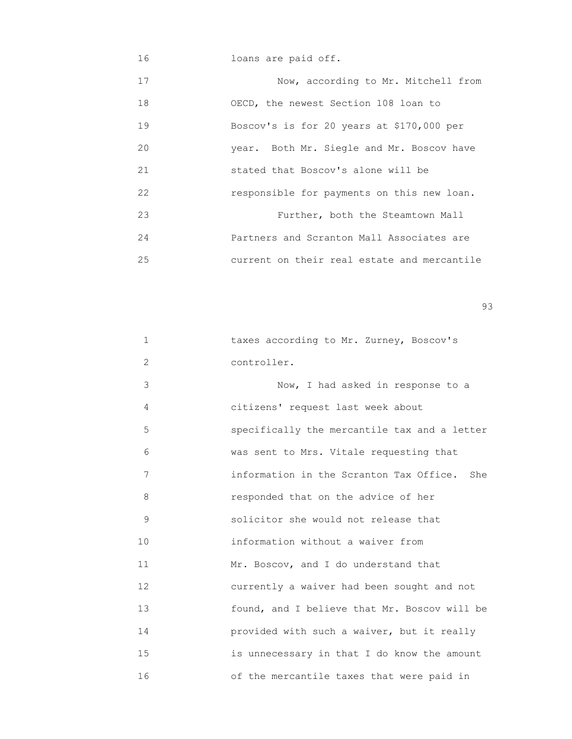loans are paid off.

Now, according to Mr. Mitchell from OECD, the newest Section 108 loan to Boscov's is for 20 years at $170,000 per year. Both Mr. Siegle and Mr. Boscov have stated that Boscov's alone will be responsible for payments on this new loan.

Further, both the Steamtown Mall Partners and Scranton Mall Associates are current on their real estate and mercantile taxes according to Mr. Zurney, Boscov's controller.

Now, I had asked in response to a citizens' request last week about specifically the mercantile tax and a letter was sent to Mrs. Vitale requesting that information in the Scranton Tax Office. She responded that on the advice of her solicitor she would not release that information without a waiver from Mr. Boscov, and I do understand that currently a waiver had been sought and not found, and I believe that Mr. Boscov will be provided with such a waiver, but it really is unnecessary in that I do know the amount of the mercantile taxes that were paid in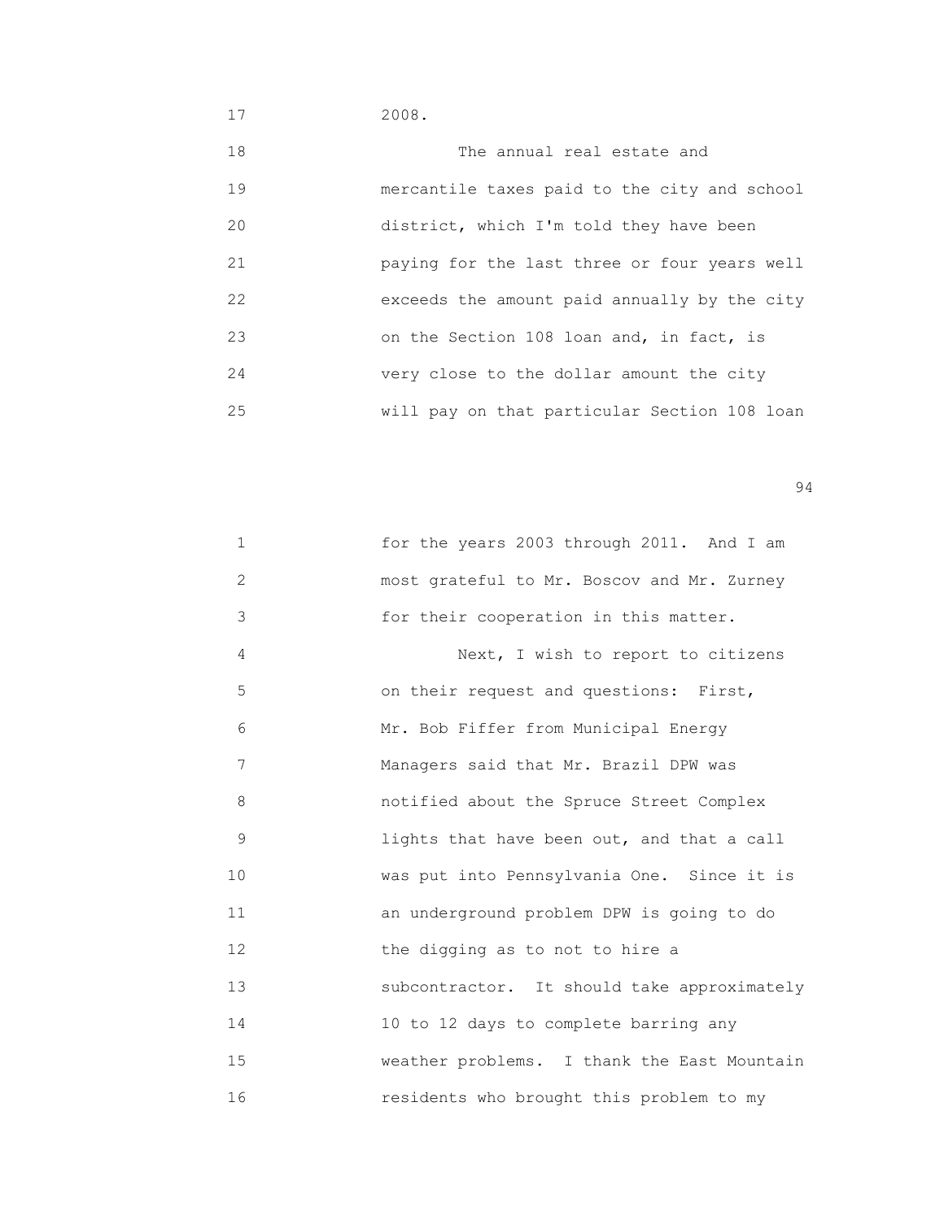2008.

The annual real estate and mercantile taxes paid to the city and school district, which I'm told they have been paying for the last three or four years well exceeds the amount paid annually by the city on the Section 108 loan and, in fact, is very close to the dollar amount the city will pay on that particular Section 108 loan

for the years 2003 through 2011. And I am most grateful to Mr. Boscov and Mr. Zurney for their cooperation in this matter.

Next, I wish to report to citizens on their request and questions: First, Mr. Bob Fiffer from Municipal Energy Managers said that Mr. Brazil DPW was notified about the Spruce Street Complex lights that have been out, and that a call was put into Pennsylvania One. Since it is an underground problem DPW is going to do the digging as to not to hire a subcontractor. It should take approximately 10 to 12 days to complete barring any weather problems. I thank the East Mountain residents who brought this problem to my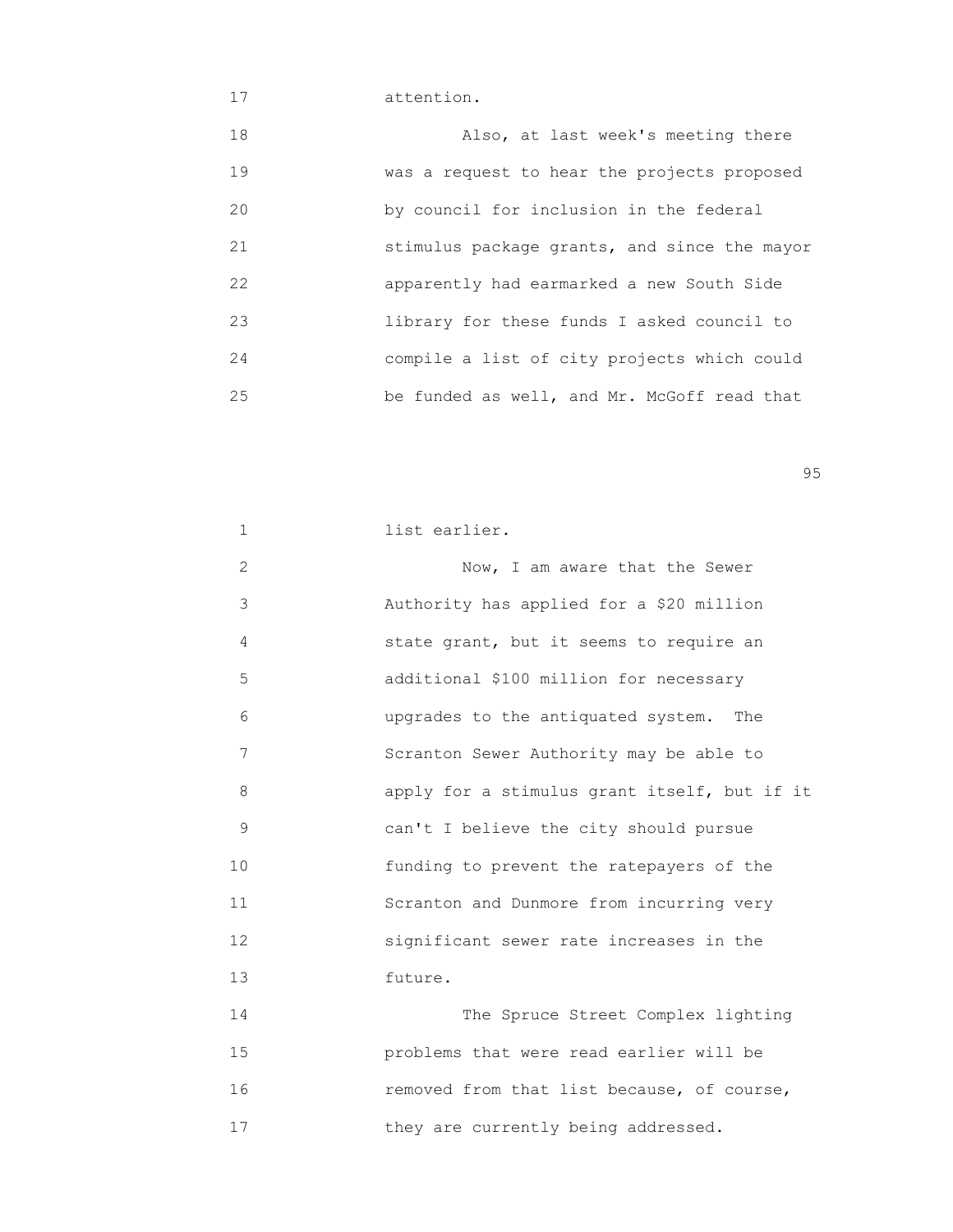attention.

Also, at last week's meeting there was a request to hear the projects proposed by council for inclusion in the federal stimulus package grants, and since the mayor apparently had earmarked a new South Side library for these funds I asked council to compile a list of city projects which could be funded as well, and Mr. McGoff read that list earlier.

Now, I am aware that the Sewer Authority has applied for a $20 million state grant, but it seems to require an additional $100 million for necessary upgrades to the antiquated system. The Scranton Sewer Authority may be able to apply for a stimulus grant itself, but if it can't I believe the city should pursue funding to prevent the ratepayers of the Scranton and Dunmore from incurring very significant sewer rate increases in the future.

The Spruce Street Complex lighting problems that were read earlier will be removed from that list because, of course, they are currently being addressed.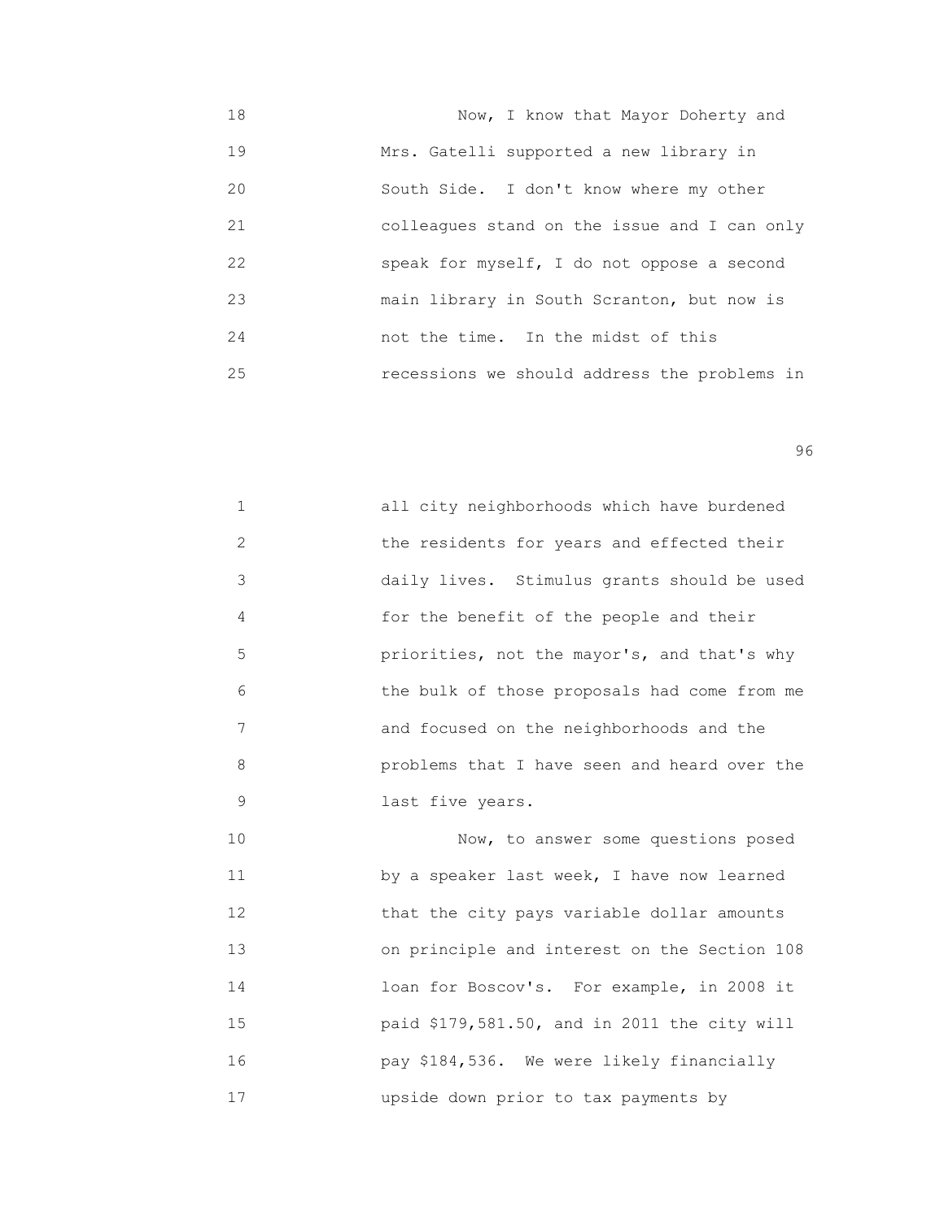Now, I know that Mayor Doherty and Mrs. Gatelli supported a new library in South Side. I don't know where my other colleagues stand on the issue and I can only speak for myself, I do not oppose a second main library in South Scranton, but now is not the time. In the midst of this recessions we should address the problems in all city neighborhoods which have burdened the residents for years and effected their daily lives. Stimulus grants should be used for the benefit of the people and their priorities, not the mayor's, and that's why the bulk of those proposals had come from me and focused on the neighborhoods and the problems that I have seen and heard over the last five years.

Now, to answer some questions posed by a speaker last week, I have now learned that the city pays variable dollar amounts on principle and interest on the Section 108 loan for Boscov's. For example, in 2008 it paid $179,581.50, and in 2011 the city will pay $184,536. We were likely financially upside down prior to tax payments by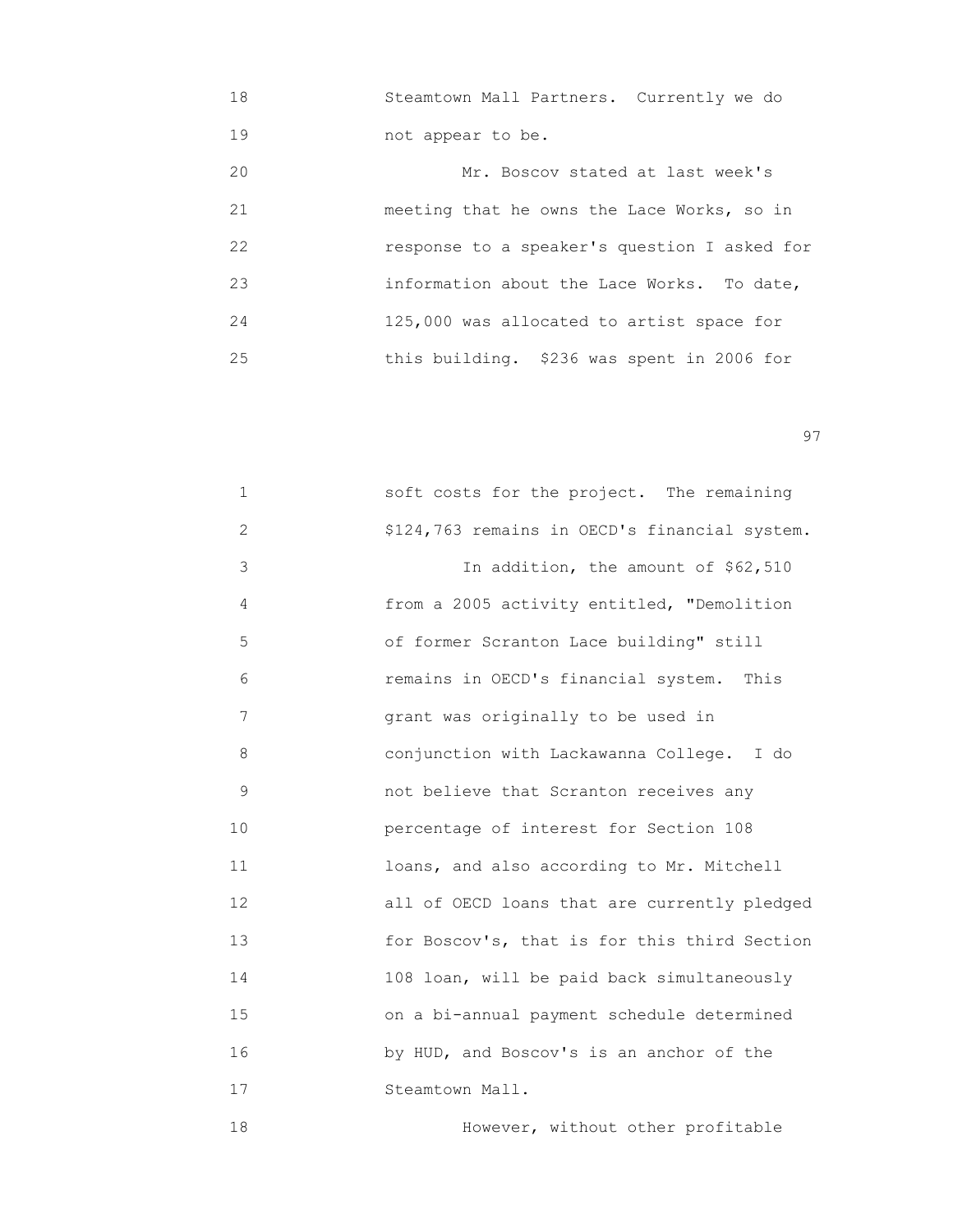Steamtown Mall Partners. Currently we do not appear to be.

Mr. Boscov stated at last week's meeting that he owns the Lace Works, so in response to a speaker's question I asked for information about the Lace Works. To date, 125,000 was allocated to artist space for this building. $236 was spent in 2006 for soft costs for the project. The remaining $124,763 remains in OECD's financial system.

In addition, the amount of $62,510 from a 2005 activity entitled, "Demolition of former Scranton Lace building" still remains in OECD's financial system. This grant was originally to be used in conjunction with Lackawanna College. I do not believe that Scranton receives any percentage of interest for Section 108 loans, and also according to Mr. Mitchell all of OECD loans that are currently pledged for Boscov's, that is for this third Section 108 loan, will be paid back simultaneously on a bi-annual payment schedule determined by HUD, and Boscov's is an anchor of the Steamtown Mall.

However, without other profitable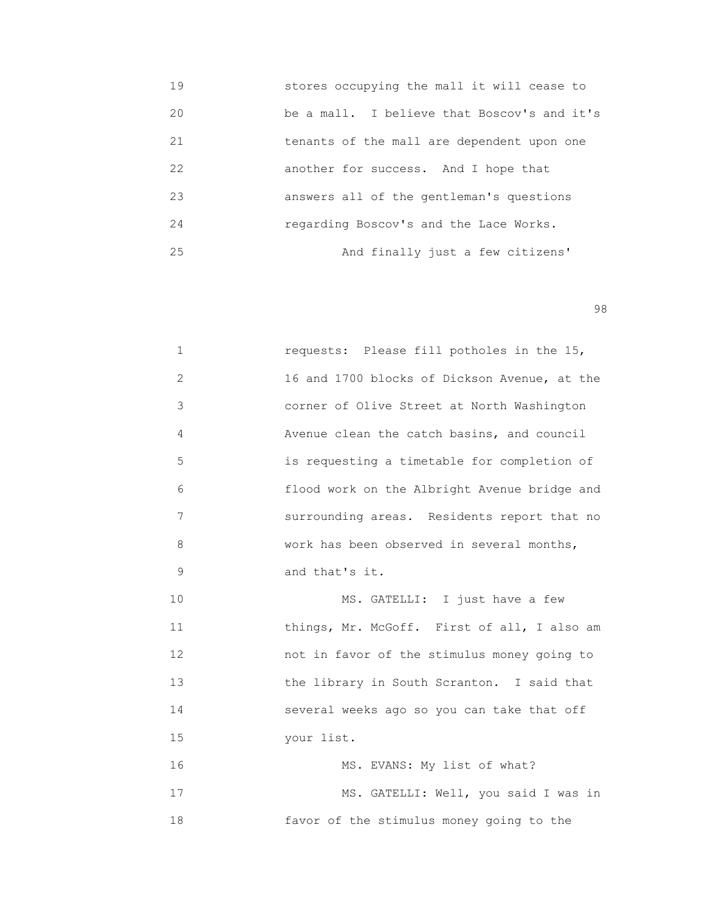19 stores occupying the mall it will cease to
20 be a mall. I believe that Boscov's and it's
21 tenants of the mall are dependent upon one
22 another for success. And I hope that
23 answers all of the gentleman's questions
24 regarding Boscov's and the Lace Works.
25 And finally just a few citizens'

1 requests: Please fill potholes in the 15,
2 16 and 1700 blocks of Dickson Avenue, at the
3 corner of Olive Street at North Washington
4 Avenue clean the catch basins, and council
5 is requesting a timetable for completion of
6 flood work on the Albright Avenue bridge and
7 surrounding areas. Residents report that no
8 work has been observed in several months,
9 and that's it.
10 MS. GATELLI: I just have a few
11 things, Mr. McGoff. First of all, I also am
12 not in favor of the stimulus money going to
13 the library in South Scranton. I said that
14 several weeks ago so you can take that off
15 your list.
16 MS. EVANS: My list of what?
17 MS. GATELLI: Well, you said I was in
18 favor of the stimulus money going to the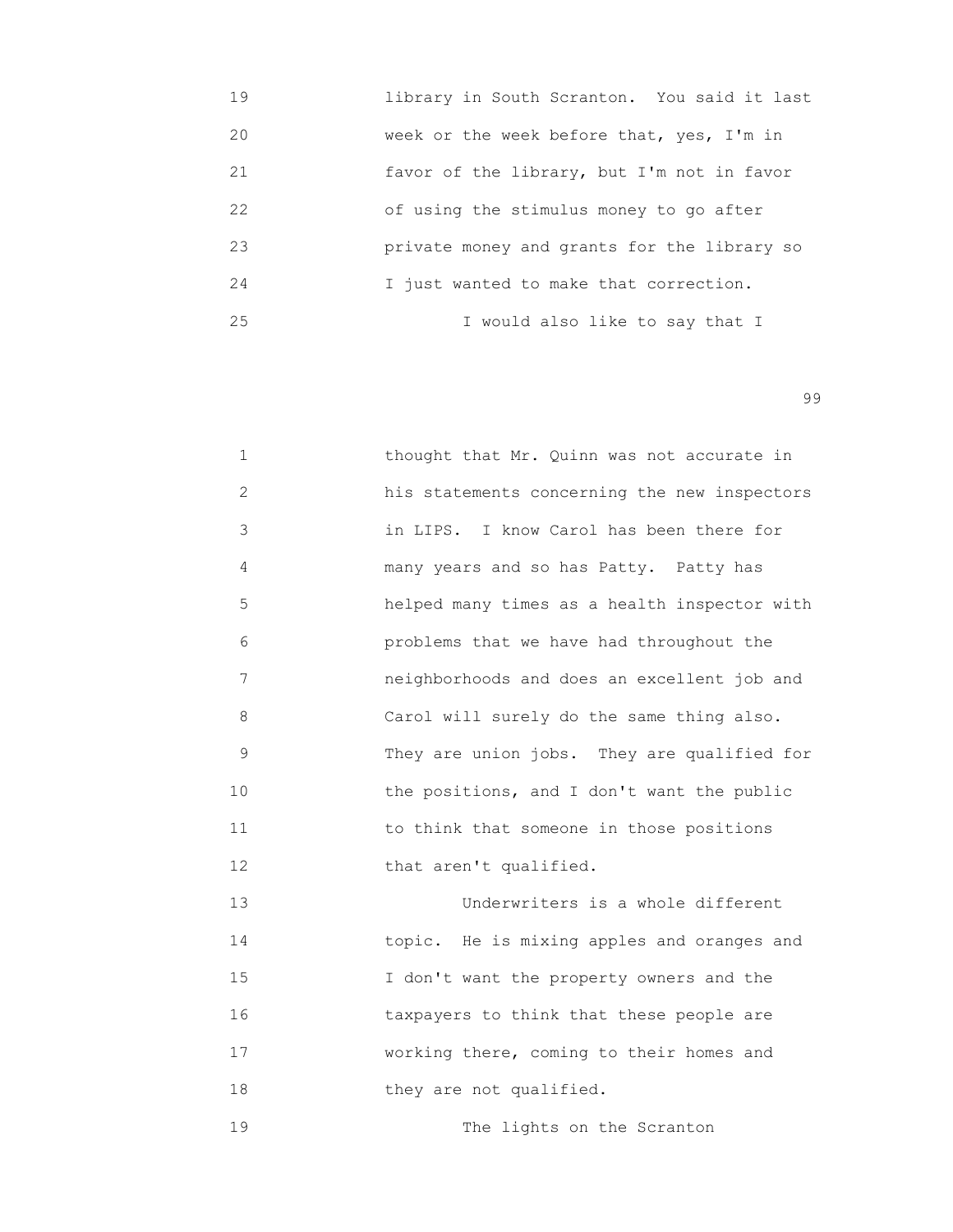library in South Scranton. You said it last week or the week before that, yes, I'm in favor of the library, but I'm not in favor of using the stimulus money to go after private money and grants for the library so I just wanted to make that correction.

I would also like to say that I thought that Mr. Quinn was not accurate in his statements concerning the new inspectors in LIPS. I know Carol has been there for many years and so has Patty. Patty has helped many times as a health inspector with problems that we have had throughout the neighborhoods and does an excellent job and Carol will surely do the same thing also. They are union jobs. They are qualified for the positions, and I don't want the public to think that someone in those positions that aren't qualified.

Underwriters is a whole different topic. He is mixing apples and oranges and I don't want the property owners and the taxpayers to think that these people are working there, coming to their homes and they are not qualified.

The lights on the Scranton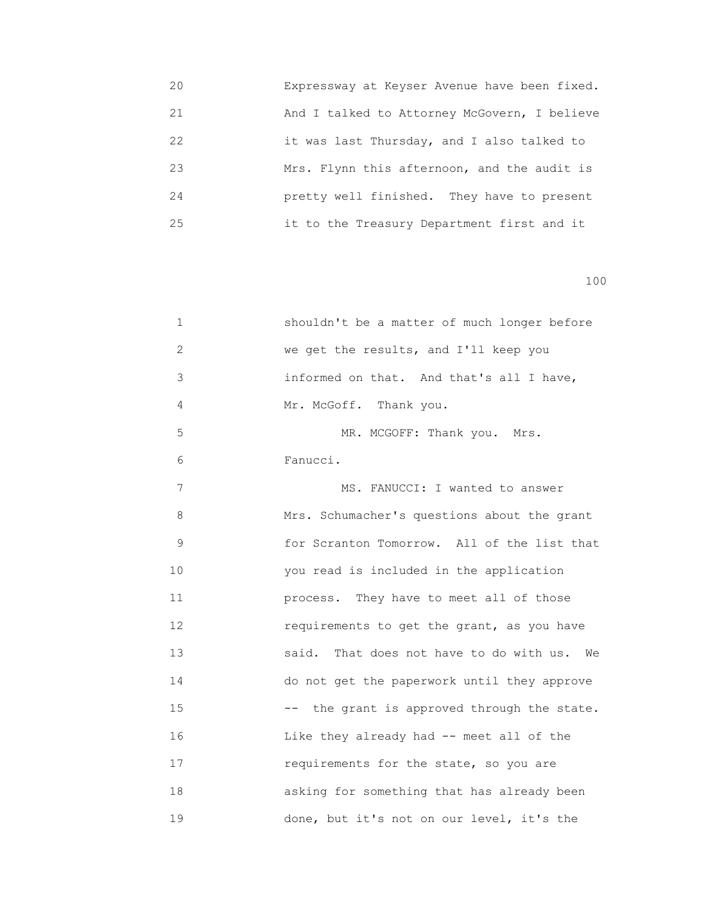20 Expressway at Keyser Avenue have been fixed.
21 And I talked to Attorney McGovern, I believe
22 it was last Thursday, and I also talked to
23 Mrs. Flynn this afternoon, and the audit is
24 pretty well finished. They have to present
25 it to the Treasury Department first and it

1 shouldn't be a matter of much longer before
2 we get the results, and I'll keep you
3 informed on that. And that's all I have,
4 Mr. McGoff. Thank you.
5 MR. MCGOFF: Thank you. Mrs.
6 Fanucci.
7 MS. FANUCCI: I wanted to answer
8 Mrs. Schumacher's questions about the grant
9 for Scranton Tomorrow. All of the list that
10 you read is included in the application
11 process. They have to meet all of those
12 requirements to get the grant, as you have
13 said. That does not have to do with us. We
14 do not get the paperwork until they approve
15 -- the grant is approved through the state.
16 Like they already had -- meet all of the
17 requirements for the state, so you are
18 asking for something that has already been
19 done, but it's not on our level, it's the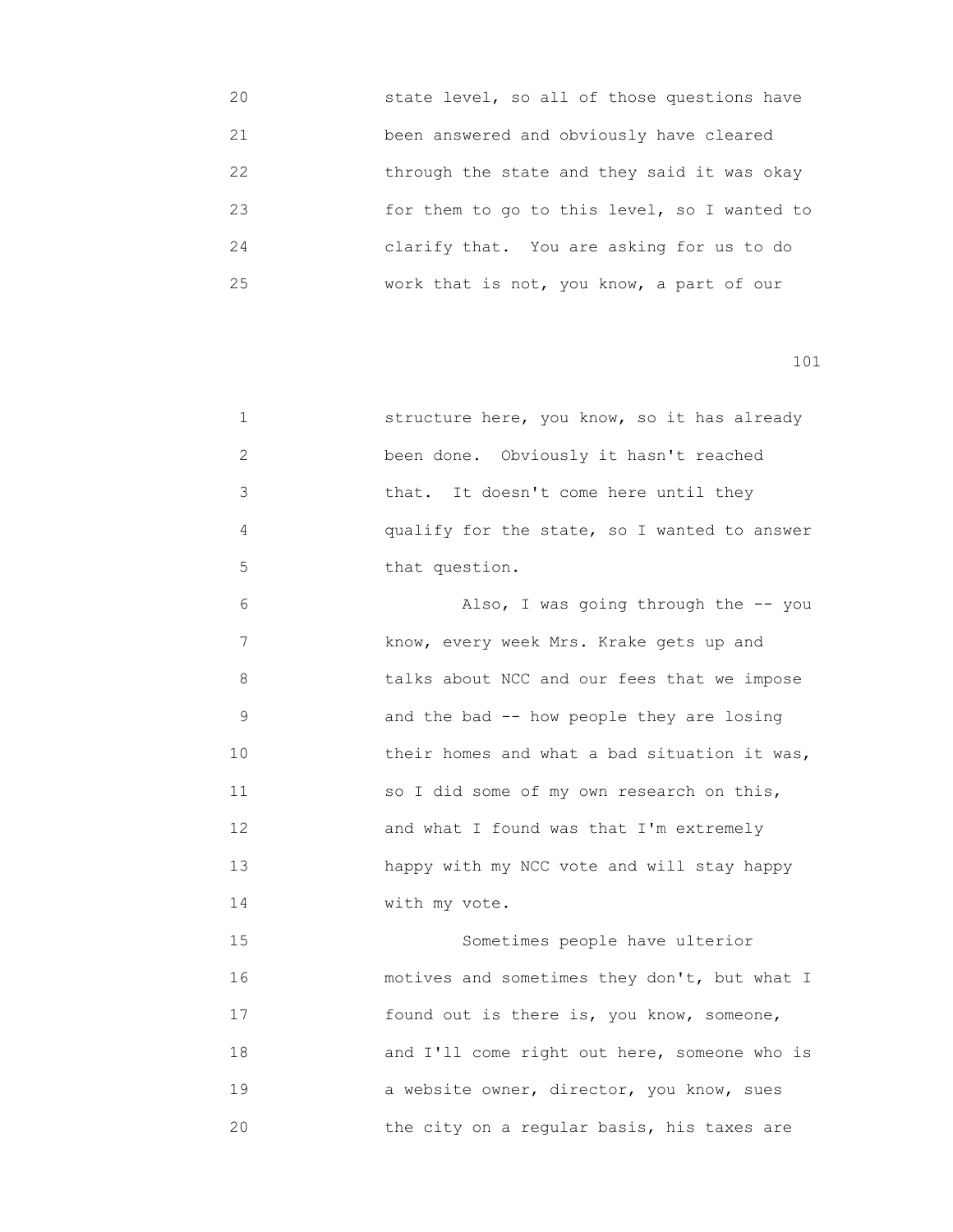state level, so all of those questions have been answered and obviously have cleared through the state and they said it was okay for them to go to this level, so I wanted to clarify that. You are asking for us to do work that is not, you know, a part of our

structure here, you know, so it has already been done. Obviously it hasn't reached that. It doesn't come here until they qualify for the state, so I wanted to answer that question.

Also, I was going through the -- you know, every week Mrs. Krake gets up and talks about NCC and our fees that we impose and the bad -- how people they are losing their homes and what a bad situation it was, so I did some of my own research on this, and what I found was that I'm extremely happy with my NCC vote and will stay happy with my vote.

Sometimes people have ulterior motives and sometimes they don't, but what I found out is there is, you know, someone, and I'll come right out here, someone who is a website owner, director, you know, sues the city on a regular basis, his taxes are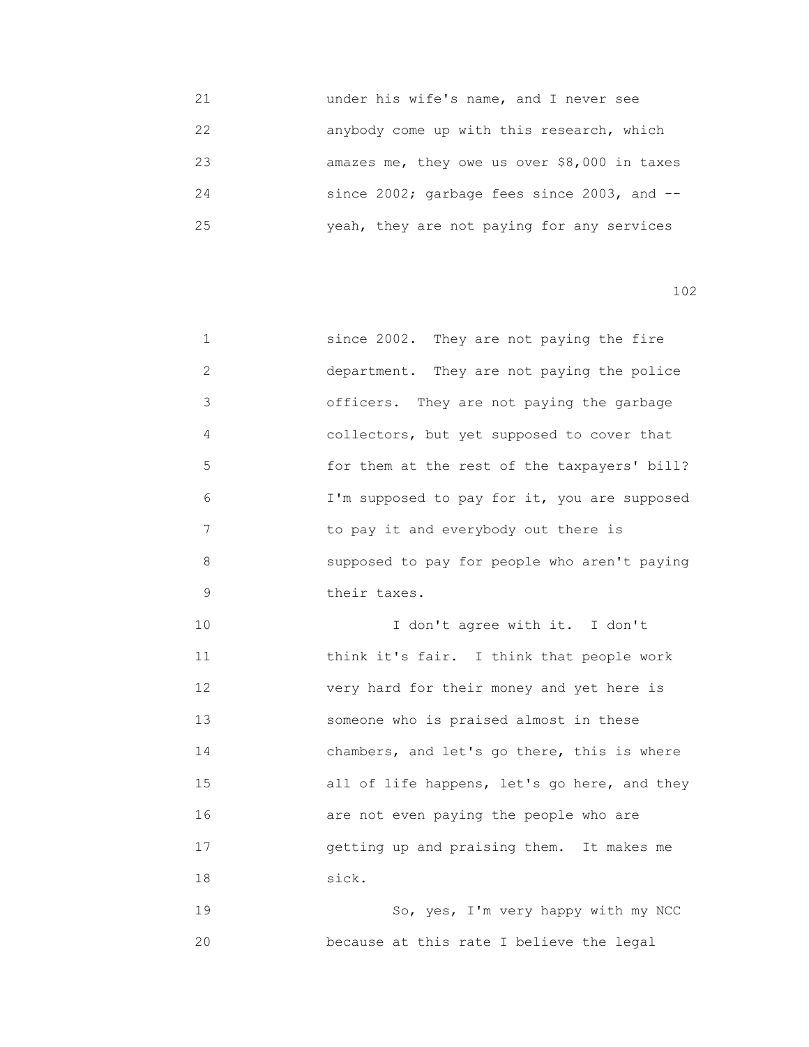under his wife's name, and I never see anybody come up with this research, which amazes me, they owe us over $8,000 in taxes since 2002; garbage fees since 2003, and -- yeah, they are not paying for any services

since 2002. They are not paying the fire department. They are not paying the police officers. They are not paying the garbage collectors, but yet supposed to cover that for them at the rest of the taxpayers' bill? I'm supposed to pay for it, you are supposed to pay it and everybody out there is supposed to pay for people who aren't paying their taxes.

I don't agree with it. I don't think it's fair. I think that people work very hard for their money and yet here is someone who is praised almost in these chambers, and let's go there, this is where all of life happens, let's go here, and they are not even paying the people who are getting up and praising them. It makes me sick.

So, yes, I'm very happy with my NCC because at this rate I believe the legal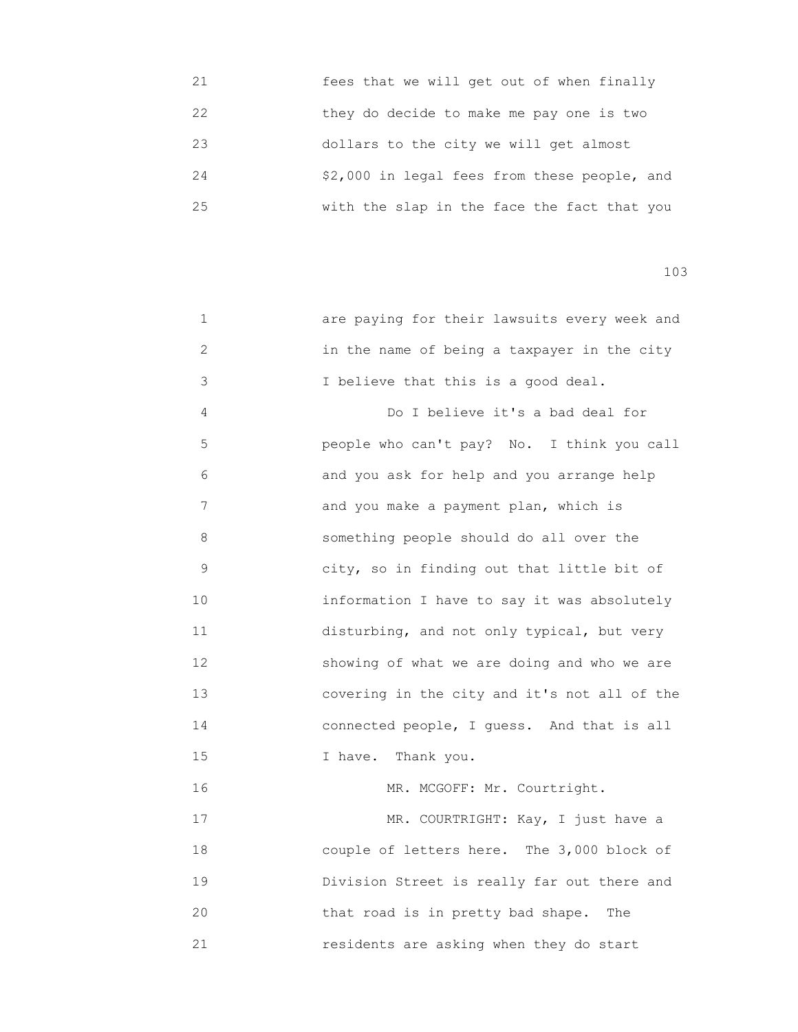21 fees that we will get out of when finally
22 they do decide to make me pay one is two
23 dollars to the city we will get almost
24 $2,000 in legal fees from these people, and
25 with the slap in the face the fact that you

1 are paying for their lawsuits every week and
2 in the name of being a taxpayer in the city
3 I believe that this is a good deal.
4 Do I believe it's a bad deal for
5 people who can't pay? No. I think you call
6 and you ask for help and you arrange help
7 and you make a payment plan, which is
8 something people should do all over the
9 city, so in finding out that little bit of
10 information I have to say it was absolutely
11 disturbing, and not only typical, but very
12 showing of what we are doing and who we are
13 covering in the city and it's not all of the
14 connected people, I guess. And that is all
15 I have. Thank you.
16 MR. MCGOFF: Mr. Courtright.
17 MR. COURTRIGHT: Kay, I just have a
18 couple of letters here. The 3,000 block of
19 Division Street is really far out there and
20 that road is in pretty bad shape. The
21 residents are asking when they do start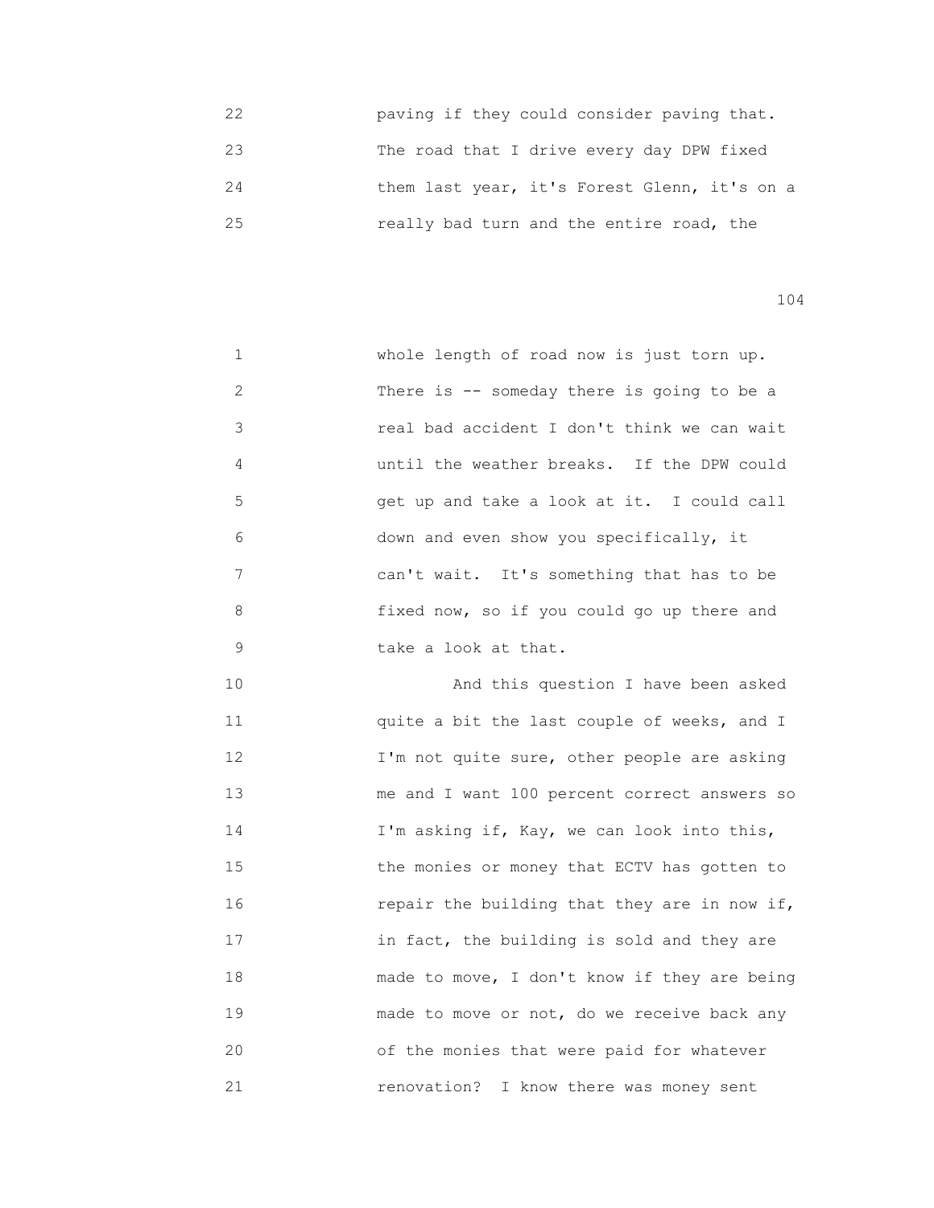22 paving if they could consider paving that.
23 The road that I drive every day DPW fixed
24 them last year, it's Forest Glenn, it's on a
25 really bad turn and the entire road, the

1 whole length of road now is just torn up.
2 There is -- someday there is going to be a
3 real bad accident I don't think we can wait
4 until the weather breaks. If the DPW could
5 get up and take a look at it. I could call
6 down and even show you specifically, it
7 can't wait. It's something that has to be
8 fixed now, so if you could go up there and
9 take a look at that.
10 And this question I have been asked
11 quite a bit the last couple of weeks, and I
12 I'm not quite sure, other people are asking
13 me and I want 100 percent correct answers so
14 I'm asking if, Kay, we can look into this,
15 the monies or money that ECTV has gotten to
16 repair the building that they are in now if,
17 in fact, the building is sold and they are
18 made to move, I don't know if they are being
19 made to move or not, do we receive back any
20 of the monies that were paid for whatever
21 renovation? I know there was money sent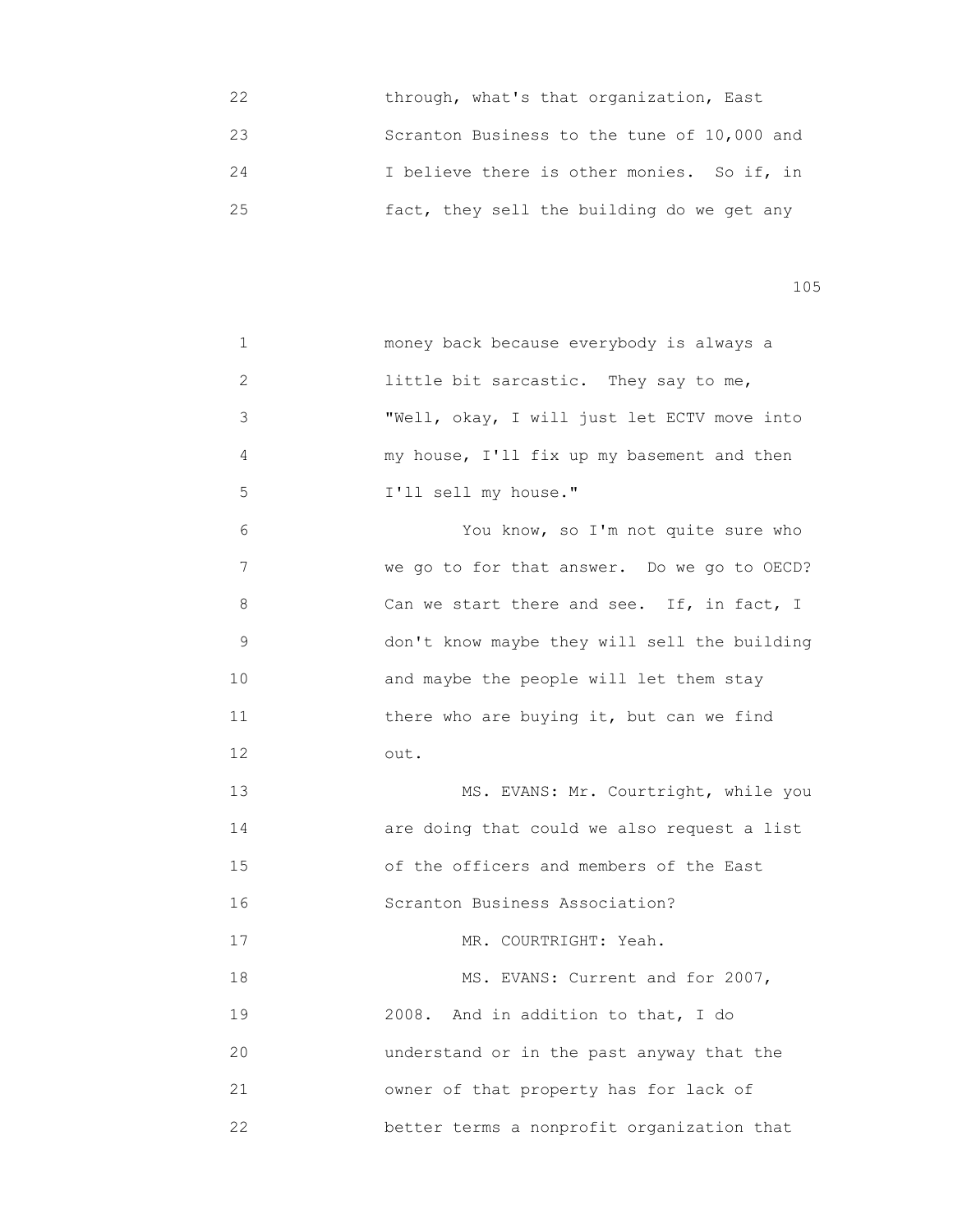22 through, what's that organization, East
23 Scranton Business to the tune of 10,000 and
24 I believe there is other monies. So if, in
25 fact, they sell the building do we get any

1 money back because everybody is always a
2 little bit sarcastic. They say to me,
3 "Well, okay, I will just let ECTV move into
4 my house, I'll fix up my basement and then
5 I'll sell my house."
6 You know, so I'm not quite sure who
7 we go to for that answer. Do we go to OECD?
8 Can we start there and see. If, in fact, I
9 don't know maybe they will sell the building
10 and maybe the people will let them stay
11 there who are buying it, but can we find
12 out.
13 MS. EVANS: Mr. Courtright, while you
14 are doing that could we also request a list
15 of the officers and members of the East
16 Scranton Business Association?
17 MR. COURTRIGHT: Yeah.
18 MS. EVANS: Current and for 2007,
19 2008. And in addition to that, I do
20 understand or in the past anyway that the
21 owner of that property has for lack of
22 better terms a nonprofit organization that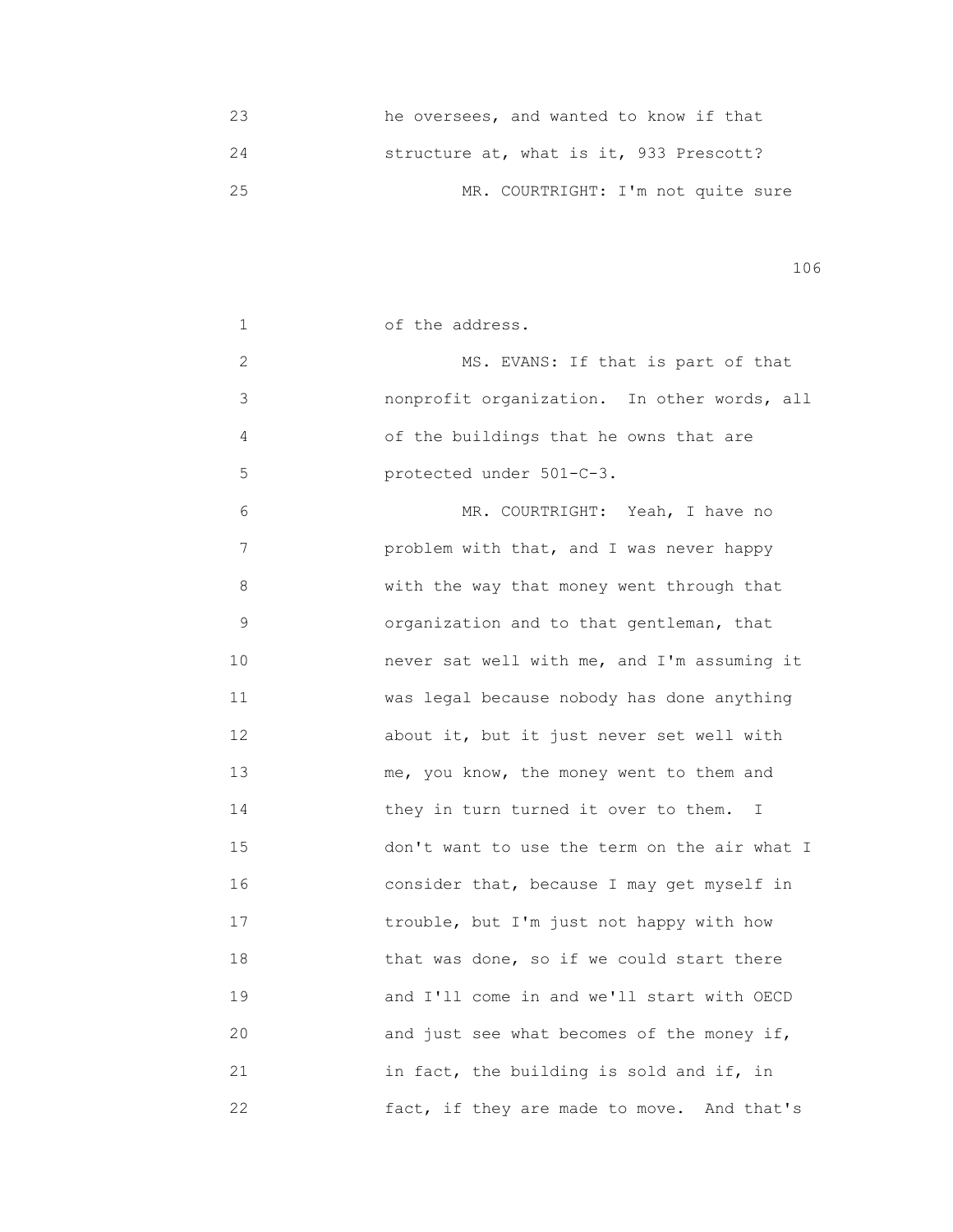23 he oversees, and wanted to know if that
24 structure at, what is it, 933 Prescott?
25 MR. COURTRIGHT: I'm not quite sure

1 of the address.
2 MS. EVANS: If that is part of that
3 nonprofit organization. In other words, all
4 of the buildings that he owns that are
5 protected under 501-C-3.
6 MR. COURTRIGHT: Yeah, I have no
7 problem with that, and I was never happy
8 with the way that money went through that
9 organization and to that gentleman, that
10 never sat well with me, and I'm assuming it
11 was legal because nobody has done anything
12 about it, but it just never set well with
13 me, you know, the money went to them and
14 they in turn turned it over to them. I
15 don't want to use the term on the air what I
16 consider that, because I may get myself in
17 trouble, but I'm just not happy with how
18 that was done, so if we could start there
19 and I'll come in and we'll start with OECD
20 and just see what becomes of the money if,
21 in fact, the building is sold and if, in
22 fact, if they are made to move. And that's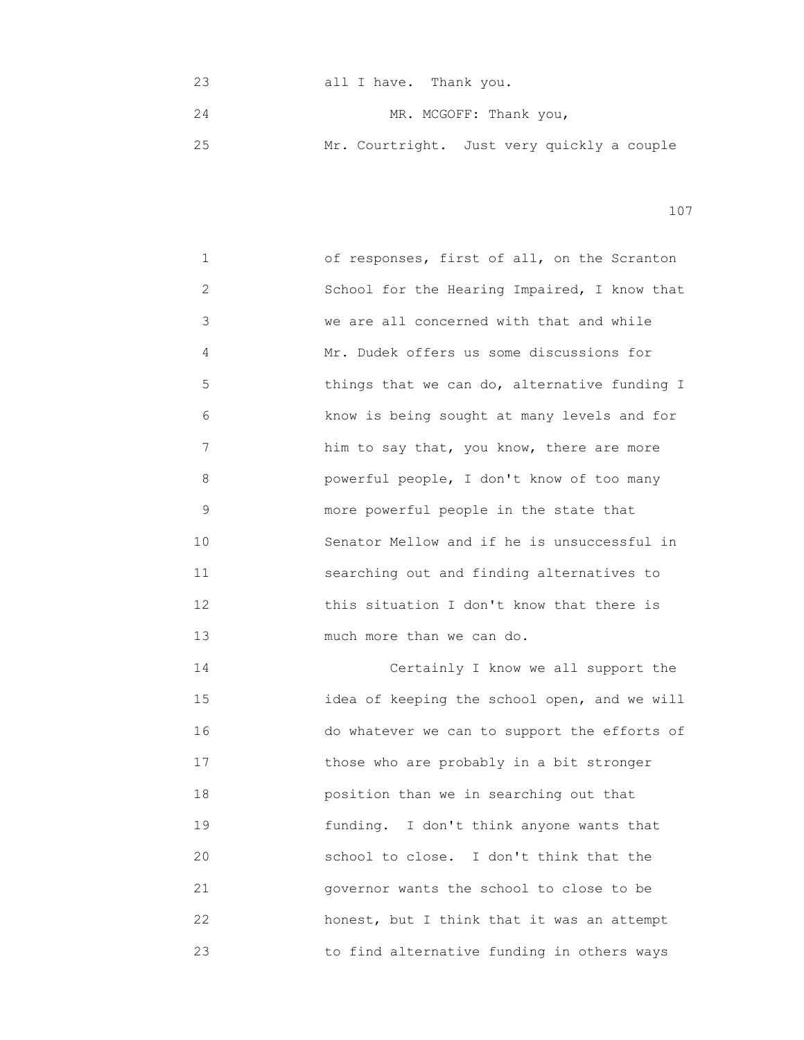all I have. Thank you.

MR. MCGOFF: Thank you, Mr. Courtright. Just very quickly a couple of responses, first of all, on the Scranton School for the Hearing Impaired, I know that we are all concerned with that and while Mr. Dudek offers us some discussions for things that we can do, alternative funding I know is being sought at many levels and for him to say that, you know, there are more powerful people, I don't know of too many more powerful people in the state that Senator Mellow and if he is unsuccessful in searching out and finding alternatives to this situation I don't know that there is much more than we can do.

Certainly I know we all support the idea of keeping the school open, and we will do whatever we can to support the efforts of those who are probably in a bit stronger position than we in searching out that funding. I don't think anyone wants that school to close. I don't think that the governor wants the school to close to be honest, but I think that it was an attempt to find alternative funding in others ways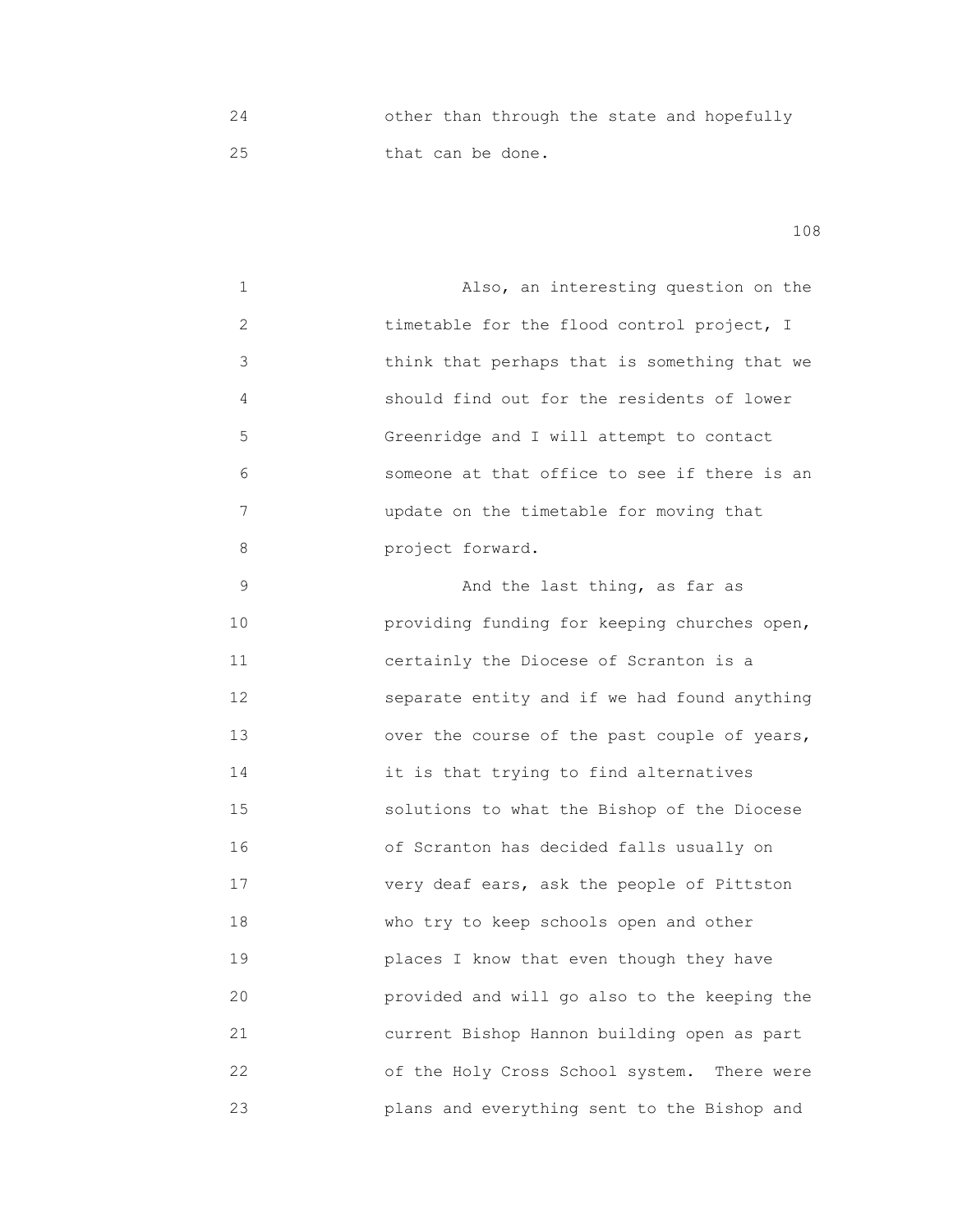other than through the state and hopefully that can be done.

Also, an interesting question on the timetable for the flood control project, I think that perhaps that is something that we should find out for the residents of lower Greenridge and I will attempt to contact someone at that office to see if there is an update on the timetable for moving that project forward.

And the last thing, as far as providing funding for keeping churches open, certainly the Diocese of Scranton is a separate entity and if we had found anything over the course of the past couple of years, it is that trying to find alternatives solutions to what the Bishop of the Diocese of Scranton has decided falls usually on very deaf ears, ask the people of Pittston who try to keep schools open and other places I know that even though they have provided and will go also to the keeping the current Bishop Hannon building open as part of the Holy Cross School system. There were plans and everything sent to the Bishop and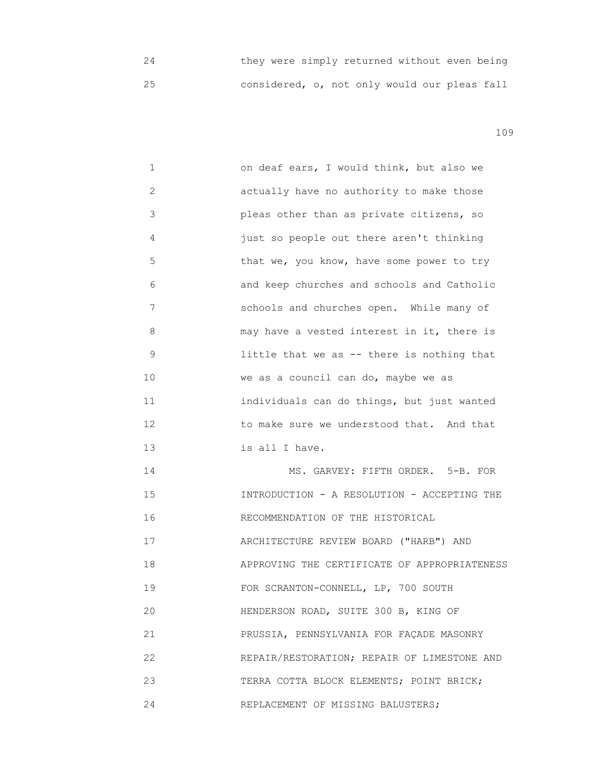24 they were simply returned without even being
25 considered, o, not only would our pleas fall

1 on deaf ears, I would think, but also we
2 actually have no authority to make those
3 pleas other than as private citizens, so
4 just so people out there aren't thinking
5 that we, you know, have some power to try
6 and keep churches and schools and Catholic
7 schools and churches open. While many of
8 may have a vested interest in it, there is
9 little that we as -- there is nothing that
10 we as a council can do, maybe we as
11 individuals can do things, but just wanted
12 to make sure we understood that. And that
13 is all I have.
14 MS. GARVEY: FIFTH ORDER. 5-B. FOR
15 INTRODUCTION - A RESOLUTION - ACCEPTING THE
16 RECOMMENDATION OF THE HISTORICAL
17 ARCHITECTURE REVIEW BOARD ("HARB") AND
18 APPROVING THE CERTIFICATE OF APPROPRIATENESS
19 FOR SCRANTON-CONNELL, LP, 700 SOUTH
20 HENDERSON ROAD, SUITE 300 B, KING OF
21 PRUSSIA, PENNSYLVANIA FOR FAÇADE MASONRY
22 REPAIR/RESTORATION; REPAIR OF LIMESTONE AND
23 TERRA COTTA BLOCK ELEMENTS; POINT BRICK;
24 REPLACEMENT OF MISSING BALUSTERS;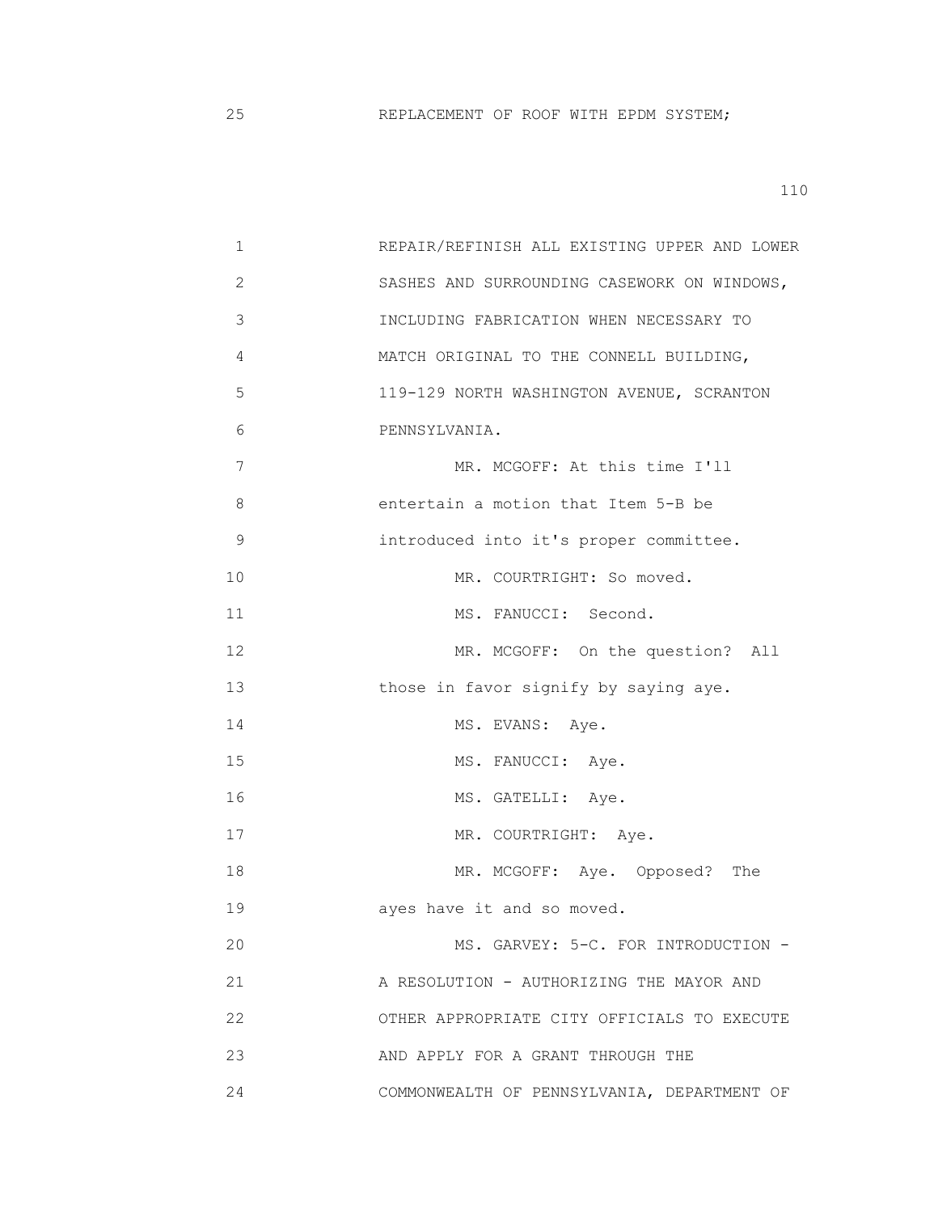25 REPLACEMENT OF ROOF WITH EPDM SYSTEM;

1 REPAIR/REFINISH ALL EXISTING UPPER AND LOWER
2 SASHES AND SURROUNDING CASEWORK ON WINDOWS,
3 INCLUDING FABRICATION WHEN NECESSARY TO
4 MATCH ORIGINAL TO THE CONNELL BUILDING,
5 119-129 NORTH WASHINGTON AVENUE, SCRANTON
6 PENNSYLVANIA.
7 MR. MCGOFF: At this time I'll
8 entertain a motion that Item 5-B be
9 introduced into it's proper committee.
10 MR. COURTRIGHT: So moved.
11 MS. FANUCCI: Second.
12 MR. MCGOFF: On the question? All
13 those in favor signify by saying aye.
14 MS. EVANS: Aye.
15 MS. FANUCCI: Aye.
16 MS. GATELLI: Aye.
17 MR. COURTRIGHT: Aye.
18 MR. MCGOFF: Aye. Opposed? The
19 ayes have it and so moved.
20 MS. GARVEY: 5-C. FOR INTRODUCTION -
21 A RESOLUTION - AUTHORIZING THE MAYOR AND
22 OTHER APPROPRIATE CITY OFFICIALS TO EXECUTE
23 AND APPLY FOR A GRANT THROUGH THE
24 COMMONWEALTH OF PENNSYLVANIA, DEPARTMENT OF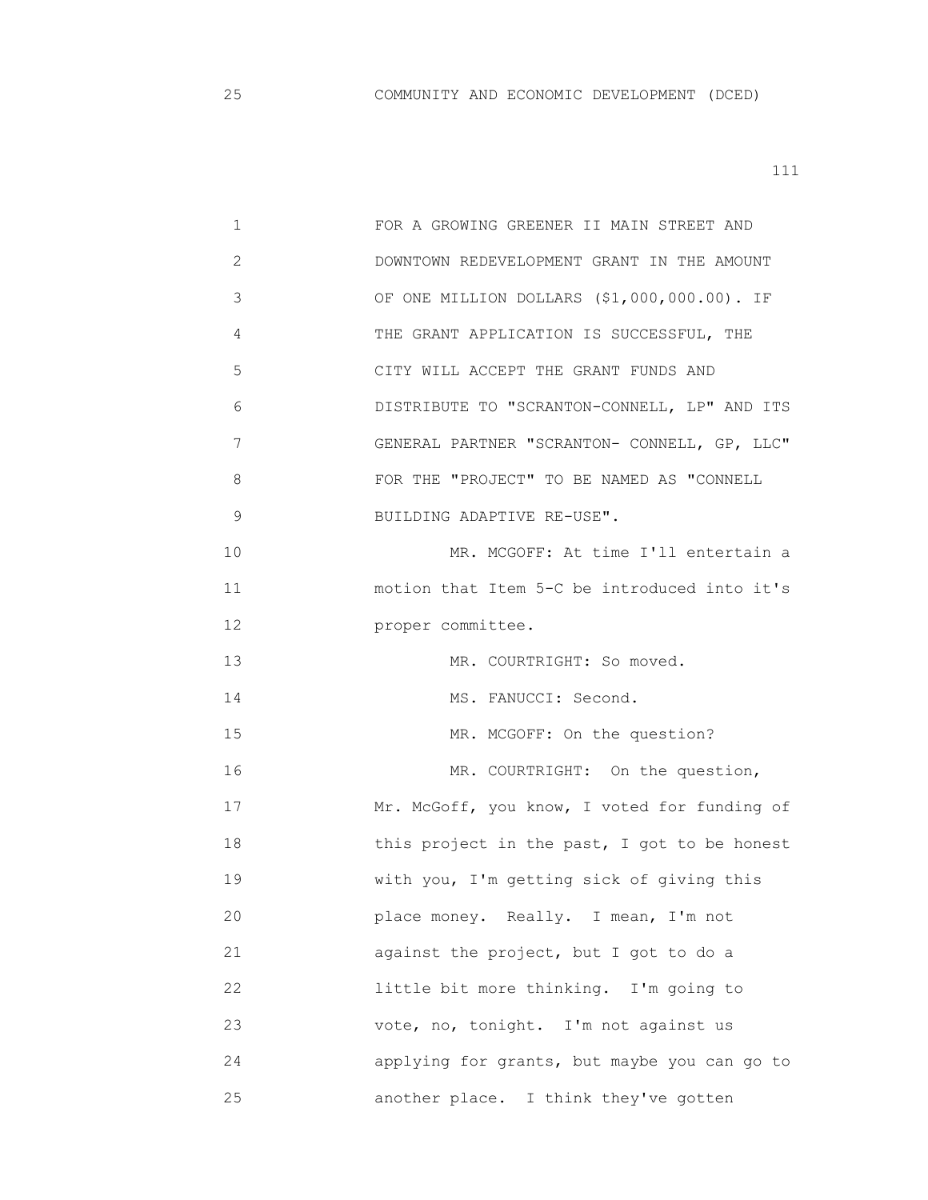25 COMMUNITY AND ECONOMIC DEVELOPMENT (DCED)

1 FOR A GROWING GREENER II MAIN STREET AND
2 DOWNTOWN REDEVELOPMENT GRANT IN THE AMOUNT
3 OF ONE MILLION DOLLARS ($1,000,000.00). IF
4 THE GRANT APPLICATION IS SUCCESSFUL, THE
5 CITY WILL ACCEPT THE GRANT FUNDS AND
6 DISTRIBUTE TO "SCRANTON-CONNELL, LP" AND ITS
7 GENERAL PARTNER "SCRANTON- CONNELL, GP, LLC"
8 FOR THE "PROJECT" TO BE NAMED AS "CONNELL
9 BUILDING ADAPTIVE RE-USE".
10 MR. MCGOFF: At time I'll entertain a
11 motion that Item 5-C be introduced into it's
12 proper committee.
13 MR. COURTRIGHT: So moved.
14 MS. FANUCCI: Second.
15 MR. MCGOFF: On the question?
16 MR. COURTRIGHT: On the question,
17 Mr. McGoff, you know, I voted for funding of
18 this project in the past, I got to be honest
19 with you, I'm getting sick of giving this
20 place money. Really. I mean, I'm not
21 against the project, but I got to do a
22 little bit more thinking. I'm going to
23 vote, no, tonight. I'm not against us
24 applying for grants, but maybe you can go to
25 another place. I think they've gotten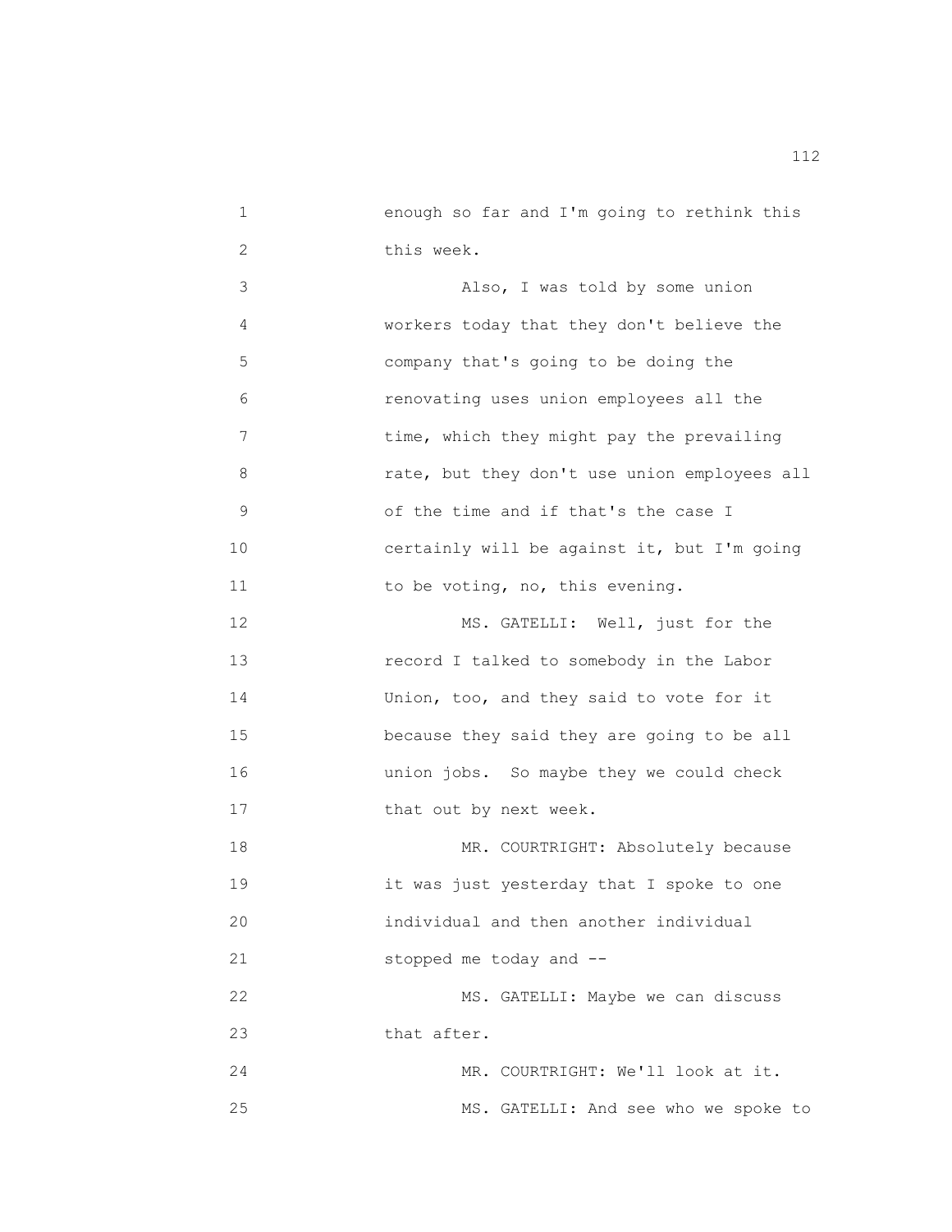enough so far and I'm going to rethink this this week.

Also, I was told by some union workers today that they don't believe the company that's going to be doing the renovating uses union employees all the time, which they might pay the prevailing rate, but they don't use union employees all of the time and if that's the case I certainly will be against it, but I'm going to be voting, no, this evening.

MS. GATELLI: Well, just for the record I talked to somebody in the Labor Union, too, and they said to vote for it because they said they are going to be all union jobs. So maybe they we could check that out by next week.

MR. COURTRIGHT: Absolutely because it was just yesterday that I spoke to one individual and then another individual stopped me today and --

MS. GATELLI: Maybe we can discuss that after.

MR. COURTRIGHT: We'll look at it.

MS. GATELLI: And see who we spoke to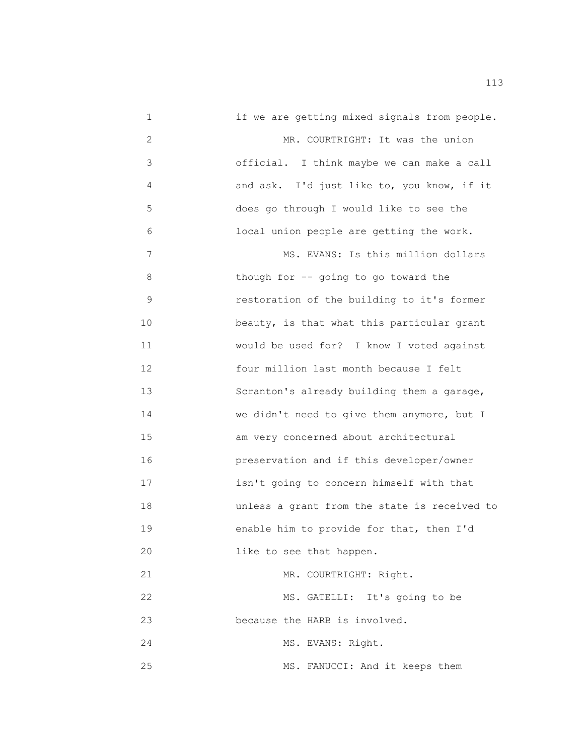if we are getting mixed signals from people.

MR. COURTRIGHT: It was the union official. I think maybe we can make a call and ask. I'd just like to, you know, if it does go through I would like to see the local union people are getting the work.

MS. EVANS: Is this million dollars though for -- going to go toward the restoration of the building to it's former beauty, is that what this particular grant would be used for? I know I voted against four million last month because I felt Scranton's already building them a garage, we didn't need to give them anymore, but I am very concerned about architectural preservation and if this developer/owner isn't going to concern himself with that unless a grant from the state is received to enable him to provide for that, then I'd like to see that happen.

MR. COURTRIGHT: Right.

MS. GATELLI: It's going to be because the HARB is involved.

MS. EVANS: Right.

MS. FANUCCI: And it keeps them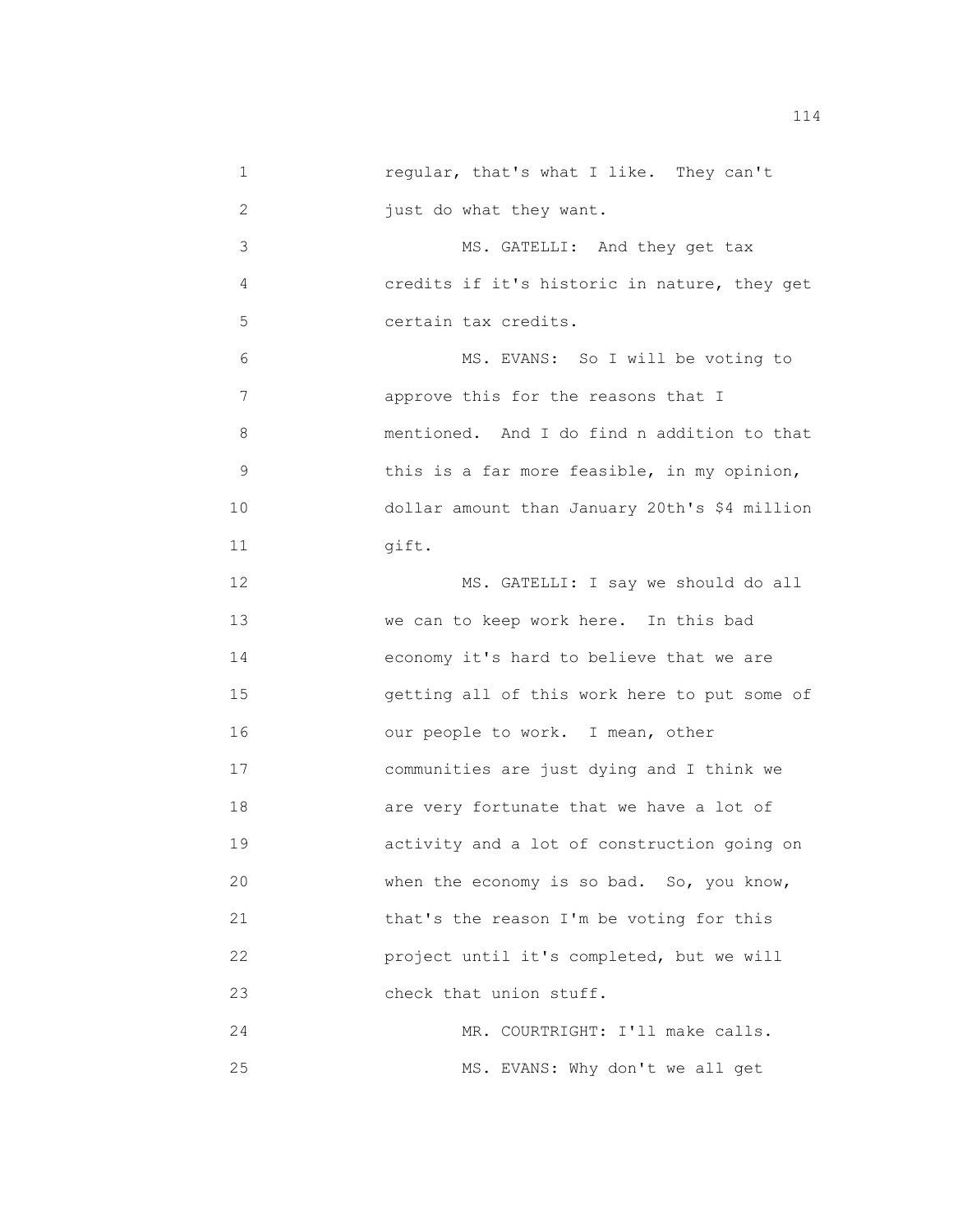regular, that's what I like. They can't just do what they want.

MS. GATELLI: And they get tax credits if it's historic in nature, they get certain tax credits.

MS. EVANS: So I will be voting to approve this for the reasons that I mentioned. And I do find n addition to that this is a far more feasible, in my opinion, dollar amount than January 20th's $4 million gift.

MS. GATELLI: I say we should do all we can to keep work here. In this bad economy it's hard to believe that we are getting all of this work here to put some of our people to work. I mean, other communities are just dying and I think we are very fortunate that we have a lot of activity and a lot of construction going on when the economy is so bad. So, you know, that's the reason I'm be voting for this project until it's completed, but we will check that union stuff.

MR. COURTRIGHT: I'll make calls.

MS. EVANS: Why don't we all get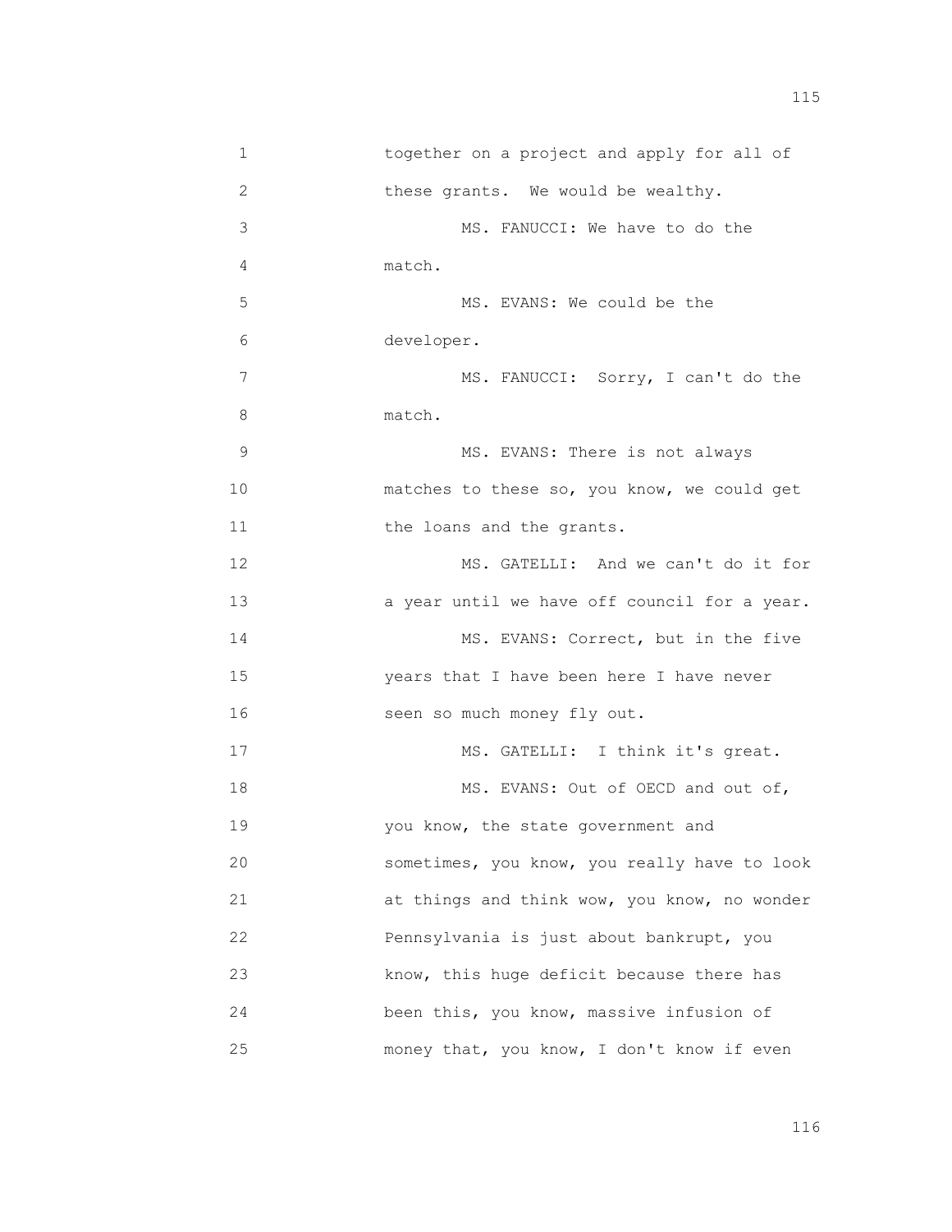together on a project and apply for all of these grants. We would be wealthy.

MS. FANUCCI: We have to do the match.

MS. EVANS: We could be the developer.

MS. FANUCCI: Sorry, I can't do the match.

MS. EVANS: There is not always matches to these so, you know, we could get the loans and the grants.

MS. GATELLI: And we can't do it for a year until we have off council for a year.

MS. EVANS: Correct, but in the five years that I have been here I have never seen so much money fly out.

MS. GATELLI: I think it's great.

MS. EVANS: Out of OECD and out of, you know, the state government and sometimes, you know, you really have to look at things and think wow, you know, no wonder Pennsylvania is just about bankrupt, you know, this huge deficit because there has been this, you know, massive infusion of money that, you know, I don't know if even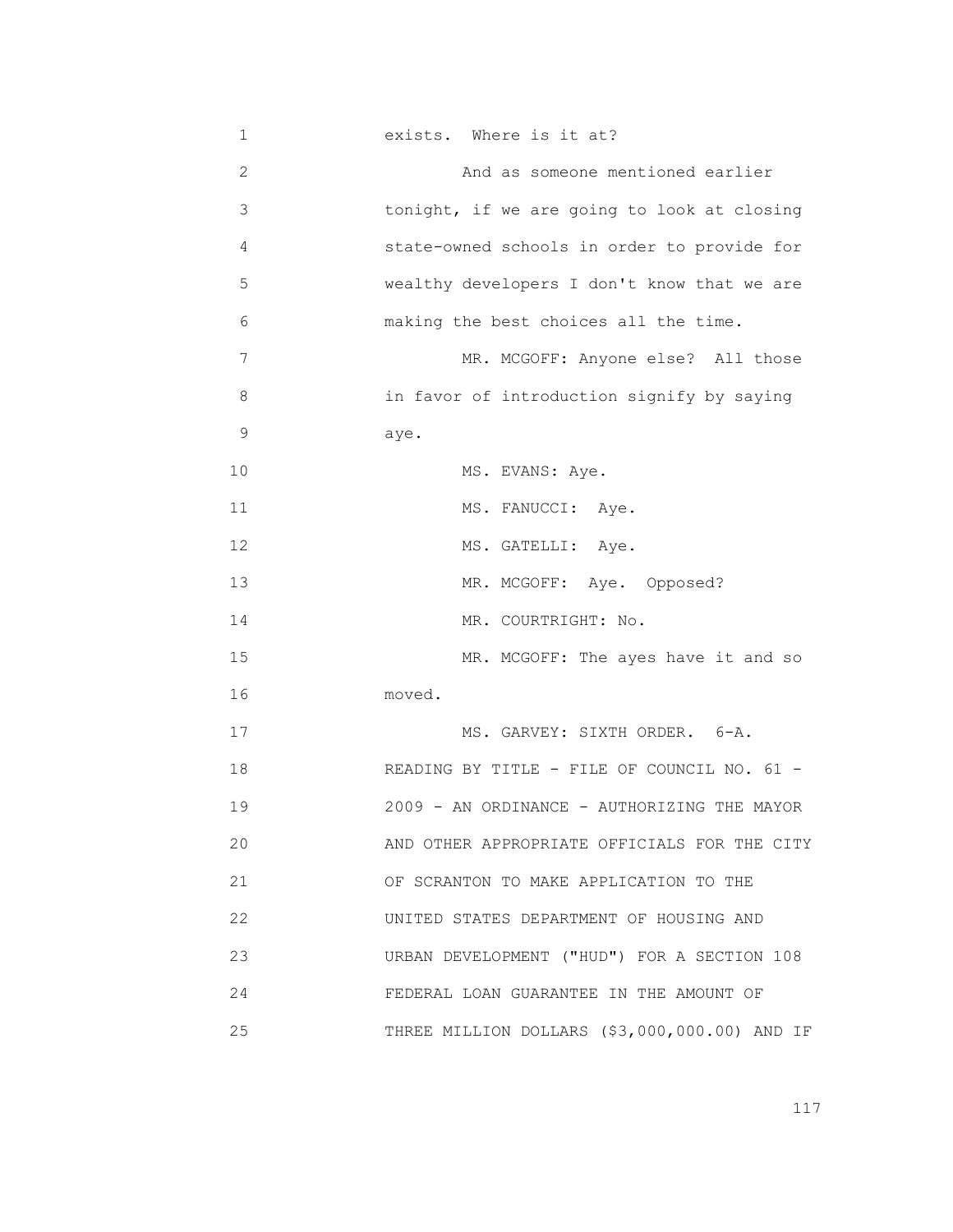exists. Where is it at?

And as someone mentioned earlier tonight, if we are going to look at closing state-owned schools in order to provide for wealthy developers I don't know that we are making the best choices all the time.

MR. MCGOFF: Anyone else? All those in favor of introduction signify by saying aye.

MS. EVANS: Aye.

MS. FANUCCI: Aye.

MS. GATELLI: Aye.

MR. MCGOFF: Aye. Opposed?

MR. COURTRIGHT: No.

MR. MCGOFF: The ayes have it and so moved.

MS. GARVEY: SIXTH ORDER. 6-A. READING BY TITLE - FILE OF COUNCIL NO. 61 - 2009 - AN ORDINANCE - AUTHORIZING THE MAYOR AND OTHER APPROPRIATE OFFICIALS FOR THE CITY OF SCRANTON TO MAKE APPLICATION TO THE UNITED STATES DEPARTMENT OF HOUSING AND URBAN DEVELOPMENT ("HUD") FOR A SECTION 108 FEDERAL LOAN GUARANTEE IN THE AMOUNT OF THREE MILLION DOLLARS ($3,000,000.00) AND IF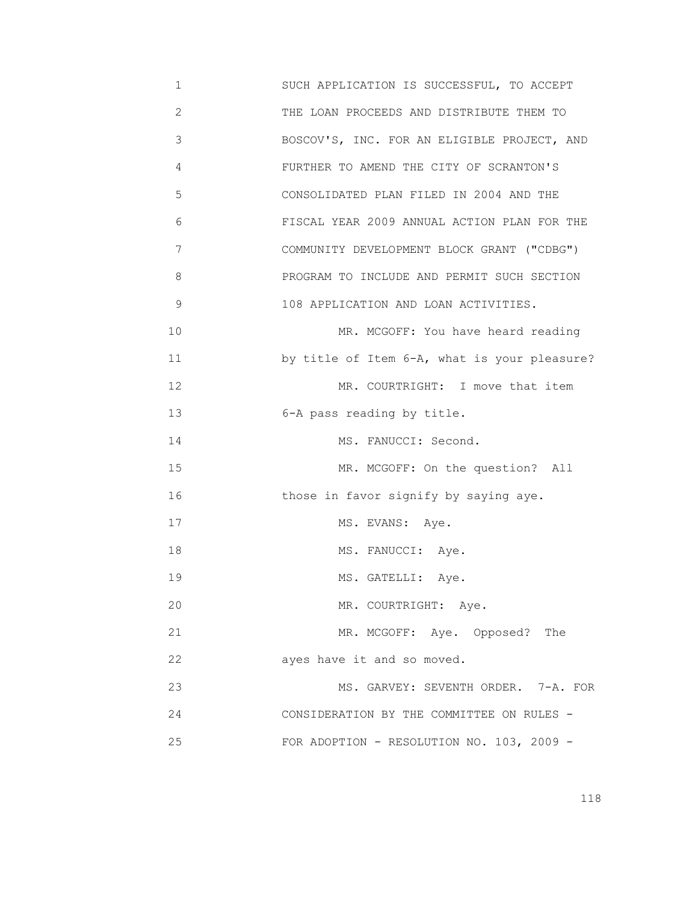SUCH APPLICATION IS SUCCESSFUL, TO ACCEPT THE LOAN PROCEEDS AND DISTRIBUTE THEM TO BOSCOV'S, INC. FOR AN ELIGIBLE PROJECT, AND FURTHER TO AMEND THE CITY OF SCRANTON'S CONSOLIDATED PLAN FILED IN 2004 AND THE FISCAL YEAR 2009 ANNUAL ACTION PLAN FOR THE COMMUNITY DEVELOPMENT BLOCK GRANT ("CDBG") PROGRAM TO INCLUDE AND PERMIT SUCH SECTION 108 APPLICATION AND LOAN ACTIVITIES.

MR. MCGOFF: You have heard reading by title of Item 6-A, what is your pleasure?

MR. COURTRIGHT: I move that item 6-A pass reading by title.

MS. FANUCCI: Second.

MR. MCGOFF: On the question? All those in favor signify by saying aye.

MS. EVANS: Aye.

MS. FANUCCI: Aye.

MS. GATELLI: Aye.

MR. COURTRIGHT: Aye.

MR. MCGOFF: Aye. Opposed? The ayes have it and so moved.

MS. GARVEY: SEVENTH ORDER. 7-A. FOR CONSIDERATION BY THE COMMITTEE ON RULES - FOR ADOPTION - RESOLUTION NO. 103, 2009 -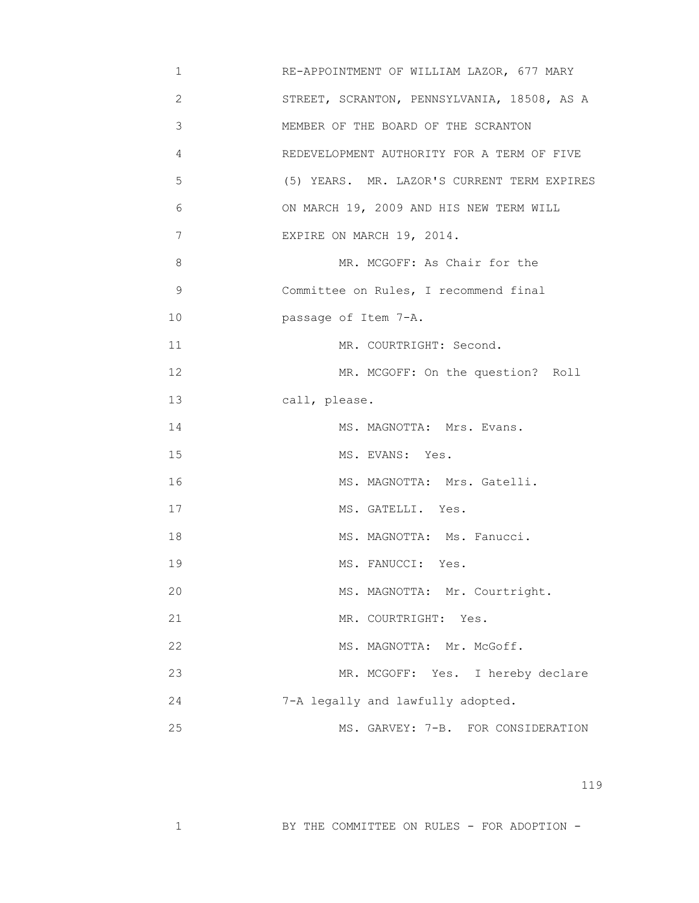RE-APPOINTMENT OF WILLIAM LAZOR, 677 MARY STREET, SCRANTON, PENNSYLVANIA, 18508, AS A MEMBER OF THE BOARD OF THE SCRANTON REDEVELOPMENT AUTHORITY FOR A TERM OF FIVE (5) YEARS. MR. LAZOR'S CURRENT TERM EXPIRES ON MARCH 19, 2009 AND HIS NEW TERM WILL EXPIRE ON MARCH 19, 2014.

MR. MCGOFF: As Chair for the Committee on Rules, I recommend final passage of Item 7-A.

MR. COURTRIGHT: Second.

MR. MCGOFF: On the question? Roll call, please.

MS. MAGNOTTA: Mrs. Evans.

MS. EVANS: Yes.

MS. MAGNOTTA: Mrs. Gatelli.

MS. GATELLI. Yes.

MS. MAGNOTTA: Ms. Fanucci.

MS. FANUCCI: Yes.

MS. MAGNOTTA: Mr. Courtright.

MR. COURTRIGHT: Yes.

MS. MAGNOTTA: Mr. McGoff.

MR. MCGOFF: Yes. I hereby declare 7-A legally and lawfully adopted.

MS. GARVEY: 7-B. FOR CONSIDERATION BY THE COMMITTEE ON RULES - FOR ADOPTION -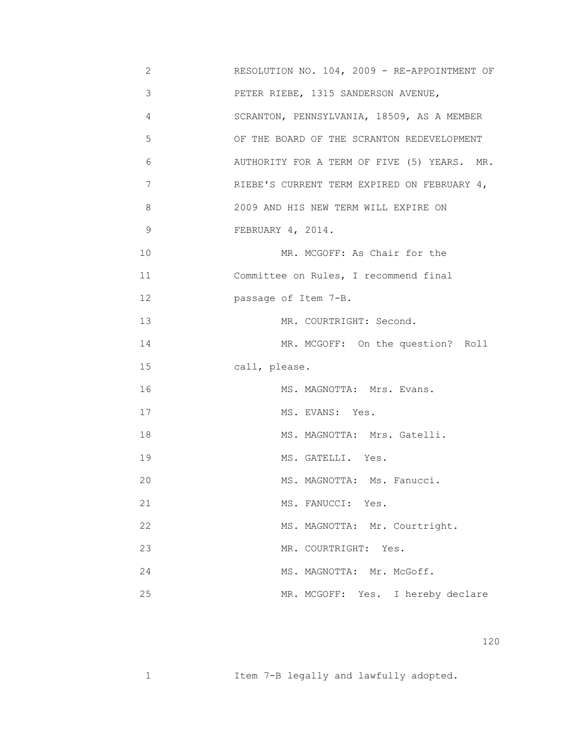RESOLUTION NO. 104, 2009 - RE-APPOINTMENT OF PETER RIEBE, 1315 SANDERSON AVENUE, SCRANTON, PENNSYLVANIA, 18509, AS A MEMBER OF THE BOARD OF THE SCRANTON REDEVELOPMENT AUTHORITY FOR A TERM OF FIVE (5) YEARS. MR. RIEBE'S CURRENT TERM EXPIRED ON FEBRUARY 4, 2009 AND HIS NEW TERM WILL EXPIRE ON FEBRUARY 4, 2014.

MR. MCGOFF: As Chair for the Committee on Rules, I recommend final passage of Item 7-B.

MR. COURTRIGHT: Second.

MR. MCGOFF: On the question? Roll call, please.

MS. MAGNOTTA: Mrs. Evans.

MS. EVANS: Yes.

MS. MAGNOTTA: Mrs. Gatelli.

MS. GATELLI. Yes.

MS. MAGNOTTA: Ms. Fanucci.

MS. FANUCCI: Yes.

MS. MAGNOTTA: Mr. Courtright.

MR. COURTRIGHT: Yes.

MS. MAGNOTTA: Mr. McGoff.

MR. MCGOFF: Yes. I hereby declare Item 7-B legally and lawfully adopted.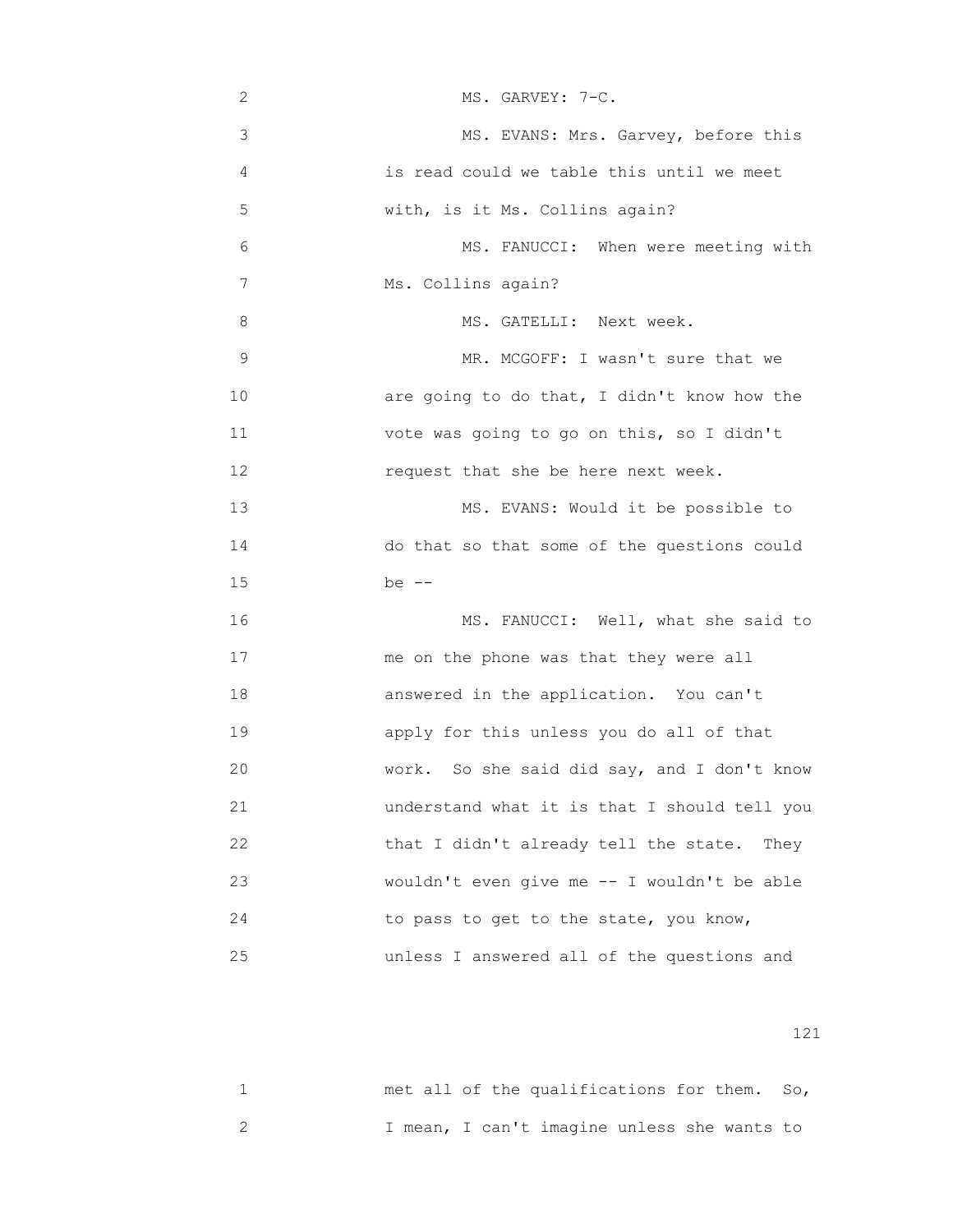MS. GARVEY: 7-C.

MS. EVANS: Mrs. Garvey, before this is read could we table this until we meet with, is it Ms. Collins again?

MS. FANUCCI: When were meeting with Ms. Collins again?

MS. GATELLI: Next week.

MR. MCGOFF: I wasn't sure that we are going to do that, I didn't know how the vote was going to go on this, so I didn't request that she be here next week.

MS. EVANS: Would it be possible to do that so that some of the questions could be --

MS. FANUCCI: Well, what she said to me on the phone was that they were all answered in the application. You can't apply for this unless you do all of that work. So she said did say, and I don't know understand what it is that I should tell you that I didn't already tell the state. They wouldn't even give me -- I wouldn't be able to pass to get to the state, you know, unless I answered all of the questions and met all of the qualifications for them. So, I mean, I can't imagine unless she wants to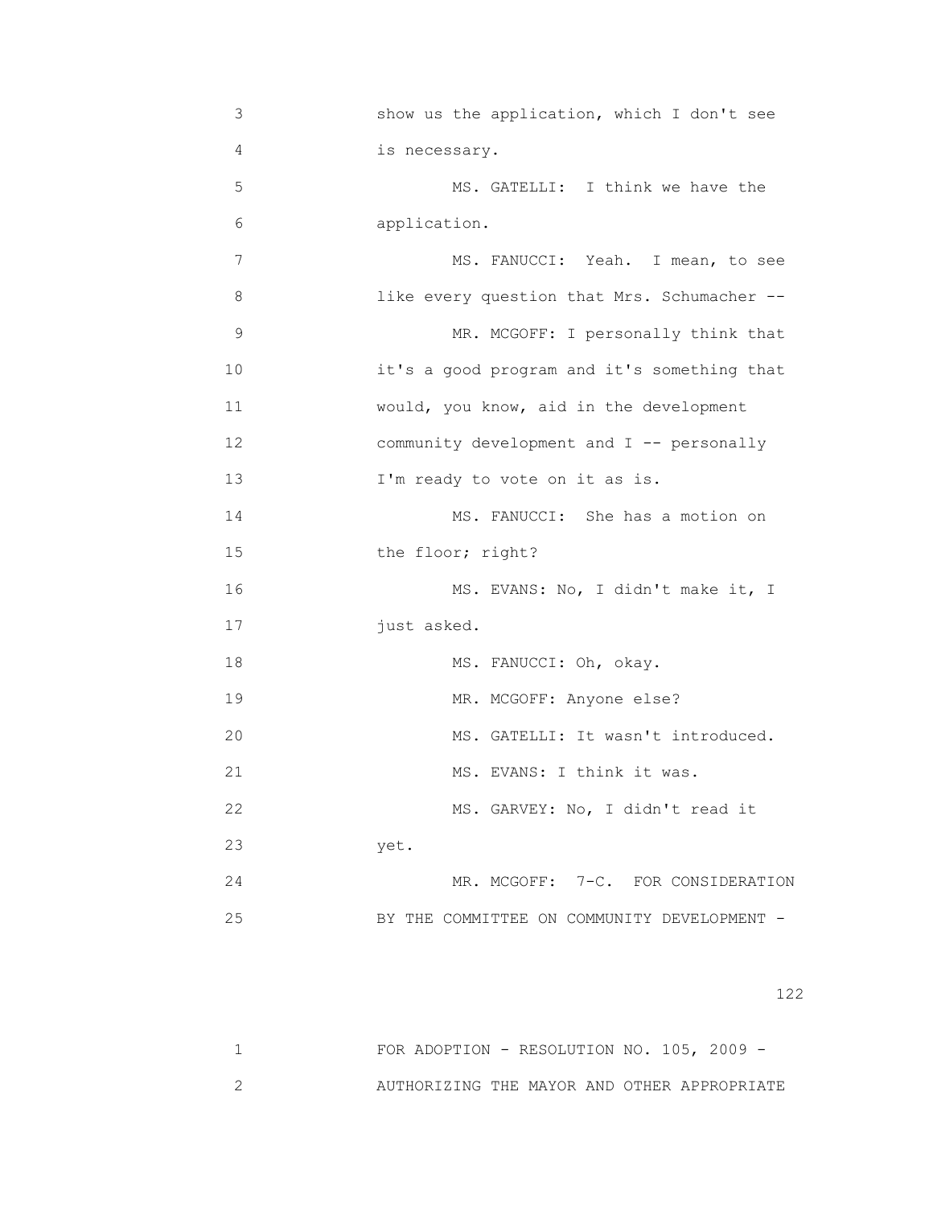3 show us the application, which I don't see
4 is necessary.
5 MS. GATELLI: I think we have the
6 application.
7 MS. FANUCCI: Yeah. I mean, to see
8 like every question that Mrs. Schumacher --
9 MR. MCGOFF: I personally think that
10 it's a good program and it's something that
11 would, you know, aid in the development
12 community development and I -- personally
13 I'm ready to vote on it as is.
14 MS. FANUCCI: She has a motion on
15 the floor; right?
16 MS. EVANS: No, I didn't make it, I
17 just asked.
18 MS. FANUCCI: Oh, okay.
19 MR. MCGOFF: Anyone else?
20 MS. GATELLI: It wasn't introduced.
21 MS. EVANS: I think it was.
22 MS. GARVEY: No, I didn't read it
23 yet.
24 MR. MCGOFF: 7-C. FOR CONSIDERATION
25 BY THE COMMITTEE ON COMMUNITY DEVELOPMENT -

1 FOR ADOPTION - RESOLUTION NO. 105, 2009 -
2 AUTHORIZING THE MAYOR AND OTHER APPROPRIATE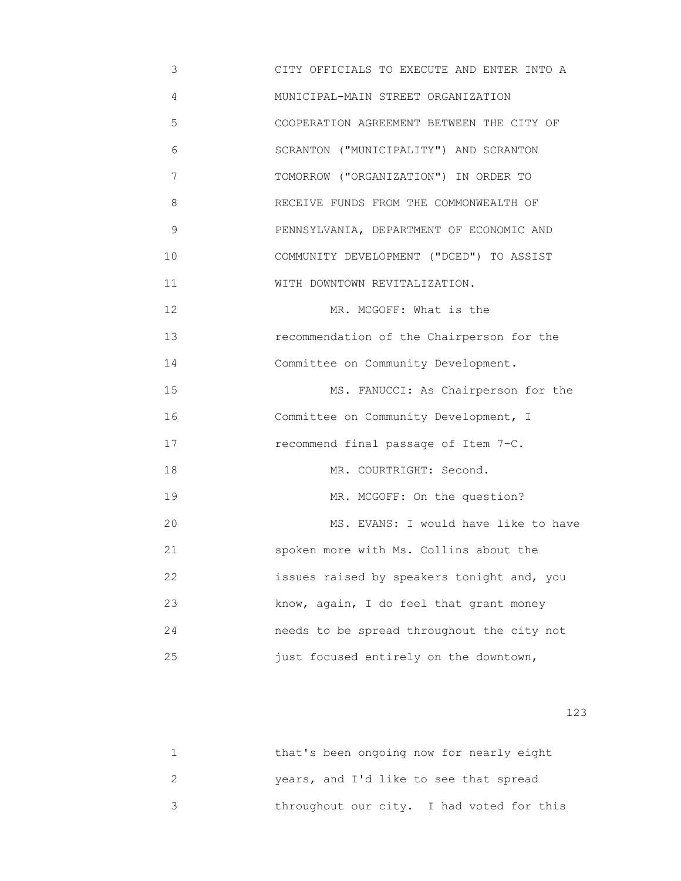CITY OFFICIALS TO EXECUTE AND ENTER INTO A MUNICIPAL-MAIN STREET ORGANIZATION COOPERATION AGREEMENT BETWEEN THE CITY OF SCRANTON ("MUNICIPALITY") AND SCRANTON TOMORROW ("ORGANIZATION") IN ORDER TO RECEIVE FUNDS FROM THE COMMONWEALTH OF PENNSYLVANIA, DEPARTMENT OF ECONOMIC AND COMMUNITY DEVELOPMENT ("DCED") TO ASSIST WITH DOWNTOWN REVITALIZATION.

MR. MCGOFF: What is the recommendation of the Chairperson for the Committee on Community Development.

MS. FANUCCI: As Chairperson for the Committee on Community Development, I recommend final passage of Item 7-C.

MR. COURTRIGHT: Second.

MR. MCGOFF: On the question?

MS. EVANS: I would have like to have spoken more with Ms. Collins about the issues raised by speakers tonight and, you know, again, I do feel that grant money needs to be spread throughout the city not just focused entirely on the downtown, that's been ongoing now for nearly eight years, and I'd like to see that spread throughout our city. I had voted for this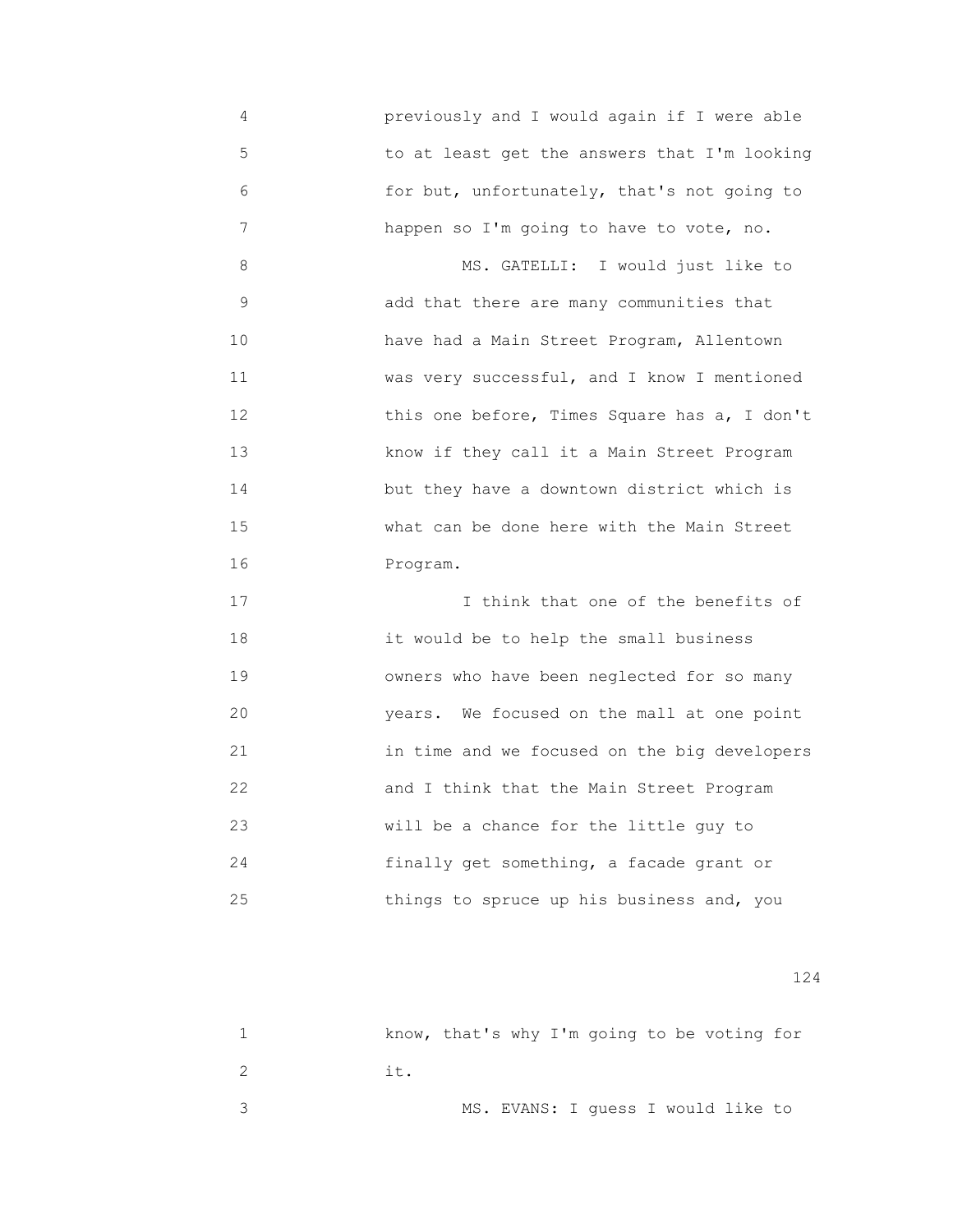previously and I would again if I were able to at least get the answers that I'm looking for but, unfortunately, that's not going to happen so I'm going to have to vote, no.

MS. GATELLI: I would just like to add that there are many communities that have had a Main Street Program, Allentown was very successful, and I know I mentioned this one before, Times Square has a, I don't know if they call it a Main Street Program but they have a downtown district which is what can be done here with the Main Street Program.

I think that one of the benefits of it would be to help the small business owners who have been neglected for so many years. We focused on the mall at one point in time and we focused on the big developers and I think that the Main Street Program will be a chance for the little guy to finally get something, a facade grant or things to spruce up his business and, you know, that's why I'm going to be voting for it.

MS. EVANS: I guess I would like to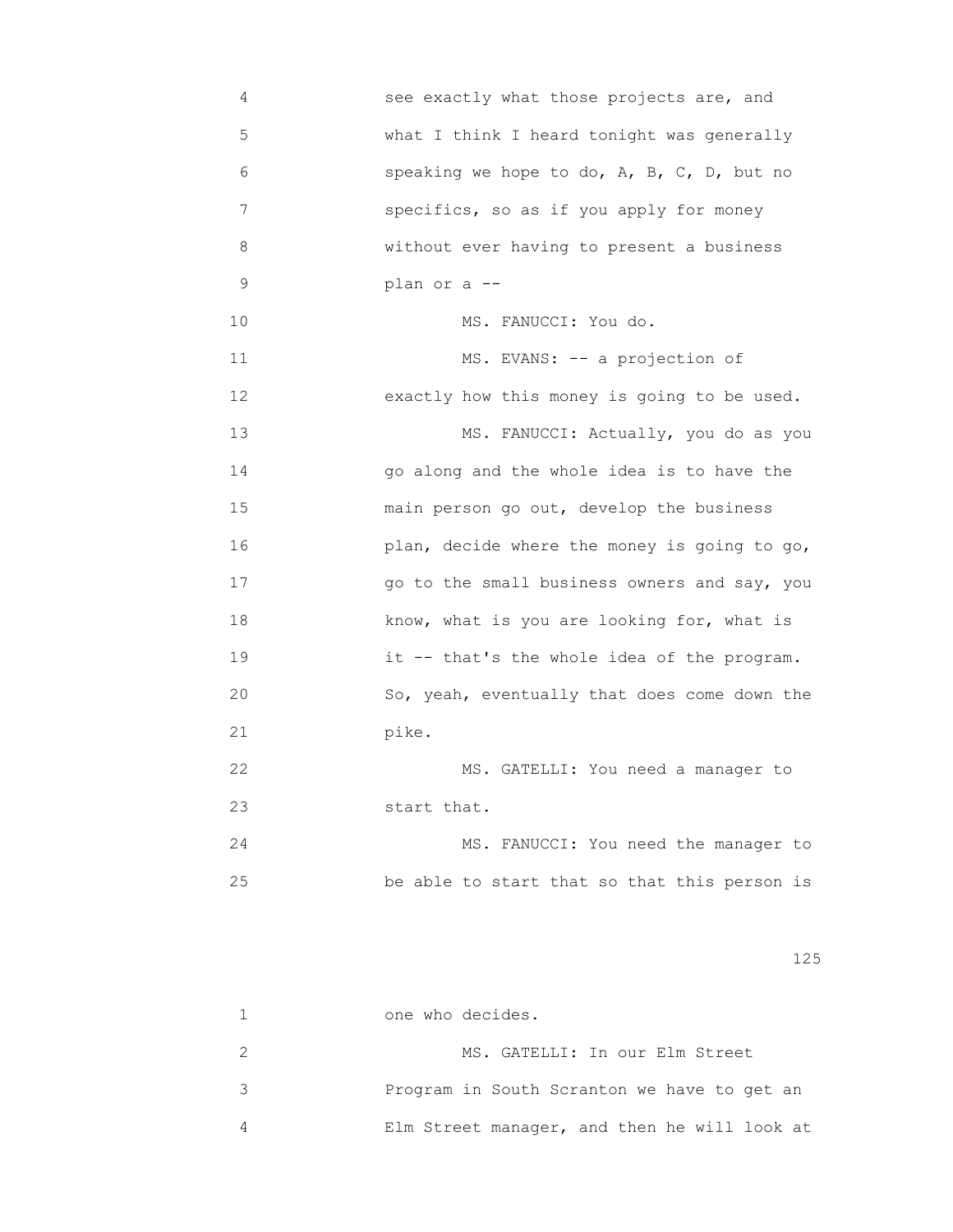see exactly what those projects are, and what I think I heard tonight was generally speaking we hope to do, A, B, C, D, but no specifics, so as if you apply for money without ever having to present a business plan or a --

MS. FANUCCI: You do.

MS. EVANS: -- a projection of exactly how this money is going to be used.

MS. FANUCCI: Actually, you do as you go along and the whole idea is to have the main person go out, develop the business plan, decide where the money is going to go, go to the small business owners and say, you know, what is you are looking for, what is it -- that's the whole idea of the program. So, yeah, eventually that does come down the pike.

MS. GATELLI: You need a manager to start that.

MS. FANUCCI: You need the manager to be able to start that so that this person is one who decides.

MS. GATELLI: In our Elm Street Program in South Scranton we have to get an Elm Street manager, and then he will look at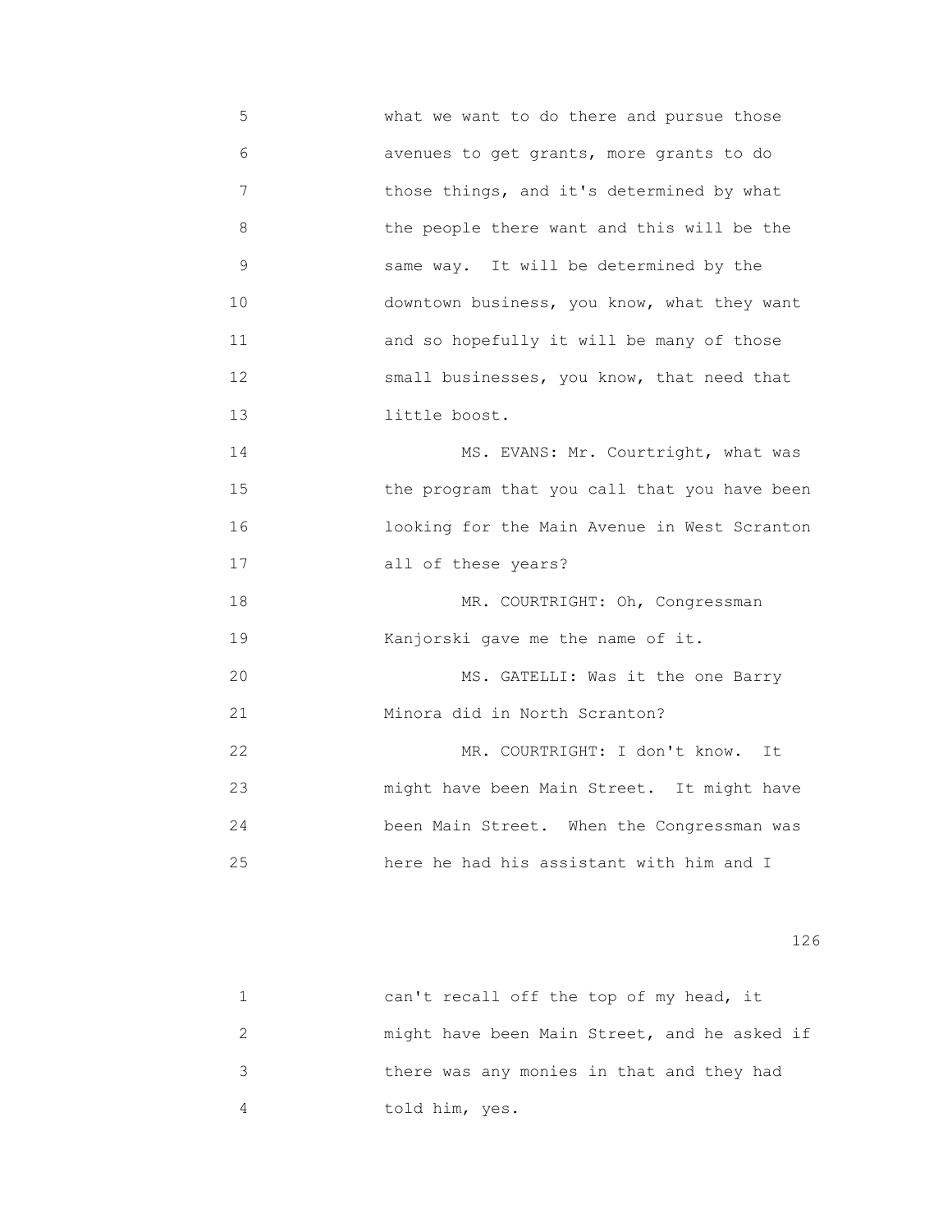what we want to do there and pursue those avenues to get grants, more grants to do those things, and it's determined by what the people there want and this will be the same way. It will be determined by the downtown business, you know, what they want and so hopefully it will be many of those small businesses, you know, that need that little boost.

MS. EVANS: Mr. Courtright, what was the program that you call that you have been looking for the Main Avenue in West Scranton all of these years?

MR. COURTRIGHT: Oh, Congressman Kanjorski gave me the name of it.

MS. GATELLI: Was it the one Barry Minora did in North Scranton?

MR. COURTRIGHT: I don't know. It might have been Main Street. It might have been Main Street. When the Congressman was here he had his assistant with him and I can't recall off the top of my head, it might have been Main Street, and he asked if there was any monies in that and they had told him, yes.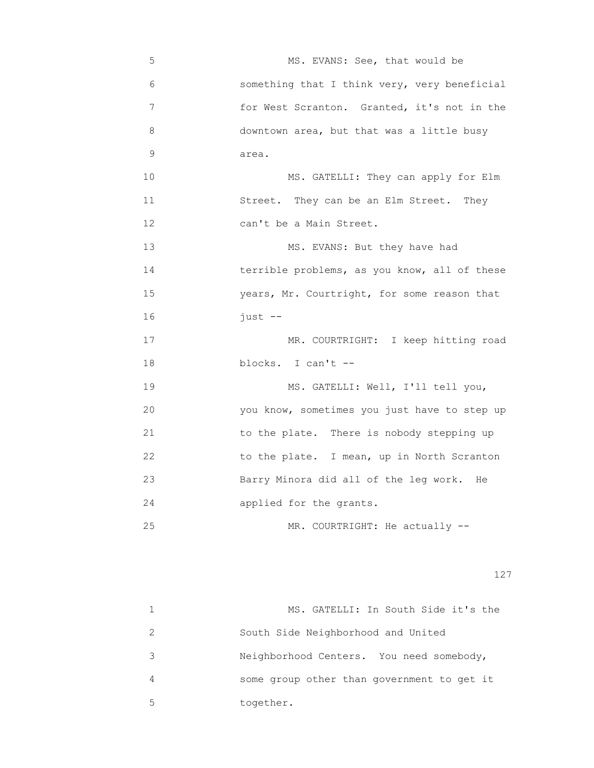5 MS. EVANS: See, that would be
6 something that I think very, very beneficial
7 for West Scranton. Granted, it's not in the
8 downtown area, but that was a little busy
9 area.
10 MS. GATELLI: They can apply for Elm
11 Street. They can be an Elm Street. They
12 can't be a Main Street.
13 MS. EVANS: But they have had
14 terrible problems, as you know, all of these
15 years, Mr. Courtright, for some reason that
16 just --
17 MR. COURTRIGHT: I keep hitting road
18 blocks. I can't --
19 MS. GATELLI: Well, I'll tell you,
20 you know, sometimes you just have to step up
21 to the plate. There is nobody stepping up
22 to the plate. I mean, up in North Scranton
23 Barry Minora did all of the leg work. He
24 applied for the grants.
25 MR. COURTRIGHT: He actually --

1 MS. GATELLI: In South Side it's the
2 South Side Neighborhood and United
3 Neighborhood Centers. You need somebody,
4 some group other than government to get it
5 together.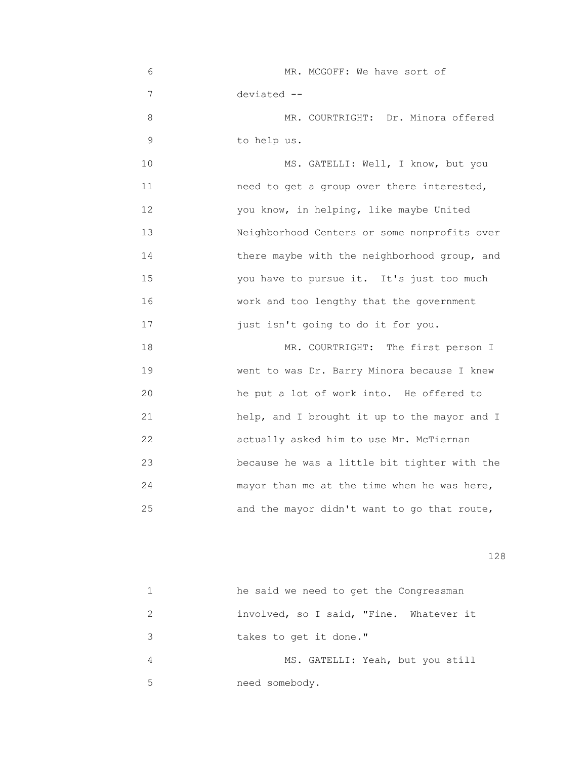MR. MCGOFF: We have sort of deviated --

MR. COURTRIGHT: Dr. Minora offered to help us.

MS. GATELLI: Well, I know, but you need to get a group over there interested, you know, in helping, like maybe United Neighborhood Centers or some nonprofits over there maybe with the neighborhood group, and you have to pursue it. It's just too much work and too lengthy that the government just isn't going to do it for you.

MR. COURTRIGHT: The first person I went to was Dr. Barry Minora because I knew he put a lot of work into. He offered to help, and I brought it up to the mayor and I actually asked him to use Mr. McTiernan because he was a little bit tighter with the mayor than me at the time when he was here, and the mayor didn't want to go that route, he said we need to get the Congressman involved, so I said, "Fine. Whatever it takes to get it done."

MS. GATELLI: Yeah, but you still need somebody.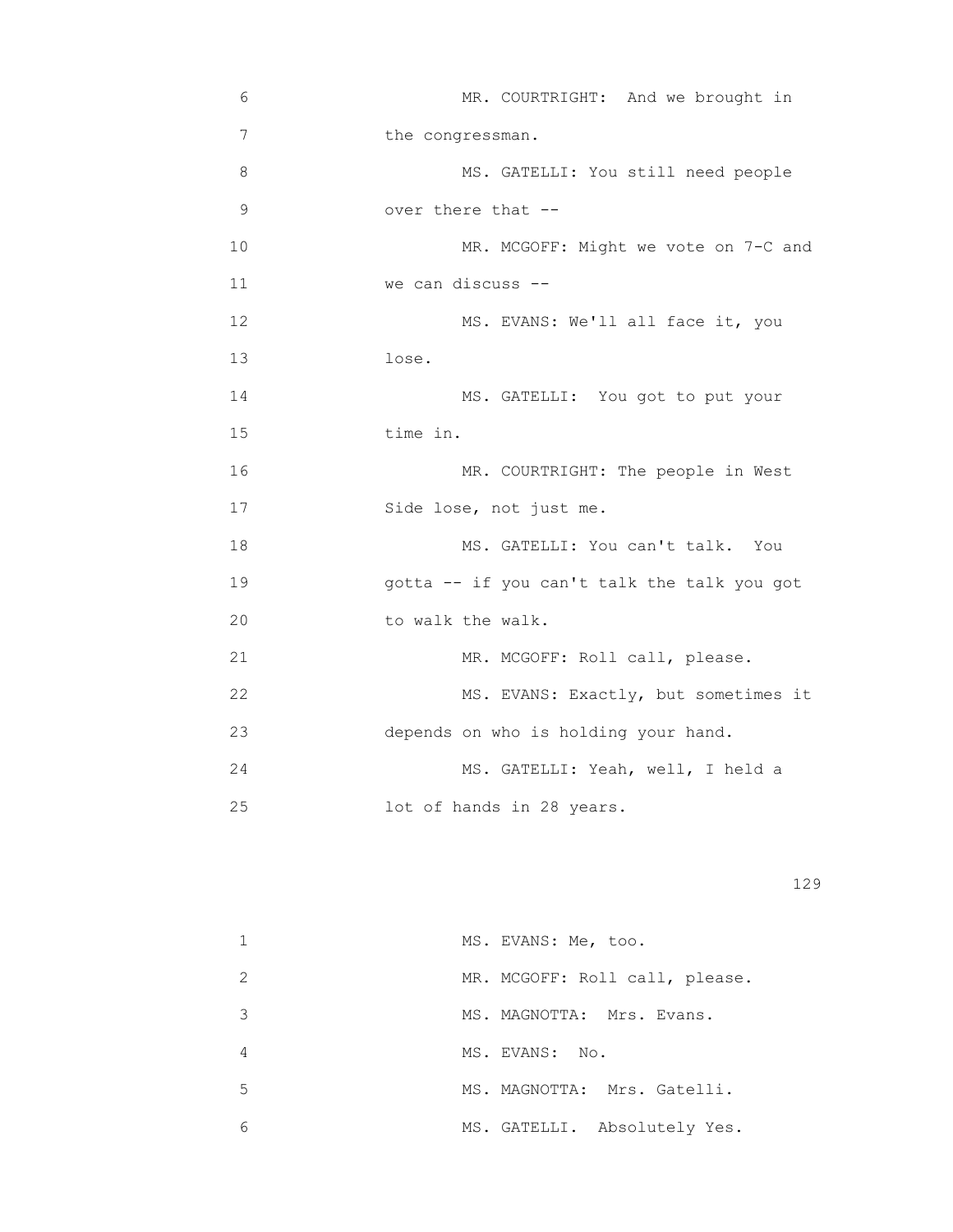6 MR. COURTRIGHT: And we brought in
7 the congressman.
8 MS. GATELLI: You still need people
9 over there that --
10 MR. MCGOFF: Might we vote on 7-C and
11 we can discuss --
12 MS. EVANS: We'll all face it, you
13 lose.
14 MS. GATELLI: You got to put your
15 time in.
16 MR. COURTRIGHT: The people in West
17 Side lose, not just me.
18 MS. GATELLI: You can't talk. You
19 gotta -- if you can't talk the talk you got
20 to walk the walk.
21 MR. MCGOFF: Roll call, please.
22 MS. EVANS: Exactly, but sometimes it
23 depends on who is holding your hand.
24 MS. GATELLI: Yeah, well, I held a
25 lot of hands in 28 years.

1 MS. EVANS: Me, too.
2 MR. MCGOFF: Roll call, please.
3 MS. MAGNOTTA: Mrs. Evans.
4 MS. EVANS: No.
5 MS. MAGNOTTA: Mrs. Gatelli.
6 MS. GATELLI. Absolutely Yes.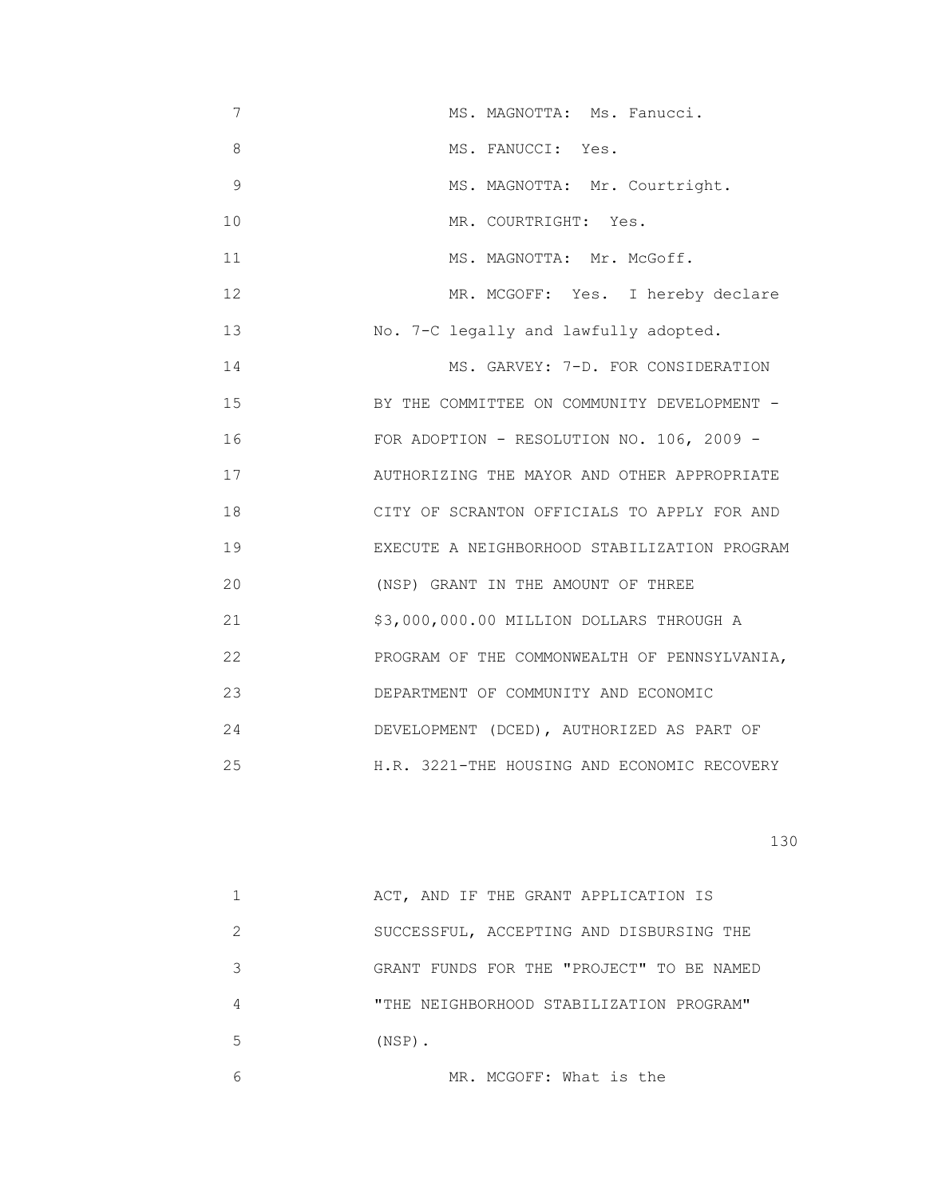MS. MAGNOTTA: Ms. Fanucci.

MS. FANUCCI: Yes.

MS. MAGNOTTA: Mr. Courtright.

MR. COURTRIGHT: Yes.

MS. MAGNOTTA: Mr. McGoff.

MR. MCGOFF: Yes. I hereby declare No. 7-C legally and lawfully adopted.

MS. GARVEY: 7-D. FOR CONSIDERATION BY THE COMMITTEE ON COMMUNITY DEVELOPMENT - FOR ADOPTION - RESOLUTION NO. 106, 2009 - AUTHORIZING THE MAYOR AND OTHER APPROPRIATE CITY OF SCRANTON OFFICIALS TO APPLY FOR AND EXECUTE A NEIGHBORHOOD STABILIZATION PROGRAM (NSP) GRANT IN THE AMOUNT OF THREE $3,000,000.00 MILLION DOLLARS THROUGH A PROGRAM OF THE COMMONWEALTH OF PENNSYLVANIA, DEPARTMENT OF COMMUNITY AND ECONOMIC DEVELOPMENT (DCED), AUTHORIZED AS PART OF H.R. 3221-THE HOUSING AND ECONOMIC RECOVERY ACT, AND IF THE GRANT APPLICATION IS SUCCESSFUL, ACCEPTING AND DISBURSING THE GRANT FUNDS FOR THE "PROJECT" TO BE NAMED "THE NEIGHBORHOOD STABILIZATION PROGRAM" (NSP).

MR. MCGOFF: What is the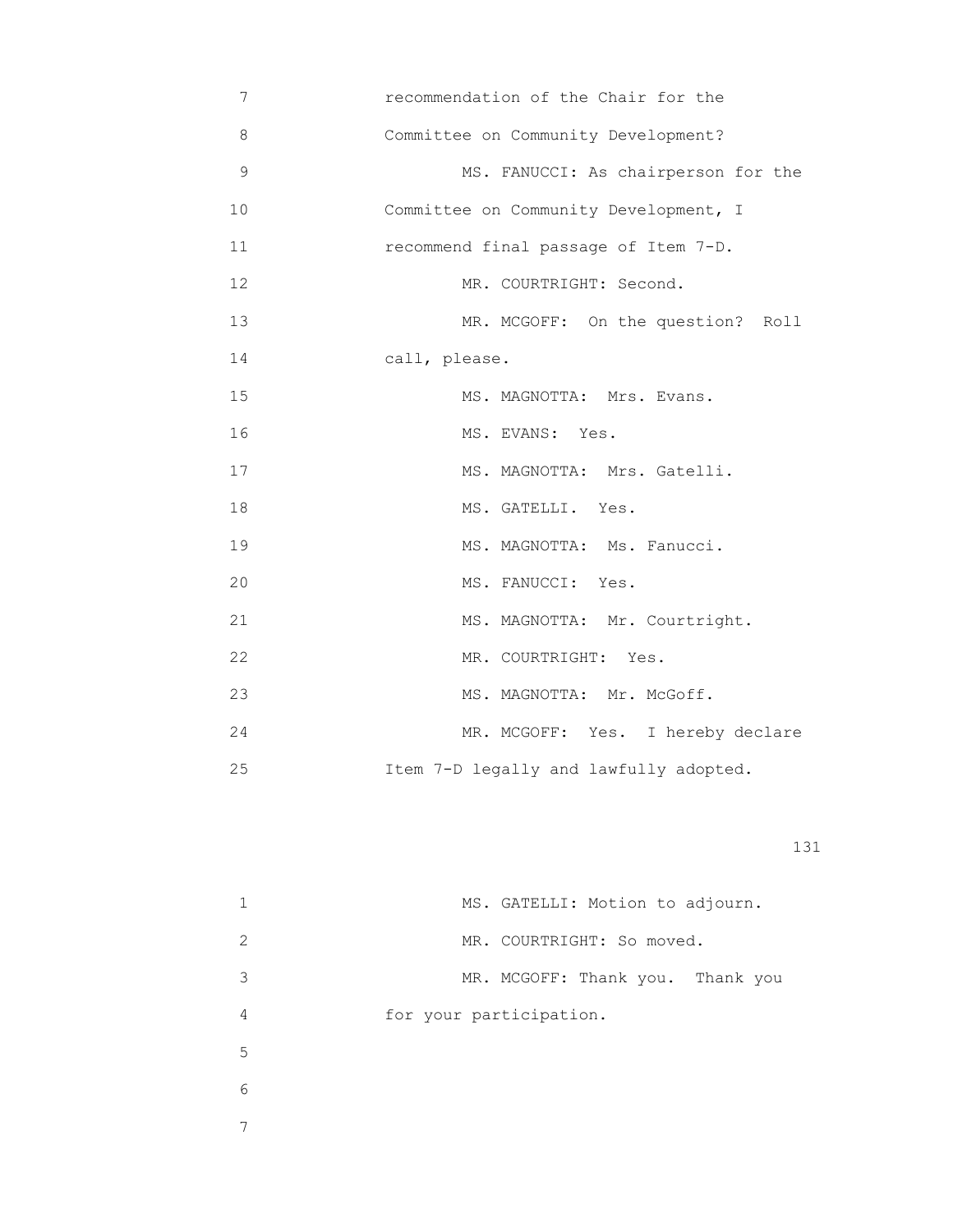7 recommendation of the Chair for the

8 Committee on Community Development?

9 MS. FANUCCI: As chairperson for the

10 Committee on Community Development, I

11 recommend final passage of Item 7-D.

12 MR. COURTRIGHT: Second.

13 MR. MCGOFF: On the question? Roll

14 call, please.

15 MS. MAGNOTTA: Mrs. Evans.

16 MS. EVANS: Yes.

17 MS. MAGNOTTA: Mrs. Gatelli.

18 MS. GATELLI. Yes.

19 MS. MAGNOTTA: Ms. Fanucci.

20 MS. FANUCCI: Yes.

21 MS. MAGNOTTA: Mr. Courtright.

22 MR. COURTRIGHT: Yes.

23 MS. MAGNOTTA: Mr. McGoff.

24 MR. MCGOFF: Yes. I hereby declare

25 Item 7-D legally and lawfully adopted.

1 MS. GATELLI: Motion to adjourn.

2 MR. COURTRIGHT: So moved.

3 MR. MCGOFF: Thank you. Thank you

4 for your participation.

5

6

7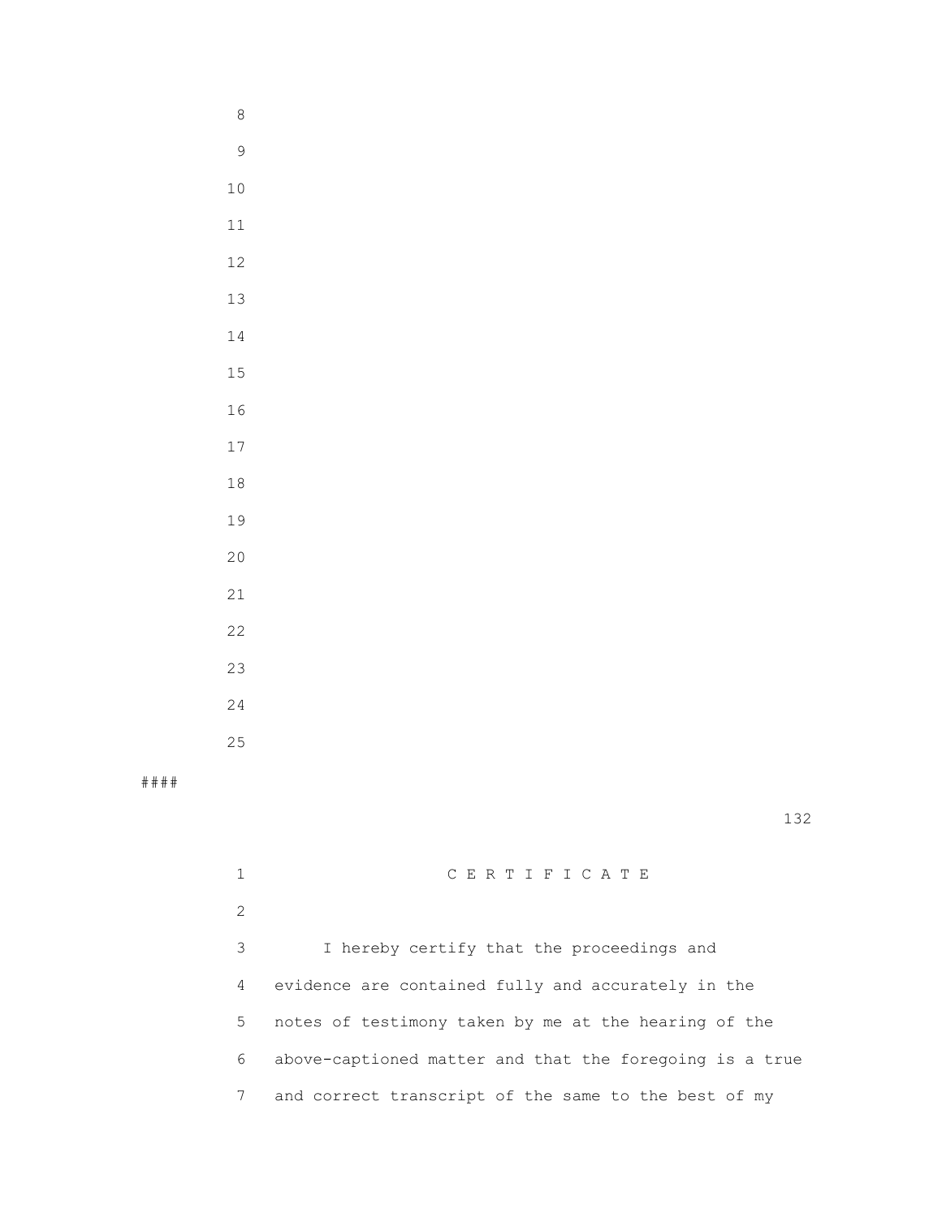####

C E R T I F I C A T E

I hereby certify that the proceedings and evidence are contained fully and accurately in the notes of testimony taken by me at the hearing of the above-captioned matter and that the foregoing is a true and correct transcript of the same to the best of my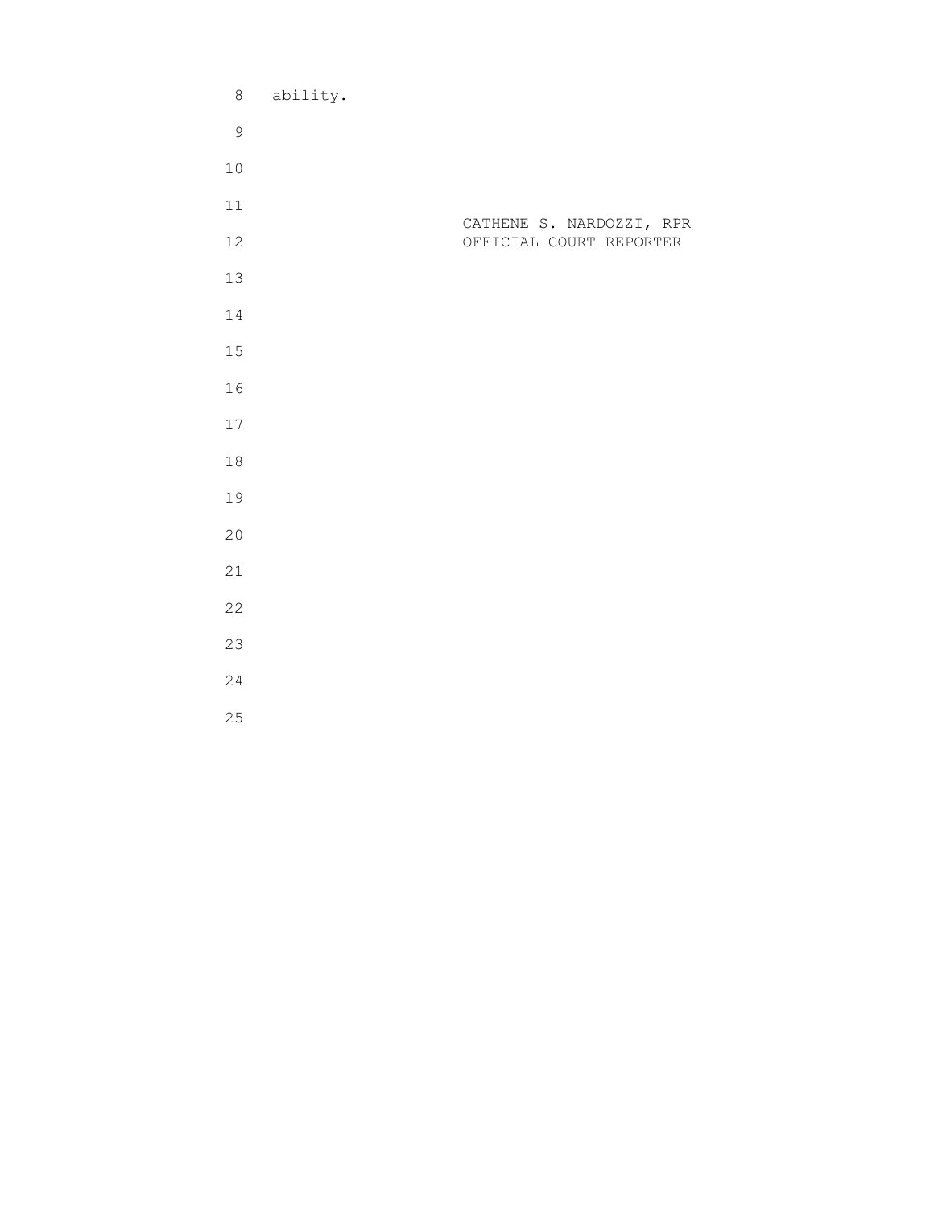ability.

CATHENE S. NARDOZZI, RPR
OFFICIAL COURT REPORTER